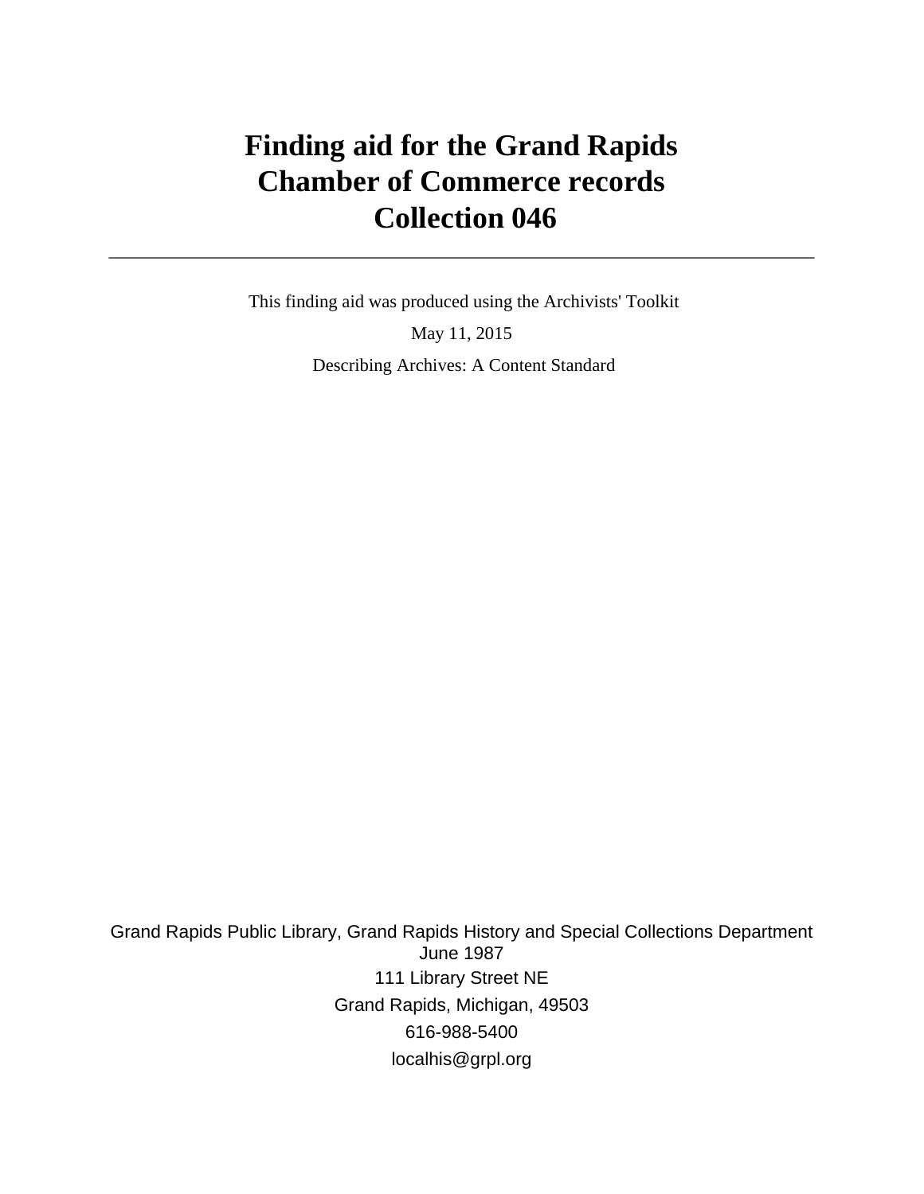# Finding aid for the Grand Rapids Chamber of Commerce records Collection 046

This finding aid was produced using the Archivists' Toolkit

May 11, 2015

Describing Archives: A Content Standard

Grand Rapids Public Library, Grand Rapids History and Special Collections Department
June 1987

111 Library Street NE

Grand Rapids, Michigan, 49503

616-988-5400

localhis@grpl.org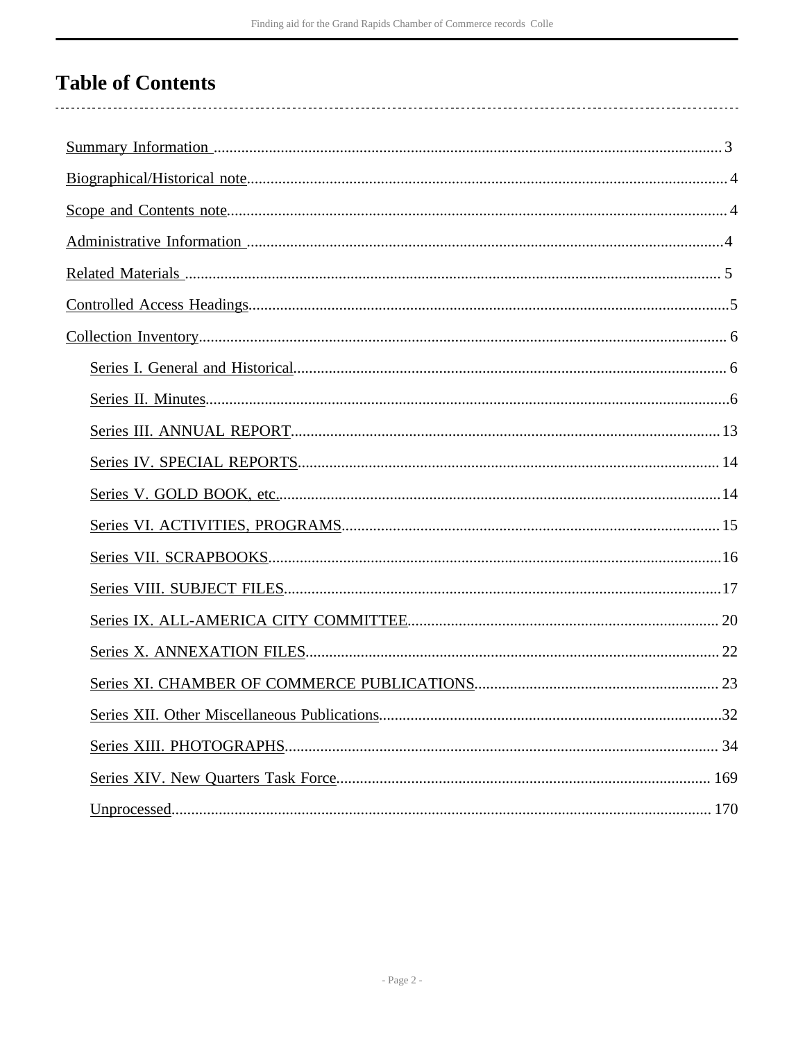# Table of Contents

- Summary Information ... 3
- Biographical/Historical note ... 4
- Scope and Contents note ... 4
- Administrative Information ... 4
- Related Materials ... 5
- Controlled Access Headings ... 5
- Collection Inventory ... 6
  - Series I. General and Historical ... 6
  - Series II. Minutes ... 6
  - Series III. ANNUAL REPORT ... 13
  - Series IV. SPECIAL REPORTS ... 14
  - Series V. GOLD BOOK, etc. ... 14
  - Series VI. ACTIVITIES, PROGRAMS ... 15
  - Series VII. SCRAPBOOKS ... 16
  - Series VIII. SUBJECT FILES ... 17
  - Series IX. ALL-AMERICA CITY COMMITTEE ... 20
  - Series X. ANNEXATION FILES ... 22
  - Series XI. CHAMBER OF COMMERCE PUBLICATIONS ... 23
  - Series XII. Other Miscellaneous Publications ... 32
  - Series XIII. PHOTOGRAPHS ... 34
  - Series XIV. New Quarters Task Force ... 169
  - Unprocessed ... 170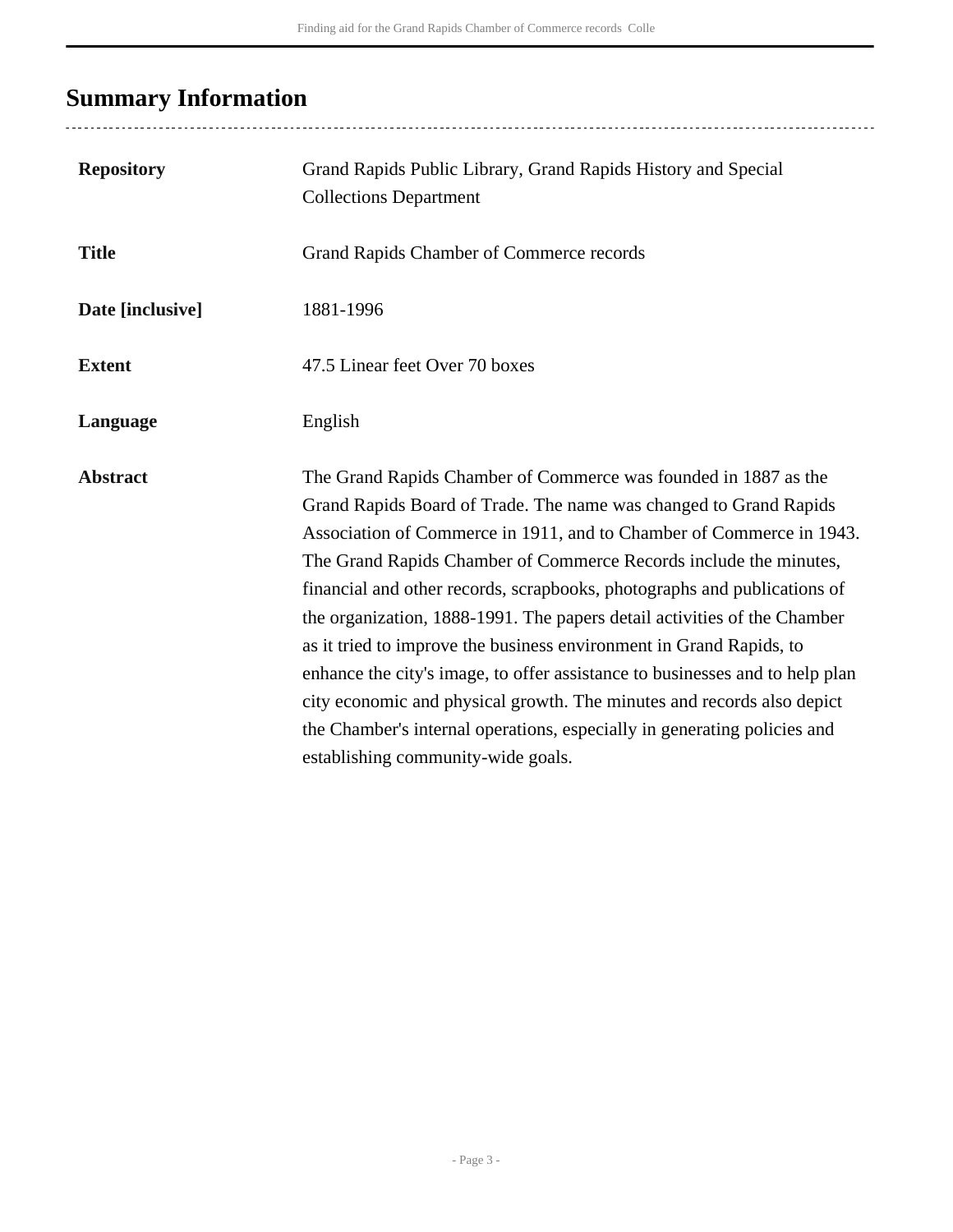## Summary Information

| | |
|---|---|
| **Repository** | Grand Rapids Public Library, Grand Rapids History and Special Collections Department |
| **Title** | Grand Rapids Chamber of Commerce records |
| **Date [inclusive]** | 1881-1996 |
| **Extent** | 47.5 Linear feet Over 70 boxes |
| **Language** | English |
| **Abstract** | The Grand Rapids Chamber of Commerce was founded in 1887 as the Grand Rapids Board of Trade. The name was changed to Grand Rapids Association of Commerce in 1911, and to Chamber of Commerce in 1943. The Grand Rapids Chamber of Commerce Records include the minutes, financial and other records, scrapbooks, photographs and publications of the organization, 1888-1991. The papers detail activities of the Chamber as it tried to improve the business environment in Grand Rapids, to enhance the city's image, to offer assistance to businesses and to help plan city economic and physical growth. The minutes and records also depict the Chamber's internal operations, especially in generating policies and establishing community-wide goals. |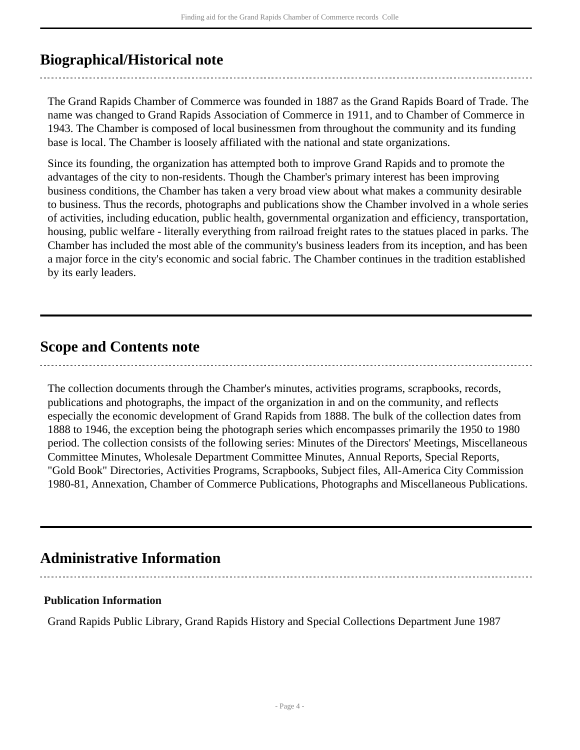## Biographical/Historical note

The Grand Rapids Chamber of Commerce was founded in 1887 as the Grand Rapids Board of Trade. The name was changed to Grand Rapids Association of Commerce in 1911, and to Chamber of Commerce in 1943. The Chamber is composed of local businessmen from throughout the community and its funding base is local. The Chamber is loosely affiliated with the national and state organizations.

Since its founding, the organization has attempted both to improve Grand Rapids and to promote the advantages of the city to non-residents. Though the Chamber's primary interest has been improving business conditions, the Chamber has taken a very broad view about what makes a community desirable to business. Thus the records, photographs and publications show the Chamber involved in a whole series of activities, including education, public health, governmental organization and efficiency, transportation, housing, public welfare - literally everything from railroad freight rates to the statues placed in parks. The Chamber has included the most able of the community's business leaders from its inception, and has been a major force in the city's economic and social fabric. The Chamber continues in the tradition established by its early leaders.

## Scope and Contents note

The collection documents through the Chamber's minutes, activities programs, scrapbooks, records, publications and photographs, the impact of the organization in and on the community, and reflects especially the economic development of Grand Rapids from 1888. The bulk of the collection dates from 1888 to 1946, the exception being the photograph series which encompasses primarily the 1950 to 1980 period. The collection consists of the following series: Minutes of the Directors' Meetings, Miscellaneous Committee Minutes, Wholesale Department Committee Minutes, Annual Reports, Special Reports, "Gold Book" Directories, Activities Programs, Scrapbooks, Subject files, All-America City Commission 1980-81, Annexation, Chamber of Commerce Publications, Photographs and Miscellaneous Publications.

## Administrative Information

### Publication Information

Grand Rapids Public Library, Grand Rapids History and Special Collections Department June 1987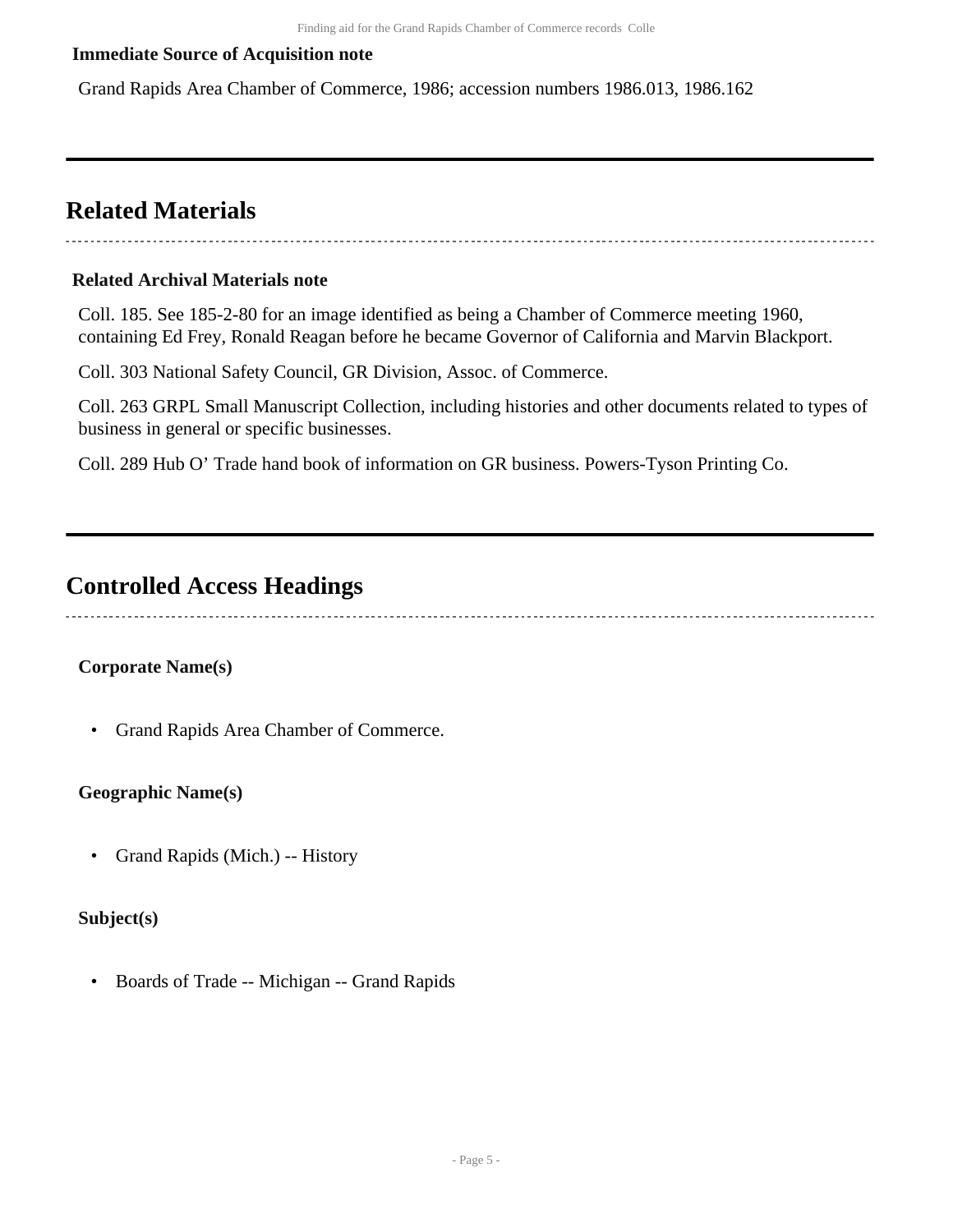**Immediate Source of Acquisition note**

Grand Rapids Area Chamber of Commerce, 1986; accession numbers 1986.013, 1986.162

## Related Materials

**Related Archival Materials note**

Coll. 185. See 185-2-80 for an image identified as being a Chamber of Commerce meeting 1960, containing Ed Frey, Ronald Reagan before he became Governor of California and Marvin Blackport.

Coll. 303 National Safety Council, GR Division, Assoc. of Commerce.

Coll. 263 GRPL Small Manuscript Collection, including histories and other documents related to types of business in general or specific businesses.

Coll. 289 Hub O' Trade hand book of information on GR business. Powers-Tyson Printing Co.

## Controlled Access Headings

**Corporate Name(s)**

- Grand Rapids Area Chamber of Commerce.

**Geographic Name(s)**

- Grand Rapids (Mich.) -- History

**Subject(s)**

- Boards of Trade -- Michigan -- Grand Rapids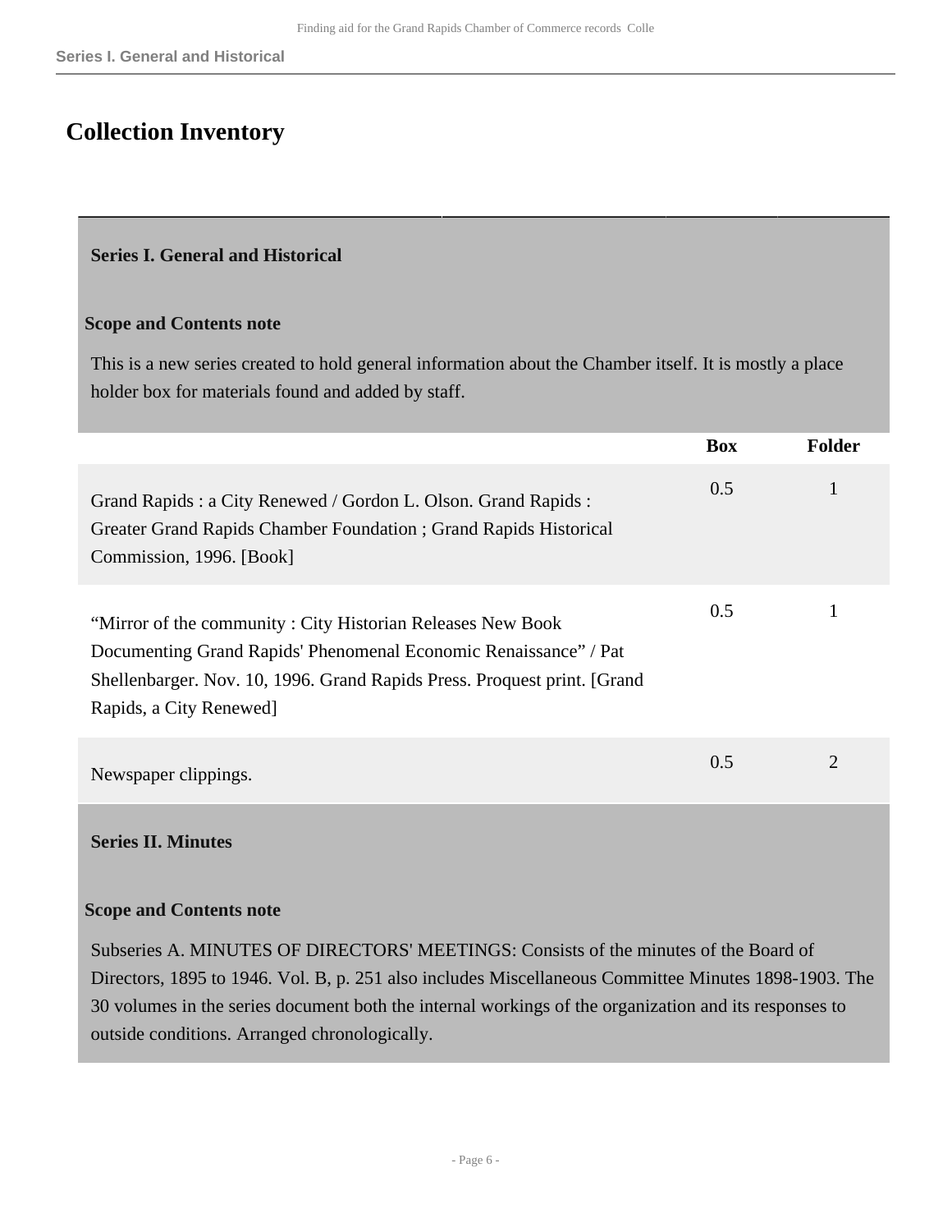## Collection Inventory

### Series I. General and Historical

**Scope and Contents note**

This is a new series created to hold general information about the Chamber itself. It is mostly a place holder box for materials found and added by staff.

| | Box | Folder |
|---|---|---|
| Grand Rapids : a City Renewed / Gordon L. Olson. Grand Rapids : Greater Grand Rapids Chamber Foundation ; Grand Rapids Historical Commission, 1996. [Book] | 0.5 | 1 |
| "Mirror of the community : City Historian Releases New Book Documenting Grand Rapids' Phenomenal Economic Renaissance" / Pat Shellenbarger. Nov. 10, 1996. Grand Rapids Press. Proquest print. [Grand Rapids, a City Renewed] | 0.5 | 1 |
| Newspaper clippings. | 0.5 | 2 |

### Series II. Minutes

**Scope and Contents note**

Subseries A. MINUTES OF DIRECTORS' MEETINGS: Consists of the minutes of the Board of Directors, 1895 to 1946. Vol. B, p. 251 also includes Miscellaneous Committee Minutes 1898-1903. The 30 volumes in the series document both the internal workings of the organization and its responses to outside conditions. Arranged chronologically.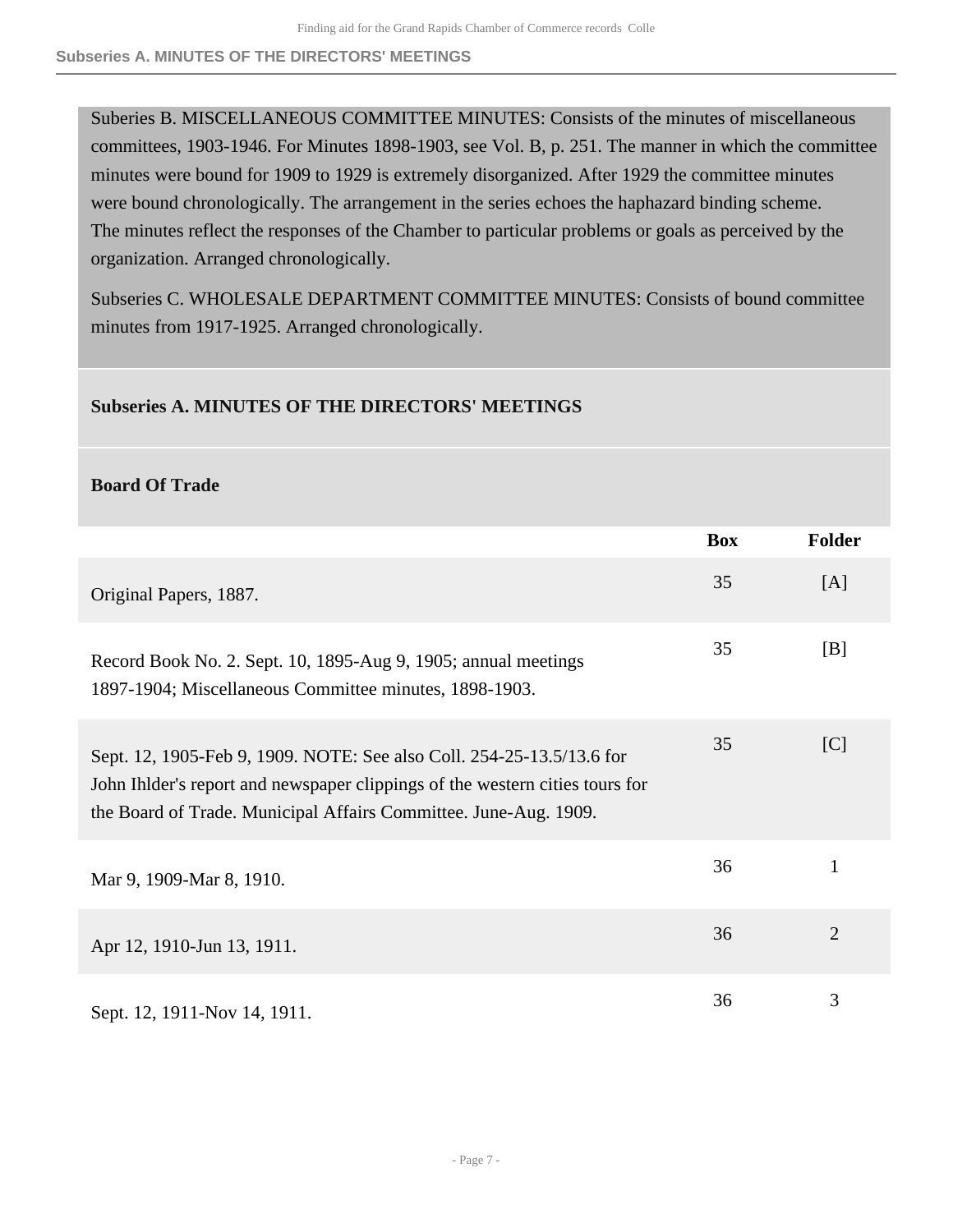Suberies B. MISCELLANEOUS COMMITTEE MINUTES: Consists of the minutes of miscellaneous committees, 1903-1946. For Minutes 1898-1903, see Vol. B, p. 251. The manner in which the committee minutes were bound for 1909 to 1929 is extremely disorganized. After 1929 the committee minutes were bound chronologically. The arrangement in the series echoes the haphazard binding scheme. The minutes reflect the responses of the Chamber to particular problems or goals as perceived by the organization. Arranged chronologically.

Subseries C. WHOLESALE DEPARTMENT COMMITTEE MINUTES: Consists of bound committee minutes from 1917-1925. Arranged chronologically.

### Subseries A. MINUTES OF THE DIRECTORS' MEETINGS

#### Board Of Trade

| | Box | Folder |
|---|---|---|
| Original Papers, 1887. | 35 | [A] |
| Record Book No. 2. Sept. 10, 1895-Aug 9, 1905; annual meetings 1897-1904; Miscellaneous Committee minutes, 1898-1903. | 35 | [B] |
| Sept. 12, 1905-Feb 9, 1909. NOTE: See also Coll. 254-25-13.5/13.6 for John Ihlder's report and newspaper clippings of the western cities tours for the Board of Trade. Municipal Affairs Committee. June-Aug. 1909. | 35 | [C] |
| Mar 9, 1909-Mar 8, 1910. | 36 | 1 |
| Apr 12, 1910-Jun 13, 1911. | 36 | 2 |
| Sept. 12, 1911-Nov 14, 1911. | 36 | 3 |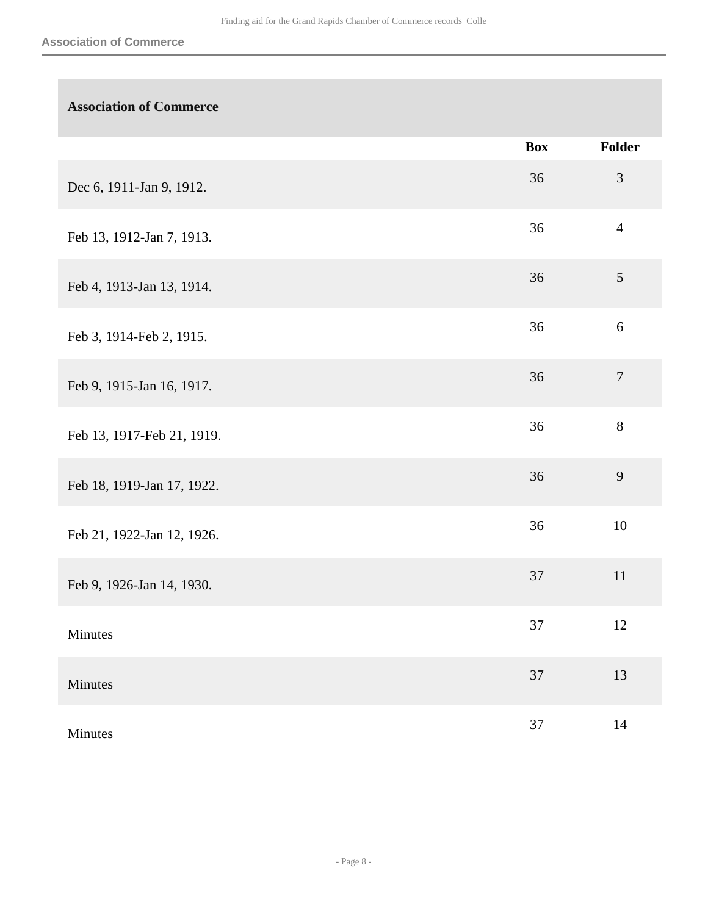| Association of Commerce | Box | Folder |
|---|---|---|
| Dec 6, 1911-Jan 9, 1912. | 36 | 3 |
| Feb 13, 1912-Jan 7, 1913. | 36 | 4 |
| Feb 4, 1913-Jan 13, 1914. | 36 | 5 |
| Feb 3, 1914-Feb 2, 1915. | 36 | 6 |
| Feb 9, 1915-Jan 16, 1917. | 36 | 7 |
| Feb 13, 1917-Feb 21, 1919. | 36 | 8 |
| Feb 18, 1919-Jan 17, 1922. | 36 | 9 |
| Feb 21, 1922-Jan 12, 1926. | 36 | 10 |
| Feb 9, 1926-Jan 14, 1930. | 37 | 11 |
| Minutes | 37 | 12 |
| Minutes | 37 | 13 |
| Minutes | 37 | 14 |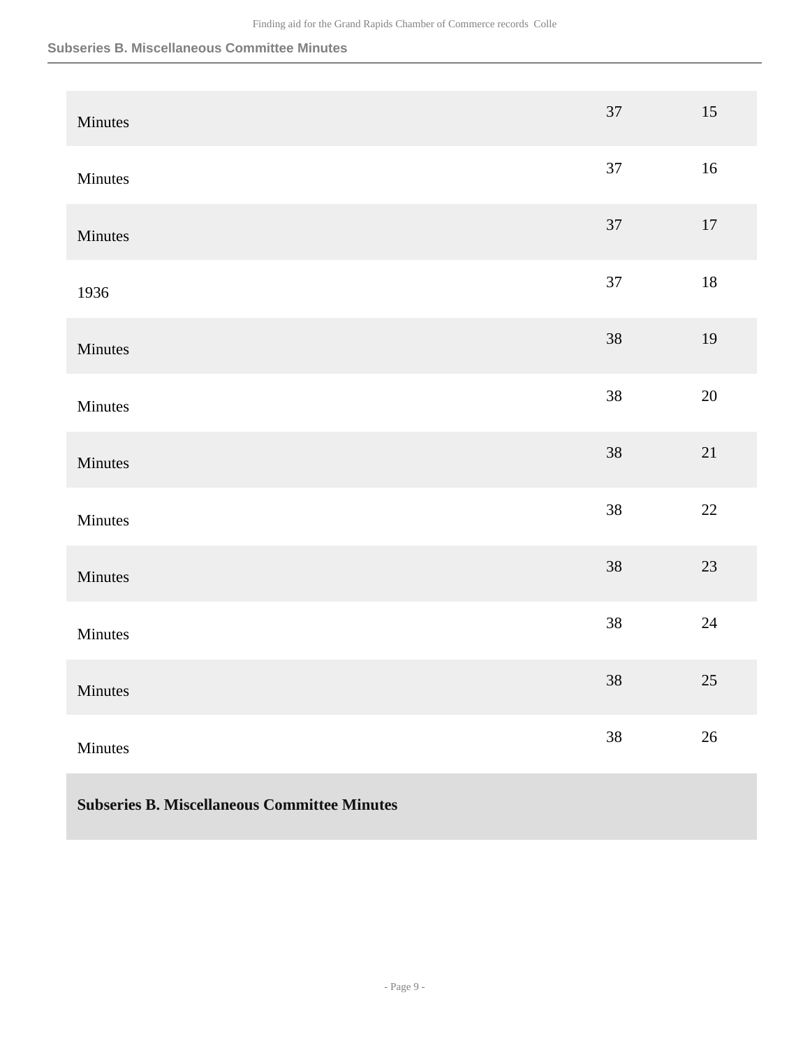| | | |
|---|---|---|
| Minutes | 37 | 15 |
| Minutes | 37 | 16 |
| Minutes | 37 | 17 |
| 1936 | 37 | 18 |
| Minutes | 38 | 19 |
| Minutes | 38 | 20 |
| Minutes | 38 | 21 |
| Minutes | 38 | 22 |
| Minutes | 38 | 23 |
| Minutes | 38 | 24 |
| Minutes | 38 | 25 |
| Minutes | 38 | 26 |

**Subseries B. Miscellaneous Committee Minutes**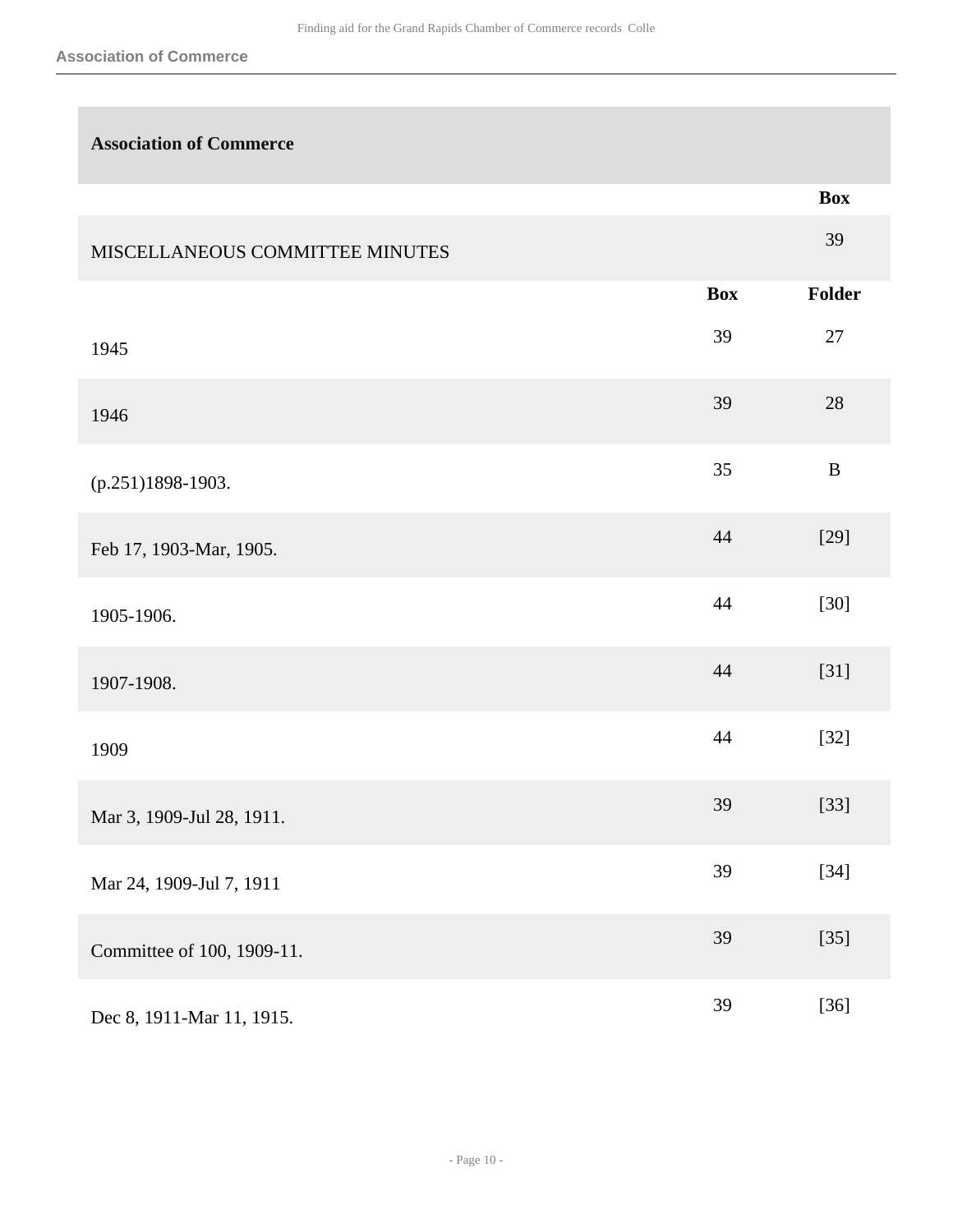## Association of Commerce

| | | Box |
|---|---|---|
| MISCELLANEOUS COMMITTEE MINUTES | | 39 |

| | Box | Folder |
|---|---|---|
| 1945 | 39 | 27 |
| 1946 | 39 | 28 |
| (p.251)1898-1903. | 35 | B |
| Feb 17, 1903-Mar, 1905. | 44 | [29] |
| 1905-1906. | 44 | [30] |
| 1907-1908. | 44 | [31] |
| 1909 | 44 | [32] |
| Mar 3, 1909-Jul 28, 1911. | 39 | [33] |
| Mar 24, 1909-Jul 7, 1911 | 39 | [34] |
| Committee of 100, 1909-11. | 39 | [35] |
| Dec 8, 1911-Mar 11, 1915. | 39 | [36] |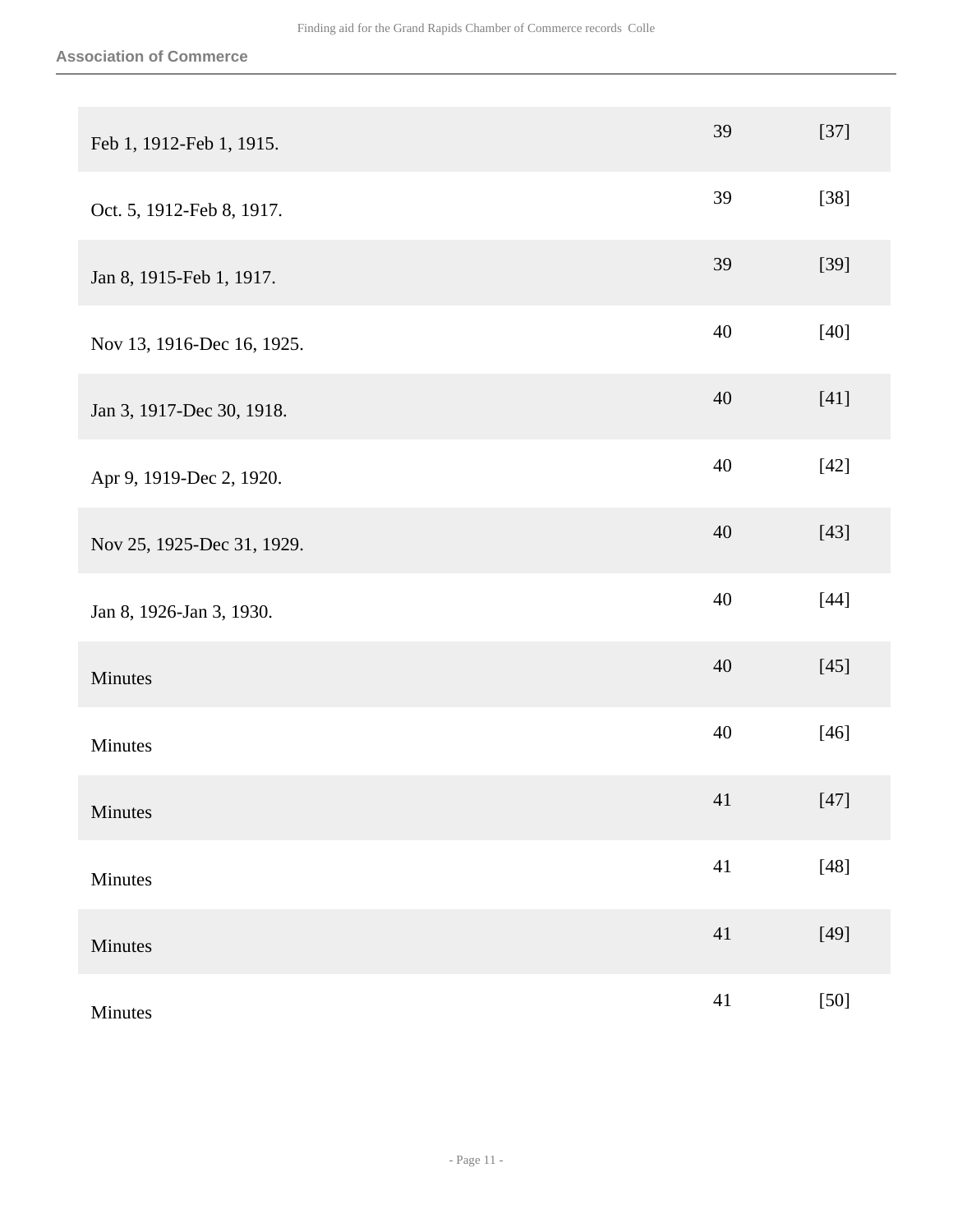### Association of Commerce

| | | |
|---|---|---|
| Feb 1, 1912-Feb 1, 1915. | 39 | [37] |
| Oct. 5, 1912-Feb 8, 1917. | 39 | [38] |
| Jan 8, 1915-Feb 1, 1917. | 39 | [39] |
| Nov 13, 1916-Dec 16, 1925. | 40 | [40] |
| Jan 3, 1917-Dec 30, 1918. | 40 | [41] |
| Apr 9, 1919-Dec 2, 1920. | 40 | [42] |
| Nov 25, 1925-Dec 31, 1929. | 40 | [43] |
| Jan 8, 1926-Jan 3, 1930. | 40 | [44] |
| Minutes | 40 | [45] |
| Minutes | 40 | [46] |
| Minutes | 41 | [47] |
| Minutes | 41 | [48] |
| Minutes | 41 | [49] |
| Minutes | 41 | [50] |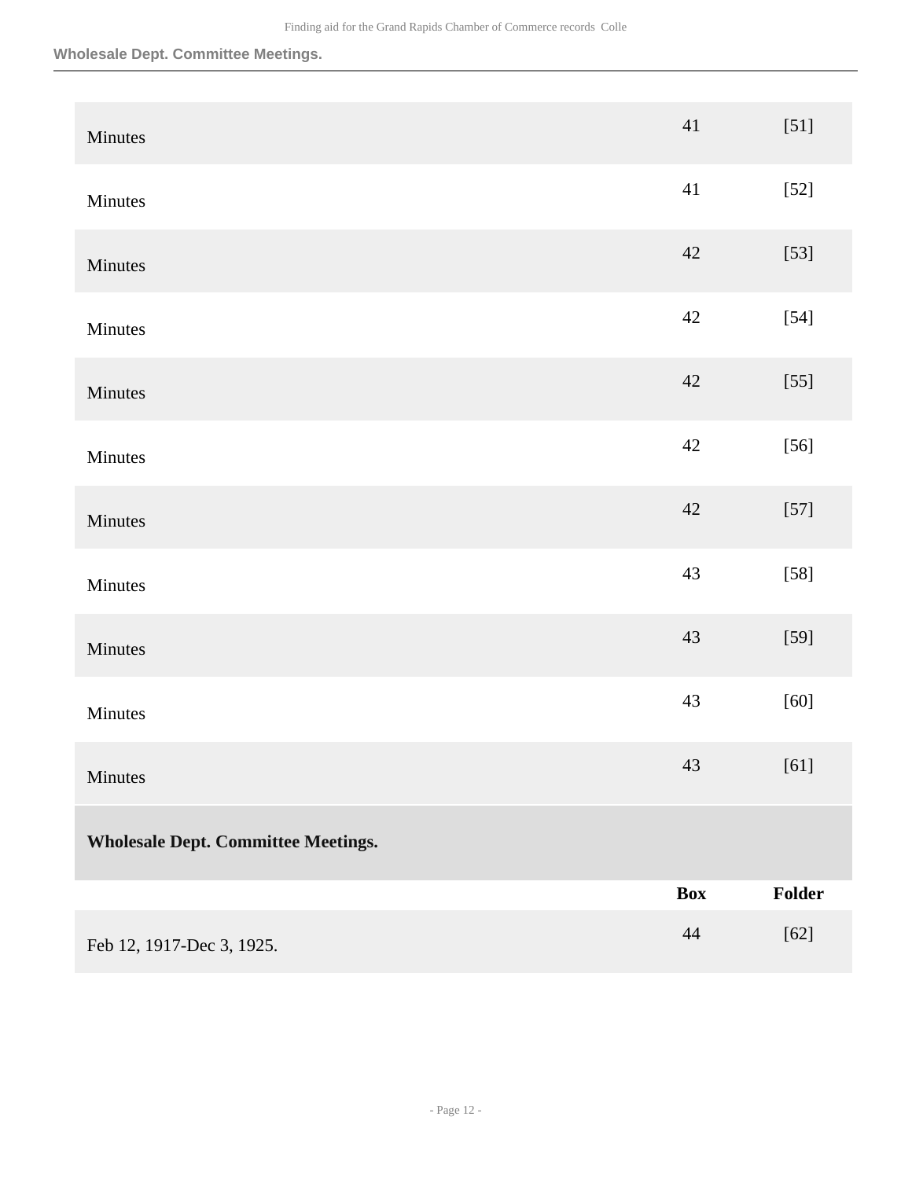| | Box | Folder |
|---|---|---|
| Minutes | 41 | [51] |
| Minutes | 41 | [52] |
| Minutes | 42 | [53] |
| Minutes | 42 | [54] |
| Minutes | 42 | [55] |
| Minutes | 42 | [56] |
| Minutes | 42 | [57] |
| Minutes | 43 | [58] |
| Minutes | 43 | [59] |
| Minutes | 43 | [60] |
| Minutes | 43 | [61] |

**Wholesale Dept. Committee Meetings.**

| | Box | Folder |
|---|---|---|
| Feb 12, 1917-Dec 3, 1925. | 44 | [62] |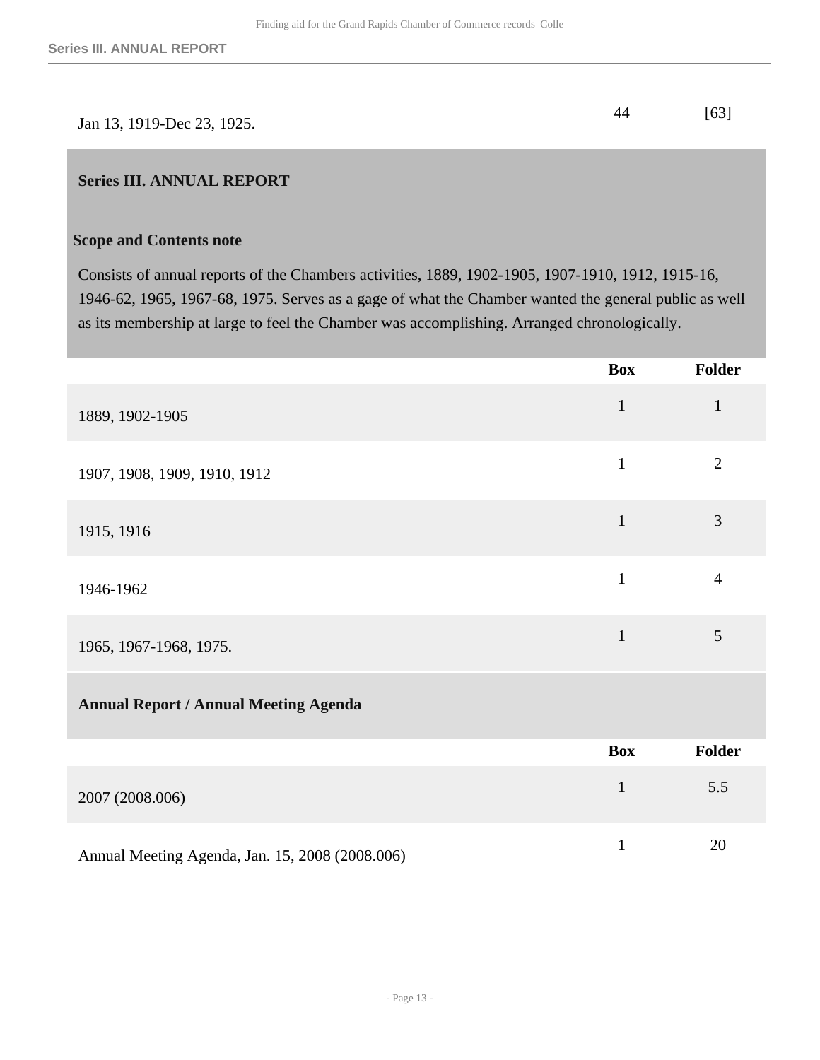| | Box | Folder |
|---|---|---|
| Jan 13, 1919-Dec 23, 1925. | 44 | [63] |

## Series III. ANNUAL REPORT

### Scope and Contents note

Consists of annual reports of the Chambers activities, 1889, 1902-1905, 1907-1910, 1912, 1915-16, 1946-62, 1965, 1967-68, 1975. Serves as a gage of what the Chamber wanted the general public as well as its membership at large to feel the Chamber was accomplishing. Arranged chronologically.

| | Box | Folder |
|---|---|---|
| 1889, 1902-1905 | 1 | 1 |
| 1907, 1908, 1909, 1910, 1912 | 1 | 2 |
| 1915, 1916 | 1 | 3 |
| 1946-1962 | 1 | 4 |
| 1965, 1967-1968, 1975. | 1 | 5 |

### Annual Report / Annual Meeting Agenda

| | Box | Folder |
|---|---|---|
| 2007 (2008.006) | 1 | 5.5 |
| Annual Meeting Agenda, Jan. 15, 2008 (2008.006) | 1 | 20 |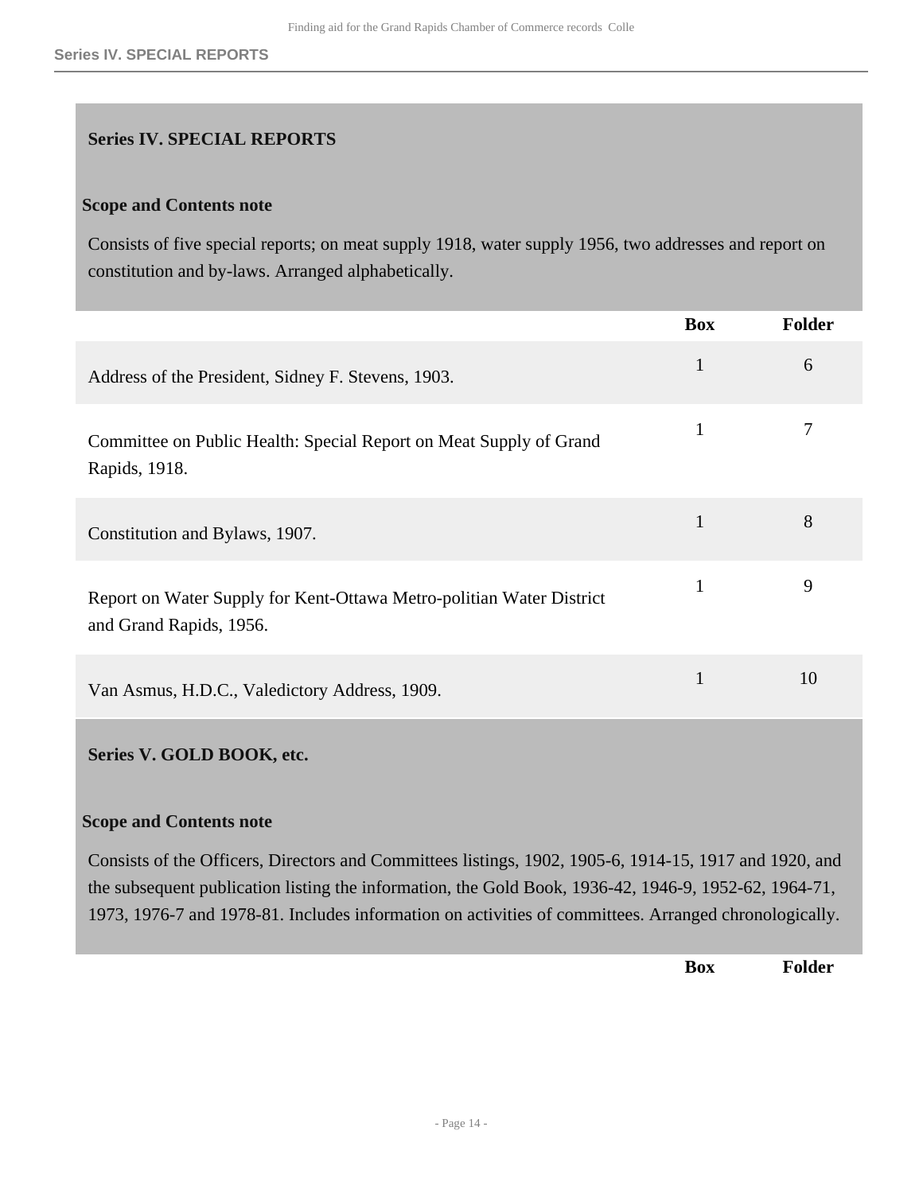## Series IV. SPECIAL REPORTS

### Scope and Contents note

Consists of five special reports; on meat supply 1918, water supply 1956, two addresses and report on constitution and by-laws. Arranged alphabetically.

| | Box | Folder |
|---|---|---|
| Address of the President, Sidney F. Stevens, 1903. | 1 | 6 |
| Committee on Public Health: Special Report on Meat Supply of Grand Rapids, 1918. | 1 | 7 |
| Constitution and Bylaws, 1907. | 1 | 8 |
| Report on Water Supply for Kent-Ottawa Metro-politian Water District and Grand Rapids, 1956. | 1 | 9 |
| Van Asmus, H.D.C., Valedictory Address, 1909. | 1 | 10 |

## Series V. GOLD BOOK, etc.

### Scope and Contents note

Consists of the Officers, Directors and Committees listings, 1902, 1905-6, 1914-15, 1917 and 1920, and the subsequent publication listing the information, the Gold Book, 1936-42, 1946-9, 1952-62, 1964-71, 1973, 1976-7 and 1978-81. Includes information on activities of committees. Arranged chronologically.

| | Box | Folder |
|---|---|---|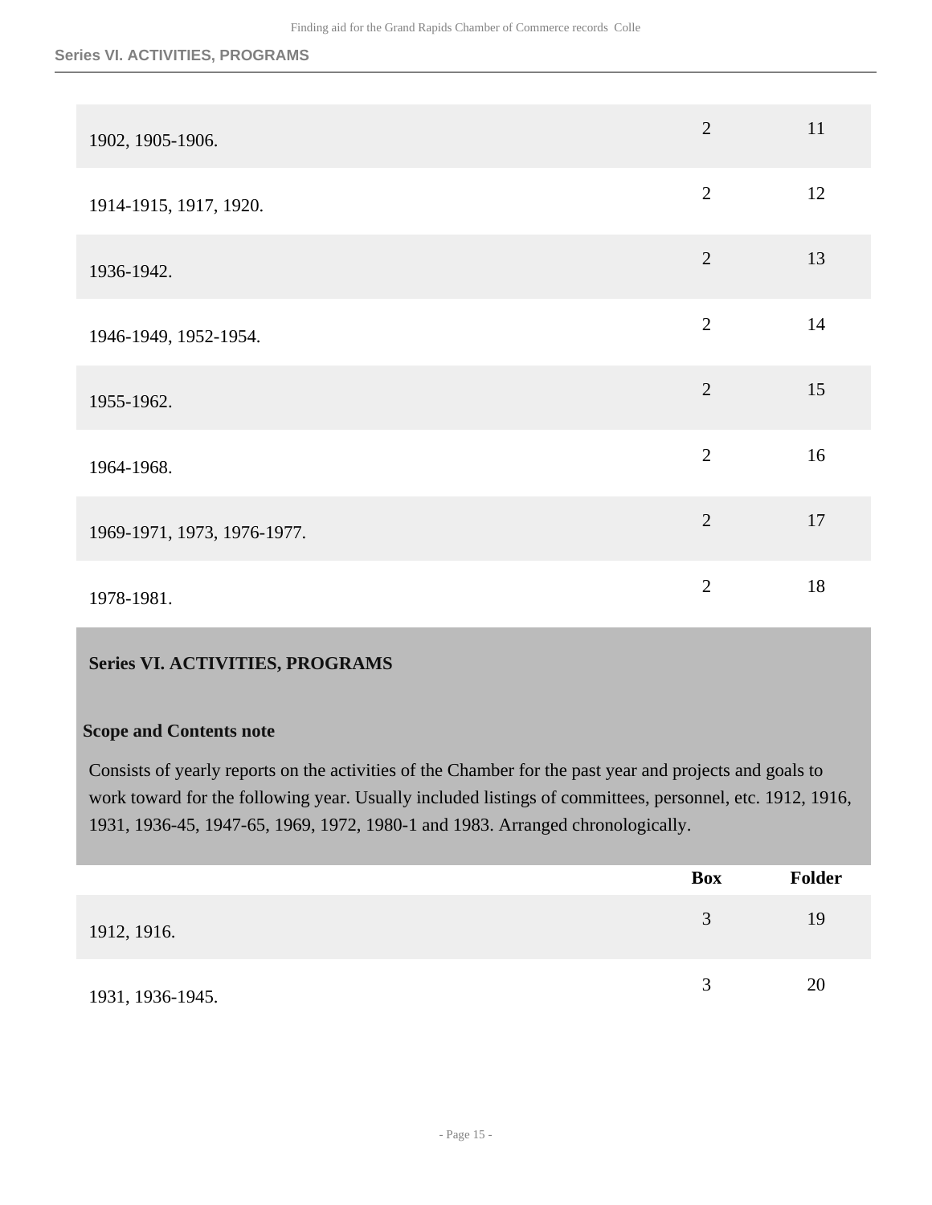| | Box | Folder |
|---|---|---|
| 1902, 1905-1906. | 2 | 11 |
| 1914-1915, 1917, 1920. | 2 | 12 |
| 1936-1942. | 2 | 13 |
| 1946-1949, 1952-1954. | 2 | 14 |
| 1955-1962. | 2 | 15 |
| 1964-1968. | 2 | 16 |
| 1969-1971, 1973, 1976-1977. | 2 | 17 |
| 1978-1981. | 2 | 18 |

## Series VI. ACTIVITIES, PROGRAMS

### Scope and Contents note

Consists of yearly reports on the activities of the Chamber for the past year and projects and goals to work toward for the following year. Usually included listings of committees, personnel, etc. 1912, 1916, 1931, 1936-45, 1947-65, 1969, 1972, 1980-1 and 1983. Arranged chronologically.

| | Box | Folder |
|---|---|---|
| 1912, 1916. | 3 | 19 |
| 1931, 1936-1945. | 3 | 20 |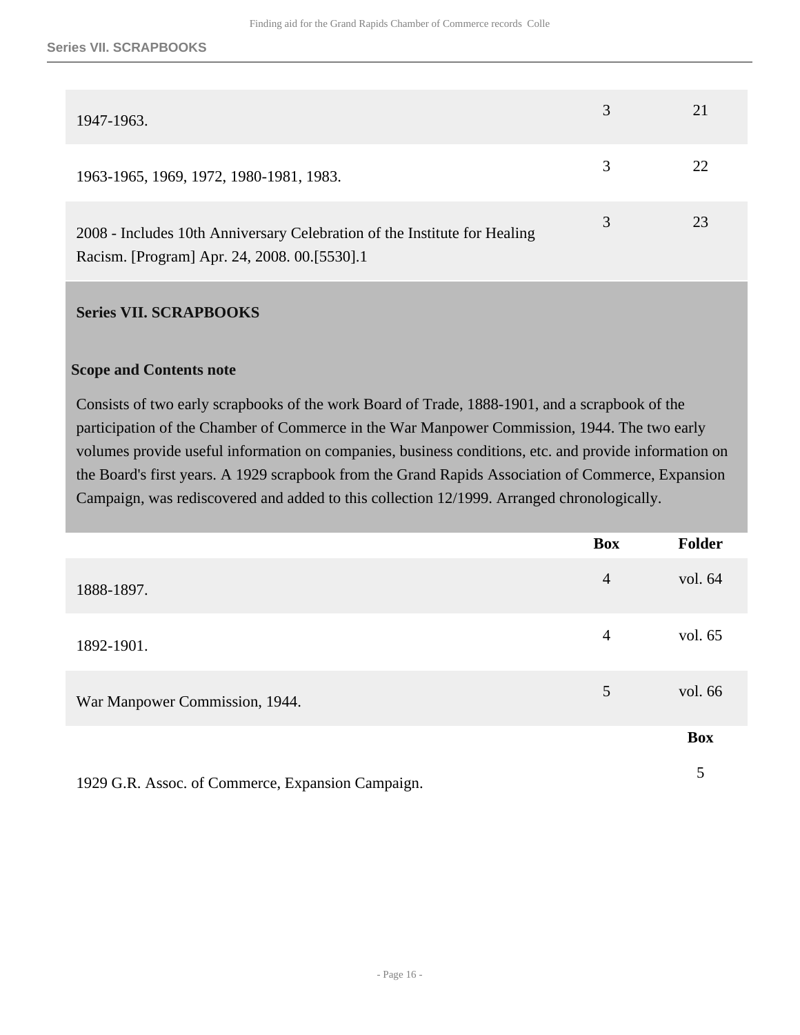| | | |
|---|---|---|
| 1947-1963. | 3 | 21 |
| 1963-1965, 1969, 1972, 1980-1981, 1983. | 3 | 22 |
| 2008 - Includes 10th Anniversary Celebration of the Institute for Healing Racism. [Program] Apr. 24, 2008. 00.[5530].1 | 3 | 23 |

## Series VII. SCRAPBOOKS

### Scope and Contents note

Consists of two early scrapbooks of the work Board of Trade, 1888-1901, and a scrapbook of the participation of the Chamber of Commerce in the War Manpower Commission, 1944. The two early volumes provide useful information on companies, business conditions, etc. and provide information on the Board's first years. A 1929 scrapbook from the Grand Rapids Association of Commerce, Expansion Campaign, was rediscovered and added to this collection 12/1999. Arranged chronologically.

| | Box | Folder |
|---|---|---|
| 1888-1897. | 4 | vol. 64 |
| 1892-1901. | 4 | vol. 65 |
| War Manpower Commission, 1944. | 5 | vol. 66 |

| | Box |
|---|---|
| 1929 G.R. Assoc. of Commerce, Expansion Campaign. | 5 |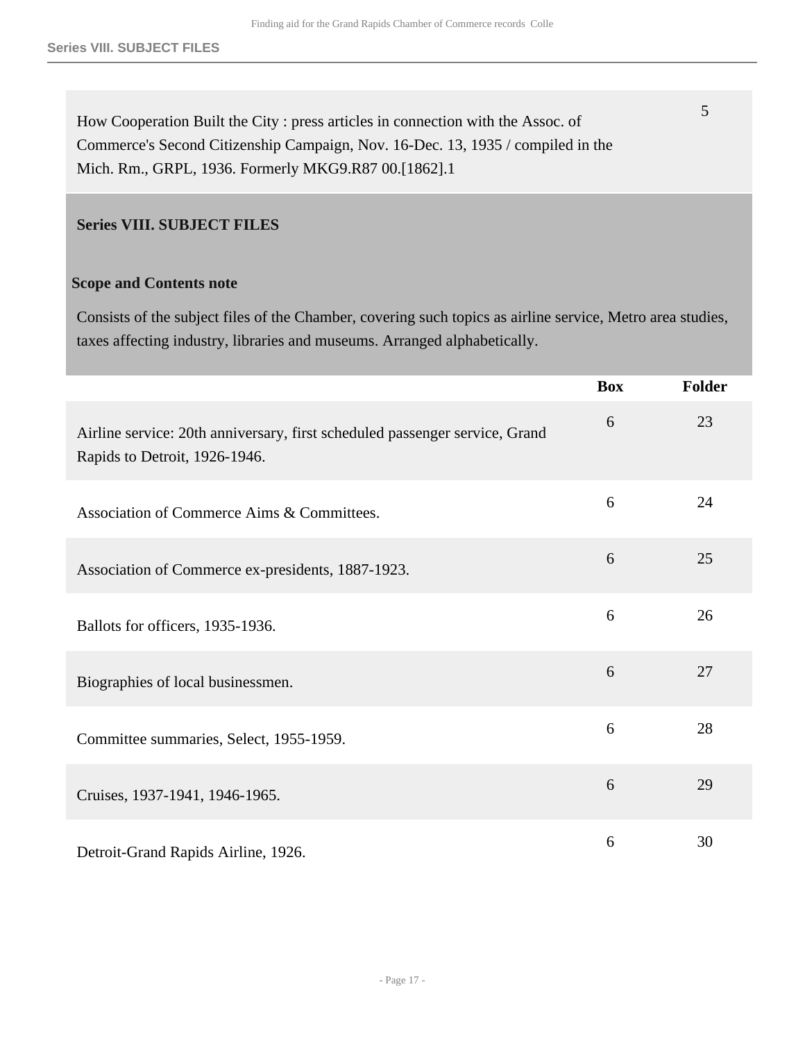| | Box | Folder |
|---|---|---|
| How Cooperation Built the City : press articles in connection with the Assoc. of Commerce's Second Citizenship Campaign, Nov. 16-Dec. 13, 1935 / compiled in the Mich. Rm., GRPL, 1936. Formerly MKG9.R87 00.[1862].1 | | 5 |

## Series VIII. SUBJECT FILES

### Scope and Contents note

Consists of the subject files of the Chamber, covering such topics as airline service, Metro area studies, taxes affecting industry, libraries and museums. Arranged alphabetically.

| | Box | Folder |
|---|---|---|
| Airline service: 20th anniversary, first scheduled passenger service, Grand Rapids to Detroit, 1926-1946. | 6 | 23 |
| Association of Commerce Aims & Committees. | 6 | 24 |
| Association of Commerce ex-presidents, 1887-1923. | 6 | 25 |
| Ballots for officers, 1935-1936. | 6 | 26 |
| Biographies of local businessmen. | 6 | 27 |
| Committee summaries, Select, 1955-1959. | 6 | 28 |
| Cruises, 1937-1941, 1946-1965. | 6 | 29 |
| Detroit-Grand Rapids Airline, 1926. | 6 | 30 |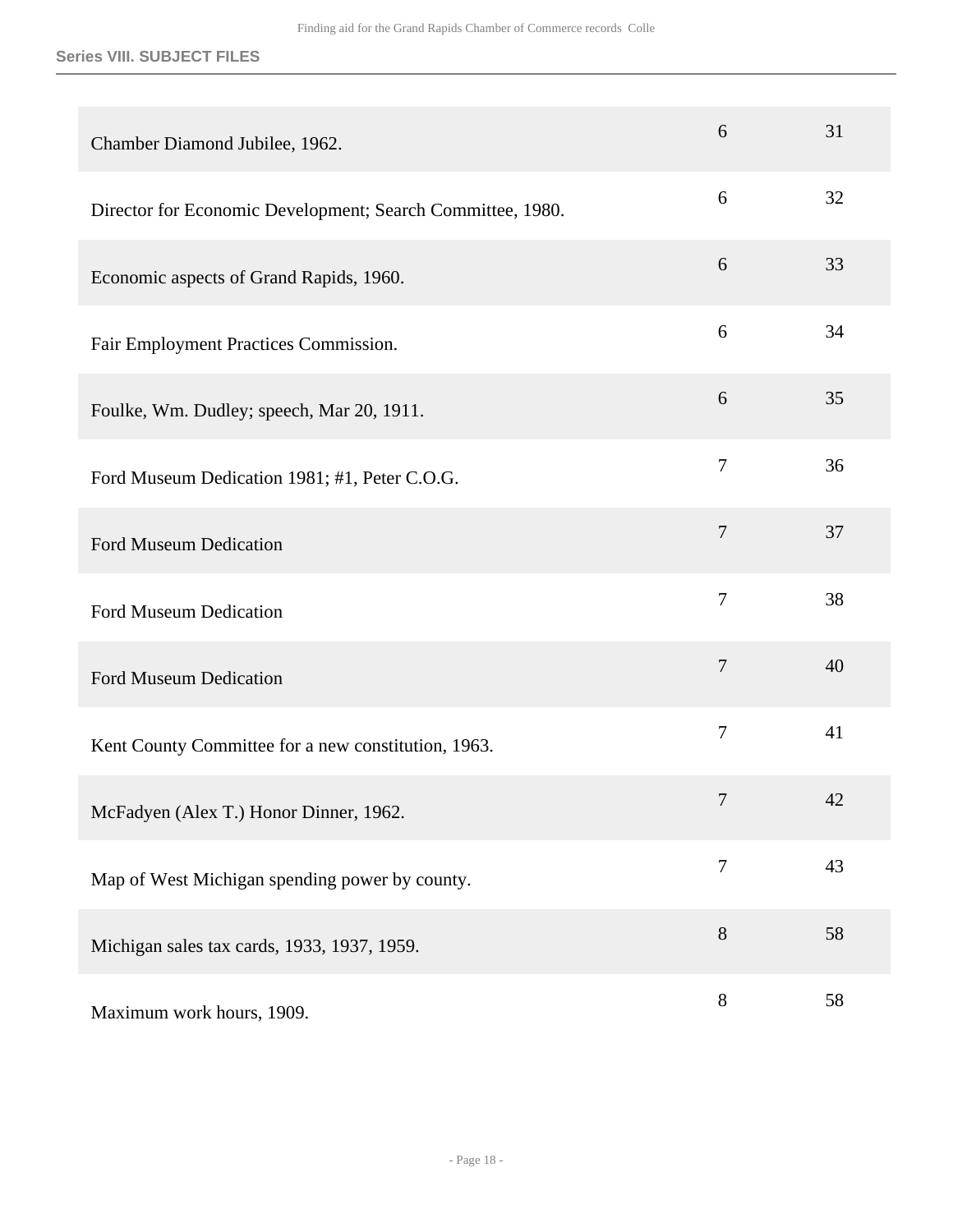| | | |
|---|---|---|
| Chamber Diamond Jubilee, 1962. | 6 | 31 |
| Director for Economic Development; Search Committee, 1980. | 6 | 32 |
| Economic aspects of Grand Rapids, 1960. | 6 | 33 |
| Fair Employment Practices Commission. | 6 | 34 |
| Foulke, Wm. Dudley; speech, Mar 20, 1911. | 6 | 35 |
| Ford Museum Dedication 1981; #1, Peter C.O.G. | 7 | 36 |
| Ford Museum Dedication | 7 | 37 |
| Ford Museum Dedication | 7 | 38 |
| Ford Museum Dedication | 7 | 40 |
| Kent County Committee for a new constitution, 1963. | 7 | 41 |
| McFadyen (Alex T.) Honor Dinner, 1962. | 7 | 42 |
| Map of West Michigan spending power by county. | 7 | 43 |
| Michigan sales tax cards, 1933, 1937, 1959. | 8 | 58 |
| Maximum work hours, 1909. | 8 | 58 |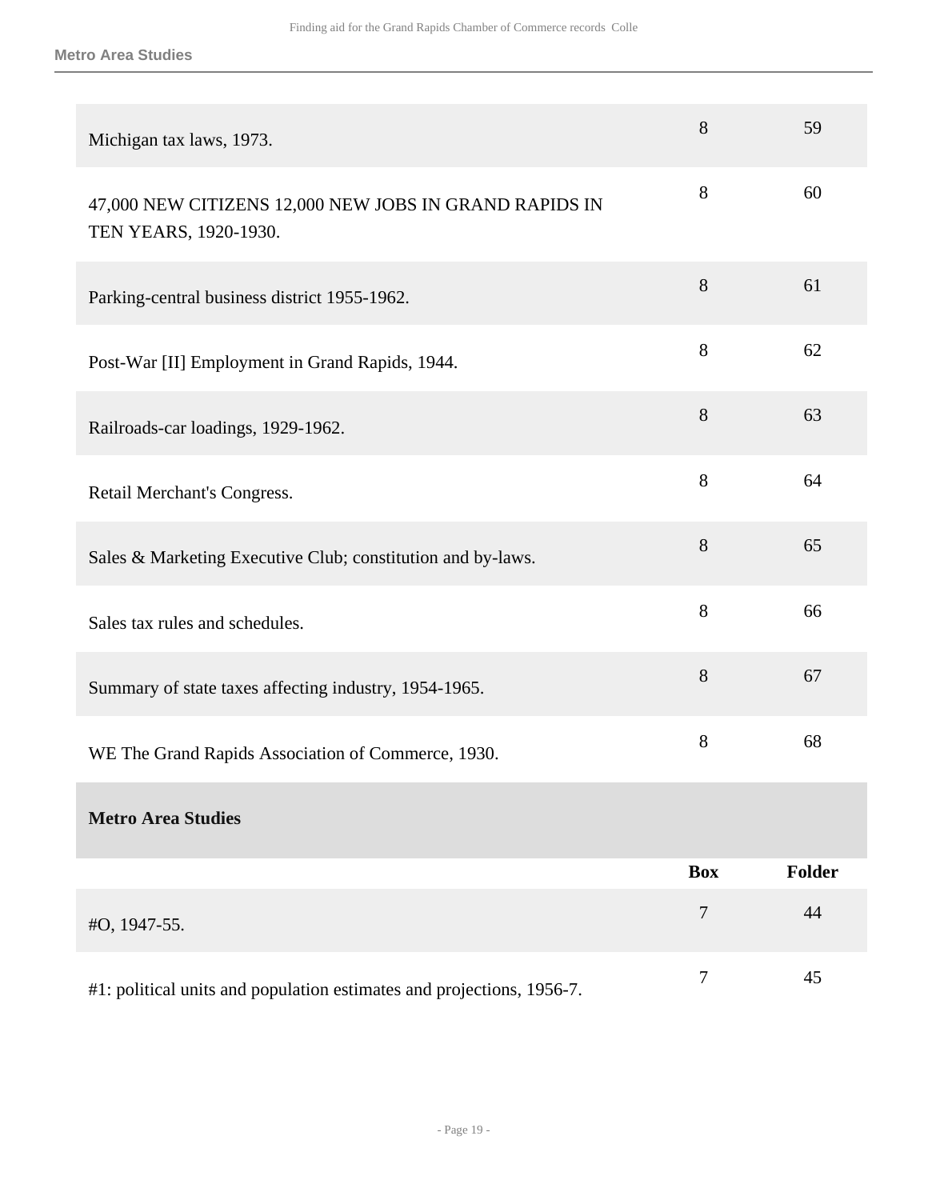| | | |
|---|---|---|
| Michigan tax laws, 1973. | 8 | 59 |
| 47,000 NEW CITIZENS 12,000 NEW JOBS IN GRAND RAPIDS IN TEN YEARS, 1920-1930. | 8 | 60 |
| Parking-central business district 1955-1962. | 8 | 61 |
| Post-War [II] Employment in Grand Rapids, 1944. | 8 | 62 |
| Railroads-car loadings, 1929-1962. | 8 | 63 |
| Retail Merchant's Congress. | 8 | 64 |
| Sales & Marketing Executive Club; constitution and by-laws. | 8 | 65 |
| Sales tax rules and schedules. | 8 | 66 |
| Summary of state taxes affecting industry, 1954-1965. | 8 | 67 |
| WE The Grand Rapids Association of Commerce, 1930. | 8 | 68 |

**Metro Area Studies**

| | Box | Folder |
|---|---|---|
| #O, 1947-55. | 7 | 44 |
| #1: political units and population estimates and projections, 1956-7. | 7 | 45 |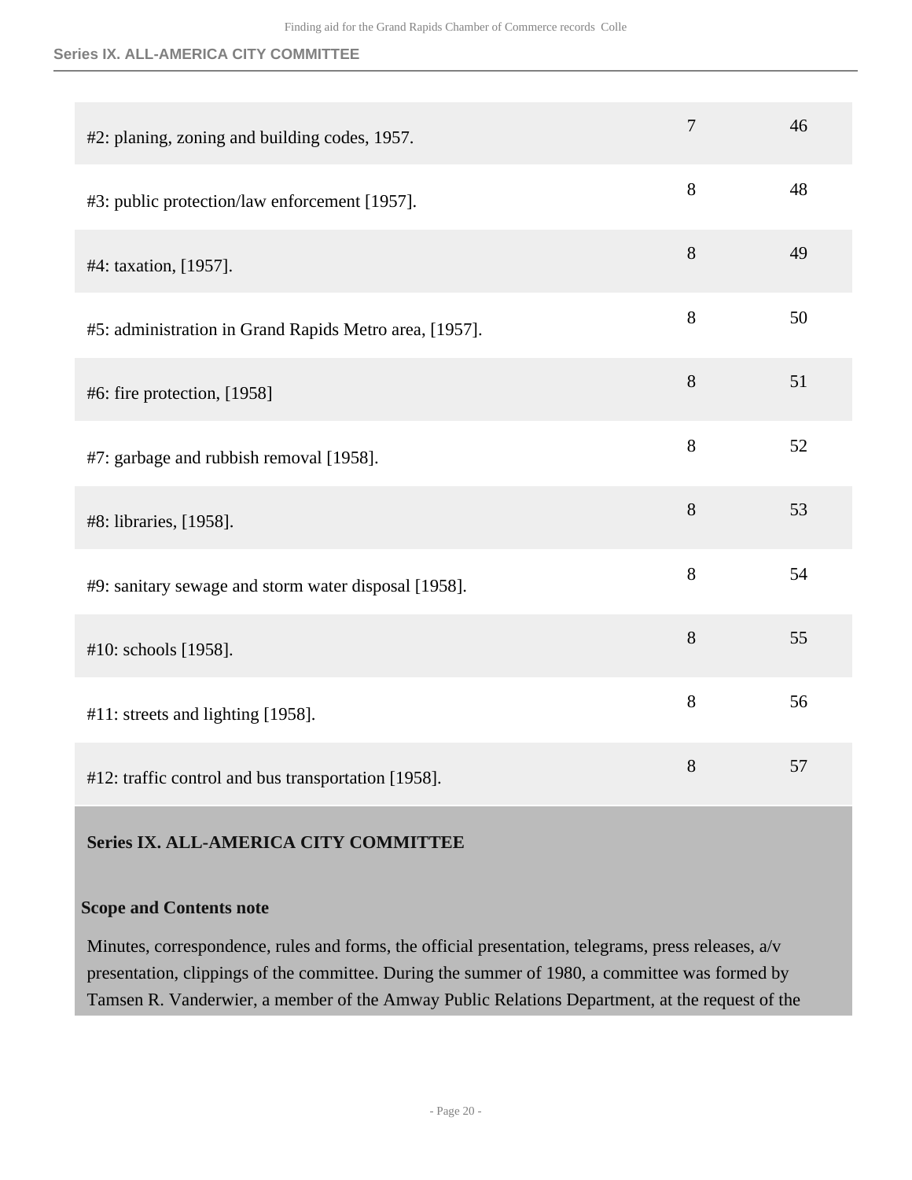| | | |
|---|---|---|
| #2: planing, zoning and building codes, 1957. | 7 | 46 |
| #3: public protection/law enforcement [1957]. | 8 | 48 |
| #4: taxation, [1957]. | 8 | 49 |
| #5: administration in Grand Rapids Metro area, [1957]. | 8 | 50 |
| #6: fire protection, [1958] | 8 | 51 |
| #7: garbage and rubbish removal [1958]. | 8 | 52 |
| #8: libraries, [1958]. | 8 | 53 |
| #9: sanitary sewage and storm water disposal [1958]. | 8 | 54 |
| #10: schools [1958]. | 8 | 55 |
| #11: streets and lighting [1958]. | 8 | 56 |
| #12: traffic control and bus transportation [1958]. | 8 | 57 |

## Series IX. ALL-AMERICA CITY COMMITTEE

### Scope and Contents note

Minutes, correspondence, rules and forms, the official presentation, telegrams, press releases, a/v presentation, clippings of the committee. During the summer of 1980, a committee was formed by Tamsen R. Vanderwier, a member of the Amway Public Relations Department, at the request of the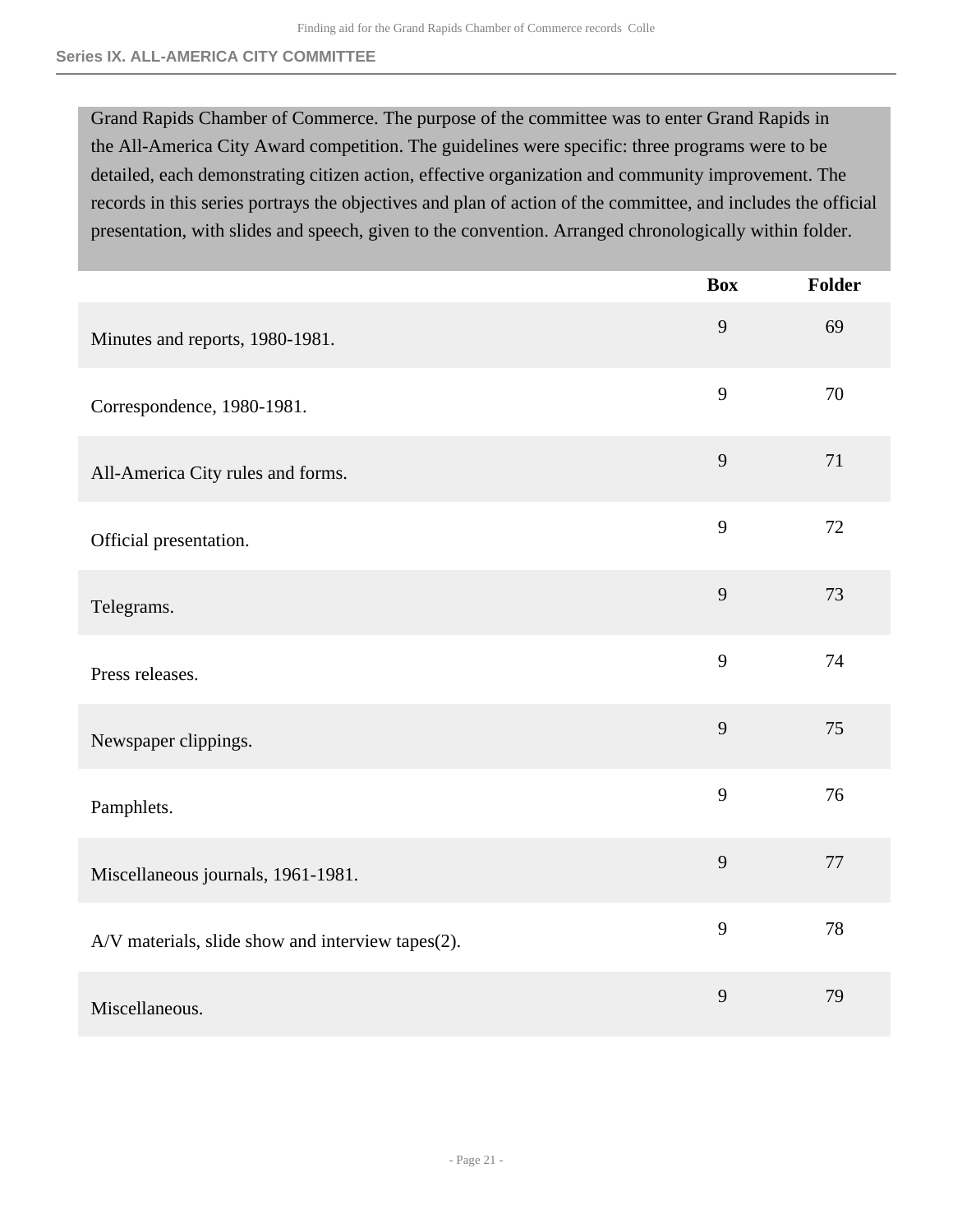Grand Rapids Chamber of Commerce. The purpose of the committee was to enter Grand Rapids in the All-America City Award competition. The guidelines were specific: three programs were to be detailed, each demonstrating citizen action, effective organization and community improvement. The records in this series portrays the objectives and plan of action of the committee, and includes the official presentation, with slides and speech, given to the convention. Arranged chronologically within folder.

| | Box | Folder |
|---|---|---|
| Minutes and reports, 1980-1981. | 9 | 69 |
| Correspondence, 1980-1981. | 9 | 70 |
| All-America City rules and forms. | 9 | 71 |
| Official presentation. | 9 | 72 |
| Telegrams. | 9 | 73 |
| Press releases. | 9 | 74 |
| Newspaper clippings. | 9 | 75 |
| Pamphlets. | 9 | 76 |
| Miscellaneous journals, 1961-1981. | 9 | 77 |
| A/V materials, slide show and interview tapes(2). | 9 | 78 |
| Miscellaneous. | 9 | 79 |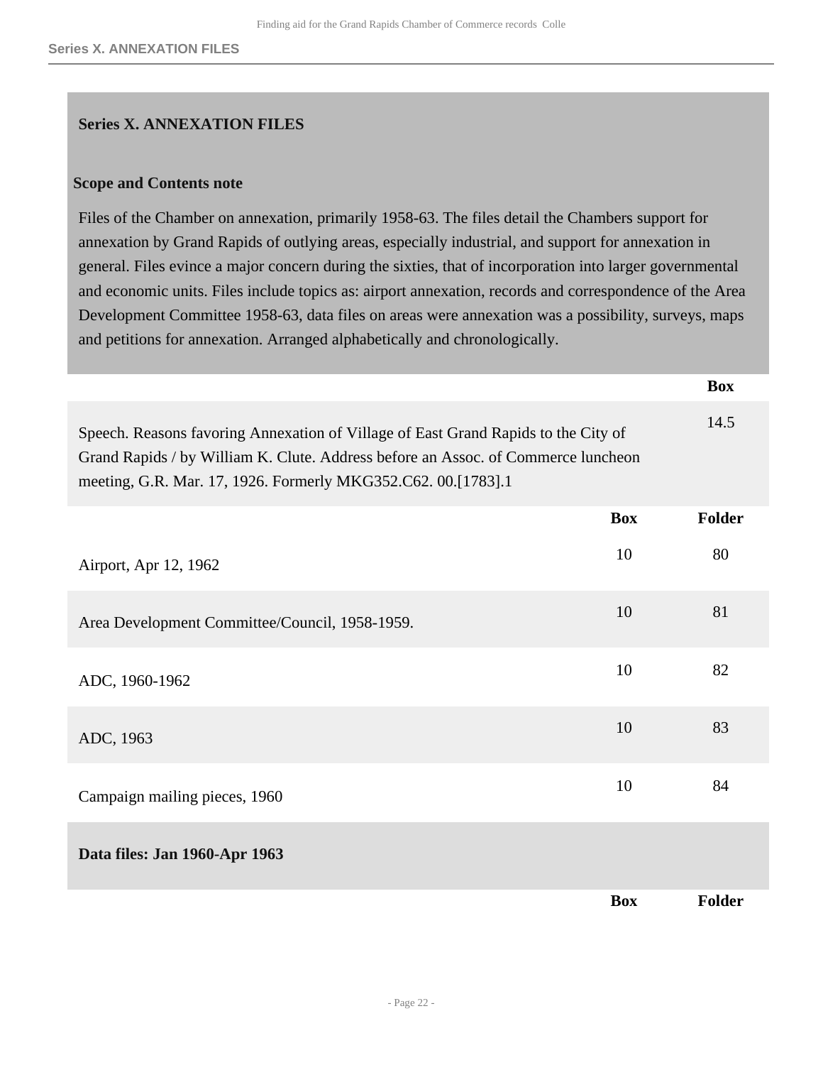## Series X. ANNEXATION FILES

### Scope and Contents note

Files of the Chamber on annexation, primarily 1958-63. The files detail the Chambers support for annexation by Grand Rapids of outlying areas, especially industrial, and support for annexation in general. Files evince a major concern during the sixties, that of incorporation into larger governmental and economic units. Files include topics as: airport annexation, records and correspondence of the Area Development Committee 1958-63, data files on areas were annexation was a possibility, surveys, maps and petitions for annexation. Arranged alphabetically and chronologically.

| | Box |
|---|---|
| Speech. Reasons favoring Annexation of Village of East Grand Rapids to the City of Grand Rapids / by William K. Clute. Address before an Assoc. of Commerce luncheon meeting, G.R. Mar. 17, 1926. Formerly MKG352.C62. 00.[1783].1 | 14.5 |

| | Box | Folder |
|---|---|---|
| Airport, Apr 12, 1962 | 10 | 80 |
| Area Development Committee/Council, 1958-1959. | 10 | 81 |
| ADC, 1960-1962 | 10 | 82 |
| ADC, 1963 | 10 | 83 |
| Campaign mailing pieces, 1960 | 10 | 84 |

**Data files: Jan 1960-Apr 1963**

| | Box | Folder |
|---|---|---|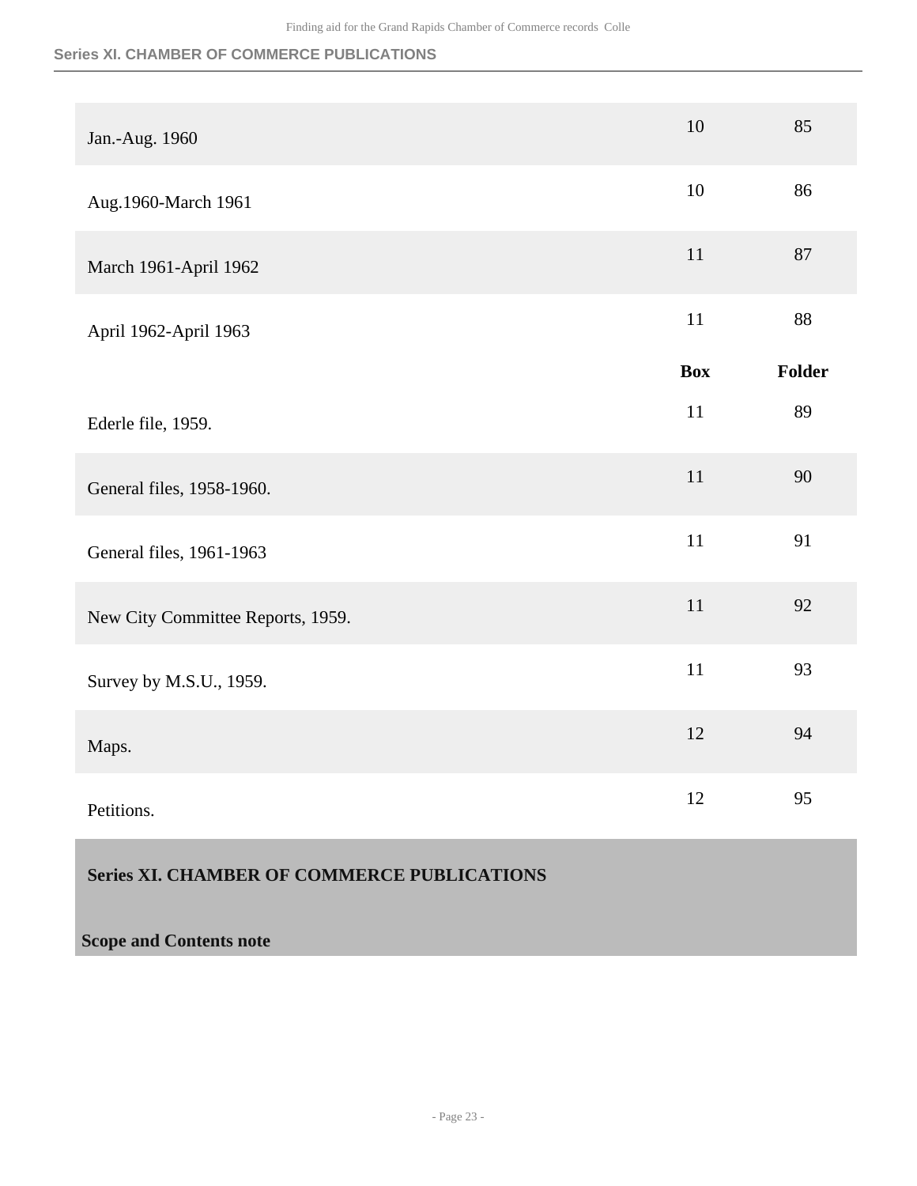| | Box | Folder |
|---|---|---|
| Jan.-Aug. 1960 | 10 | 85 |
| Aug.1960-March 1961 | 10 | 86 |
| March 1961-April 1962 | 11 | 87 |
| April 1962-April 1963 | 11 | 88 |

| | Box | Folder |
|---|---|---|
| Ederle file, 1959. | 11 | 89 |
| General files, 1958-1960. | 11 | 90 |
| General files, 1961-1963 | 11 | 91 |
| New City Committee Reports, 1959. | 11 | 92 |
| Survey by M.S.U., 1959. | 11 | 93 |
| Maps. | 12 | 94 |
| Petitions. | 12 | 95 |

## Series XI. CHAMBER OF COMMERCE PUBLICATIONS

### Scope and Contents note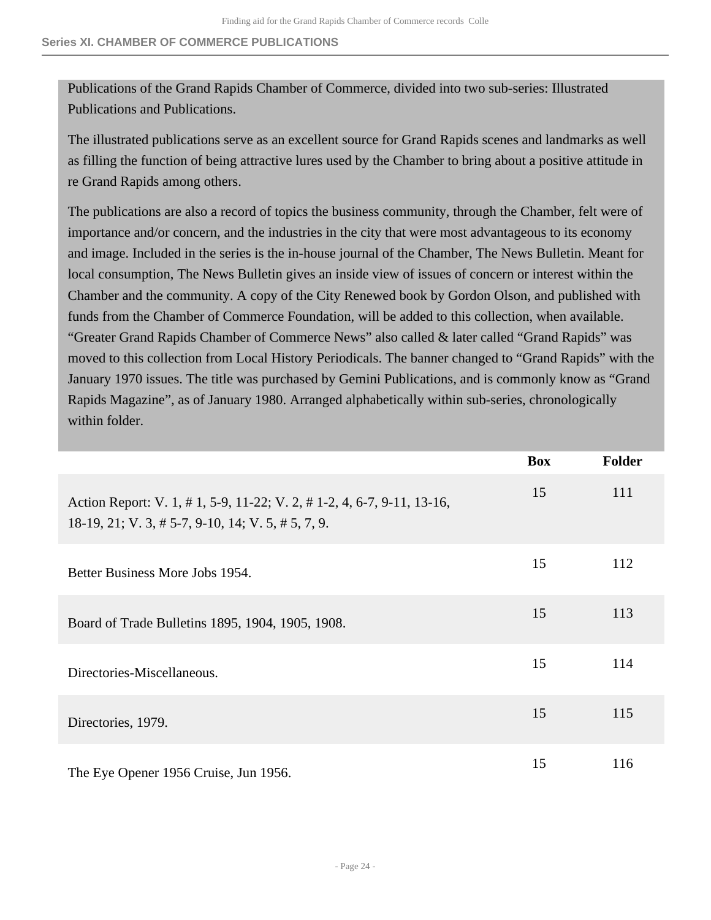## Series XI. CHAMBER OF COMMERCE PUBLICATIONS

Publications of the Grand Rapids Chamber of Commerce, divided into two sub-series: Illustrated Publications and Publications.

The illustrated publications serve as an excellent source for Grand Rapids scenes and landmarks as well as filling the function of being attractive lures used by the Chamber to bring about a positive attitude in re Grand Rapids among others.

The publications are also a record of topics the business community, through the Chamber, felt were of importance and/or concern, and the industries in the city that were most advantageous to its economy and image. Included in the series is the in-house journal of the Chamber, The News Bulletin. Meant for local consumption, The News Bulletin gives an inside view of issues of concern or interest within the Chamber and the community. A copy of the City Renewed book by Gordon Olson, and published with funds from the Chamber of Commerce Foundation, will be added to this collection, when available. “Greater Grand Rapids Chamber of Commerce News” also called & later called “Grand Rapids” was moved to this collection from Local History Periodicals. The banner changed to “Grand Rapids” with the January 1970 issues. The title was purchased by Gemini Publications, and is commonly know as “Grand Rapids Magazine”, as of January 1980. Arranged alphabetically within sub-series, chronologically within folder.

| | Box | Folder |
|---|---|---|
| Action Report: V. 1, # 1, 5-9, 11-22; V. 2, # 1-2, 4, 6-7, 9-11, 13-16, 18-19, 21; V. 3, # 5-7, 9-10, 14; V. 5, # 5, 7, 9. | 15 | 111 |
| Better Business More Jobs 1954. | 15 | 112 |
| Board of Trade Bulletins 1895, 1904, 1905, 1908. | 15 | 113 |
| Directories-Miscellaneous. | 15 | 114 |
| Directories, 1979. | 15 | 115 |
| The Eye Opener 1956 Cruise, Jun 1956. | 15 | 116 |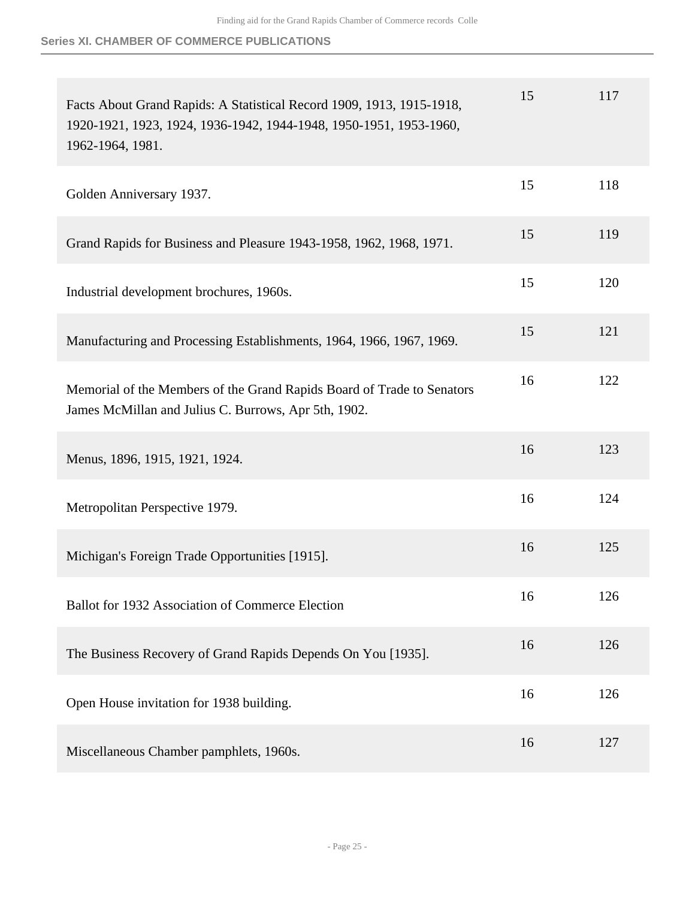## Series XI. CHAMBER OF COMMERCE PUBLICATIONS

| | | |
|---|---|---|
| Facts About Grand Rapids: A Statistical Record 1909, 1913, 1915-1918, 1920-1921, 1923, 1924, 1936-1942, 1944-1948, 1950-1951, 1953-1960, 1962-1964, 1981. | 15 | 117 |
| Golden Anniversary 1937. | 15 | 118 |
| Grand Rapids for Business and Pleasure 1943-1958, 1962, 1968, 1971. | 15 | 119 |
| Industrial development brochures, 1960s. | 15 | 120 |
| Manufacturing and Processing Establishments, 1964, 1966, 1967, 1969. | 15 | 121 |
| Memorial of the Members of the Grand Rapids Board of Trade to Senators James McMillan and Julius C. Burrows, Apr 5th, 1902. | 16 | 122 |
| Menus, 1896, 1915, 1921, 1924. | 16 | 123 |
| Metropolitan Perspective 1979. | 16 | 124 |
| Michigan's Foreign Trade Opportunities [1915]. | 16 | 125 |
| Ballot for 1932 Association of Commerce Election | 16 | 126 |
| The Business Recovery of Grand Rapids Depends On You [1935]. | 16 | 126 |
| Open House invitation for 1938 building. | 16 | 126 |
| Miscellaneous Chamber pamphlets, 1960s. | 16 | 127 |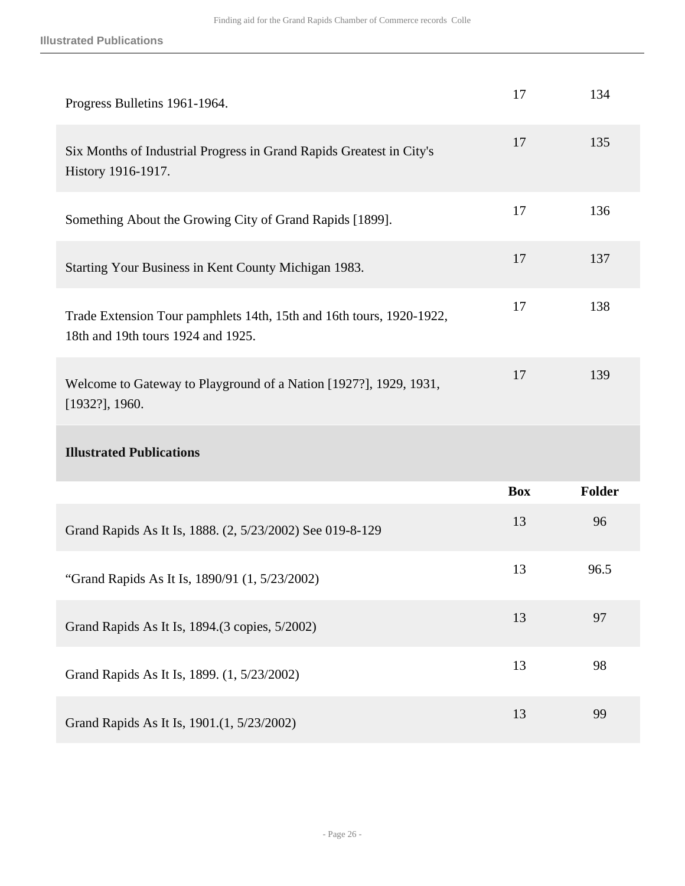| | Box | Folder |
|---|---|---|
| Progress Bulletins 1961-1964. | 17 | 134 |
| Six Months of Industrial Progress in Grand Rapids Greatest in City's History 1916-1917. | 17 | 135 |
| Something About the Growing City of Grand Rapids [1899]. | 17 | 136 |
| Starting Your Business in Kent County Michigan 1983. | 17 | 137 |
| Trade Extension Tour pamphlets 14th, 15th and 16th tours, 1920-1922, 18th and 19th tours 1924 and 1925. | 17 | 138 |
| Welcome to Gateway to Playground of a Nation [1927?], 1929, 1931, [1932?], 1960. | 17 | 139 |

### Illustrated Publications

| | Box | Folder |
|---|---|---|
| Grand Rapids As It Is, 1888. (2, 5/23/2002) See 019-8-129 | 13 | 96 |
| “Grand Rapids As It Is, 1890/91 (1, 5/23/2002) | 13 | 96.5 |
| Grand Rapids As It Is, 1894.(3 copies, 5/2002) | 13 | 97 |
| Grand Rapids As It Is, 1899. (1, 5/23/2002) | 13 | 98 |
| Grand Rapids As It Is, 1901.(1, 5/23/2002) | 13 | 99 |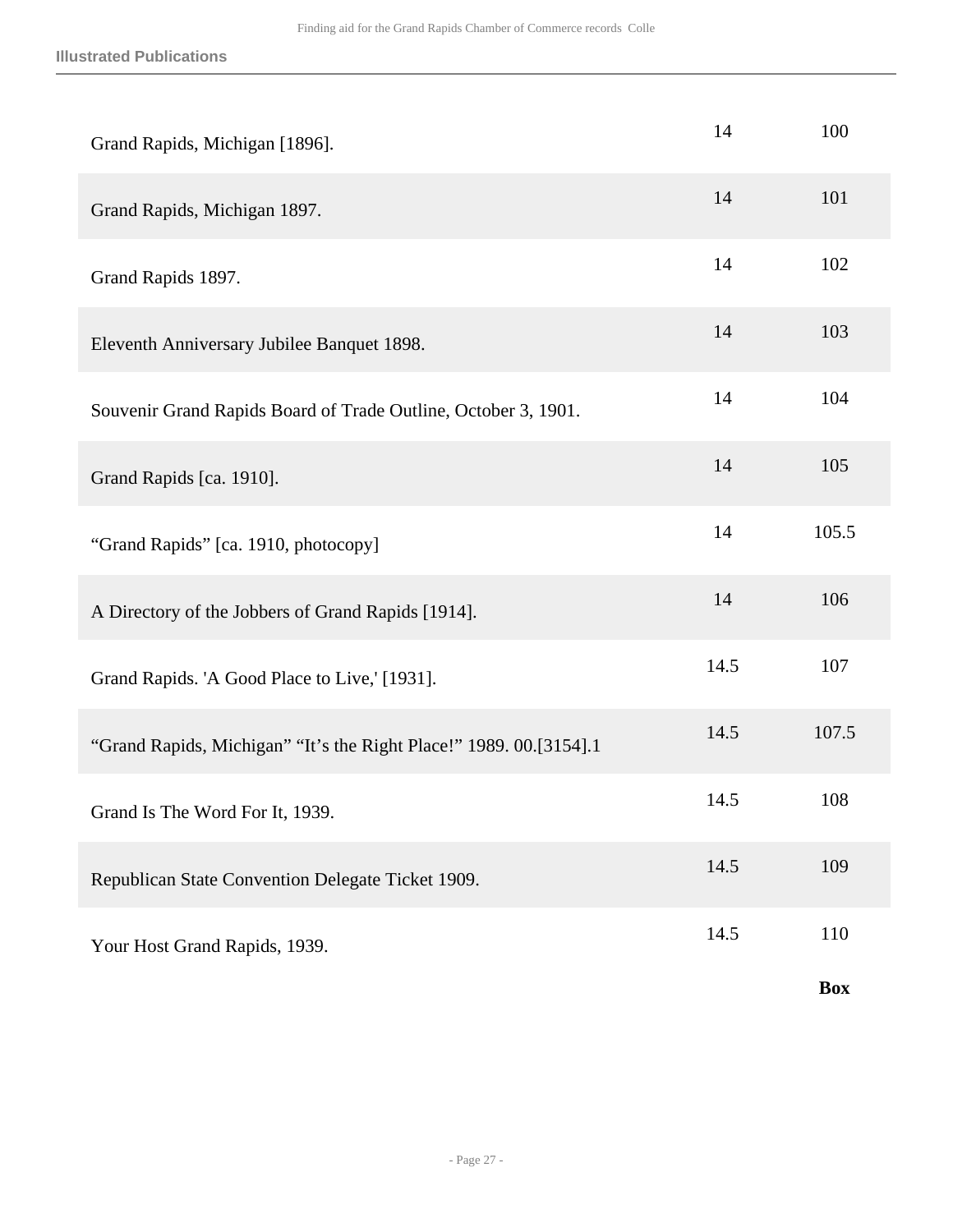| | | |
|---|---|---|
| Grand Rapids, Michigan [1896]. | 14 | 100 |
| Grand Rapids, Michigan 1897. | 14 | 101 |
| Grand Rapids 1897. | 14 | 102 |
| Eleventh Anniversary Jubilee Banquet 1898. | 14 | 103 |
| Souvenir Grand Rapids Board of Trade Outline, October 3, 1901. | 14 | 104 |
| Grand Rapids [ca. 1910]. | 14 | 105 |
| “Grand Rapids” [ca. 1910, photocopy] | 14 | 105.5 |
| A Directory of the Jobbers of Grand Rapids [1914]. | 14 | 106 |
| Grand Rapids. 'A Good Place to Live,' [1931]. | 14.5 | 107 |
| “Grand Rapids, Michigan” “It’s the Right Place!” 1989. 00.[3154].1 | 14.5 | 107.5 |
| Grand Is The Word For It, 1939. | 14.5 | 108 |
| Republican State Convention Delegate Ticket 1909. | 14.5 | 109 |
| Your Host Grand Rapids, 1939. | 14.5 | 110 |
| | | **Box** |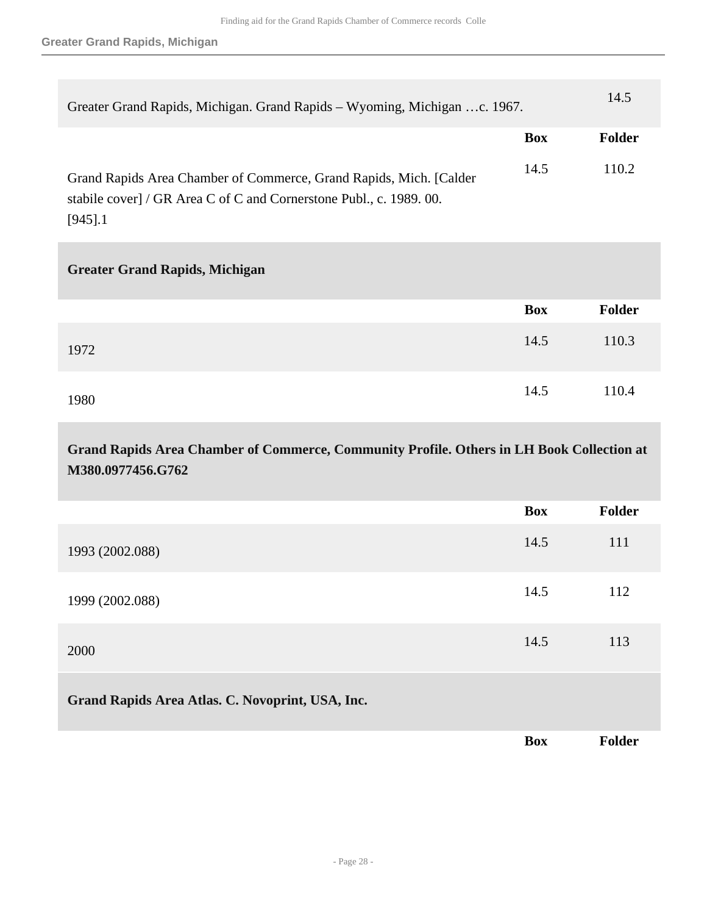| | Box | Folder |
| --- | --- | --- |
| Greater Grand Rapids, Michigan. Grand Rapids – Wyoming, Michigan …c. 1967. | 14.5 | |
| Grand Rapids Area Chamber of Commerce, Grand Rapids, Mich. [Calder stabile cover] / GR Area C of C and Cornerstone Publ., c. 1989. 00. [945].1 | 14.5 | 110.2 |

### Greater Grand Rapids, Michigan

| | Box | Folder |
| --- | --- | --- |
| 1972 | 14.5 | 110.3 |
| 1980 | 14.5 | 110.4 |

### Grand Rapids Area Chamber of Commerce, Community Profile. Others in LH Book Collection at M380.0977456.G762

| | Box | Folder |
| --- | --- | --- |
| 1993 (2002.088) | 14.5 | 111 |
| 1999 (2002.088) | 14.5 | 112 |
| 2000 | 14.5 | 113 |

### Grand Rapids Area Atlas. C. Novoprint, USA, Inc.

| | Box | Folder |
| --- | --- | --- |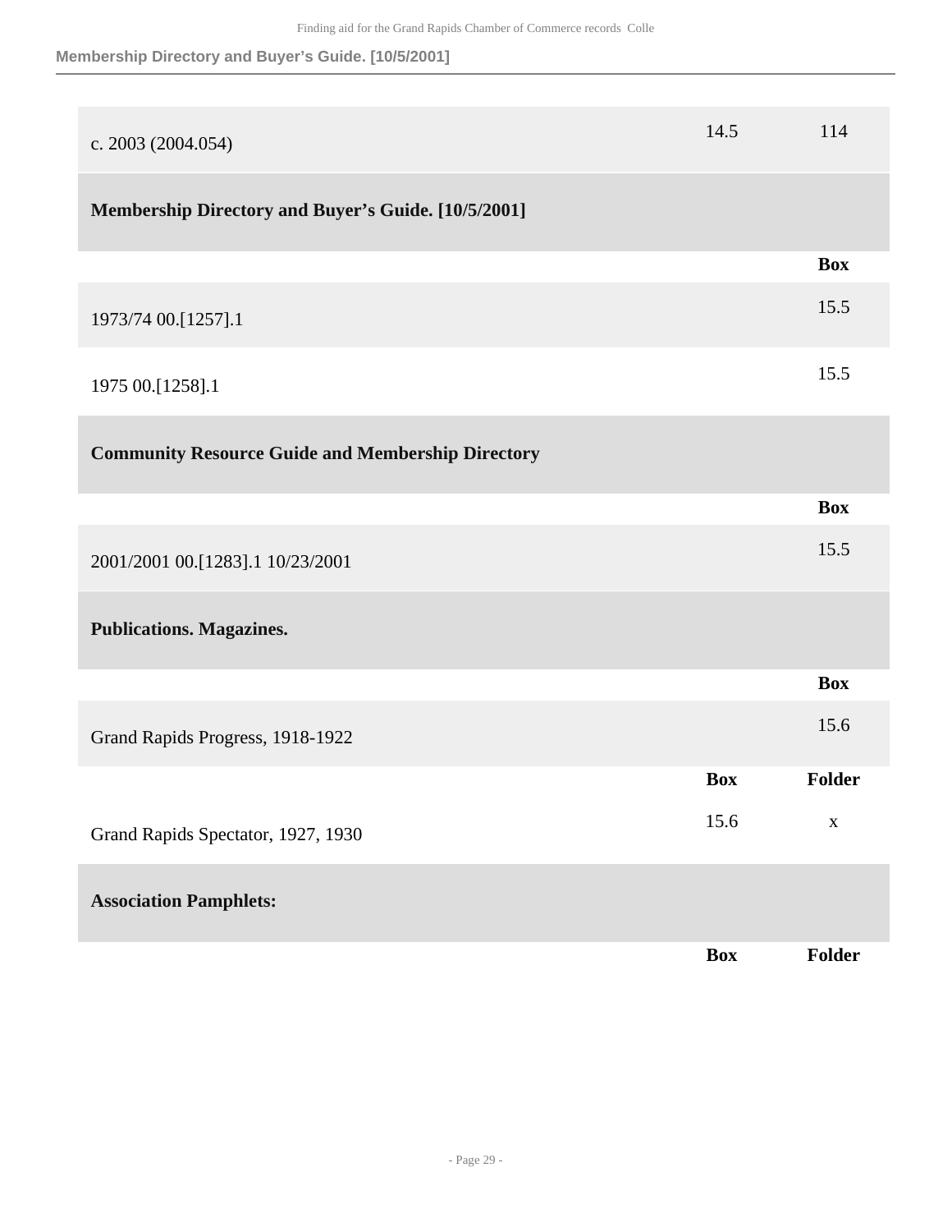| | | |
|---|---|---|
| c. 2003 (2004.054) | 14.5 | 114 |

### Membership Directory and Buyer’s Guide. [10/5/2001]

| | Box |
|---|---|
| 1973/74 00.[1257].1 | 15.5 |
| 1975 00.[1258].1 | 15.5 |

### Community Resource Guide and Membership Directory

| | Box |
|---|---|
| 2001/2001 00.[1283].1 10/23/2001 | 15.5 |

### Publications. Magazines.

| | Box |
|---|---|
| Grand Rapids Progress, 1918-1922 | 15.6 |

| | Box | Folder |
|---|---|---|
| Grand Rapids Spectator, 1927, 1930 | 15.6 | x |

### Association Pamphlets:

| | Box | Folder |
|---|---|---|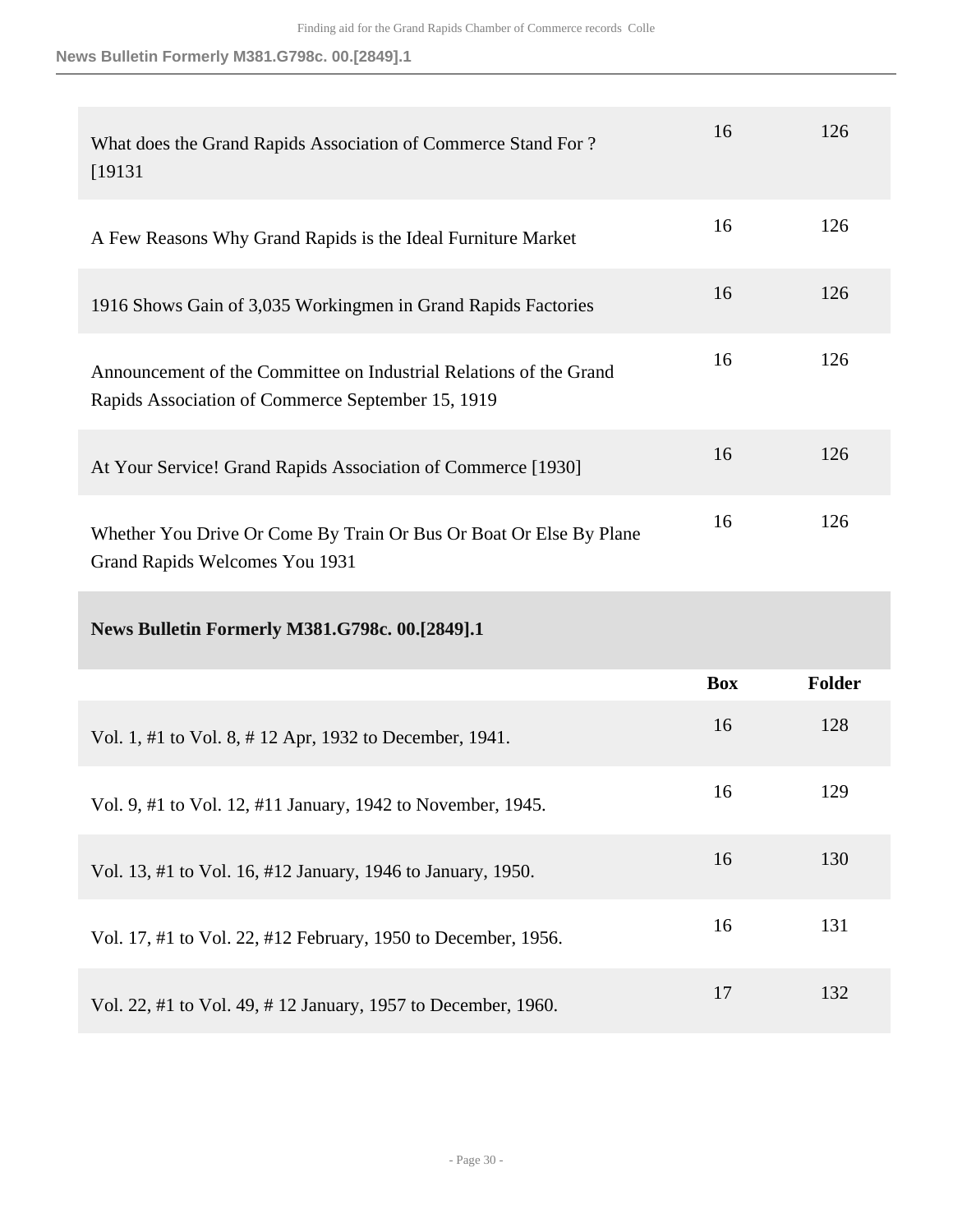| | Box | Folder |
|---|---|---|
| What does the Grand Rapids Association of Commerce Stand For ? [19131 | 16 | 126 |
| A Few Reasons Why Grand Rapids is the Ideal Furniture Market | 16 | 126 |
| 1916 Shows Gain of 3,035 Workingmen in Grand Rapids Factories | 16 | 126 |
| Announcement of the Committee on Industrial Relations of the Grand Rapids Association of Commerce September 15, 1919 | 16 | 126 |
| At Your Service! Grand Rapids Association of Commerce [1930] | 16 | 126 |
| Whether You Drive Or Come By Train Or Bus Or Boat Or Else By Plane Grand Rapids Welcomes You 1931 | 16 | 126 |

### News Bulletin Formerly M381.G798c. 00.[2849].1

| | Box | Folder |
|---|---|---|
| Vol. 1, #1 to Vol. 8, # 12 Apr, 1932 to December, 1941. | 16 | 128 |
| Vol. 9, #1 to Vol. 12, #11 January, 1942 to November, 1945. | 16 | 129 |
| Vol. 13, #1 to Vol. 16, #12 January, 1946 to January, 1950. | 16 | 130 |
| Vol. 17, #1 to Vol. 22, #12 February, 1950 to December, 1956. | 16 | 131 |
| Vol. 22, #1 to Vol. 49, # 12 January, 1957 to December, 1960. | 17 | 132 |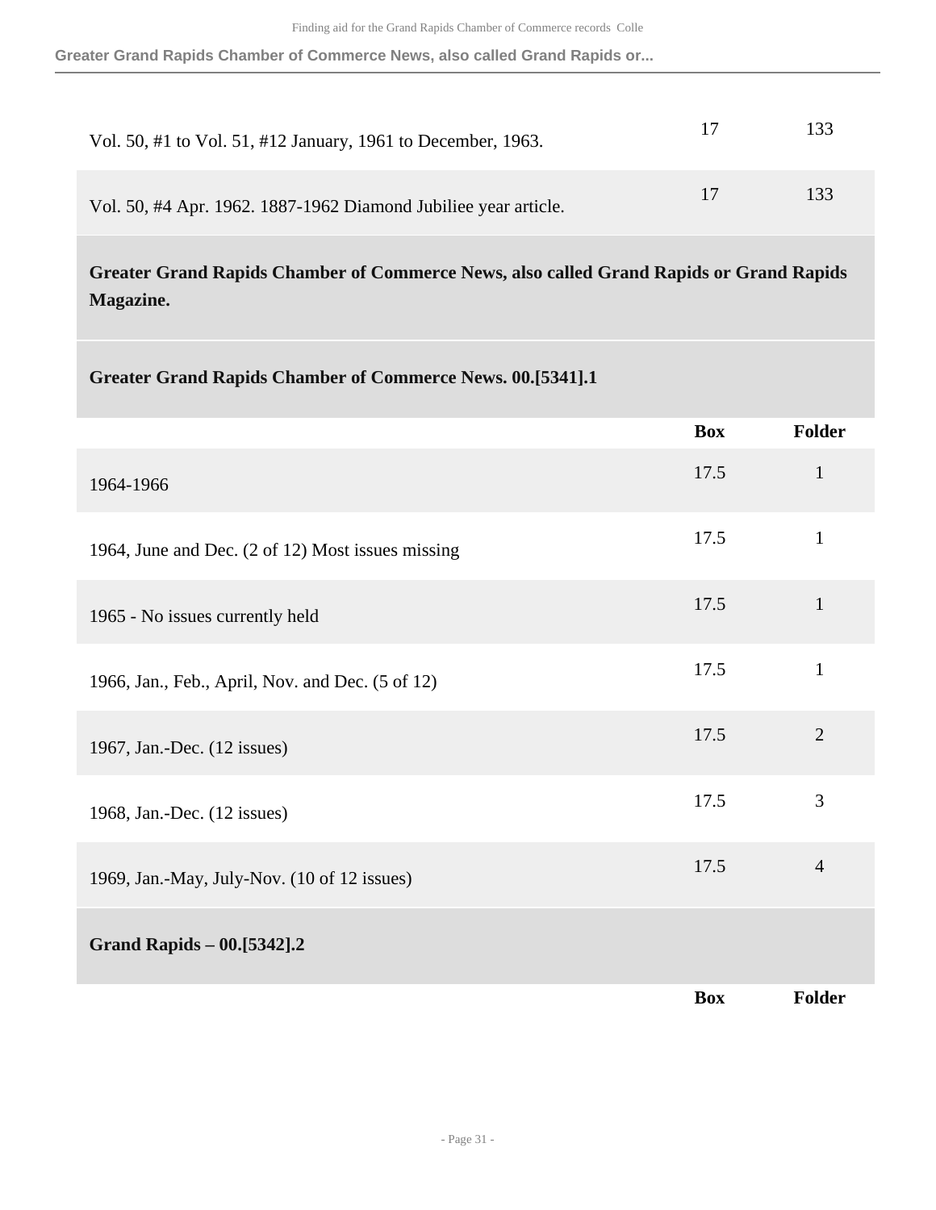| | Box | Folder |
|---|---|---|
| Vol. 50, #1 to Vol. 51, #12 January, 1961 to December, 1963. | 17 | 133 |
| Vol. 50, #4 Apr. 1962. 1887-1962 Diamond Jubiliee year article. | 17 | 133 |

### Greater Grand Rapids Chamber of Commerce News, also called Grand Rapids or Grand Rapids Magazine.

#### Greater Grand Rapids Chamber of Commerce News. 00.[5341].1

| | Box | Folder |
|---|---|---|
| 1964-1966 | 17.5 | 1 |
| 1964, June and Dec. (2 of 12) Most issues missing | 17.5 | 1 |
| 1965 - No issues currently held | 17.5 | 1 |
| 1966, Jan., Feb., April, Nov. and Dec. (5 of 12) | 17.5 | 1 |
| 1967, Jan.-Dec. (12 issues) | 17.5 | 2 |
| 1968, Jan.-Dec. (12 issues) | 17.5 | 3 |
| 1969, Jan.-May, July-Nov. (10 of 12 issues) | 17.5 | 4 |

#### Grand Rapids – 00.[5342].2

| | Box | Folder |
|---|---|---|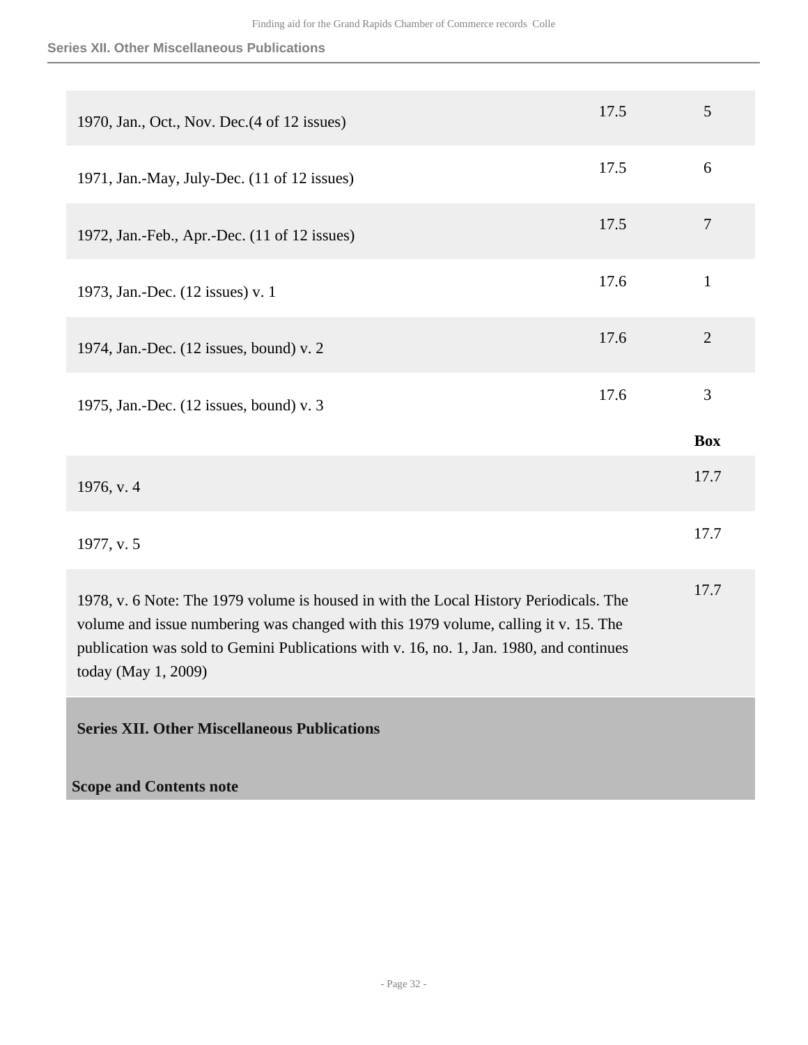| | | |
|---|---|---|
| 1970, Jan., Oct., Nov. Dec.(4 of 12 issues) | 17.5 | 5 |
| 1971, Jan.-May, July-Dec. (11 of 12 issues) | 17.5 | 6 |
| 1972, Jan.-Feb., Apr.-Dec. (11 of 12 issues) | 17.5 | 7 |
| 1973, Jan.-Dec. (12 issues) v. 1 | 17.6 | 1 |
| 1974, Jan.-Dec. (12 issues, bound) v. 2 | 17.6 | 2 |
| 1975, Jan.-Dec. (12 issues, bound) v. 3 | 17.6 | 3 |

| | **Box** |
|---|---|
| 1976, v. 4 | 17.7 |
| 1977, v. 5 | 17.7 |
| 1978, v. 6 Note: The 1979 volume is housed in with the Local History Periodicals. The volume and issue numbering was changed with this 1979 volume, calling it v. 15. The publication was sold to Gemini Publications with v. 16, no. 1, Jan. 1980, and continues today (May 1, 2009) | 17.7 |

## Series XII. Other Miscellaneous Publications

### Scope and Contents note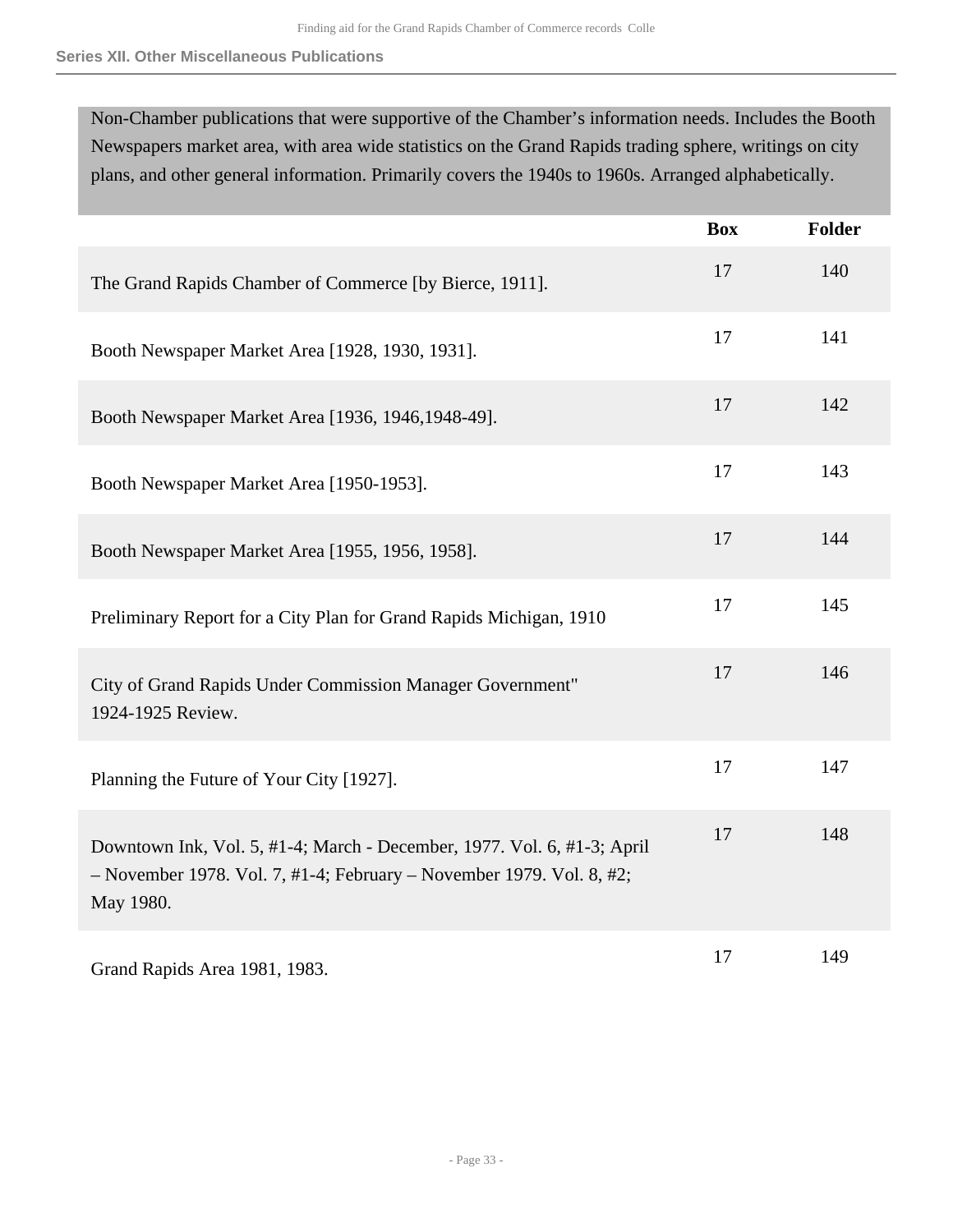## Series XII. Other Miscellaneous Publications

Non-Chamber publications that were supportive of the Chamber's information needs. Includes the Booth Newspapers market area, with area wide statistics on the Grand Rapids trading sphere, writings on city plans, and other general information. Primarily covers the 1940s to 1960s. Arranged alphabetically.

| | Box | Folder |
|---|---|---|
| The Grand Rapids Chamber of Commerce [by Bierce, 1911]. | 17 | 140 |
| Booth Newspaper Market Area [1928, 1930, 1931]. | 17 | 141 |
| Booth Newspaper Market Area [1936, 1946,1948-49]. | 17 | 142 |
| Booth Newspaper Market Area [1950-1953]. | 17 | 143 |
| Booth Newspaper Market Area [1955, 1956, 1958]. | 17 | 144 |
| Preliminary Report for a City Plan for Grand Rapids Michigan, 1910 | 17 | 145 |
| City of Grand Rapids Under Commission Manager Government" 1924-1925 Review. | 17 | 146 |
| Planning the Future of Your City [1927]. | 17 | 147 |
| Downtown Ink, Vol. 5, #1-4; March - December, 1977. Vol. 6, #1-3; April – November 1978. Vol. 7, #1-4; February – November 1979. Vol. 8, #2; May 1980. | 17 | 148 |
| Grand Rapids Area 1981, 1983. | 17 | 149 |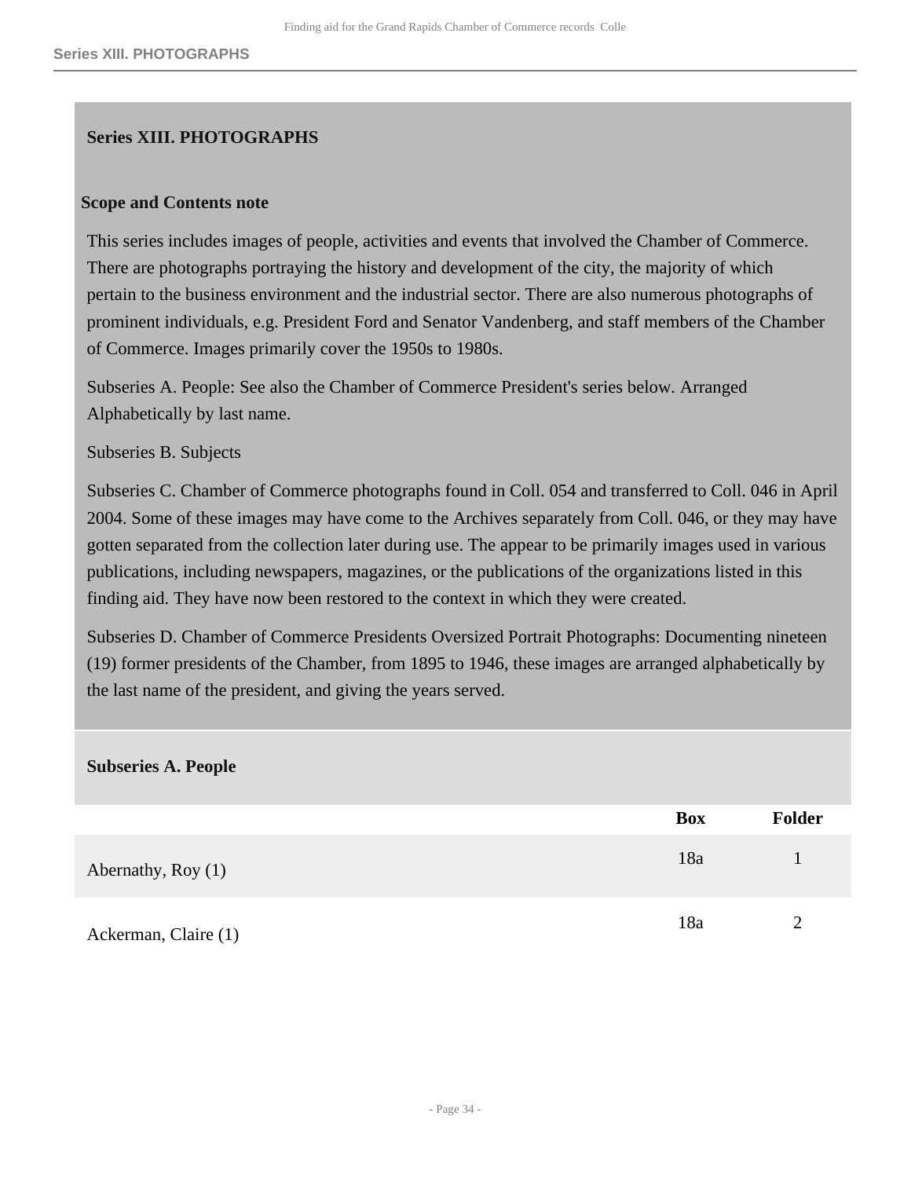## Series XIII. PHOTOGRAPHS

### Scope and Contents note

This series includes images of people, activities and events that involved the Chamber of Commerce. There are photographs portraying the history and development of the city, the majority of which pertain to the business environment and the industrial sector. There are also numerous photographs of prominent individuals, e.g. President Ford and Senator Vandenberg, and staff members of the Chamber of Commerce. Images primarily cover the 1950s to 1980s.

Subseries A. People: See also the Chamber of Commerce President's series below. Arranged Alphabetically by last name.

Subseries B. Subjects

Subseries C. Chamber of Commerce photographs found in Coll. 054 and transferred to Coll. 046 in April 2004. Some of these images may have come to the Archives separately from Coll. 046, or they may have gotten separated from the collection later during use. The appear to be primarily images used in various publications, including newspapers, magazines, or the publications of the organizations listed in this finding aid. They have now been restored to the context in which they were created.

Subseries D. Chamber of Commerce Presidents Oversized Portrait Photographs: Documenting nineteen (19) former presidents of the Chamber, from 1895 to 1946, these images are arranged alphabetically by the last name of the president, and giving the years served.

### Subseries A. People

| | Box | Folder |
|---|---|---|
| Abernathy, Roy (1) | 18a | 1 |
| Ackerman, Claire (1) | 18a | 2 |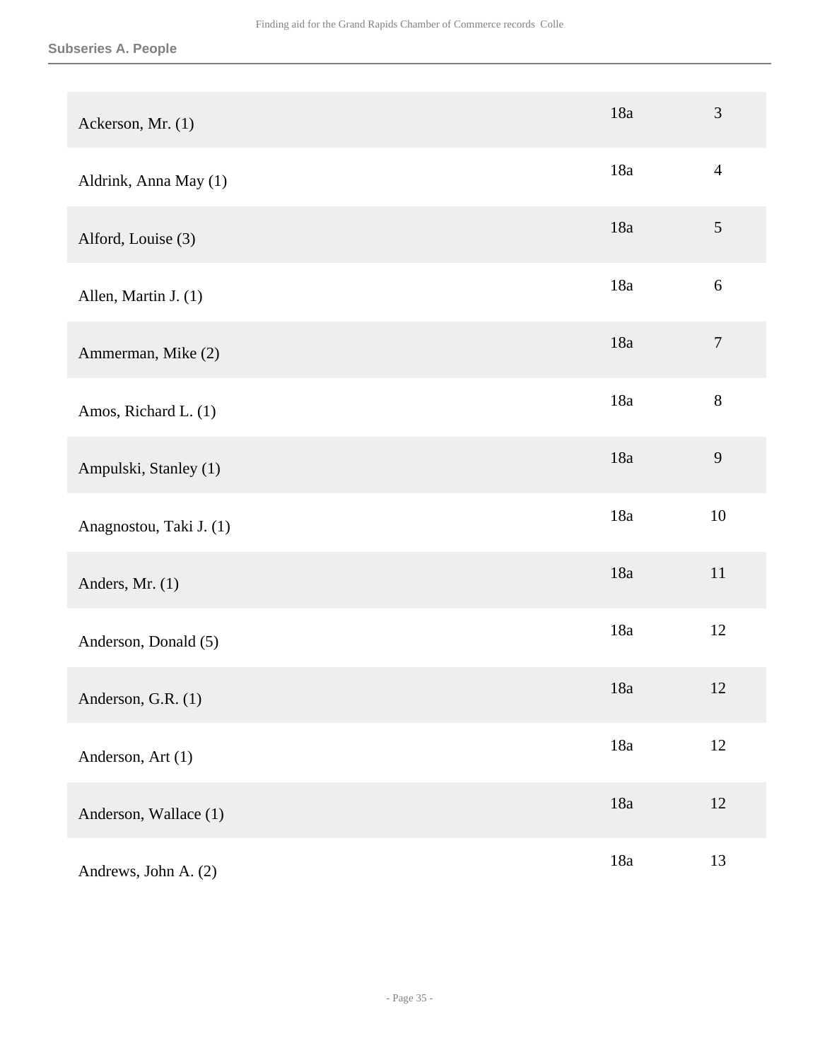## Subseries A. People

| | | |
|---|---|---|
| Ackerson, Mr. (1) | 18a | 3 |
| Aldrink, Anna May (1) | 18a | 4 |
| Alford, Louise (3) | 18a | 5 |
| Allen, Martin J. (1) | 18a | 6 |
| Ammerman, Mike (2) | 18a | 7 |
| Amos, Richard L. (1) | 18a | 8 |
| Ampulski, Stanley (1) | 18a | 9 |
| Anagnostou, Taki J. (1) | 18a | 10 |
| Anders, Mr. (1) | 18a | 11 |
| Anderson, Donald (5) | 18a | 12 |
| Anderson, G.R. (1) | 18a | 12 |
| Anderson, Art (1) | 18a | 12 |
| Anderson, Wallace (1) | 18a | 12 |
| Andrews, John A. (2) | 18a | 13 |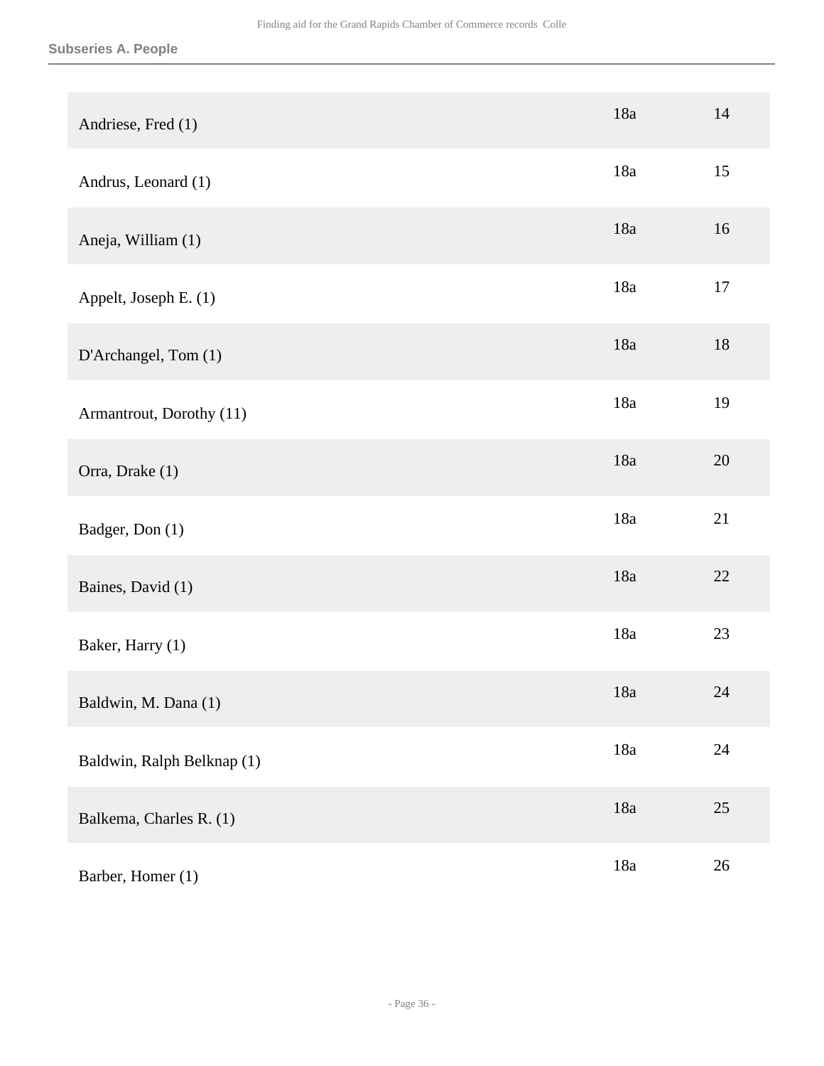## Subseries A. People

| | | |
|---|---|---|
| Andriese, Fred (1) | 18a | 14 |
| Andrus, Leonard (1) | 18a | 15 |
| Aneja, William (1) | 18a | 16 |
| Appelt, Joseph E. (1) | 18a | 17 |
| D'Archangel, Tom (1) | 18a | 18 |
| Armantrout, Dorothy (11) | 18a | 19 |
| Orra, Drake (1) | 18a | 20 |
| Badger, Don (1) | 18a | 21 |
| Baines, David (1) | 18a | 22 |
| Baker, Harry (1) | 18a | 23 |
| Baldwin, M. Dana (1) | 18a | 24 |
| Baldwin, Ralph Belknap (1) | 18a | 24 |
| Balkema, Charles R. (1) | 18a | 25 |
| Barber, Homer (1) | 18a | 26 |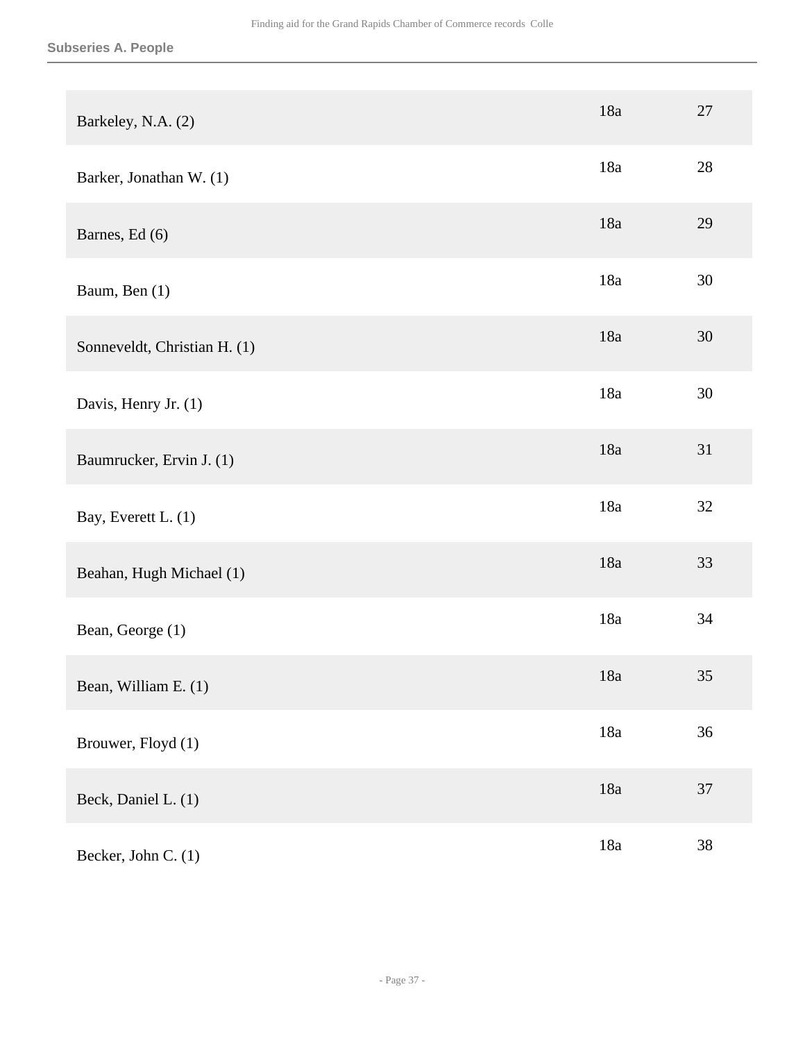**Subseries A. People**

| | | |
|---|---|---|
| Barkeley, N.A. (2) | 18a | 27 |
| Barker, Jonathan W. (1) | 18a | 28 |
| Barnes, Ed (6) | 18a | 29 |
| Baum, Ben (1) | 18a | 30 |
| Sonneveldt, Christian H. (1) | 18a | 30 |
| Davis, Henry Jr. (1) | 18a | 30 |
| Baumrucker, Ervin J. (1) | 18a | 31 |
| Bay, Everett L. (1) | 18a | 32 |
| Beahan, Hugh Michael (1) | 18a | 33 |
| Bean, George (1) | 18a | 34 |
| Bean, William E. (1) | 18a | 35 |
| Brouwer, Floyd (1) | 18a | 36 |
| Beck, Daniel L. (1) | 18a | 37 |
| Becker, John C. (1) | 18a | 38 |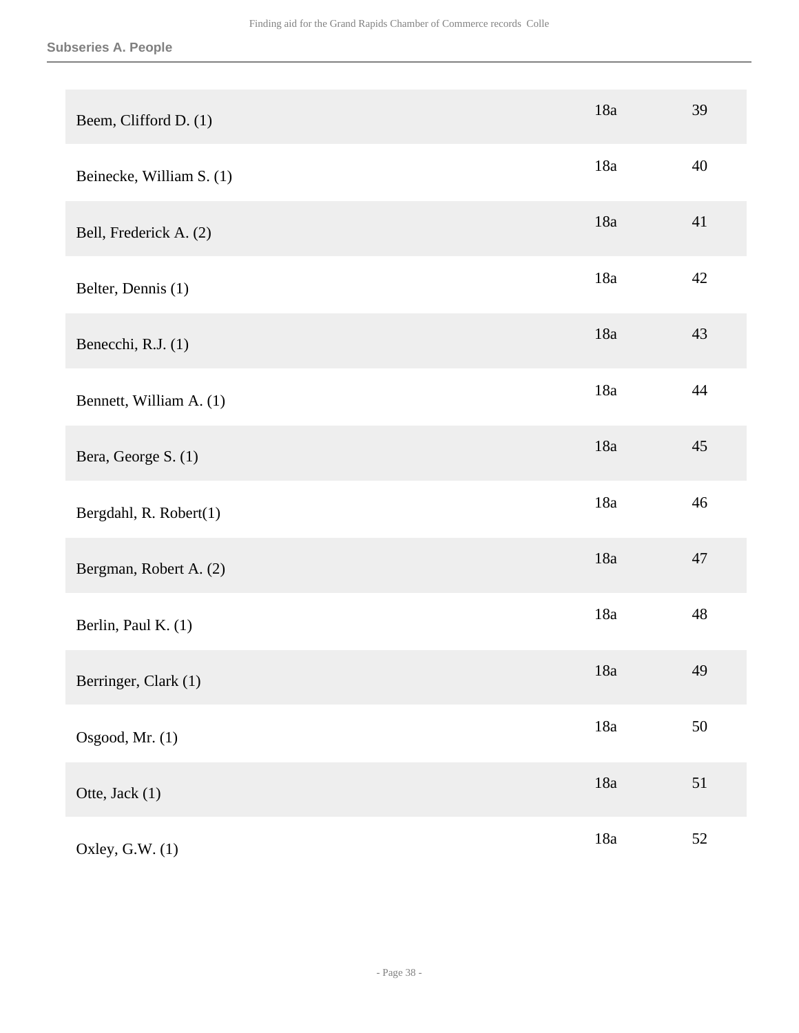**Subseries A. People**

| | | |
|---|---|---|
| Beem, Clifford D. (1) | 18a | 39 |
| Beinecke, William S. (1) | 18a | 40 |
| Bell, Frederick A. (2) | 18a | 41 |
| Belter, Dennis (1) | 18a | 42 |
| Benecchi, R.J. (1) | 18a | 43 |
| Bennett, William A. (1) | 18a | 44 |
| Bera, George S. (1) | 18a | 45 |
| Bergdahl, R. Robert(1) | 18a | 46 |
| Bergman, Robert A. (2) | 18a | 47 |
| Berlin, Paul K. (1) | 18a | 48 |
| Berringer, Clark (1) | 18a | 49 |
| Osgood, Mr. (1) | 18a | 50 |
| Otte, Jack (1) | 18a | 51 |
| Oxley, G.W. (1) | 18a | 52 |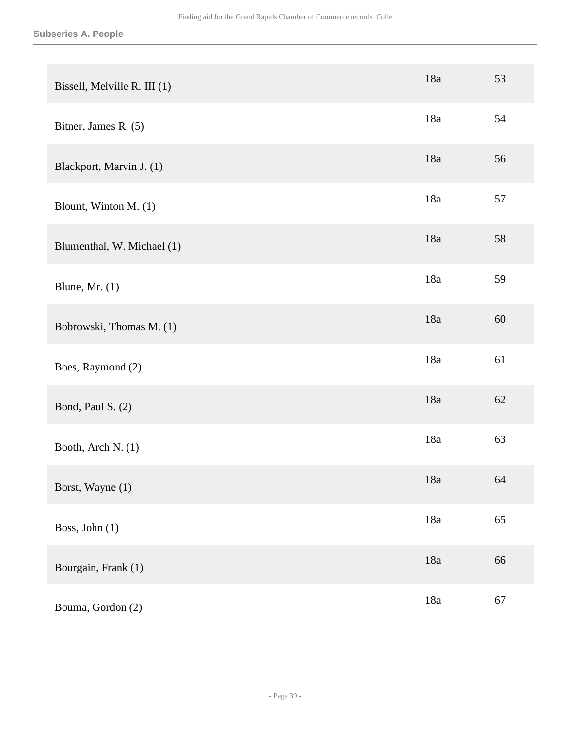| | | |
|---|---|---|
| Bissell, Melville R. III (1) | 18a | 53 |
| Bitner, James R. (5) | 18a | 54 |
| Blackport, Marvin J. (1) | 18a | 56 |
| Blount, Winton M. (1) | 18a | 57 |
| Blumenthal, W. Michael (1) | 18a | 58 |
| Blune, Mr. (1) | 18a | 59 |
| Bobrowski, Thomas M. (1) | 18a | 60 |
| Boes, Raymond (2) | 18a | 61 |
| Bond, Paul S. (2) | 18a | 62 |
| Booth, Arch N. (1) | 18a | 63 |
| Borst, Wayne (1) | 18a | 64 |
| Boss, John (1) | 18a | 65 |
| Bourgain, Frank (1) | 18a | 66 |
| Bouma, Gordon (2) | 18a | 67 |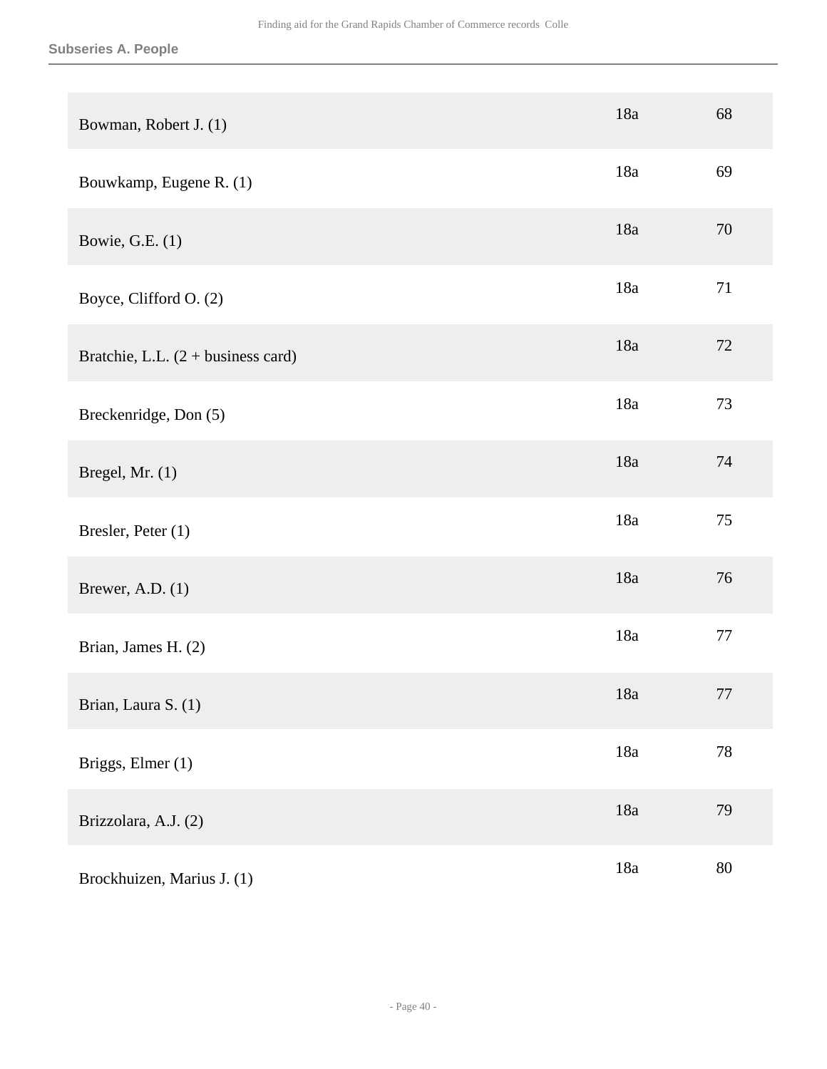### Subseries A. People

| | | |
|---|---|---|
| Bowman, Robert J. (1) | 18a | 68 |
| Bouwkamp, Eugene R. (1) | 18a | 69 |
| Bowie, G.E. (1) | 18a | 70 |
| Boyce, Clifford O. (2) | 18a | 71 |
| Bratchie, L.L. (2 + business card) | 18a | 72 |
| Breckenridge, Don (5) | 18a | 73 |
| Bregel, Mr. (1) | 18a | 74 |
| Bresler, Peter (1) | 18a | 75 |
| Brewer, A.D. (1) | 18a | 76 |
| Brian, James H. (2) | 18a | 77 |
| Brian, Laura S. (1) | 18a | 77 |
| Briggs, Elmer (1) | 18a | 78 |
| Brizzolara, A.J. (2) | 18a | 79 |
| Brockhuizen, Marius J. (1) | 18a | 80 |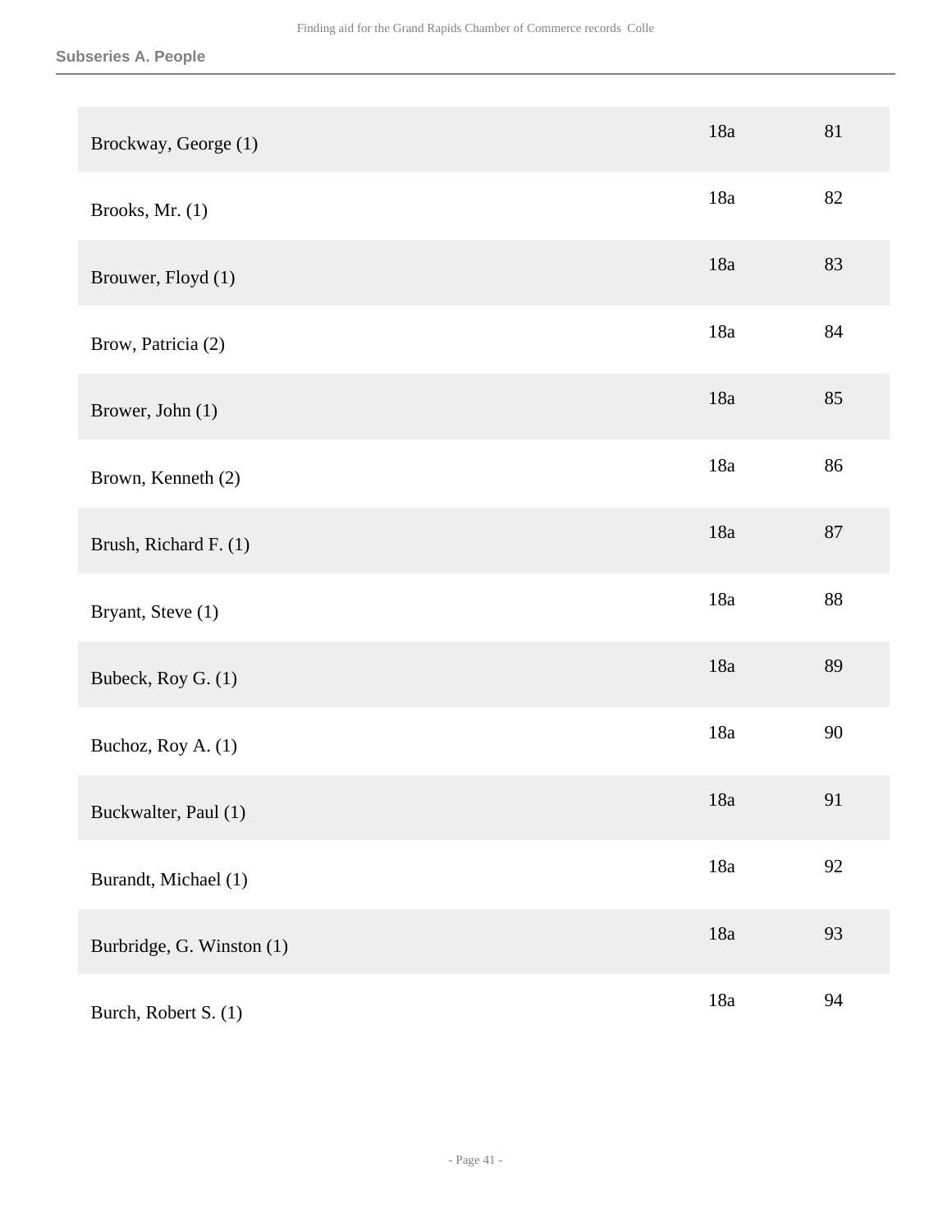| | | |
|---|---|---|
| Brockway, George (1) | 18a | 81 |
| Brooks, Mr. (1) | 18a | 82 |
| Brouwer, Floyd (1) | 18a | 83 |
| Brow, Patricia (2) | 18a | 84 |
| Brower, John (1) | 18a | 85 |
| Brown, Kenneth (2) | 18a | 86 |
| Brush, Richard F. (1) | 18a | 87 |
| Bryant, Steve (1) | 18a | 88 |
| Bubeck, Roy G. (1) | 18a | 89 |
| Buchoz, Roy A. (1) | 18a | 90 |
| Buckwalter, Paul (1) | 18a | 91 |
| Burandt, Michael (1) | 18a | 92 |
| Burbridge, G. Winston (1) | 18a | 93 |
| Burch, Robert S. (1) | 18a | 94 |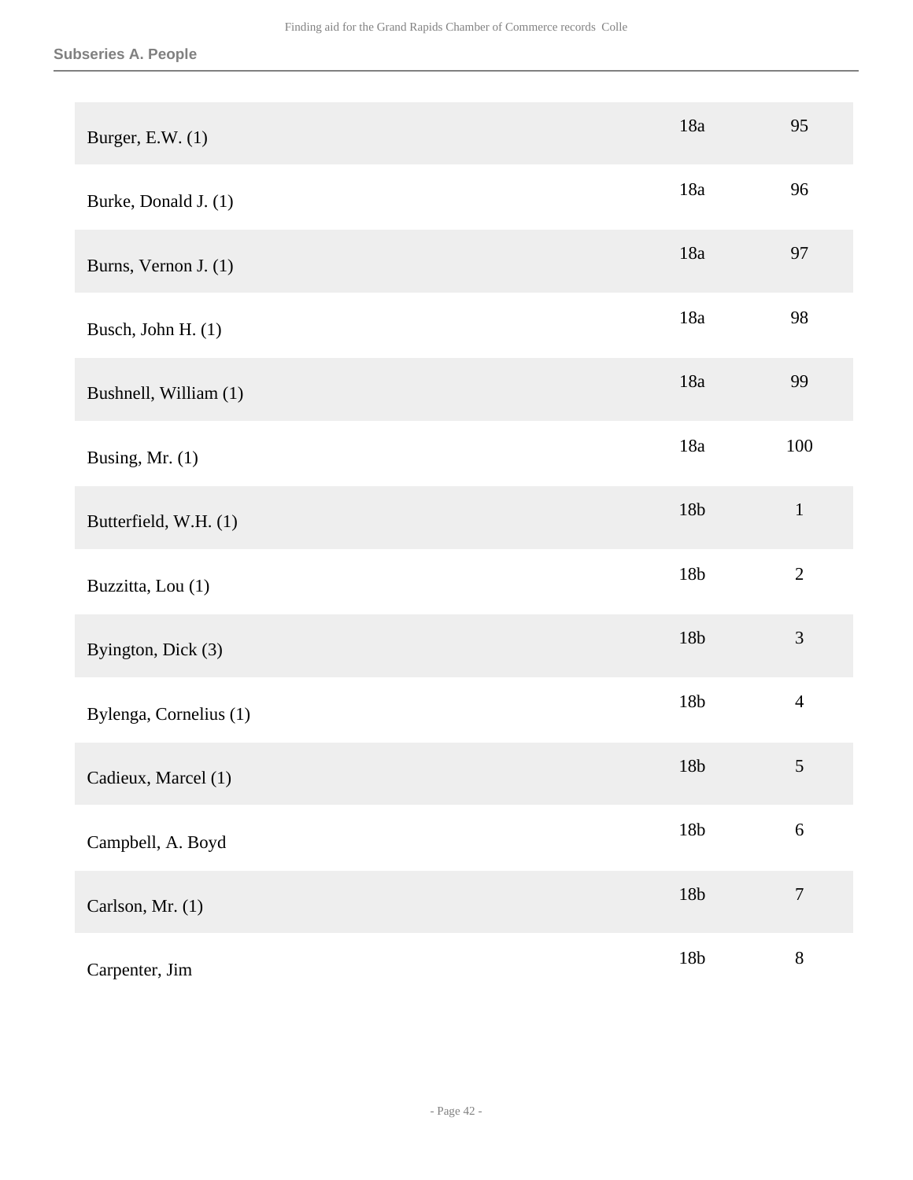**Subseries A. People**

| | | |
|---|---|---|
| Burger, E.W. (1) | 18a | 95 |
| Burke, Donald J. (1) | 18a | 96 |
| Burns, Vernon J. (1) | 18a | 97 |
| Busch, John H. (1) | 18a | 98 |
| Bushnell, William (1) | 18a | 99 |
| Busing, Mr. (1) | 18a | 100 |
| Butterfield, W.H. (1) | 18b | 1 |
| Buzzitta, Lou (1) | 18b | 2 |
| Byington, Dick (3) | 18b | 3 |
| Bylenga, Cornelius (1) | 18b | 4 |
| Cadieux, Marcel (1) | 18b | 5 |
| Campbell, A. Boyd | 18b | 6 |
| Carlson, Mr. (1) | 18b | 7 |
| Carpenter, Jim | 18b | 8 |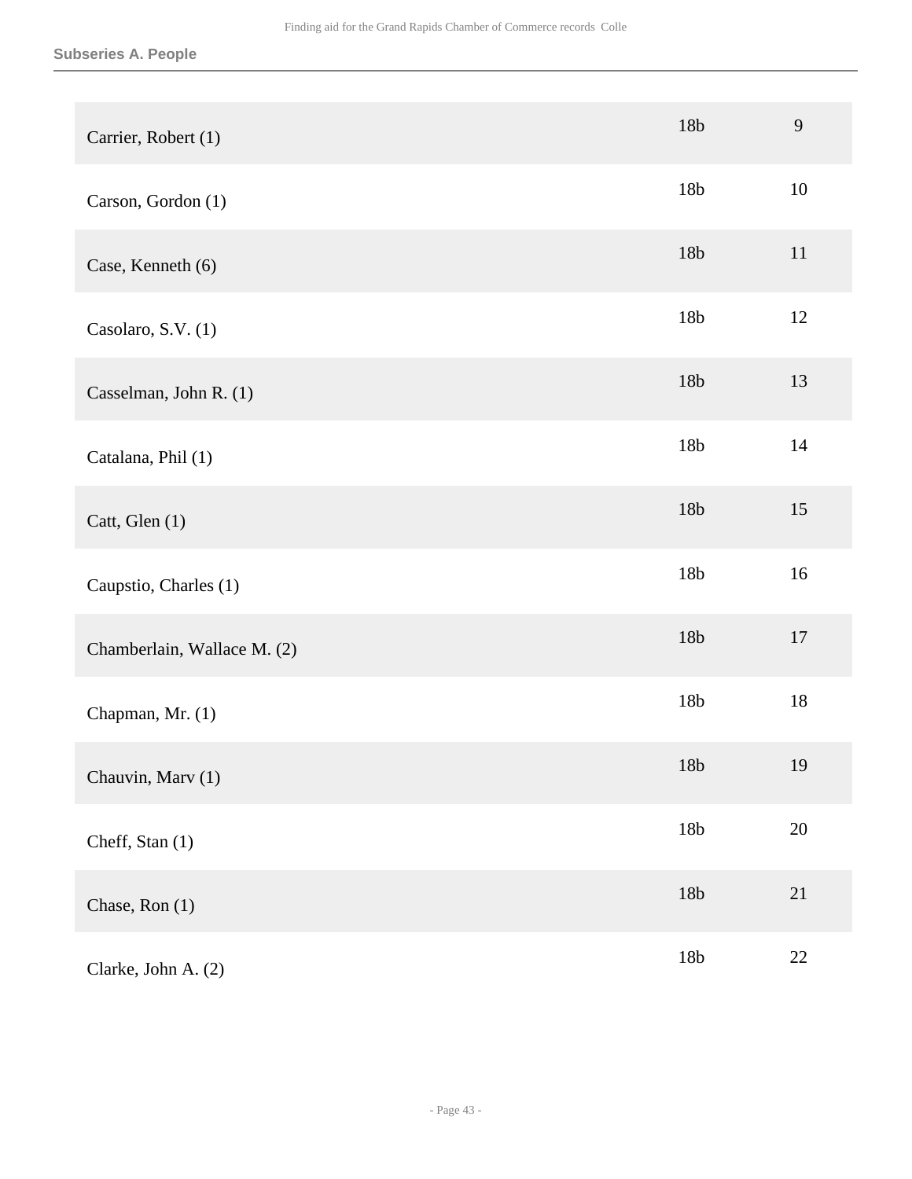| | | |
|---|---|---|
| Carrier, Robert (1) | 18b | 9 |
| Carson, Gordon (1) | 18b | 10 |
| Case, Kenneth (6) | 18b | 11 |
| Casolaro, S.V. (1) | 18b | 12 |
| Casselman, John R. (1) | 18b | 13 |
| Catalana, Phil (1) | 18b | 14 |
| Catt, Glen (1) | 18b | 15 |
| Caupstio, Charles (1) | 18b | 16 |
| Chamberlain, Wallace M. (2) | 18b | 17 |
| Chapman, Mr. (1) | 18b | 18 |
| Chauvin, Marv (1) | 18b | 19 |
| Cheff, Stan (1) | 18b | 20 |
| Chase, Ron (1) | 18b | 21 |
| Clarke, John A. (2) | 18b | 22 |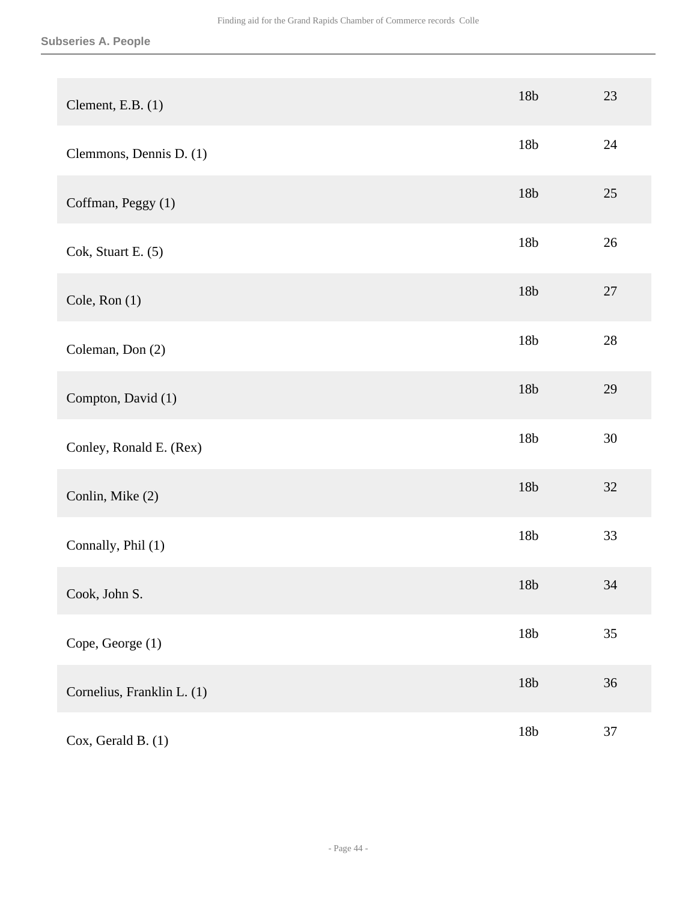### Subseries A. People

| | | |
|---|---|---|
| Clement, E.B. (1) | 18b | 23 |
| Clemmons, Dennis D. (1) | 18b | 24 |
| Coffman, Peggy (1) | 18b | 25 |
| Cok, Stuart E. (5) | 18b | 26 |
| Cole, Ron (1) | 18b | 27 |
| Coleman, Don (2) | 18b | 28 |
| Compton, David (1) | 18b | 29 |
| Conley, Ronald E. (Rex) | 18b | 30 |
| Conlin, Mike (2) | 18b | 32 |
| Connally, Phil (1) | 18b | 33 |
| Cook, John S. | 18b | 34 |
| Cope, George (1) | 18b | 35 |
| Cornelius, Franklin L. (1) | 18b | 36 |
| Cox, Gerald B. (1) | 18b | 37 |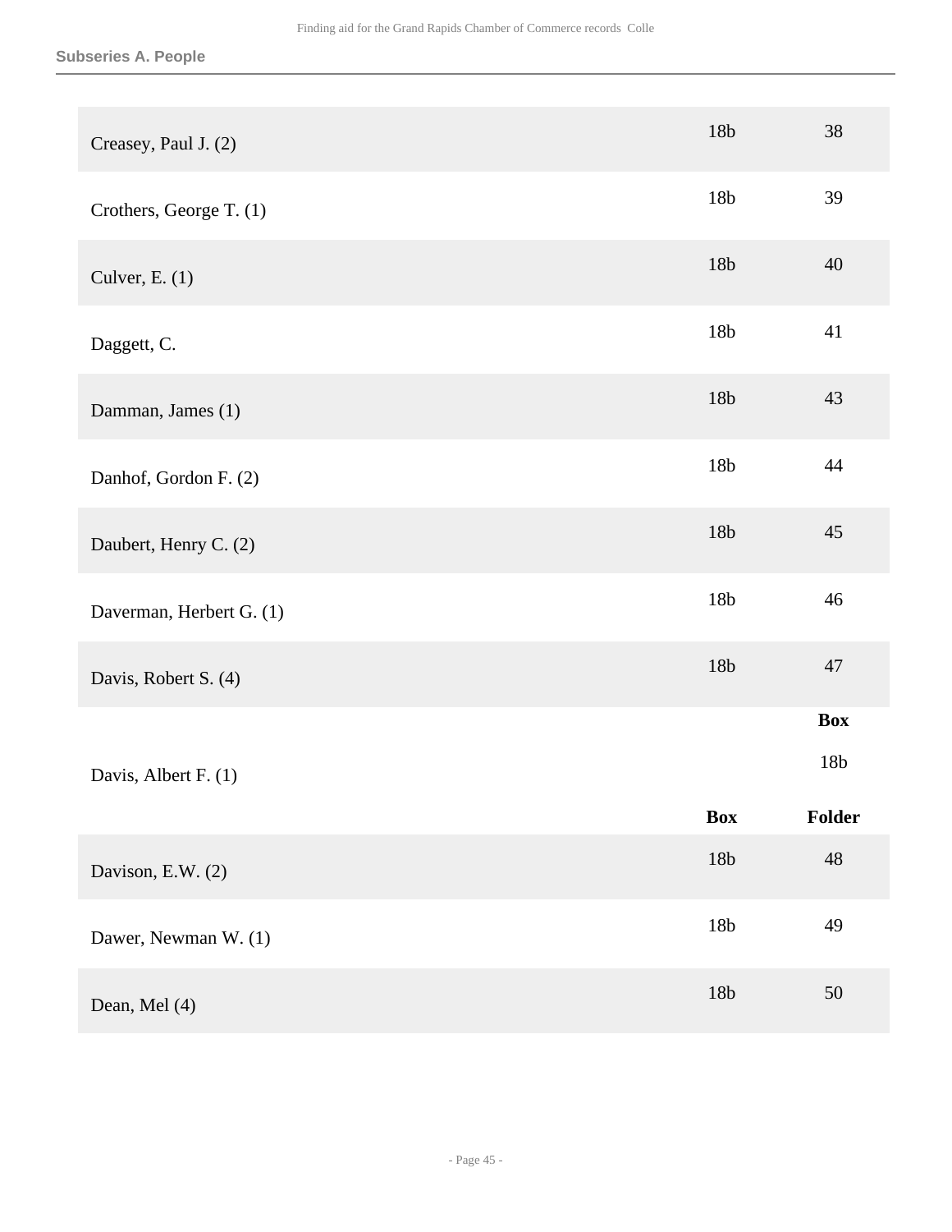## Subseries A. People

| | Box | Folder |
|---|---|---|
| Creasey, Paul J. (2) | 18b | 38 |
| Crothers, George T. (1) | 18b | 39 |
| Culver, E. (1) | 18b | 40 |
| Daggett, C. | 18b | 41 |
| Damman, James (1) | 18b | 43 |
| Danhof, Gordon F. (2) | 18b | 44 |
| Daubert, Henry C. (2) | 18b | 45 |
| Daverman, Herbert G. (1) | 18b | 46 |
| Davis, Robert S. (4) | 18b | 47 |

| | Box |
|---|---|
| Davis, Albert F. (1) | 18b |

| | Box | Folder |
|---|---|---|
| Davison, E.W. (2) | 18b | 48 |
| Dawer, Newman W. (1) | 18b | 49 |
| Dean, Mel (4) | 18b | 50 |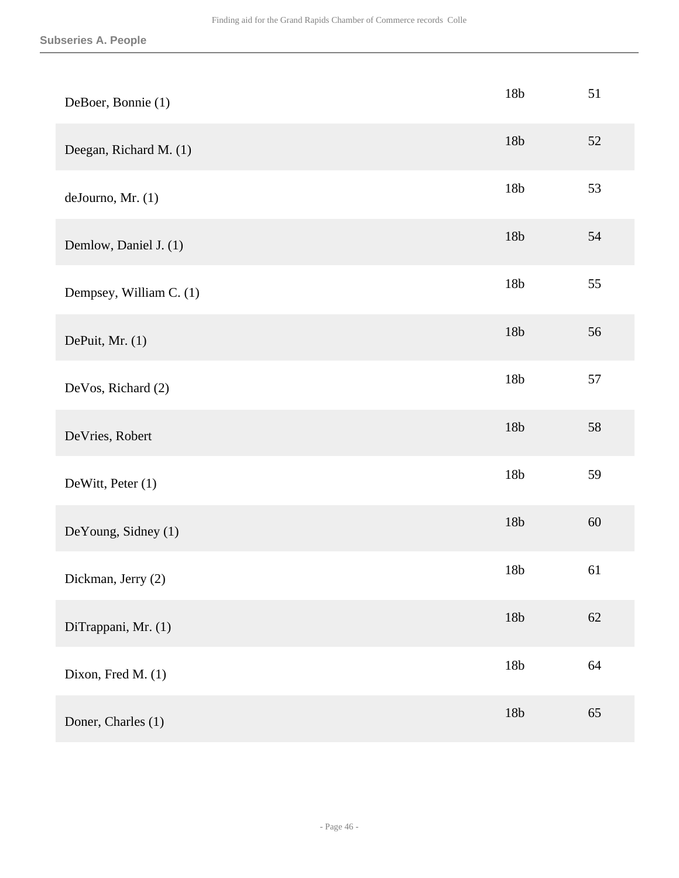| | | |
|---|---|---|
| DeBoer, Bonnie (1) | 18b | 51 |
| Deegan, Richard M. (1) | 18b | 52 |
| deJourno, Mr. (1) | 18b | 53 |
| Demlow, Daniel J. (1) | 18b | 54 |
| Dempsey, William C. (1) | 18b | 55 |
| DePuit, Mr. (1) | 18b | 56 |
| DeVos, Richard (2) | 18b | 57 |
| DeVries, Robert | 18b | 58 |
| DeWitt, Peter (1) | 18b | 59 |
| DeYoung, Sidney (1) | 18b | 60 |
| Dickman, Jerry (2) | 18b | 61 |
| DiTrappani, Mr. (1) | 18b | 62 |
| Dixon, Fred M. (1) | 18b | 64 |
| Doner, Charles (1) | 18b | 65 |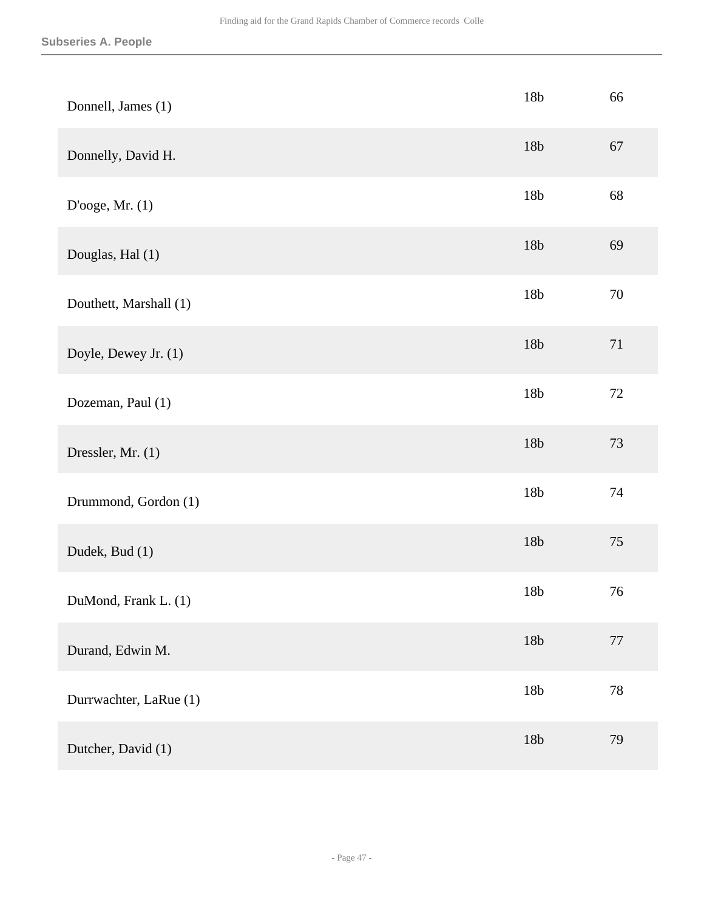**Subseries A. People**

| | | |
|---|---|---|
| Donnell, James (1) | 18b | 66 |
| Donnelly, David H. | 18b | 67 |
| D'ooge, Mr. (1) | 18b | 68 |
| Douglas, Hal (1) | 18b | 69 |
| Douthett, Marshall (1) | 18b | 70 |
| Doyle, Dewey Jr. (1) | 18b | 71 |
| Dozeman, Paul (1) | 18b | 72 |
| Dressler, Mr. (1) | 18b | 73 |
| Drummond, Gordon (1) | 18b | 74 |
| Dudek, Bud (1) | 18b | 75 |
| DuMond, Frank L. (1) | 18b | 76 |
| Durand, Edwin M. | 18b | 77 |
| Durrwachter, LaRue (1) | 18b | 78 |
| Dutcher, David (1) | 18b | 79 |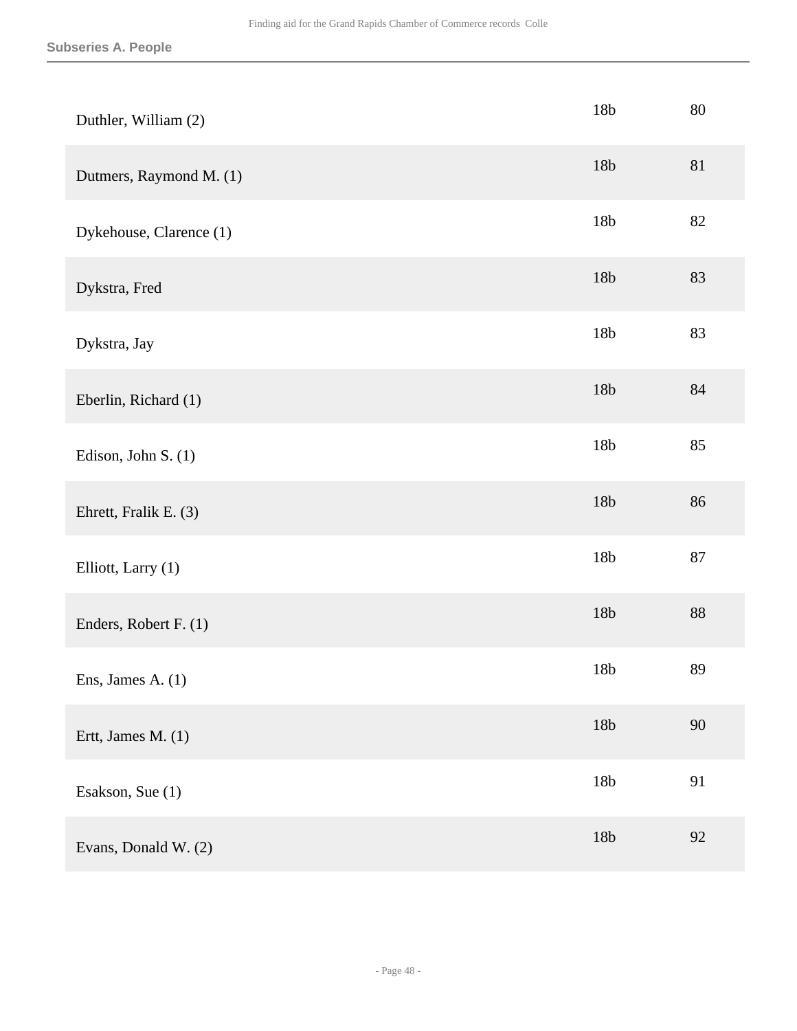| | | |
|---|---|---|
| Duthler, William (2) | 18b | 80 |
| Dutmers, Raymond M. (1) | 18b | 81 |
| Dykehouse, Clarence (1) | 18b | 82 |
| Dykstra, Fred | 18b | 83 |
| Dykstra, Jay | 18b | 83 |
| Eberlin, Richard (1) | 18b | 84 |
| Edison, John S. (1) | 18b | 85 |
| Ehrett, Fralik E. (3) | 18b | 86 |
| Elliott, Larry (1) | 18b | 87 |
| Enders, Robert F. (1) | 18b | 88 |
| Ens, James A. (1) | 18b | 89 |
| Ertt, James M. (1) | 18b | 90 |
| Esakson, Sue (1) | 18b | 91 |
| Evans, Donald W. (2) | 18b | 92 |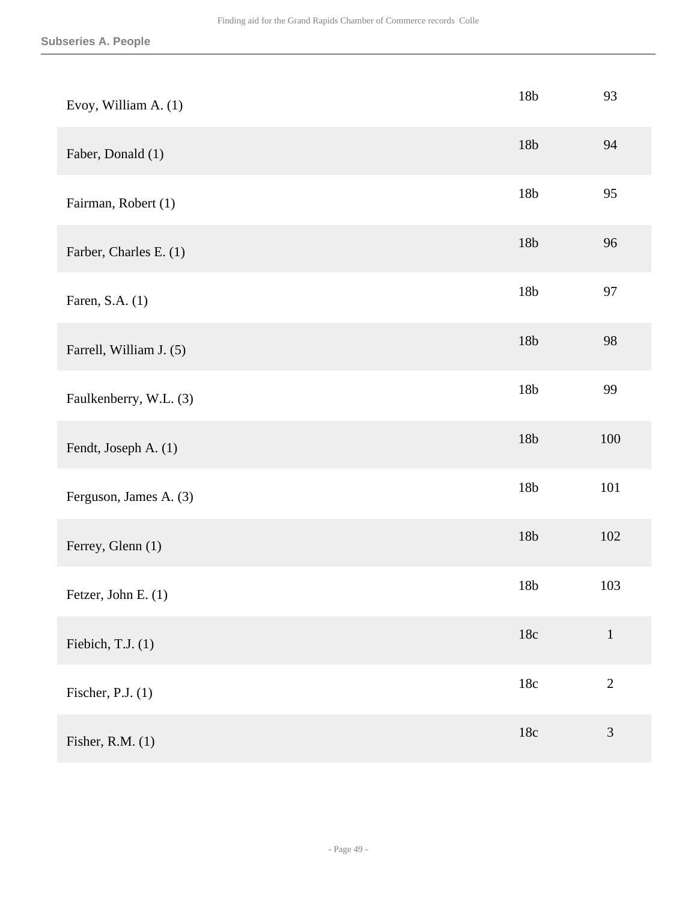| | | |
|---|---|---|
| Evoy, William A. (1) | 18b | 93 |
| Faber, Donald (1) | 18b | 94 |
| Fairman, Robert (1) | 18b | 95 |
| Farber, Charles E. (1) | 18b | 96 |
| Faren, S.A. (1) | 18b | 97 |
| Farrell, William J. (5) | 18b | 98 |
| Faulkenberry, W.L. (3) | 18b | 99 |
| Fendt, Joseph A. (1) | 18b | 100 |
| Ferguson, James A. (3) | 18b | 101 |
| Ferrey, Glenn (1) | 18b | 102 |
| Fetzer, John E. (1) | 18b | 103 |
| Fiebich, T.J. (1) | 18c | 1 |
| Fischer, P.J. (1) | 18c | 2 |
| Fisher, R.M. (1) | 18c | 3 |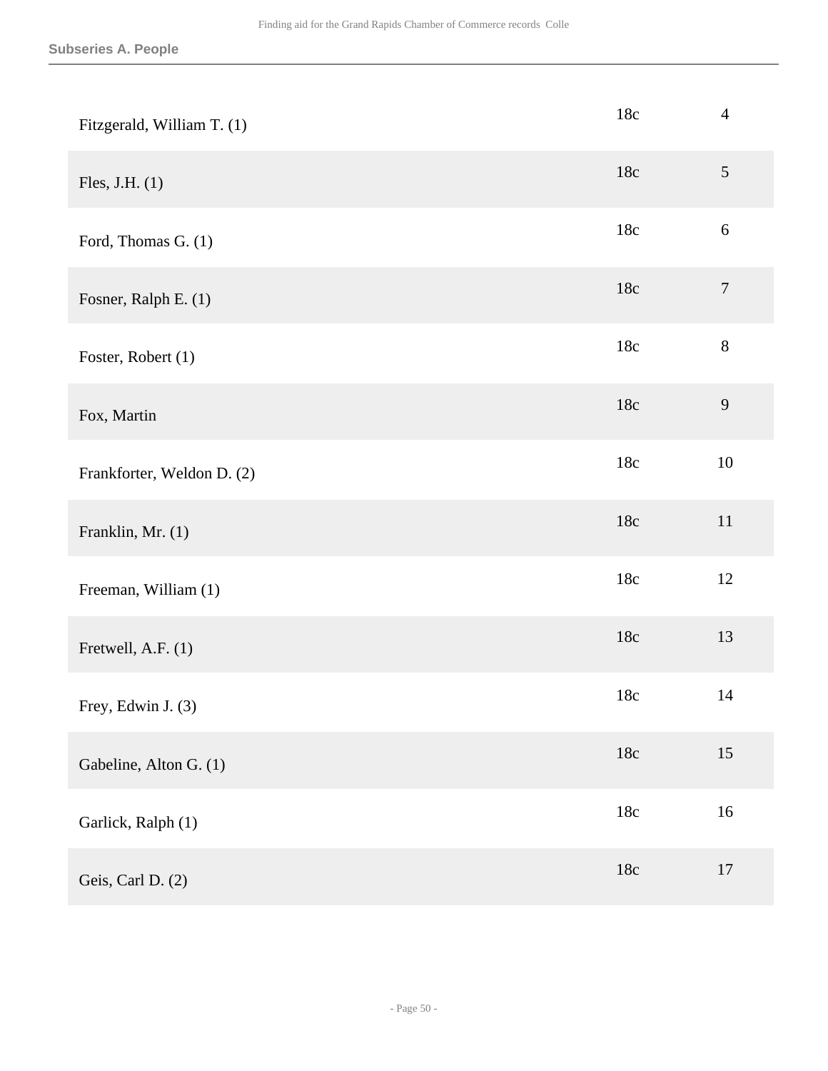| | | |
|---|---|---|
| Fitzgerald, William T. (1) | 18c | 4 |
| Fles, J.H. (1) | 18c | 5 |
| Ford, Thomas G. (1) | 18c | 6 |
| Fosner, Ralph E. (1) | 18c | 7 |
| Foster, Robert (1) | 18c | 8 |
| Fox, Martin | 18c | 9 |
| Frankforter, Weldon D. (2) | 18c | 10 |
| Franklin, Mr. (1) | 18c | 11 |
| Freeman, William (1) | 18c | 12 |
| Fretwell, A.F. (1) | 18c | 13 |
| Frey, Edwin J. (3) | 18c | 14 |
| Gabeline, Alton G. (1) | 18c | 15 |
| Garlick, Ralph (1) | 18c | 16 |
| Geis, Carl D. (2) | 18c | 17 |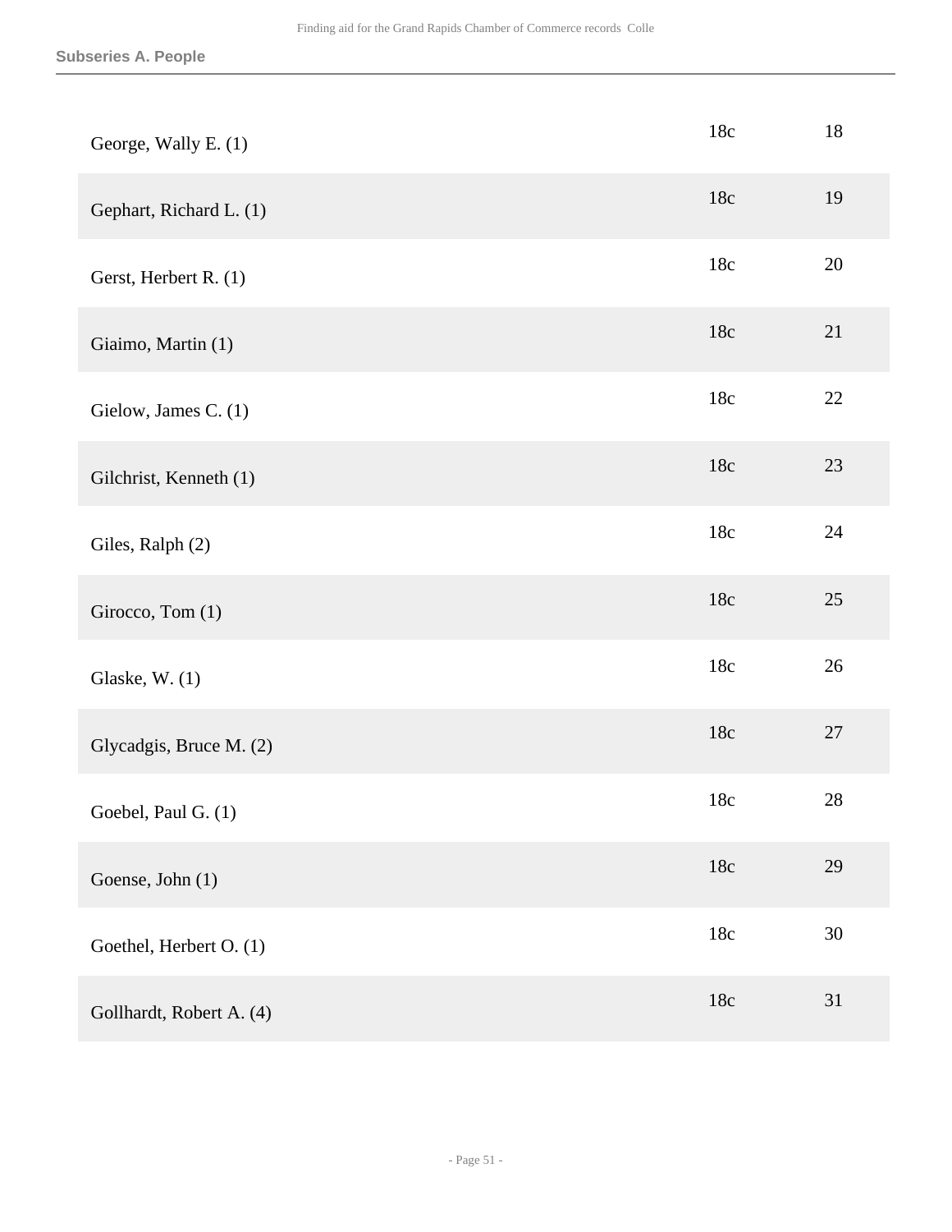| | | |
|---|---|---|
| George, Wally E. (1) | 18c | 18 |
| Gephart, Richard L. (1) | 18c | 19 |
| Gerst, Herbert R. (1) | 18c | 20 |
| Giaimo, Martin (1) | 18c | 21 |
| Gielow, James C. (1) | 18c | 22 |
| Gilchrist, Kenneth (1) | 18c | 23 |
| Giles, Ralph (2) | 18c | 24 |
| Girocco, Tom (1) | 18c | 25 |
| Glaske, W. (1) | 18c | 26 |
| Glycadgis, Bruce M. (2) | 18c | 27 |
| Goebel, Paul G. (1) | 18c | 28 |
| Goense, John (1) | 18c | 29 |
| Goethel, Herbert O. (1) | 18c | 30 |
| Gollhardt, Robert A. (4) | 18c | 31 |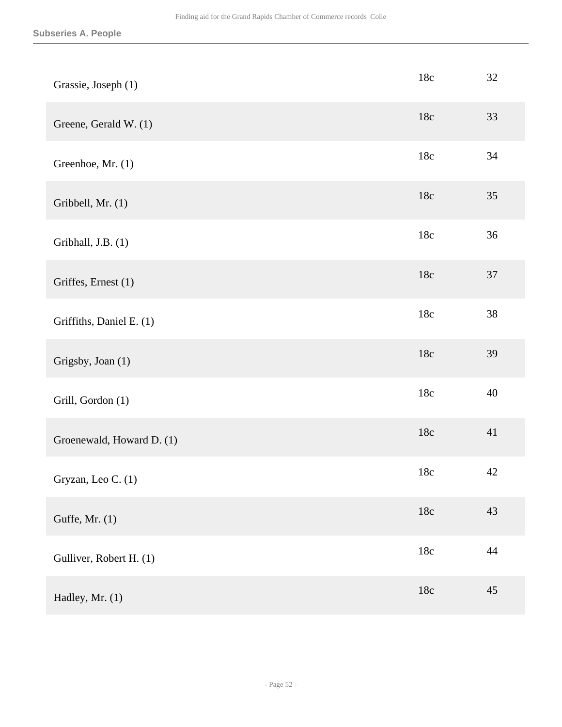| | | |
|---|---|---|
| Grassie, Joseph (1) | 18c | 32 |
| Greene, Gerald W. (1) | 18c | 33 |
| Greenhoe, Mr. (1) | 18c | 34 |
| Gribbell, Mr. (1) | 18c | 35 |
| Gribhall, J.B. (1) | 18c | 36 |
| Griffes, Ernest (1) | 18c | 37 |
| Griffiths, Daniel E. (1) | 18c | 38 |
| Grigsby, Joan (1) | 18c | 39 |
| Grill, Gordon (1) | 18c | 40 |
| Groenewald, Howard D. (1) | 18c | 41 |
| Gryzan, Leo C. (1) | 18c | 42 |
| Guffe, Mr. (1) | 18c | 43 |
| Gulliver, Robert H. (1) | 18c | 44 |
| Hadley, Mr. (1) | 18c | 45 |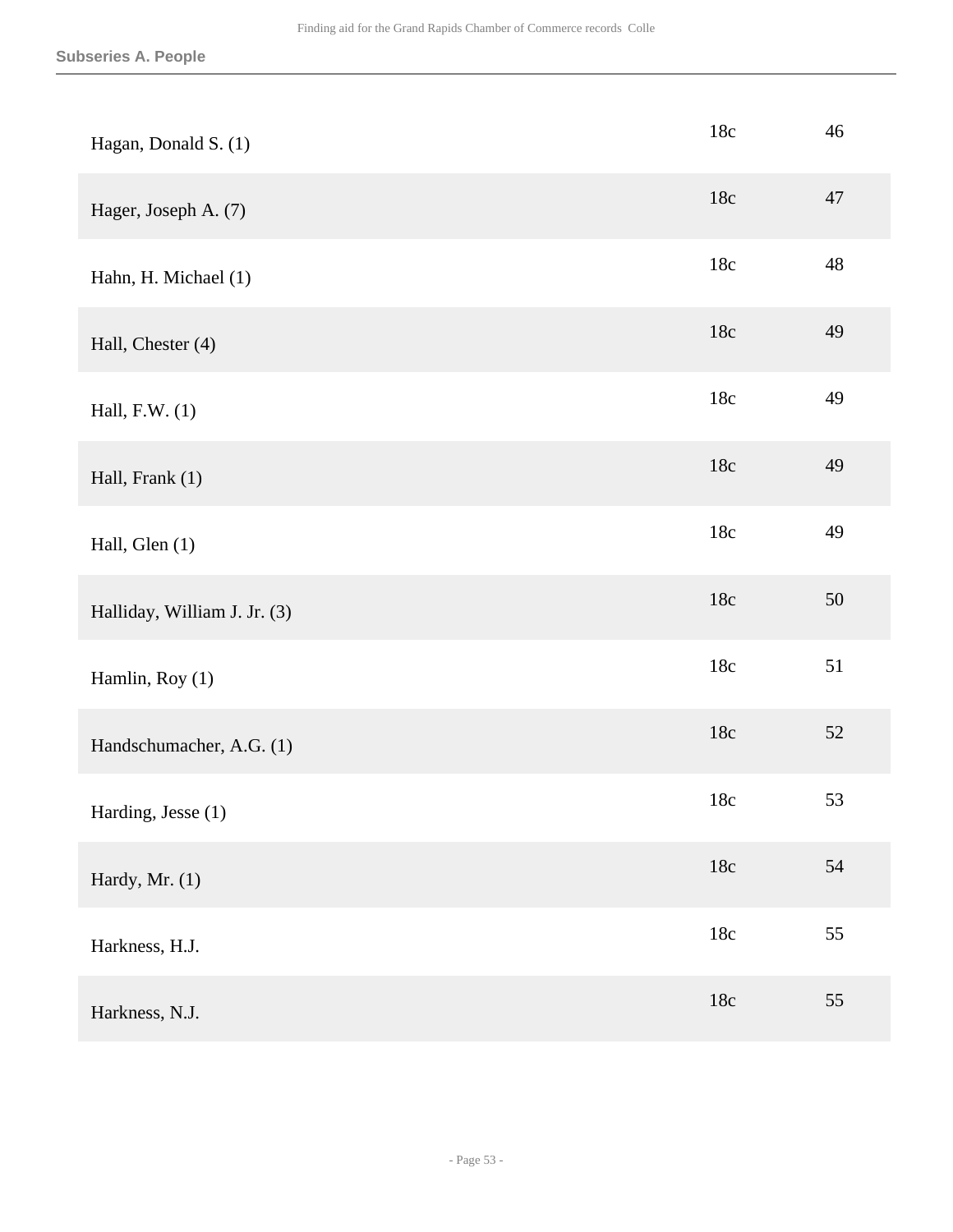**Subseries A. People**

| | | |
|---|---|---|
| Hagan, Donald S. (1) | 18c | 46 |
| Hager, Joseph A. (7) | 18c | 47 |
| Hahn, H. Michael (1) | 18c | 48 |
| Hall, Chester (4) | 18c | 49 |
| Hall, F.W. (1) | 18c | 49 |
| Hall, Frank (1) | 18c | 49 |
| Hall, Glen (1) | 18c | 49 |
| Halliday, William J. Jr. (3) | 18c | 50 |
| Hamlin, Roy (1) | 18c | 51 |
| Handschumacher, A.G. (1) | 18c | 52 |
| Harding, Jesse (1) | 18c | 53 |
| Hardy, Mr. (1) | 18c | 54 |
| Harkness, H.J. | 18c | 55 |
| Harkness, N.J. | 18c | 55 |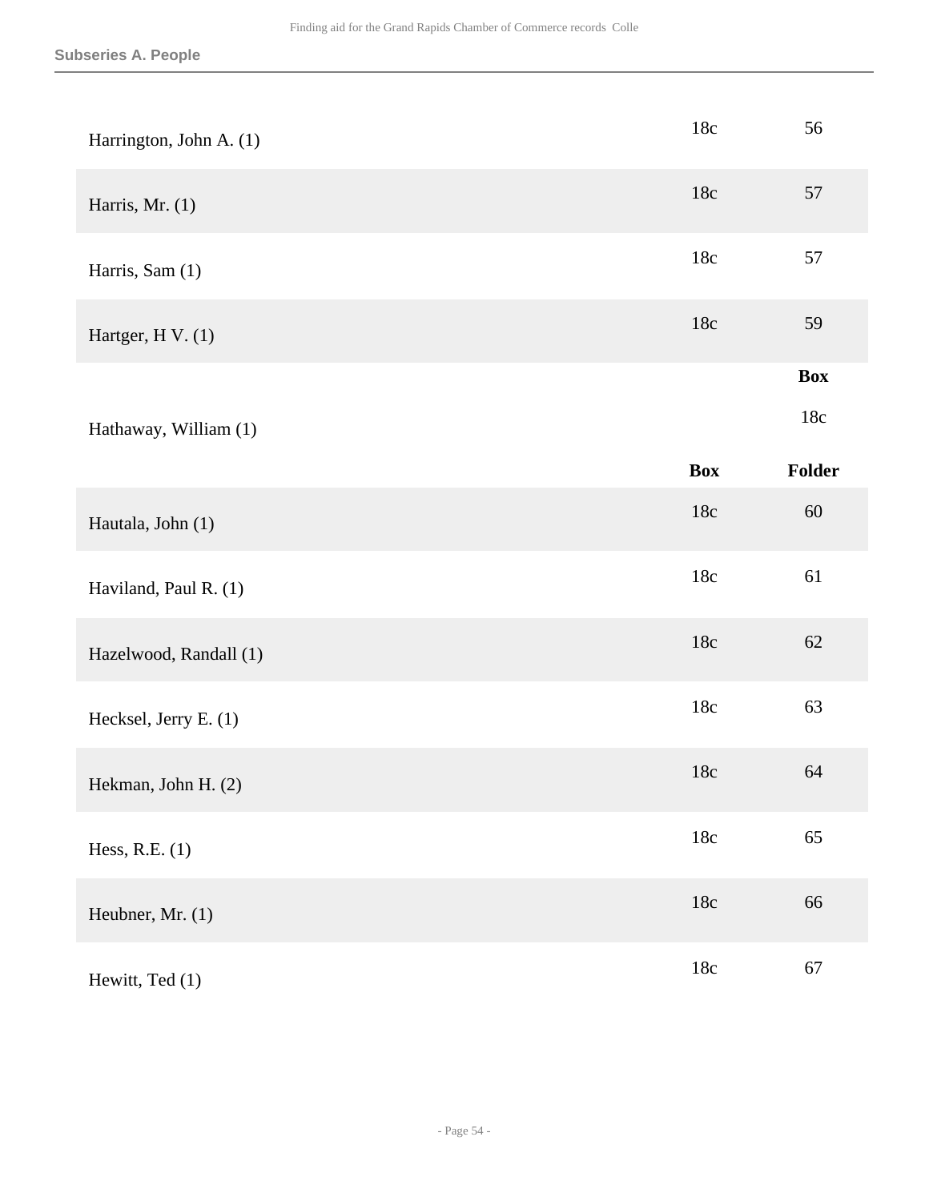## Subseries A. People

| | Box | Folder |
|---|---|---|
| Harrington, John A. (1) | 18c | 56 |
| Harris, Mr. (1) | 18c | 57 |
| Harris, Sam (1) | 18c | 57 |
| Hartger, H V. (1) | 18c | 59 |

| | Box |
|---|---|
| Hathaway, William (1) | 18c |

| | Box | Folder |
|---|---|---|
| Hautala, John (1) | 18c | 60 |
| Haviland, Paul R. (1) | 18c | 61 |
| Hazelwood, Randall (1) | 18c | 62 |
| Hecksel, Jerry E. (1) | 18c | 63 |
| Hekman, John H. (2) | 18c | 64 |
| Hess, R.E. (1) | 18c | 65 |
| Heubner, Mr. (1) | 18c | 66 |
| Hewitt, Ted (1) | 18c | 67 |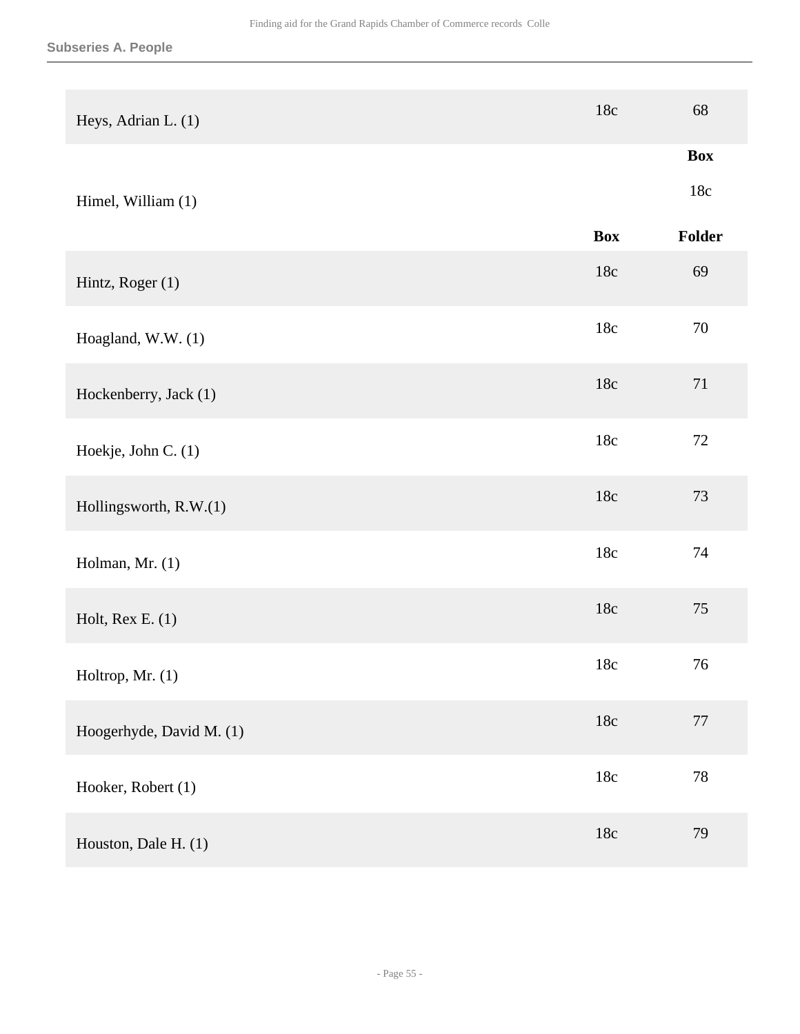**Subseries A. People**

| | Box | Folder |
|---|---|---|
| Heys, Adrian L. (1) | 18c | 68 |
| Himel, William (1) | | 18c |
| Hintz, Roger (1) | 18c | 69 |
| Hoagland, W.W. (1) | 18c | 70 |
| Hockenberry, Jack (1) | 18c | 71 |
| Hoekje, John C. (1) | 18c | 72 |
| Hollingsworth, R.W.(1) | 18c | 73 |
| Holman, Mr. (1) | 18c | 74 |
| Holt, Rex E. (1) | 18c | 75 |
| Holtrop, Mr. (1) | 18c | 76 |
| Hoogerhyde, David M. (1) | 18c | 77 |
| Hooker, Robert (1) | 18c | 78 |
| Houston, Dale H. (1) | 18c | 79 |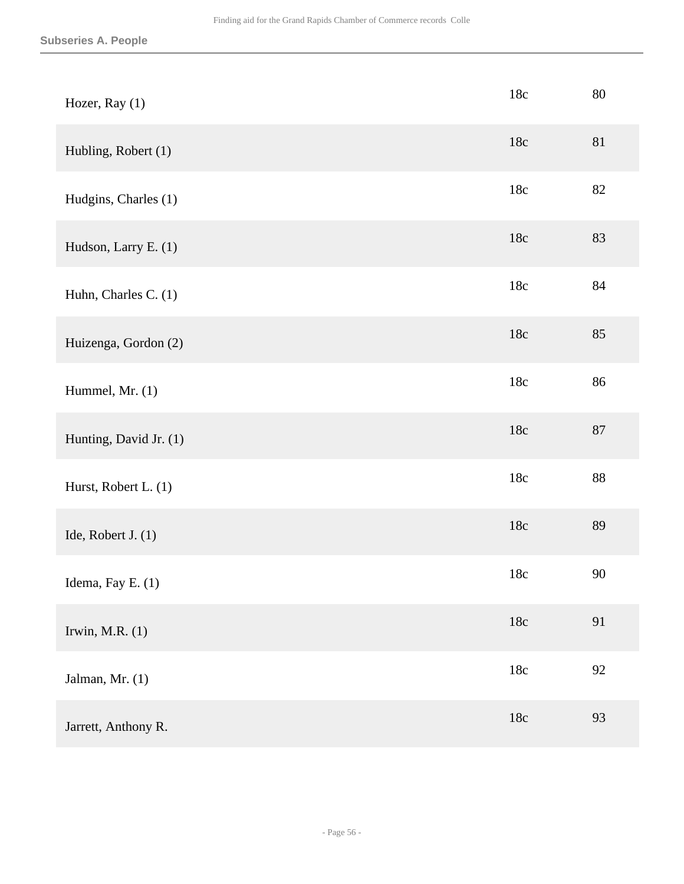**Subseries A. People**

| | | |
|---|---|---|
| Hozer, Ray (1) | 18c | 80 |
| Hubling, Robert (1) | 18c | 81 |
| Hudgins, Charles (1) | 18c | 82 |
| Hudson, Larry E. (1) | 18c | 83 |
| Huhn, Charles C. (1) | 18c | 84 |
| Huizenga, Gordon (2) | 18c | 85 |
| Hummel, Mr. (1) | 18c | 86 |
| Hunting, David Jr. (1) | 18c | 87 |
| Hurst, Robert L. (1) | 18c | 88 |
| Ide, Robert J. (1) | 18c | 89 |
| Idema, Fay E. (1) | 18c | 90 |
| Irwin, M.R. (1) | 18c | 91 |
| Jalman, Mr. (1) | 18c | 92 |
| Jarrett, Anthony R. | 18c | 93 |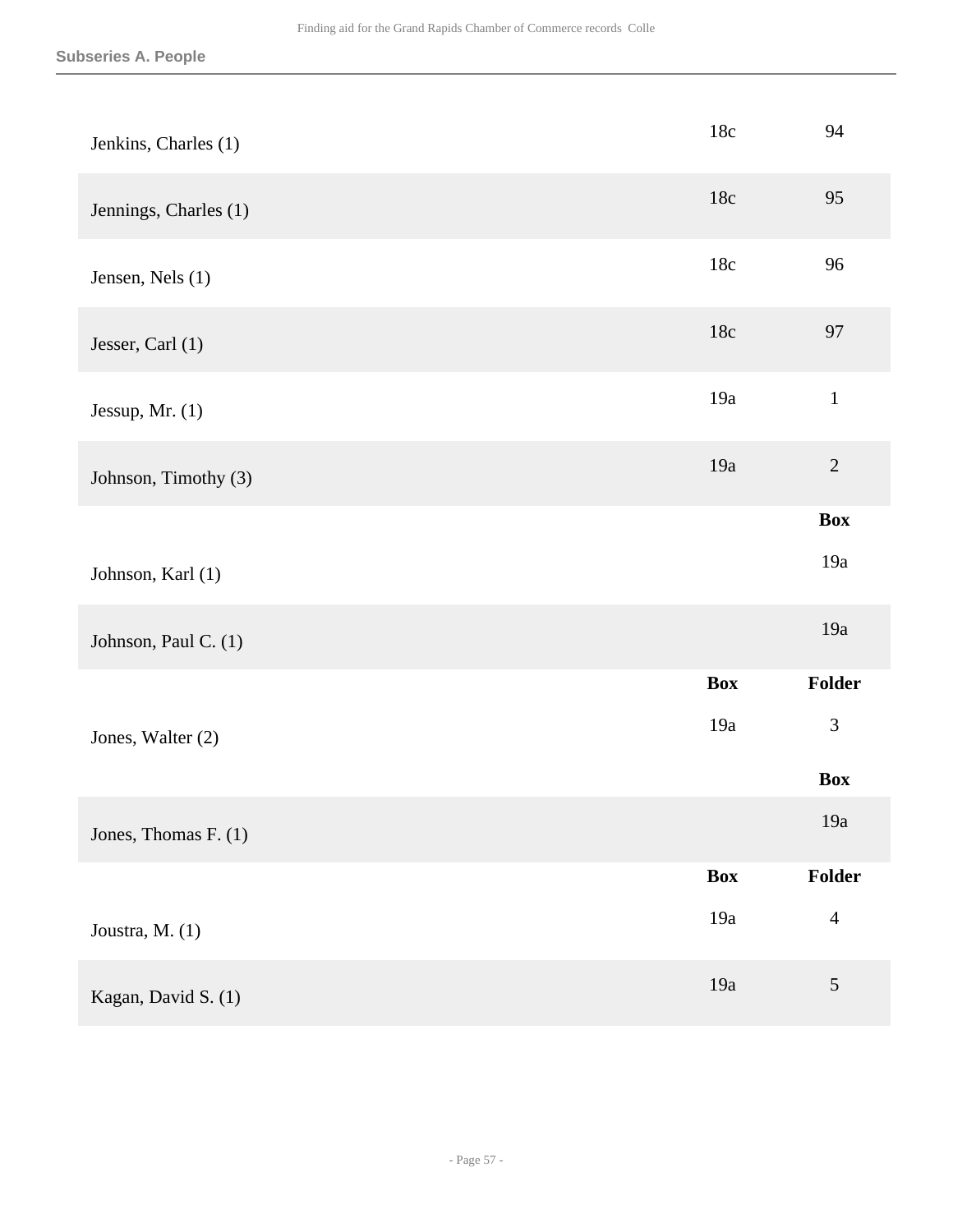| | | |
|---|---|---|
| Jenkins, Charles (1) | 18c | 94 |
| Jennings, Charles (1) | 18c | 95 |
| Jensen, Nels (1) | 18c | 96 |
| Jesser, Carl (1) | 18c | 97 |
| Jessup, Mr. (1) | 19a | 1 |
| Johnson, Timothy (3) | 19a | 2 |

| | **Box** |
|---|---|
| Johnson, Karl (1) | 19a |
| Johnson, Paul C. (1) | 19a |

| | **Box** | **Folder** |
|---|---|---|
| Jones, Walter (2) | 19a | 3 |

| | **Box** |
|---|---|
| Jones, Thomas F. (1) | 19a |

| | **Box** | **Folder** |
|---|---|---|
| Joustra, M. (1) | 19a | 4 |
| Kagan, David S. (1) | 19a | 5 |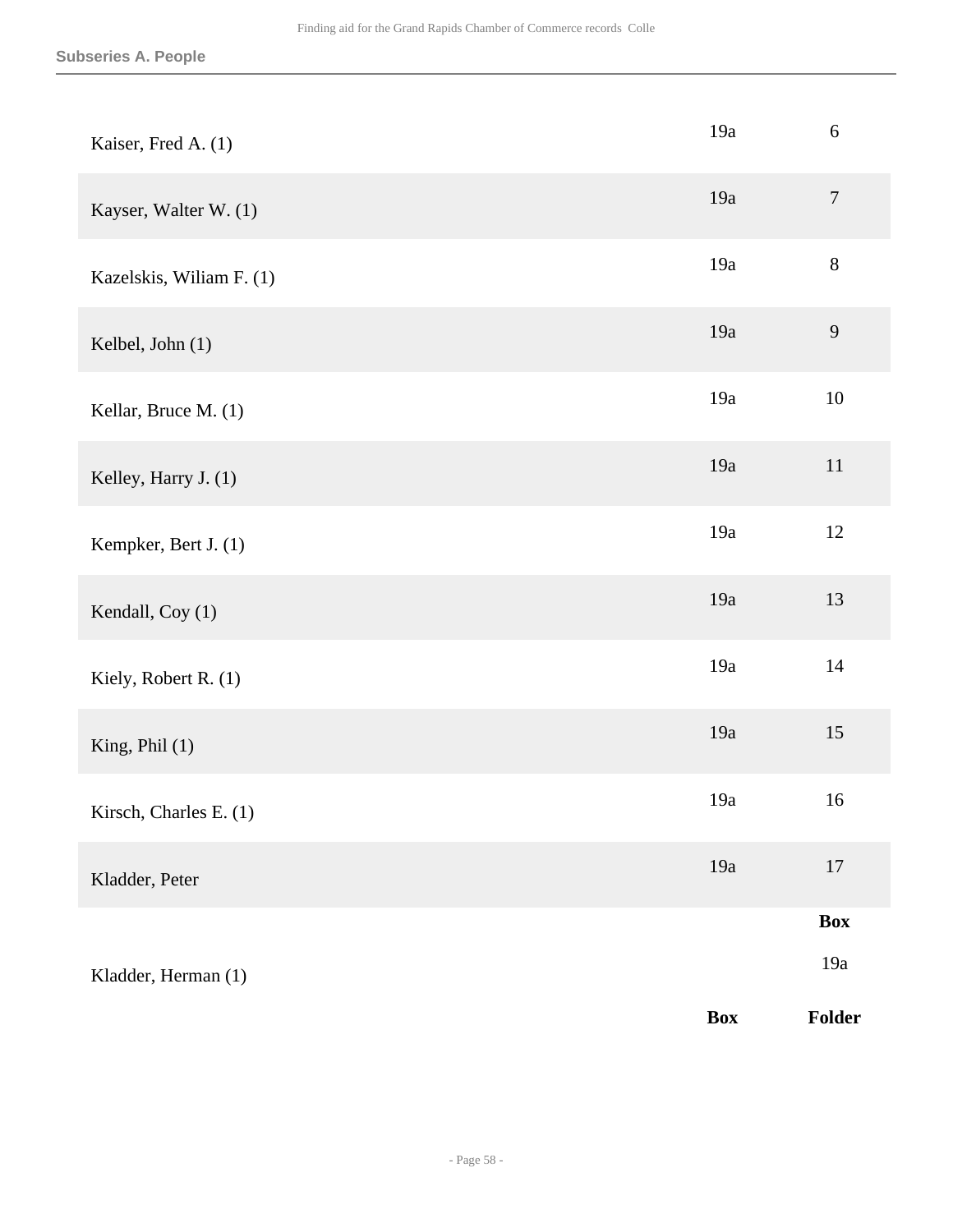### Subseries A. People

| | Box | Folder |
|---|---|---|
| Kaiser, Fred A. (1) | 19a | 6 |
| Kayser, Walter W. (1) | 19a | 7 |
| Kazelskis, Wiliam F. (1) | 19a | 8 |
| Kelbel, John (1) | 19a | 9 |
| Kellar, Bruce M. (1) | 19a | 10 |
| Kelley, Harry J. (1) | 19a | 11 |
| Kempker, Bert J. (1) | 19a | 12 |
| Kendall, Coy (1) | 19a | 13 |
| Kiely, Robert R. (1) | 19a | 14 |
| King, Phil (1) | 19a | 15 |
| Kirsch, Charles E. (1) | 19a | 16 |
| Kladder, Peter | 19a | 17 |

| | Box |
|---|---|
| Kladder, Herman (1) | 19a |

| Box | Folder |
|---|---|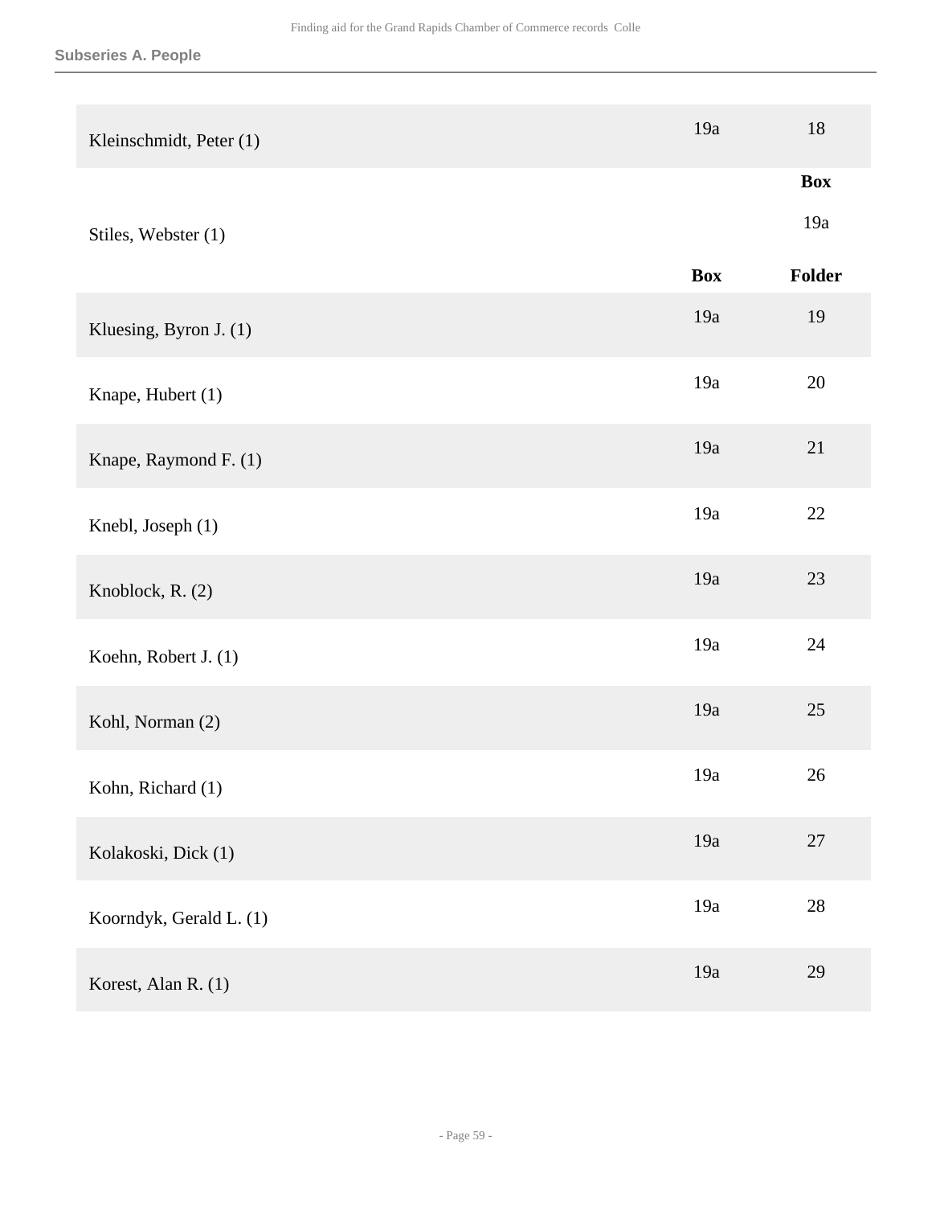| | | |
|---|---|---|
| Kleinschmidt, Peter (1) | 19a | 18 |

| | Box |
|---|---|
| Stiles, Webster (1) | 19a |

| | Box | Folder |
|---|---|---|
| Kluesing, Byron J. (1) | 19a | 19 |
| Knape, Hubert (1) | 19a | 20 |
| Knape, Raymond F. (1) | 19a | 21 |
| Knebl, Joseph (1) | 19a | 22 |
| Knoblock, R. (2) | 19a | 23 |
| Koehn, Robert J. (1) | 19a | 24 |
| Kohl, Norman (2) | 19a | 25 |
| Kohn, Richard (1) | 19a | 26 |
| Kolakoski, Dick (1) | 19a | 27 |
| Koorndyk, Gerald L. (1) | 19a | 28 |
| Korest, Alan R. (1) | 19a | 29 |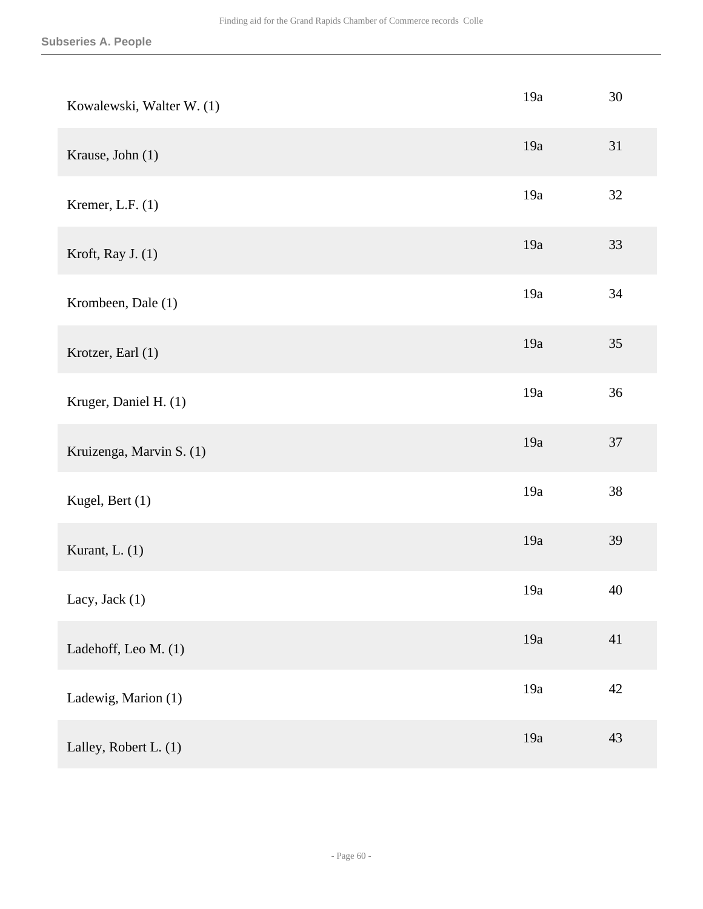| | | |
|---|---|---|
| Kowalewski, Walter W. (1) | 19a | 30 |
| Krause, John (1) | 19a | 31 |
| Kremer, L.F. (1) | 19a | 32 |
| Kroft, Ray J. (1) | 19a | 33 |
| Krombeen, Dale (1) | 19a | 34 |
| Krotzer, Earl (1) | 19a | 35 |
| Kruger, Daniel H. (1) | 19a | 36 |
| Kruizenga, Marvin S. (1) | 19a | 37 |
| Kugel, Bert (1) | 19a | 38 |
| Kurant, L. (1) | 19a | 39 |
| Lacy, Jack (1) | 19a | 40 |
| Ladehoff, Leo M. (1) | 19a | 41 |
| Ladewig, Marion (1) | 19a | 42 |
| Lalley, Robert L. (1) | 19a | 43 |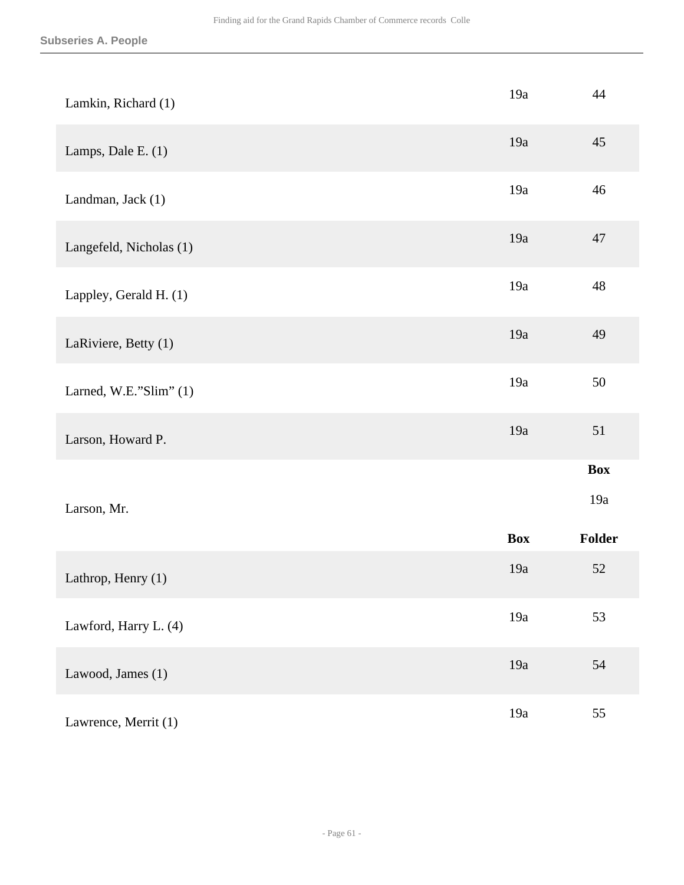**Subseries A. People**

| | | |
|---|---|---|
| Lamkin, Richard (1) | 19a | 44 |
| Lamps, Dale E. (1) | 19a | 45 |
| Landman, Jack (1) | 19a | 46 |
| Langefeld, Nicholas (1) | 19a | 47 |
| Lappley, Gerald H. (1) | 19a | 48 |
| LaRiviere, Betty (1) | 19a | 49 |
| Larned, W.E."Slim" (1) | 19a | 50 |
| Larson, Howard P. | 19a | 51 |

| | Box |
|---|---|
| Larson, Mr. | 19a |

| | Box | Folder |
|---|---|---|
| Lathrop, Henry (1) | 19a | 52 |
| Lawford, Harry L. (4) | 19a | 53 |
| Lawood, James (1) | 19a | 54 |
| Lawrence, Merrit (1) | 19a | 55 |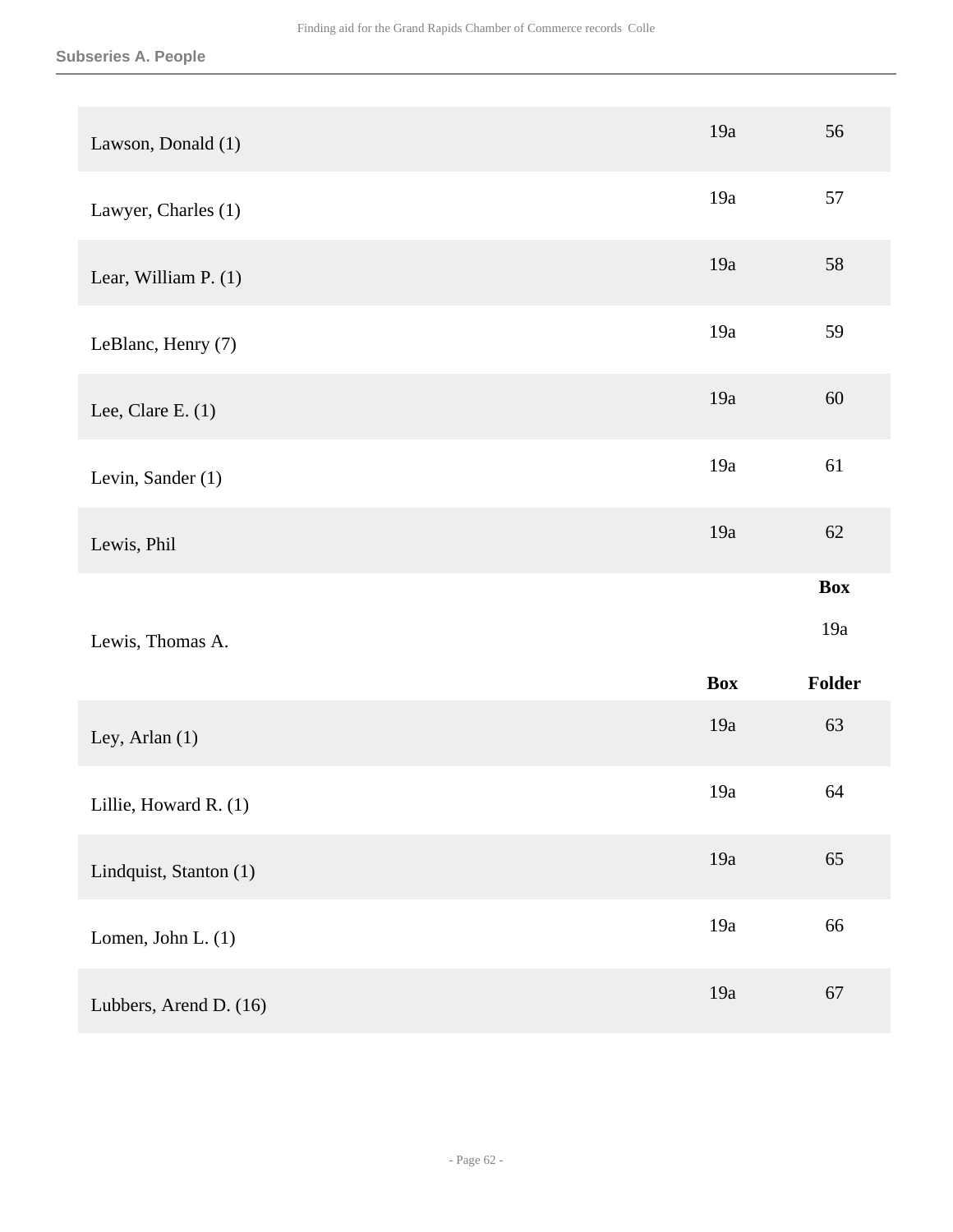**Subseries A. People**

| | Box | Folder |
|---|---|---|
| Lawson, Donald (1) | 19a | 56 |
| Lawyer, Charles (1) | 19a | 57 |
| Lear, William P. (1) | 19a | 58 |
| LeBlanc, Henry (7) | 19a | 59 |
| Lee, Clare E. (1) | 19a | 60 |
| Levin, Sander (1) | 19a | 61 |
| Lewis, Phil | 19a | 62 |

| | Box |
|---|---|
| Lewis, Thomas A. | 19a |

| | Box | Folder |
|---|---|---|
| Ley, Arlan (1) | 19a | 63 |
| Lillie, Howard R. (1) | 19a | 64 |
| Lindquist, Stanton (1) | 19a | 65 |
| Lomen, John L. (1) | 19a | 66 |
| Lubbers, Arend D. (16) | 19a | 67 |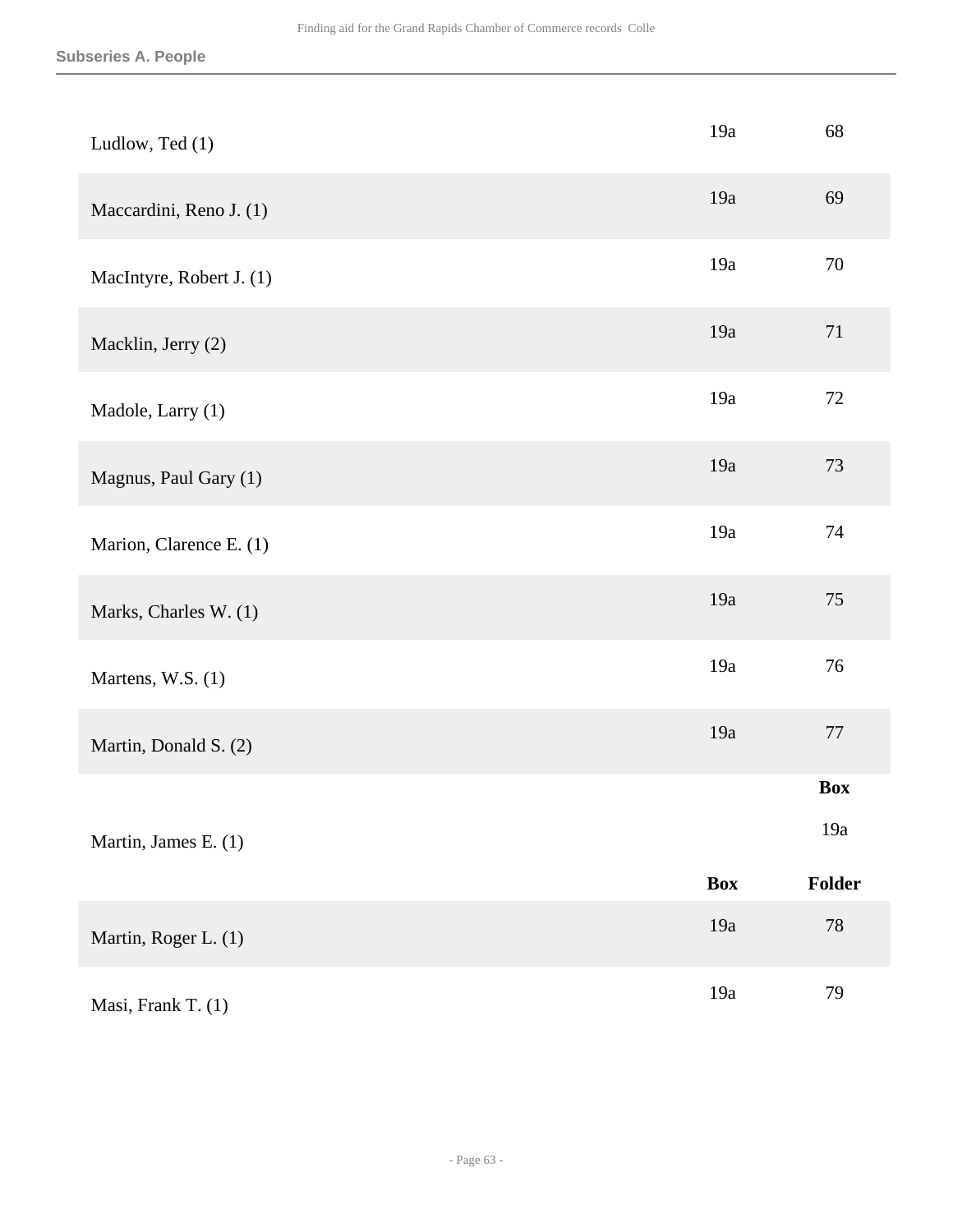## Subseries A. People

| | Box | Folder |
|---|---|---|
| Ludlow, Ted (1) | 19a | 68 |
| Maccardini, Reno J. (1) | 19a | 69 |
| MacIntyre, Robert J. (1) | 19a | 70 |
| Macklin, Jerry (2) | 19a | 71 |
| Madole, Larry (1) | 19a | 72 |
| Magnus, Paul Gary (1) | 19a | 73 |
| Marion, Clarence E. (1) | 19a | 74 |
| Marks, Charles W. (1) | 19a | 75 |
| Martens, W.S. (1) | 19a | 76 |
| Martin, Donald S. (2) | 19a | 77 |
| Martin, James E. (1) | | 19a |
| Martin, Roger L. (1) | 19a | 78 |
| Masi, Frank T. (1) | 19a | 79 |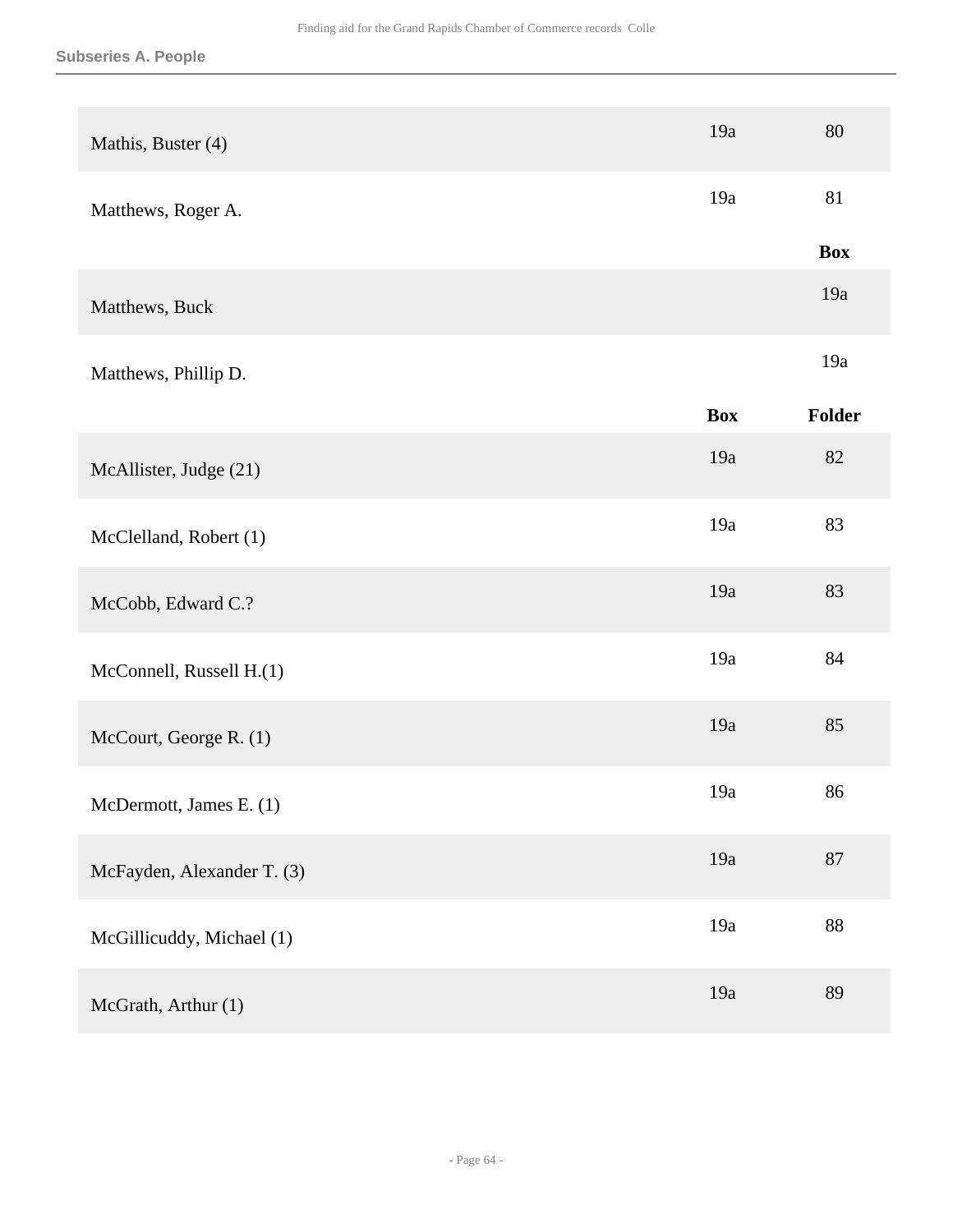## Subseries A. People

| | | |
|---|---|---|
| Mathis, Buster (4) | 19a | 80 |
| Matthews, Roger A. | 19a | 81 |

| | Box |
|---|---|
| Matthews, Buck | 19a |
| Matthews, Phillip D. | 19a |

| | Box | Folder |
|---|---|---|
| McAllister, Judge (21) | 19a | 82 |
| McClelland, Robert (1) | 19a | 83 |
| McCobb, Edward C.? | 19a | 83 |
| McConnell, Russell H.(1) | 19a | 84 |
| McCourt, George R. (1) | 19a | 85 |
| McDermott, James E. (1) | 19a | 86 |
| McFayden, Alexander T. (3) | 19a | 87 |
| McGillicuddy, Michael (1) | 19a | 88 |
| McGrath, Arthur (1) | 19a | 89 |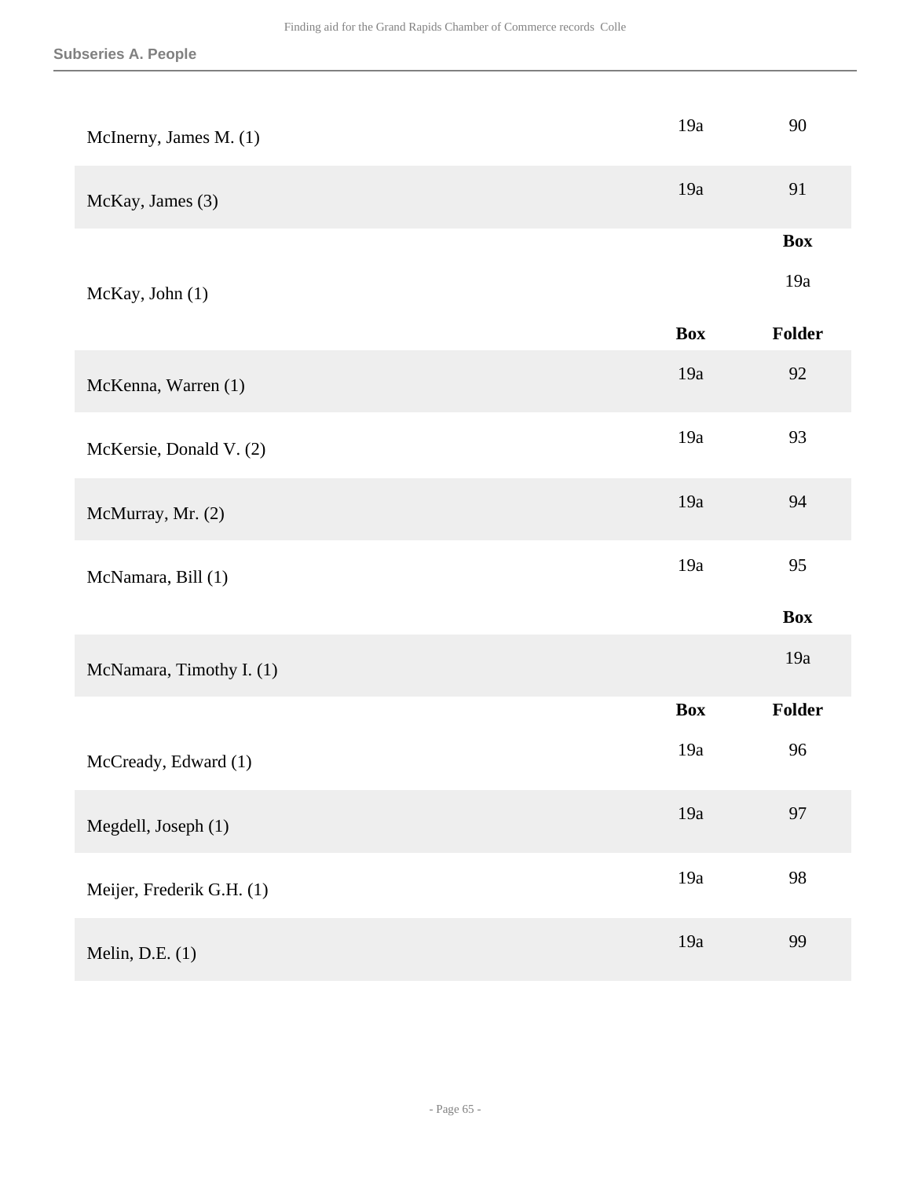## Subseries A. People

| | Box | Folder |
|---|---|---|
| McInerny, James M. (1) | 19a | 90 |
| McKay, James (3) | 19a | 91 |
| McKay, John (1) | | 19a |
| McKenna, Warren (1) | 19a | 92 |
| McKersie, Donald V. (2) | 19a | 93 |
| McMurray, Mr. (2) | 19a | 94 |
| McNamara, Bill (1) | 19a | 95 |
| McNamara, Timothy I. (1) | | 19a |
| McCready, Edward (1) | 19a | 96 |
| Megdell, Joseph (1) | 19a | 97 |
| Meijer, Frederik G.H. (1) | 19a | 98 |
| Melin, D.E. (1) | 19a | 99 |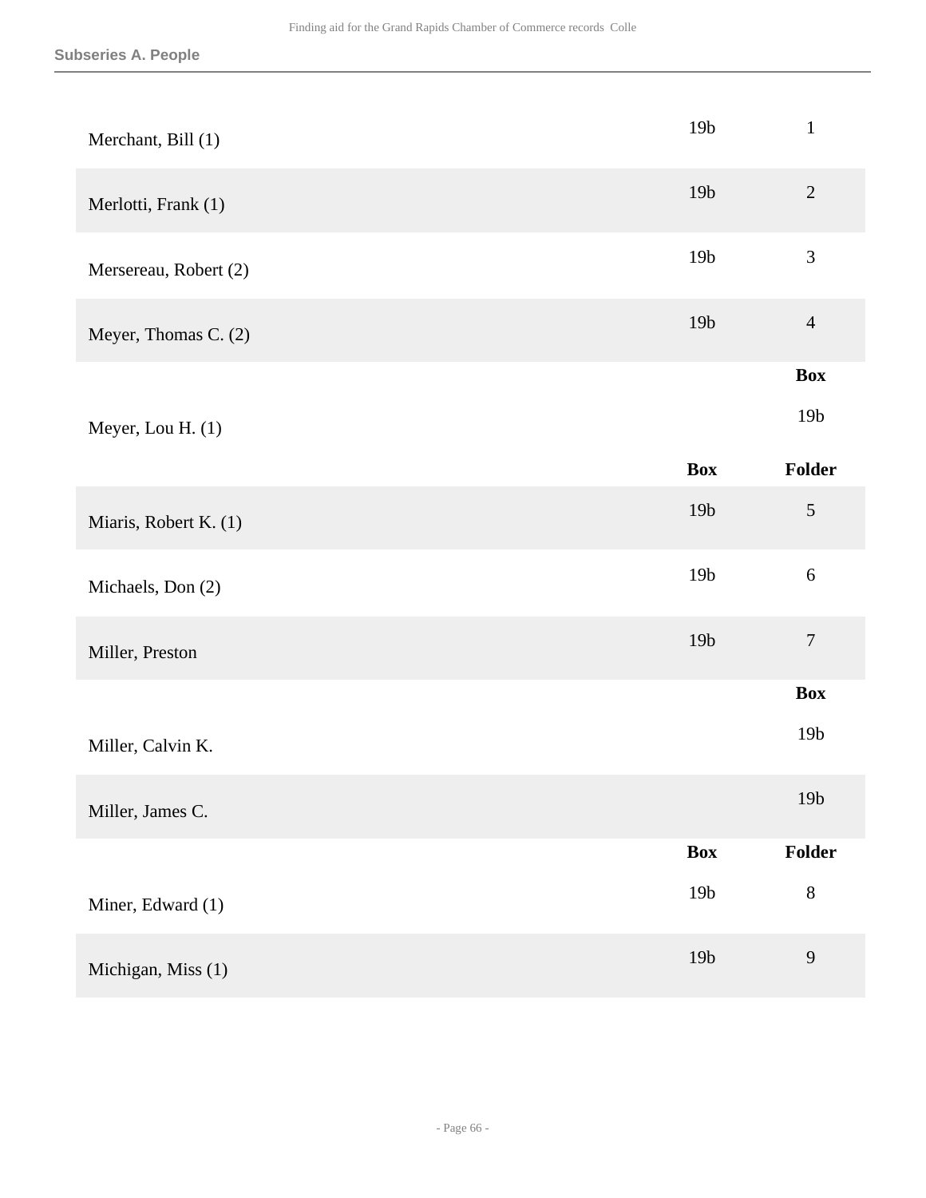### Subseries A. People

| | Box | Folder |
|---|---|---|
| Merchant, Bill (1) | 19b | 1 |
| Merlotti, Frank (1) | 19b | 2 |
| Mersereau, Robert (2) | 19b | 3 |
| Meyer, Thomas C. (2) | 19b | 4 |

| | Box |
|---|---|
| Meyer, Lou H. (1) | 19b |

| | Box | Folder |
|---|---|---|
| Miaris, Robert K. (1) | 19b | 5 |
| Michaels, Don (2) | 19b | 6 |
| Miller, Preston | 19b | 7 |

| | Box |
|---|---|
| Miller, Calvin K. | 19b |
| Miller, James C. | 19b |

| | Box | Folder |
|---|---|---|
| Miner, Edward (1) | 19b | 8 |
| Michigan, Miss (1) | 19b | 9 |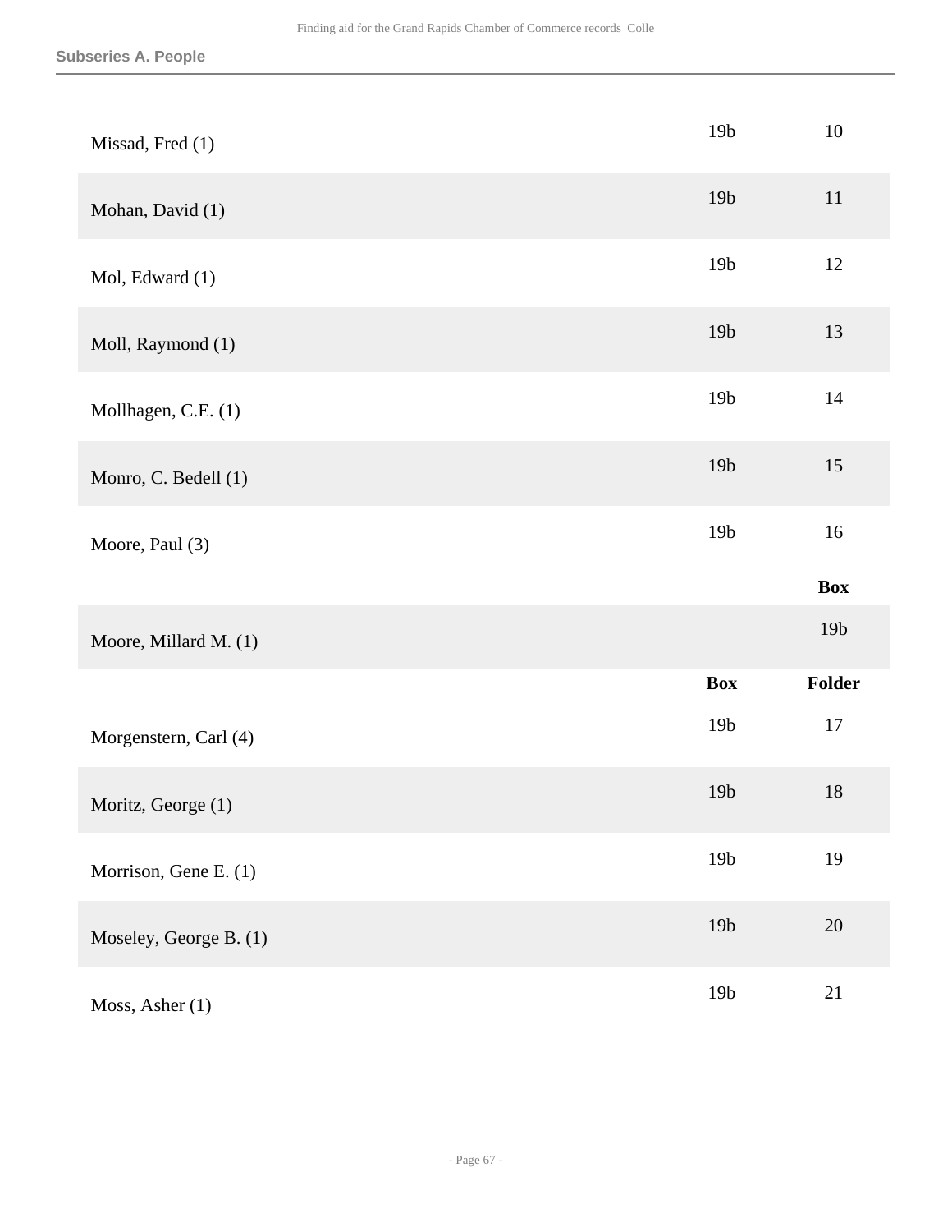| | Box | Folder |
|---|---|---|
| Missad, Fred (1) | 19b | 10 |
| Mohan, David (1) | 19b | 11 |
| Mol, Edward (1) | 19b | 12 |
| Moll, Raymond (1) | 19b | 13 |
| Mollhagen, C.E. (1) | 19b | 14 |
| Monro, C. Bedell (1) | 19b | 15 |
| Moore, Paul (3) | 19b | 16 |

| | Box |
|---|---|
| Moore, Millard M. (1) | 19b |

| | Box | Folder |
|---|---|---|
| Morgenstern, Carl (4) | 19b | 17 |
| Moritz, George (1) | 19b | 18 |
| Morrison, Gene E. (1) | 19b | 19 |
| Moseley, George B. (1) | 19b | 20 |
| Moss, Asher (1) | 19b | 21 |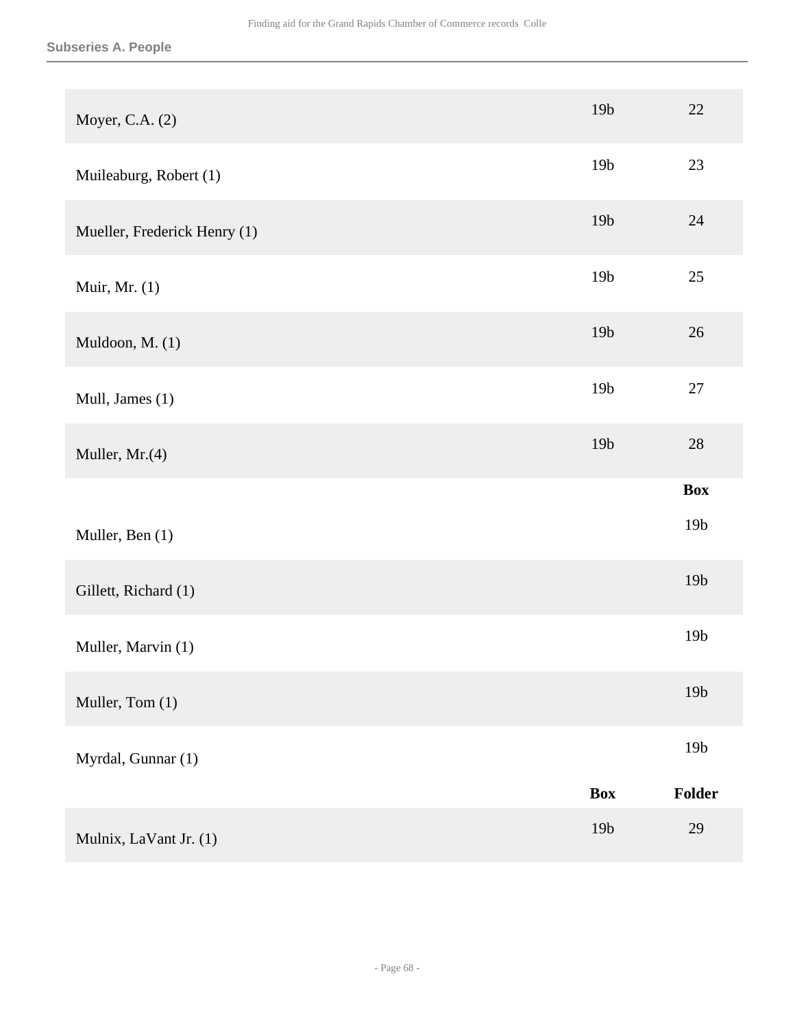### Subseries A. People

| | Box | Folder |
|---|---|---|
| Moyer, C.A. (2) | 19b | 22 |
| Muileaburg, Robert (1) | 19b | 23 |
| Mueller, Frederick Henry (1) | 19b | 24 |
| Muir, Mr. (1) | 19b | 25 |
| Muldoon, M. (1) | 19b | 26 |
| Mull, James (1) | 19b | 27 |
| Muller, Mr.(4) | 19b | 28 |

| | Box |
|---|---|
| Muller, Ben (1) | 19b |
| Gillett, Richard (1) | 19b |
| Muller, Marvin (1) | 19b |
| Muller, Tom (1) | 19b |
| Myrdal, Gunnar (1) | 19b |

| | Box | Folder |
|---|---|---|
| Mulnix, LaVant Jr. (1) | 19b | 29 |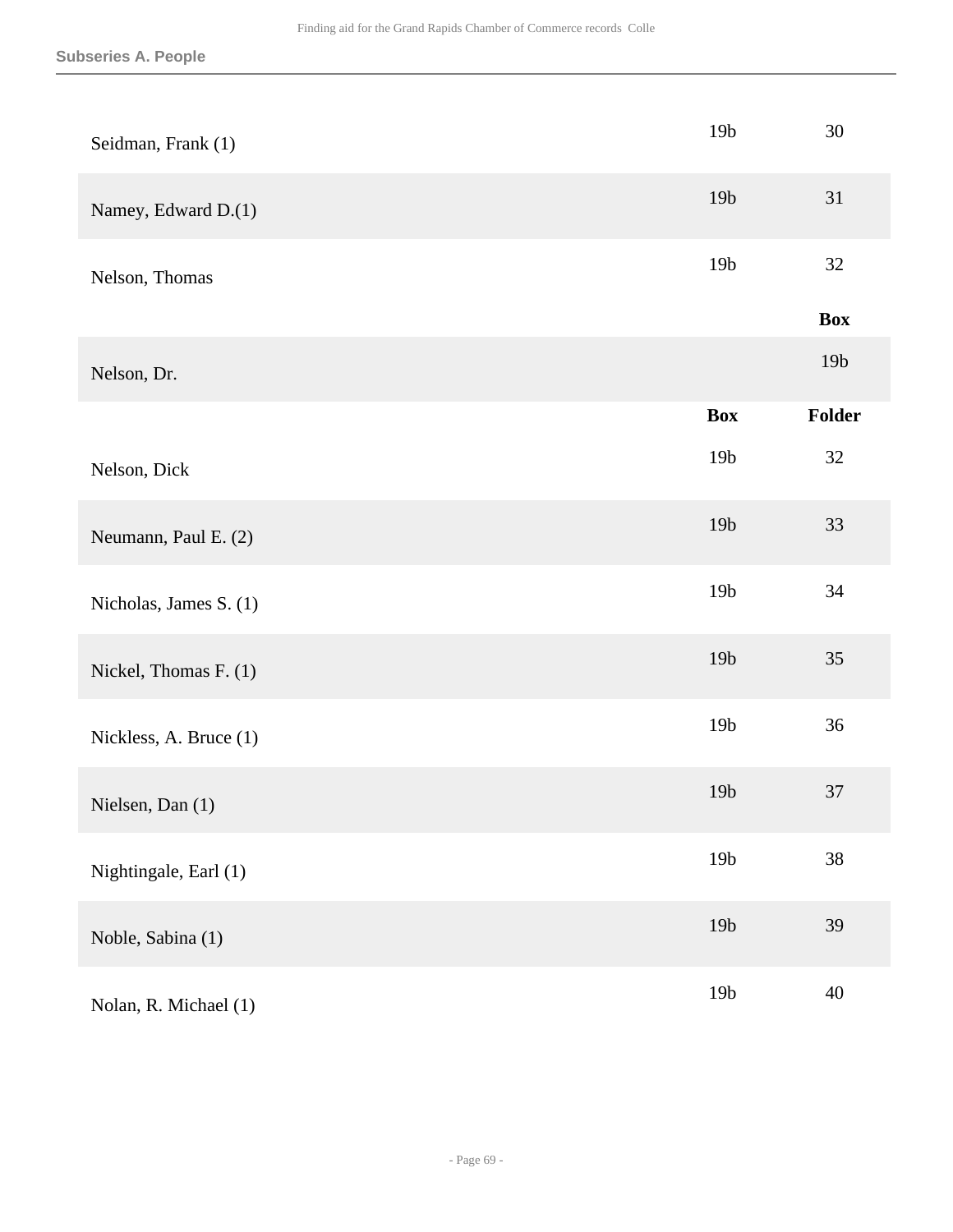### Subseries A. People

| | Box | Folder |
|---|---|---|
| Seidman, Frank (1) | 19b | 30 |
| Namey, Edward D.(1) | 19b | 31 |
| Nelson, Thomas | 19b | 32 |

| | Box |
|---|---|
| Nelson, Dr. | 19b |

| | Box | Folder |
|---|---|---|
| Nelson, Dick | 19b | 32 |
| Neumann, Paul E. (2) | 19b | 33 |
| Nicholas, James S. (1) | 19b | 34 |
| Nickel, Thomas F. (1) | 19b | 35 |
| Nickless, A. Bruce (1) | 19b | 36 |
| Nielsen, Dan (1) | 19b | 37 |
| Nightingale, Earl (1) | 19b | 38 |
| Noble, Sabina (1) | 19b | 39 |
| Nolan, R. Michael (1) | 19b | 40 |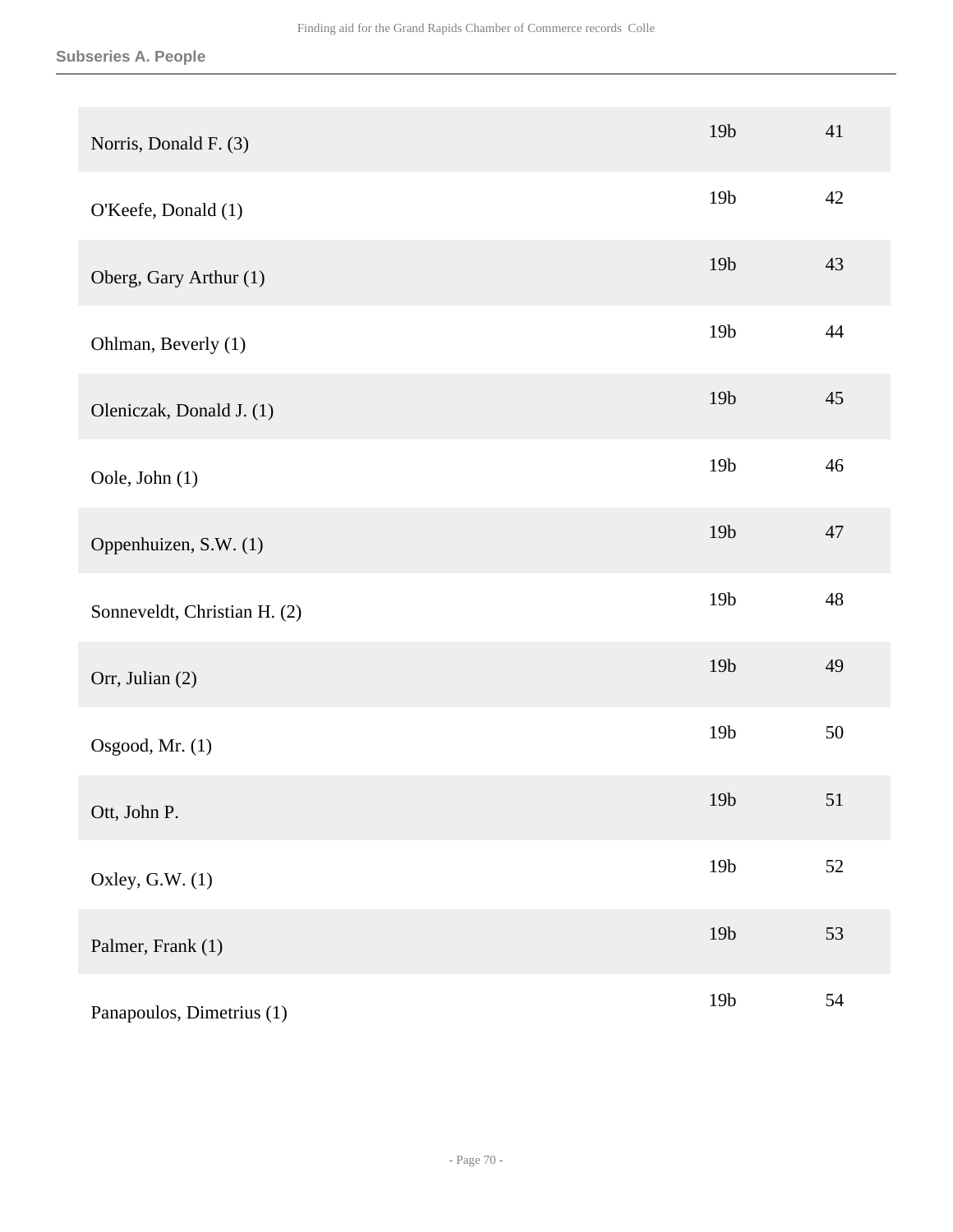### Subseries A. People

| | | |
|---|---|---|
| Norris, Donald F. (3) | 19b | 41 |
| O'Keefe, Donald (1) | 19b | 42 |
| Oberg, Gary Arthur (1) | 19b | 43 |
| Ohlman, Beverly (1) | 19b | 44 |
| Oleniczak, Donald J. (1) | 19b | 45 |
| Oole, John (1) | 19b | 46 |
| Oppenhuizen, S.W. (1) | 19b | 47 |
| Sonneveldt, Christian H. (2) | 19b | 48 |
| Orr, Julian (2) | 19b | 49 |
| Osgood, Mr. (1) | 19b | 50 |
| Ott, John P. | 19b | 51 |
| Oxley, G.W. (1) | 19b | 52 |
| Palmer, Frank (1) | 19b | 53 |
| Panapoulos, Dimetrius (1) | 19b | 54 |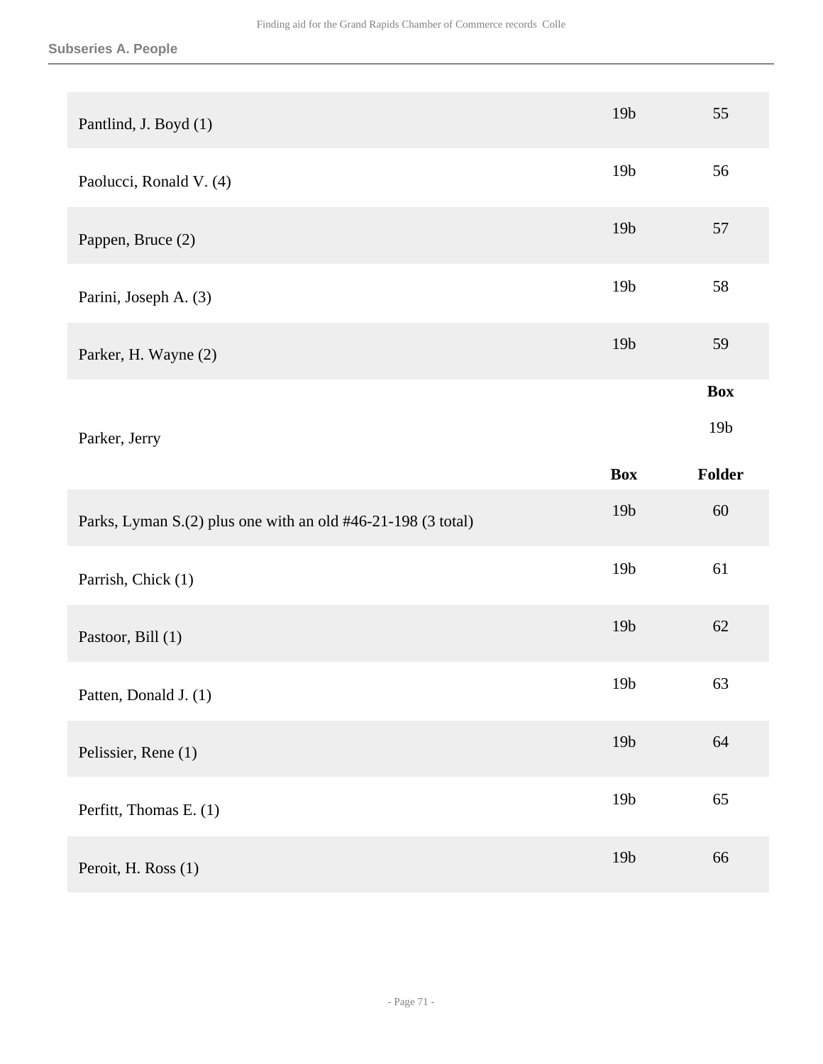### Subseries A. People

| | Box | Folder |
|---|---|---|
| Pantlind, J. Boyd (1) | 19b | 55 |
| Paolucci, Ronald V. (4) | 19b | 56 |
| Pappen, Bruce (2) | 19b | 57 |
| Parini, Joseph A. (3) | 19b | 58 |
| Parker, H. Wayne (2) | 19b | 59 |

| | Box |
|---|---|
| Parker, Jerry | 19b |

| | Box | Folder |
|---|---|---|
| Parks, Lyman S.(2) plus one with an old #46-21-198 (3 total) | 19b | 60 |
| Parrish, Chick (1) | 19b | 61 |
| Pastoor, Bill (1) | 19b | 62 |
| Patten, Donald J. (1) | 19b | 63 |
| Pelissier, Rene (1) | 19b | 64 |
| Perfitt, Thomas E. (1) | 19b | 65 |
| Peroit, H. Ross (1) | 19b | 66 |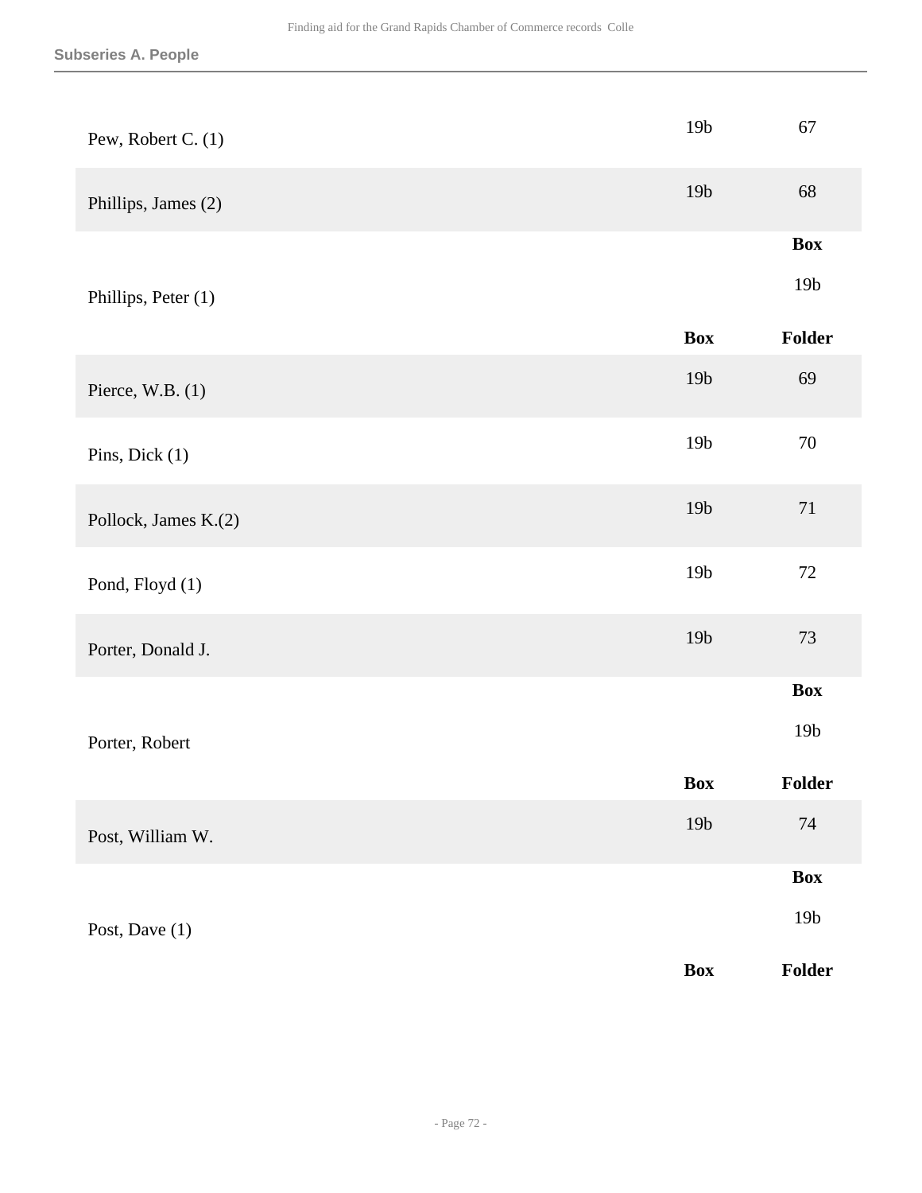**Subseries A. People**

| | Box | Folder |
|---|---|---|
| Pew, Robert C. (1) | 19b | 67 |
| Phillips, James (2) | 19b | 68 |
| Phillips, Peter (1) | | Box 19b |
| Pierce, W.B. (1) | 19b | 69 |
| Pins, Dick (1) | 19b | 70 |
| Pollock, James K.(2) | 19b | 71 |
| Pond, Floyd (1) | 19b | 72 |
| Porter, Donald J. | 19b | 73 |
| Porter, Robert | | Box 19b |
| Post, William W. | 19b | 74 |
| Post, Dave (1) | | Box 19b |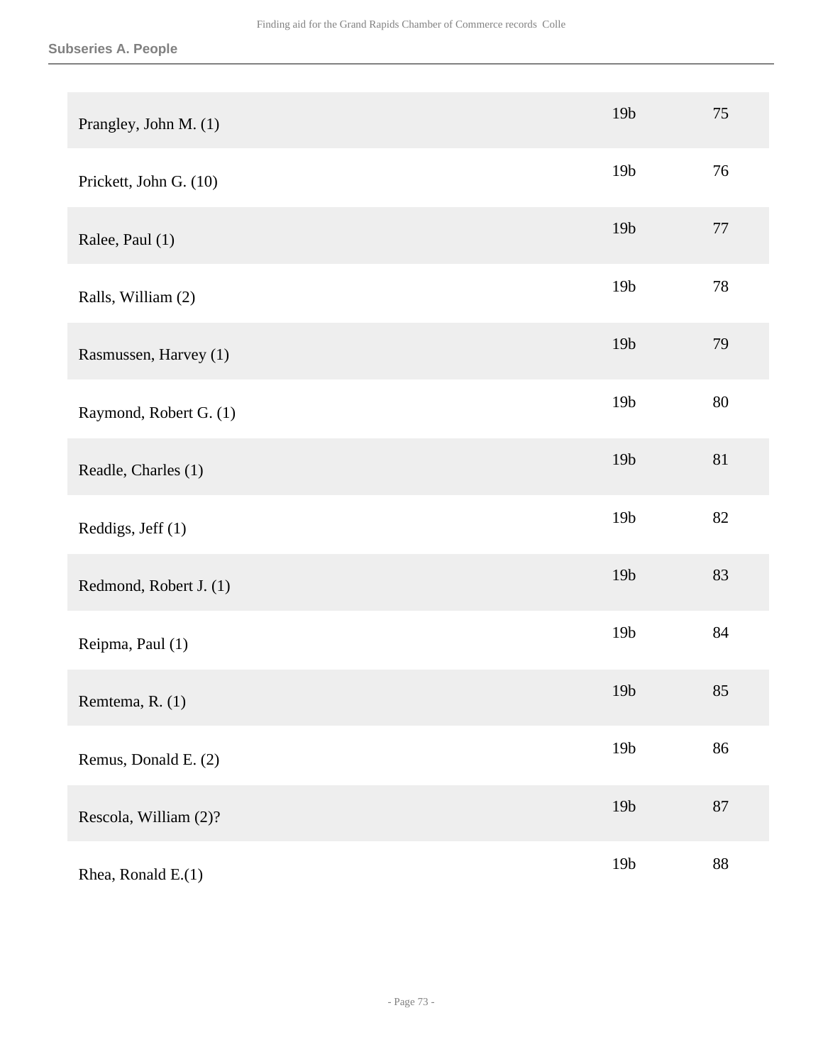## Subseries A. People

| | | |
|---|---|---|
| Prangley, John M. (1) | 19b | 75 |
| Prickett, John G. (10) | 19b | 76 |
| Ralee, Paul (1) | 19b | 77 |
| Ralls, William (2) | 19b | 78 |
| Rasmussen, Harvey (1) | 19b | 79 |
| Raymond, Robert G. (1) | 19b | 80 |
| Readle, Charles (1) | 19b | 81 |
| Reddigs, Jeff (1) | 19b | 82 |
| Redmond, Robert J. (1) | 19b | 83 |
| Reipma, Paul (1) | 19b | 84 |
| Remtema, R. (1) | 19b | 85 |
| Remus, Donald E. (2) | 19b | 86 |
| Rescola, William (2)? | 19b | 87 |
| Rhea, Ronald E.(1) | 19b | 88 |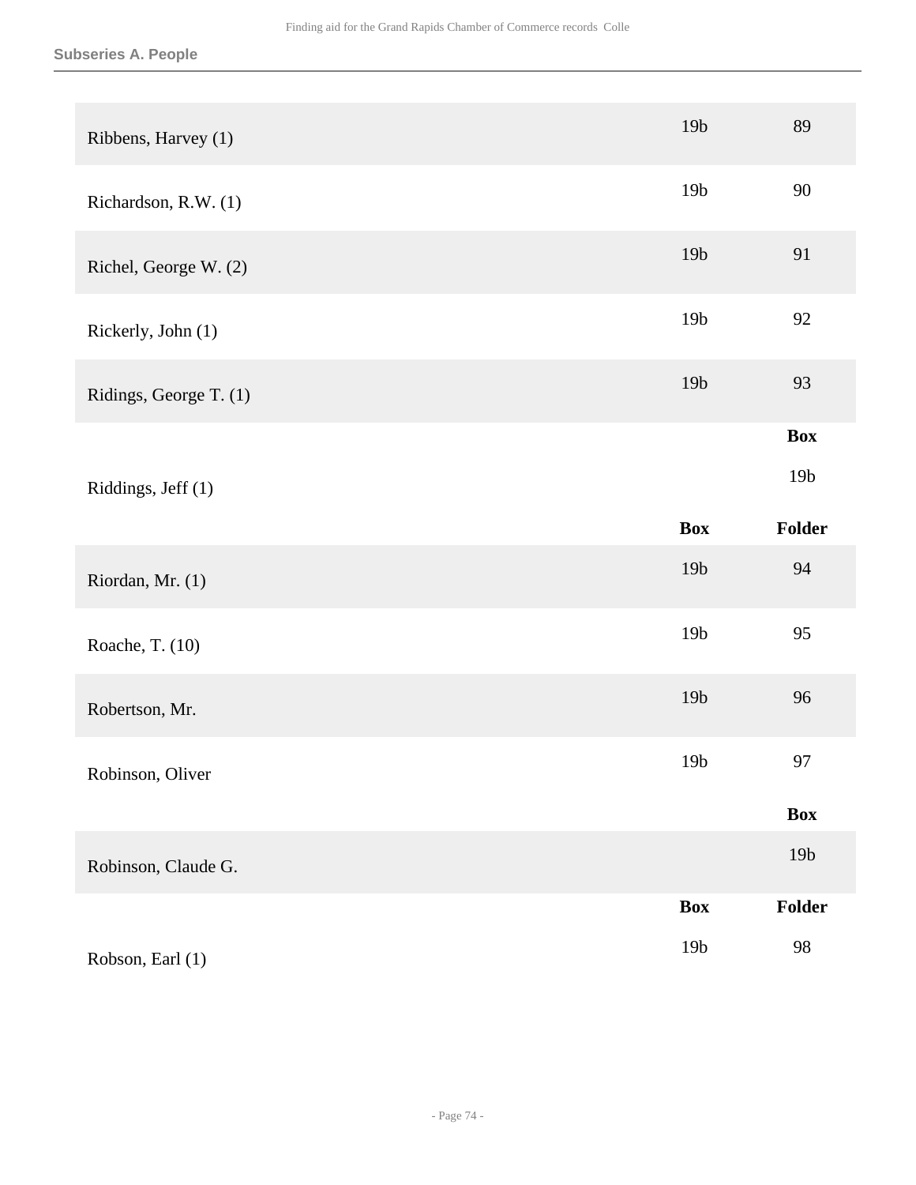### Subseries A. People

| | Box | Folder |
|---|---|---|
| Ribbens, Harvey (1) | 19b | 89 |
| Richardson, R.W. (1) | 19b | 90 |
| Richel, George W. (2) | 19b | 91 |
| Rickerly, John (1) | 19b | 92 |
| Ridings, George T. (1) | 19b | 93 |

| | Box |
|---|---|
| Riddings, Jeff (1) | 19b |

| | Box | Folder |
|---|---|---|
| Riordan, Mr. (1) | 19b | 94 |
| Roache, T. (10) | 19b | 95 |
| Robertson, Mr. | 19b | 96 |
| Robinson, Oliver | 19b | 97 |

| | Box |
|---|---|
| Robinson, Claude G. | 19b |

| | Box | Folder |
|---|---|---|
| Robson, Earl (1) | 19b | 98 |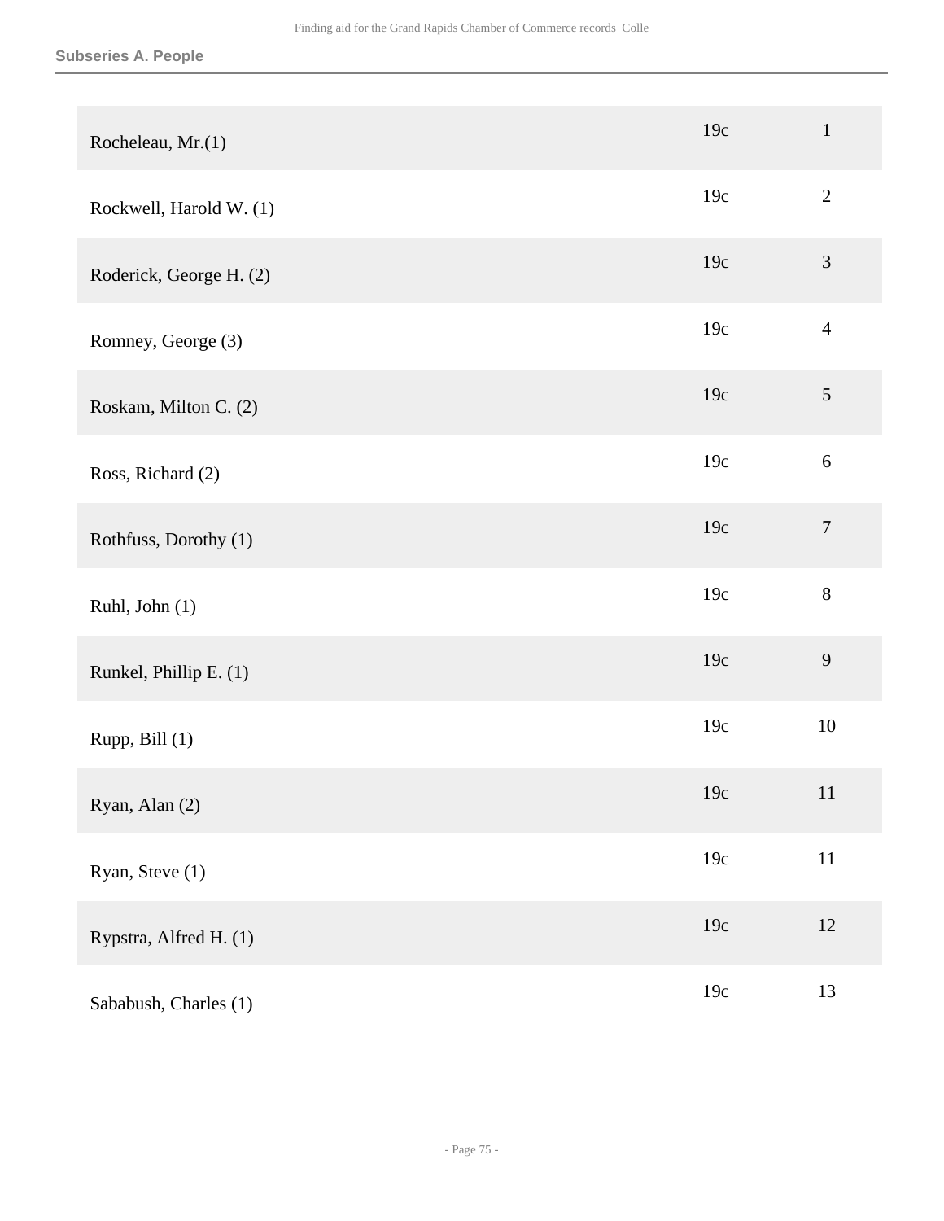| | | |
|---|---|---|
| Rocheleau, Mr.(1) | 19c | 1 |
| Rockwell, Harold W. (1) | 19c | 2 |
| Roderick, George H. (2) | 19c | 3 |
| Romney, George (3) | 19c | 4 |
| Roskam, Milton C. (2) | 19c | 5 |
| Ross, Richard (2) | 19c | 6 |
| Rothfuss, Dorothy (1) | 19c | 7 |
| Ruhl, John (1) | 19c | 8 |
| Runkel, Phillip E. (1) | 19c | 9 |
| Rupp, Bill (1) | 19c | 10 |
| Ryan, Alan (2) | 19c | 11 |
| Ryan, Steve (1) | 19c | 11 |
| Rypstra, Alfred H. (1) | 19c | 12 |
| Sababush, Charles (1) | 19c | 13 |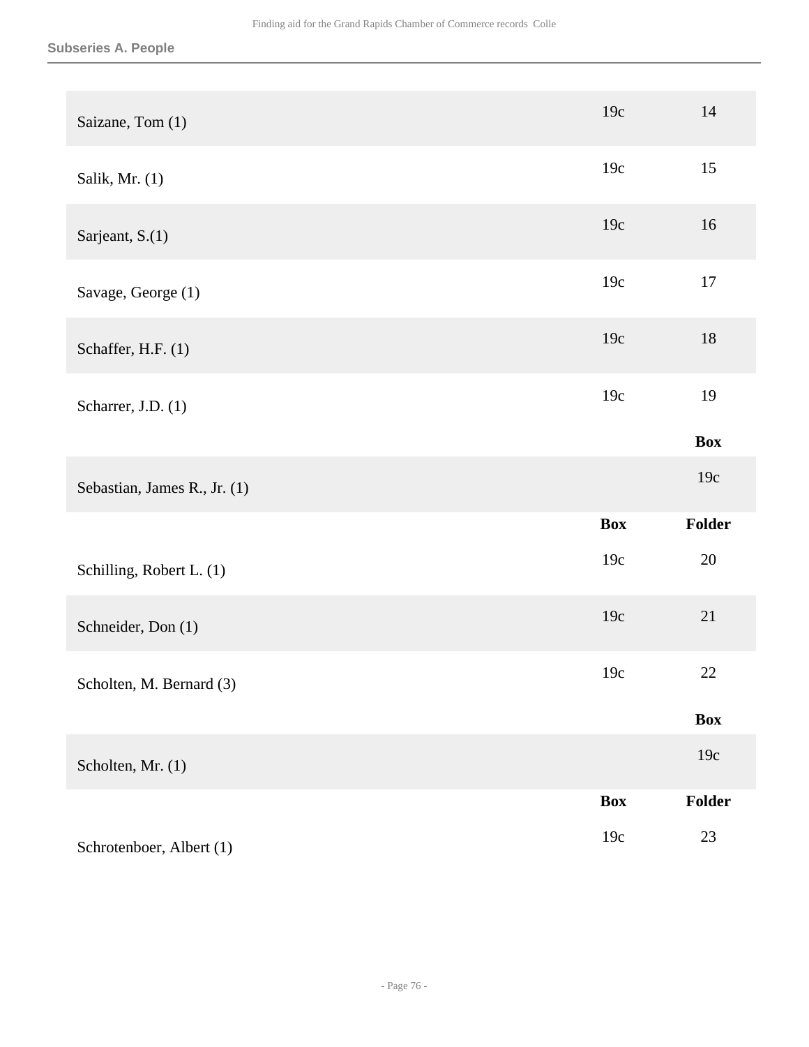**Subseries A. People**

| | Box | Folder |
|---|---|---|
| Saizane, Tom (1) | 19c | 14 |
| Salik, Mr. (1) | 19c | 15 |
| Sarjeant, S.(1) | 19c | 16 |
| Savage, George (1) | 19c | 17 |
| Schaffer, H.F. (1) | 19c | 18 |
| Scharrer, J.D. (1) | 19c | 19 |

| | | Box |
|---|---|---|
| Sebastian, James R., Jr. (1) | | 19c |

| | Box | Folder |
|---|---|---|
| Schilling, Robert L. (1) | 19c | 20 |
| Schneider, Don (1) | 19c | 21 |
| Scholten, M. Bernard (3) | 19c | 22 |

| | | Box |
|---|---|---|
| Scholten, Mr. (1) | | 19c |

| | Box | Folder |
|---|---|---|
| Schrotenboer, Albert (1) | 19c | 23 |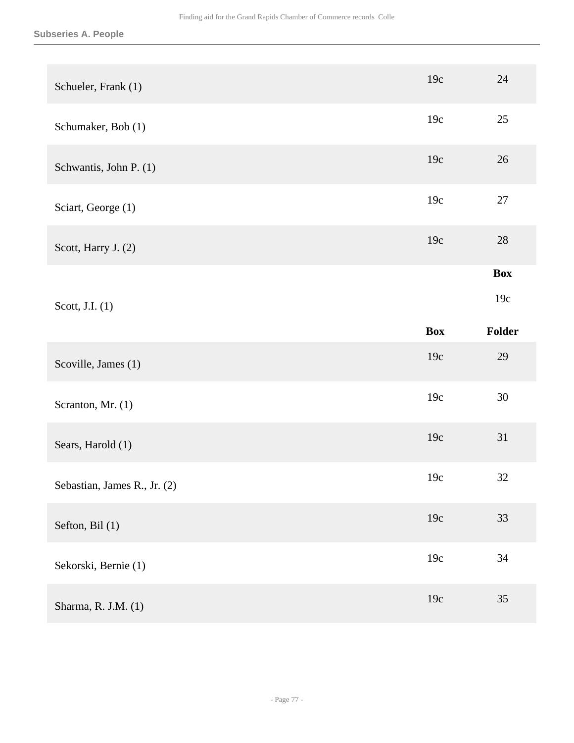### Subseries A. People

| | Box | Folder |
|---|---|---|
| Schueler, Frank (1) | 19c | 24 |
| Schumaker, Bob (1) | 19c | 25 |
| Schwantis, John P. (1) | 19c | 26 |
| Sciart, George (1) | 19c | 27 |
| Scott, Harry J. (2) | 19c | 28 |
| Scott, J.I. (1) | | Box 19c |
| Scoville, James (1) | 19c | 29 |
| Scranton, Mr. (1) | 19c | 30 |
| Sears, Harold (1) | 19c | 31 |
| Sebastian, James R., Jr. (2) | 19c | 32 |
| Sefton, Bil (1) | 19c | 33 |
| Sekorski, Bernie (1) | 19c | 34 |
| Sharma, R. J.M. (1) | 19c | 35 |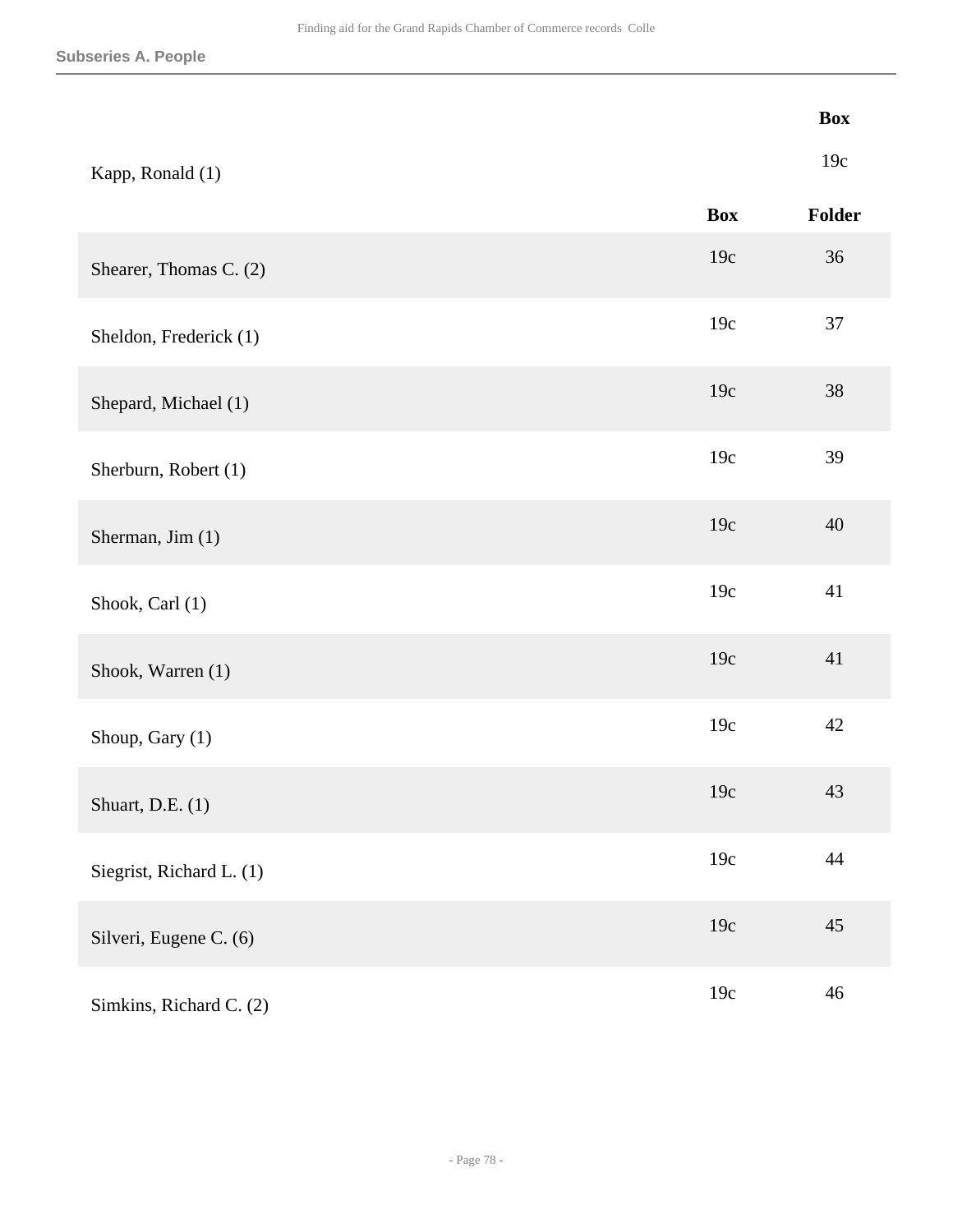| | Box |
|---|---|
| Kapp, Ronald (1) | 19c |

| | Box | Folder |
|---|---|---|
| Shearer, Thomas C. (2) | 19c | 36 |
| Sheldon, Frederick (1) | 19c | 37 |
| Shepard, Michael (1) | 19c | 38 |
| Sherburn, Robert (1) | 19c | 39 |
| Sherman, Jim (1) | 19c | 40 |
| Shook, Carl (1) | 19c | 41 |
| Shook, Warren (1) | 19c | 41 |
| Shoup, Gary (1) | 19c | 42 |
| Shuart, D.E. (1) | 19c | 43 |
| Siegrist, Richard L. (1) | 19c | 44 |
| Silveri, Eugene C. (6) | 19c | 45 |
| Simkins, Richard C. (2) | 19c | 46 |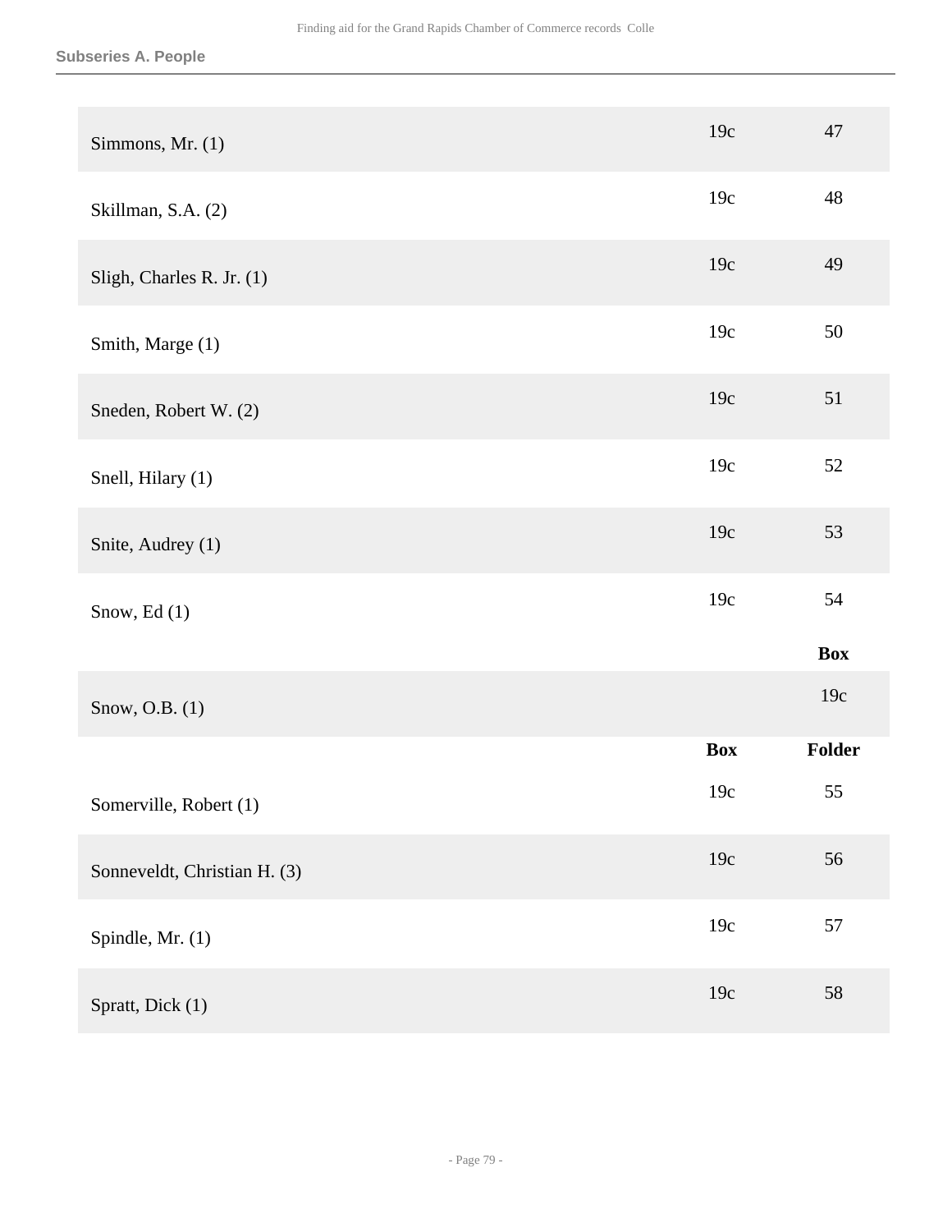**Subseries A. People**

| | | |
|---|---|---|
| Simmons, Mr. (1) | 19c | 47 |
| Skillman, S.A. (2) | 19c | 48 |
| Sligh, Charles R. Jr. (1) | 19c | 49 |
| Smith, Marge (1) | 19c | 50 |
| Sneden, Robert W. (2) | 19c | 51 |
| Snell, Hilary (1) | 19c | 52 |
| Snite, Audrey (1) | 19c | 53 |
| Snow, Ed (1) | 19c | 54 |
| | | **Box** |
| Snow, O.B. (1) | | 19c |
| | **Box** | **Folder** |
| Somerville, Robert (1) | 19c | 55 |
| Sonneveldt, Christian H. (3) | 19c | 56 |
| Spindle, Mr. (1) | 19c | 57 |
| Spratt, Dick (1) | 19c | 58 |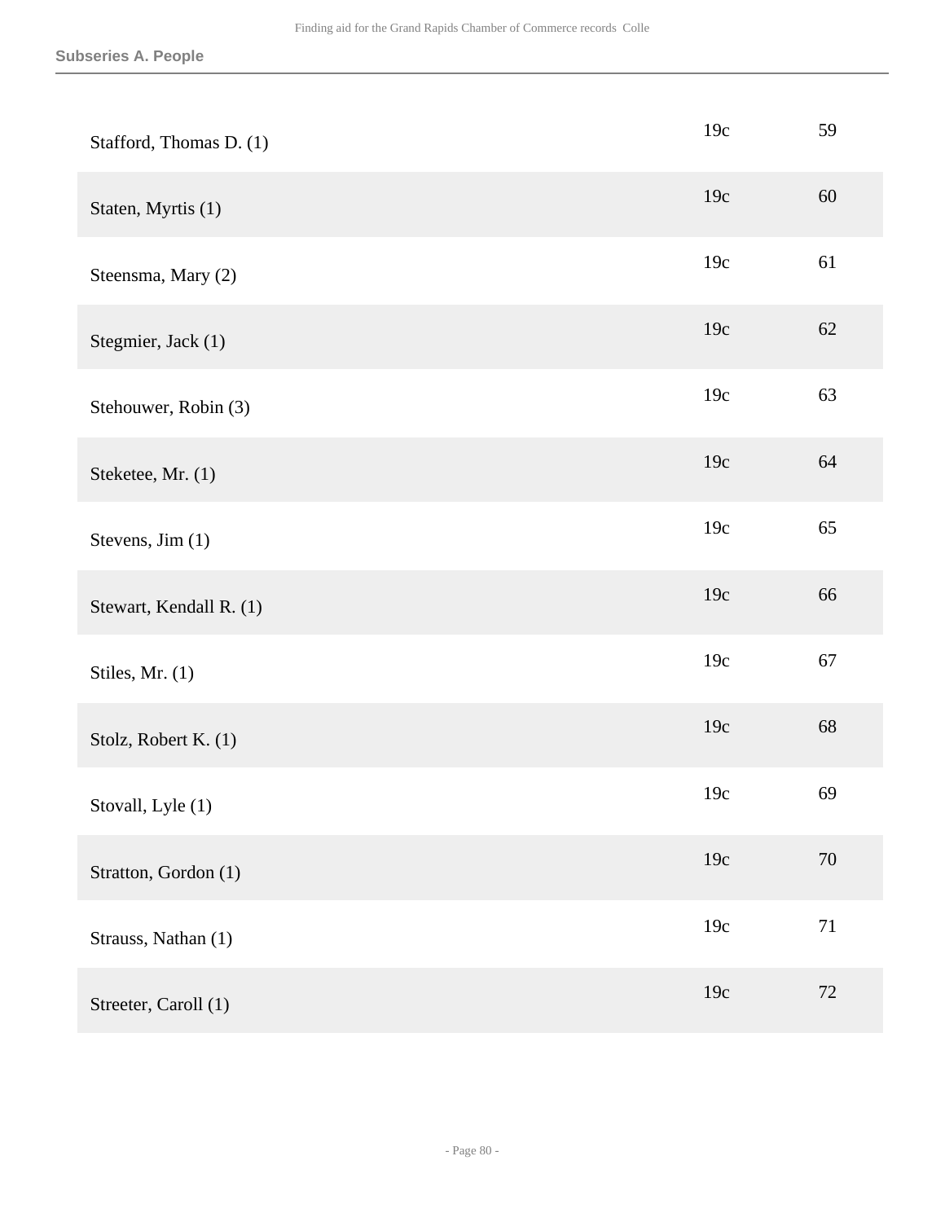| | | |
|---|---|---|
| Stafford, Thomas D. (1) | 19c | 59 |
| Staten, Myrtis (1) | 19c | 60 |
| Steensma, Mary (2) | 19c | 61 |
| Stegmier, Jack (1) | 19c | 62 |
| Stehouwer, Robin (3) | 19c | 63 |
| Steketee, Mr. (1) | 19c | 64 |
| Stevens, Jim (1) | 19c | 65 |
| Stewart, Kendall R. (1) | 19c | 66 |
| Stiles, Mr. (1) | 19c | 67 |
| Stolz, Robert K. (1) | 19c | 68 |
| Stovall, Lyle (1) | 19c | 69 |
| Stratton, Gordon (1) | 19c | 70 |
| Strauss, Nathan (1) | 19c | 71 |
| Streeter, Caroll (1) | 19c | 72 |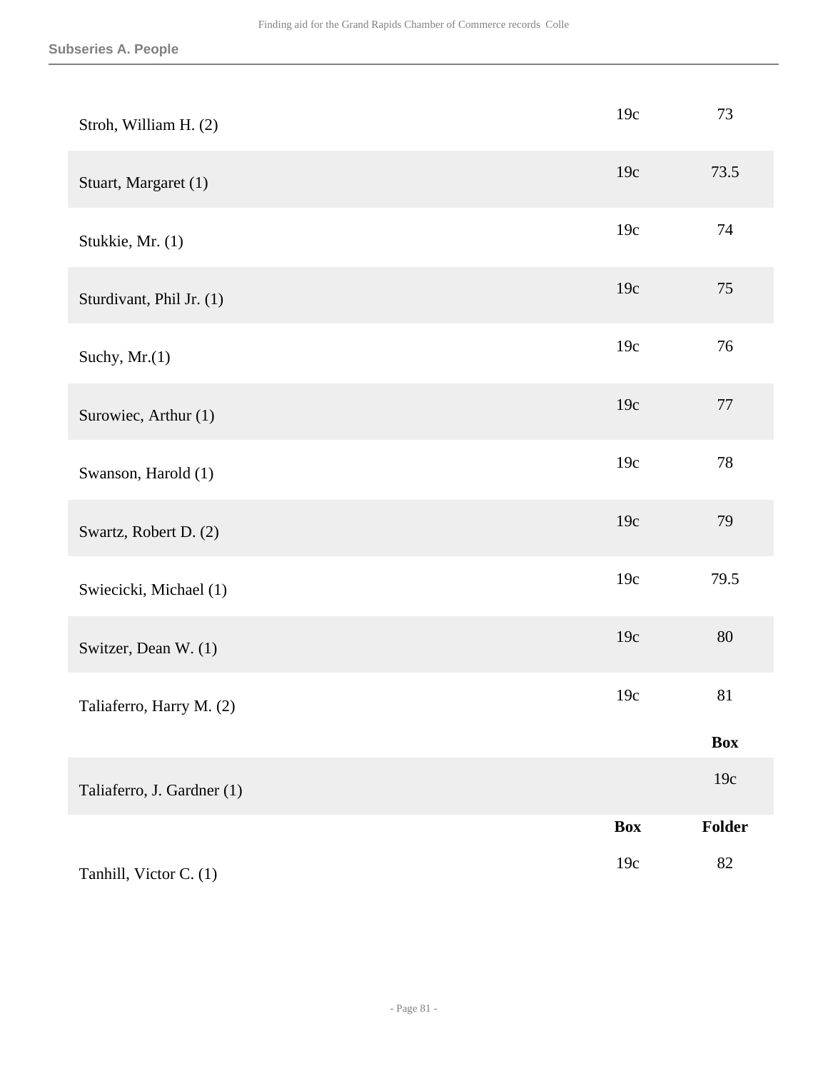| | Box | Folder |
|---|---|---|
| Stroh, William H. (2) | 19c | 73 |
| Stuart, Margaret (1) | 19c | 73.5 |
| Stukkie, Mr. (1) | 19c | 74 |
| Sturdivant, Phil Jr. (1) | 19c | 75 |
| Suchy, Mr.(1) | 19c | 76 |
| Surowiec, Arthur (1) | 19c | 77 |
| Swanson, Harold (1) | 19c | 78 |
| Swartz, Robert D. (2) | 19c | 79 |
| Swiecicki, Michael (1) | 19c | 79.5 |
| Switzer, Dean W. (1) | 19c | 80 |
| Taliaferro, Harry M. (2) | 19c | 81 |
| Taliaferro, J. Gardner (1) | 19c | |
| Tanhill, Victor C. (1) | 19c | 82 |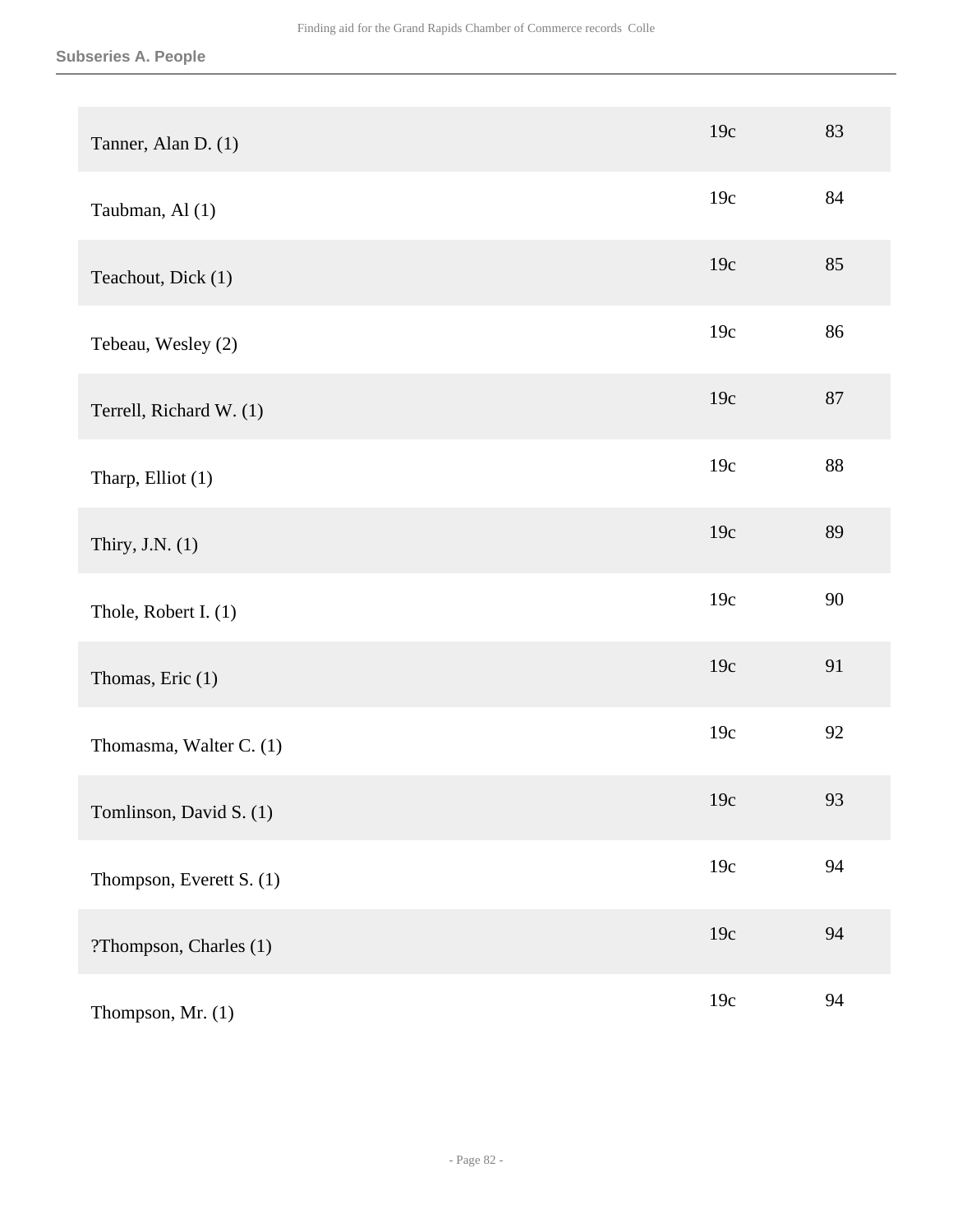## Subseries A. People

| | | |
|---|---|---|
| Tanner, Alan D. (1) | 19c | 83 |
| Taubman, Al (1) | 19c | 84 |
| Teachout, Dick (1) | 19c | 85 |
| Tebeau, Wesley (2) | 19c | 86 |
| Terrell, Richard W. (1) | 19c | 87 |
| Tharp, Elliot (1) | 19c | 88 |
| Thiry, J.N. (1) | 19c | 89 |
| Thole, Robert I. (1) | 19c | 90 |
| Thomas, Eric (1) | 19c | 91 |
| Thomasma, Walter C. (1) | 19c | 92 |
| Tomlinson, David S. (1) | 19c | 93 |
| Thompson, Everett S. (1) | 19c | 94 |
| ?Thompson, Charles (1) | 19c | 94 |
| Thompson, Mr. (1) | 19c | 94 |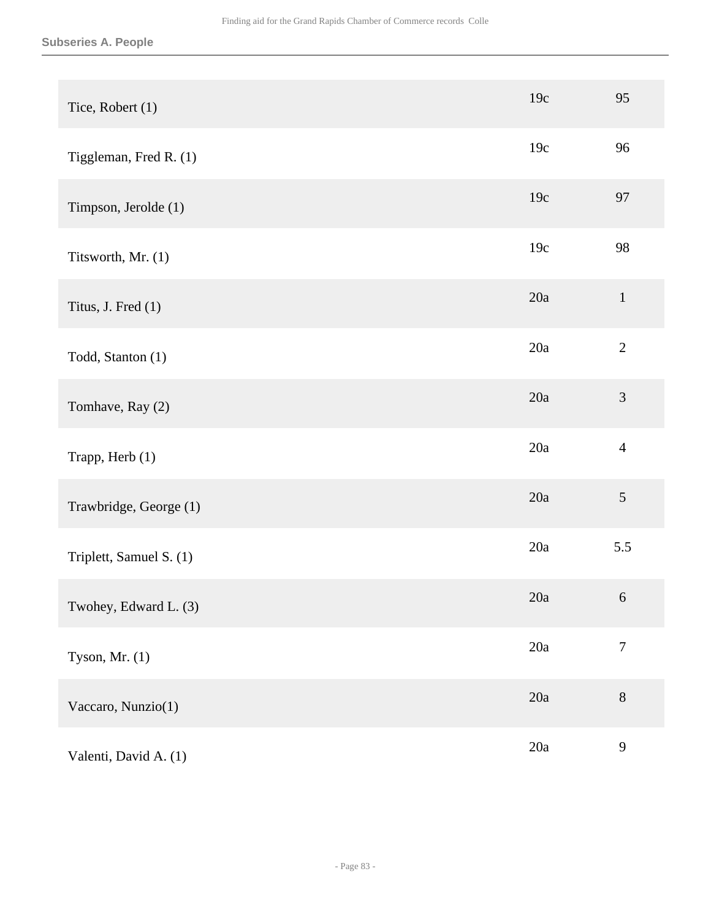**Subseries A. People**

| | | |
|---|---|---|
| Tice, Robert (1) | 19c | 95 |
| Tiggleman, Fred R. (1) | 19c | 96 |
| Timpson, Jerolde (1) | 19c | 97 |
| Titsworth, Mr. (1) | 19c | 98 |
| Titus, J. Fred (1) | 20a | 1 |
| Todd, Stanton (1) | 20a | 2 |
| Tomhave, Ray (2) | 20a | 3 |
| Trapp, Herb (1) | 20a | 4 |
| Trawbridge, George (1) | 20a | 5 |
| Triplett, Samuel S. (1) | 20a | 5.5 |
| Twohey, Edward L. (3) | 20a | 6 |
| Tyson, Mr. (1) | 20a | 7 |
| Vaccaro, Nunzio(1) | 20a | 8 |
| Valenti, David A. (1) | 20a | 9 |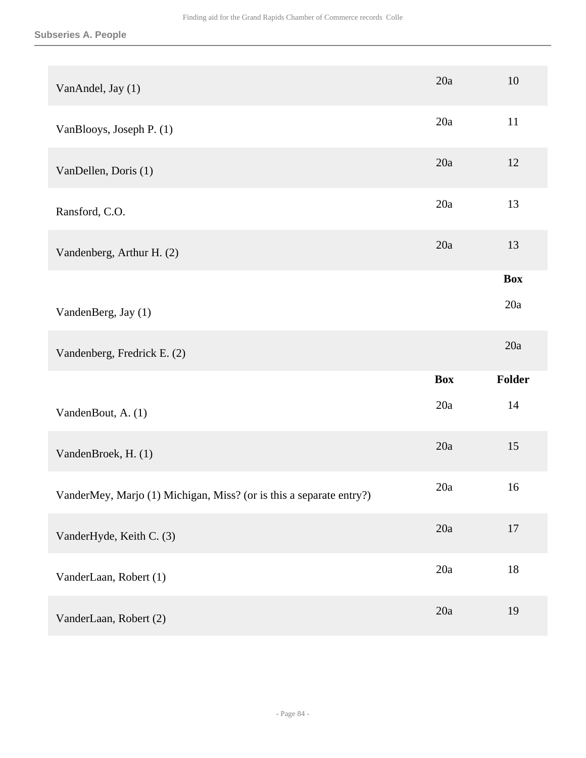**Subseries A. People**

| | Box | Folder |
|---|---|---|
| VanAndel, Jay (1) | 20a | 10 |
| VanBlooys, Joseph P. (1) | 20a | 11 |
| VanDellen, Doris (1) | 20a | 12 |
| Ransford, C.O. | 20a | 13 |
| Vandenberg, Arthur H. (2) | 20a | 13 |

| | Box |
|---|---|
| VandenBerg, Jay (1) | 20a |
| Vandenberg, Fredrick E. (2) | 20a |

| | Box | Folder |
|---|---|---|
| VandenBout, A. (1) | 20a | 14 |
| VandenBroek, H. (1) | 20a | 15 |
| VanderMey, Marjo (1) Michigan, Miss? (or is this a separate entry?) | 20a | 16 |
| VanderHyde, Keith C. (3) | 20a | 17 |
| VanderLaan, Robert (1) | 20a | 18 |
| VanderLaan, Robert (2) | 20a | 19 |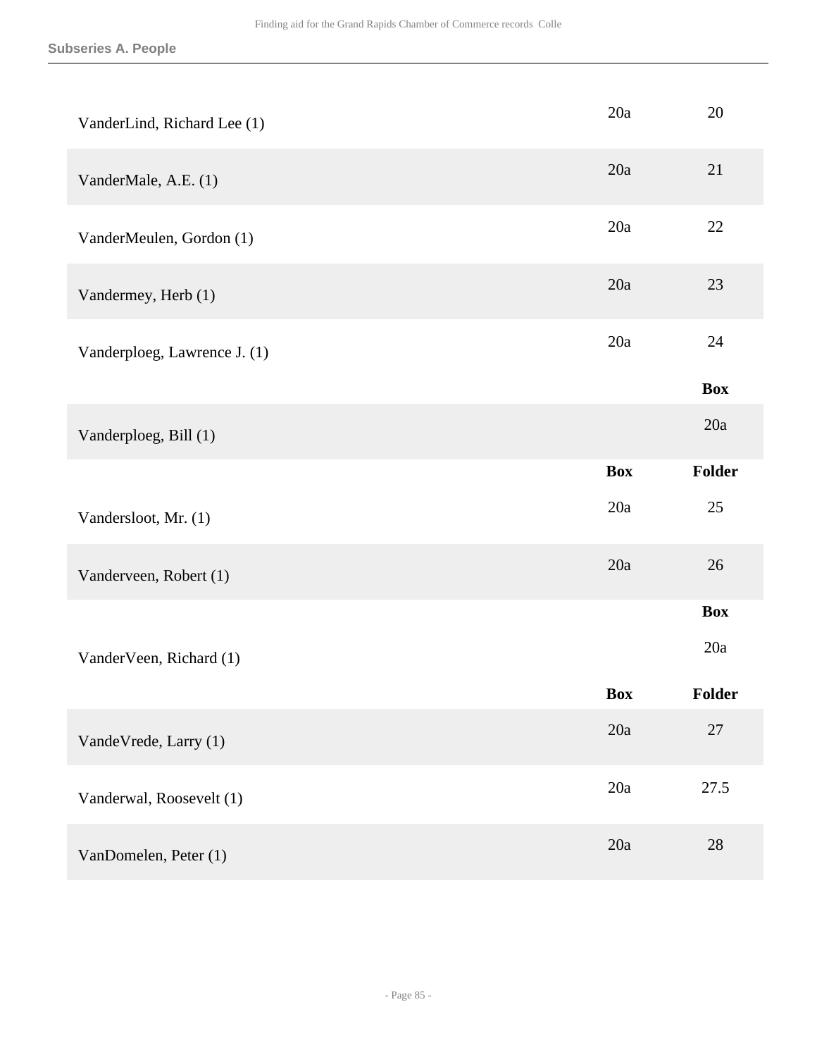**Subseries A. People**

| | Box | Folder |
|---|---|---|
| VanderLind, Richard Lee (1) | 20a | 20 |
| VanderMale, A.E. (1) | 20a | 21 |
| VanderMeulen, Gordon (1) | 20a | 22 |
| Vandermey, Herb (1) | 20a | 23 |
| Vanderploeg, Lawrence J. (1) | 20a | 24 |

| | Box |
|---|---|
| Vanderploeg, Bill (1) | 20a |

| | Box | Folder |
|---|---|---|
| Vandersloot, Mr. (1) | 20a | 25 |
| Vanderveen, Robert (1) | 20a | 26 |

| | Box |
|---|---|
| VanderVeen, Richard (1) | 20a |

| | Box | Folder |
|---|---|---|
| VandeVrede, Larry (1) | 20a | 27 |
| Vanderwal, Roosevelt (1) | 20a | 27.5 |
| VanDomelen, Peter (1) | 20a | 28 |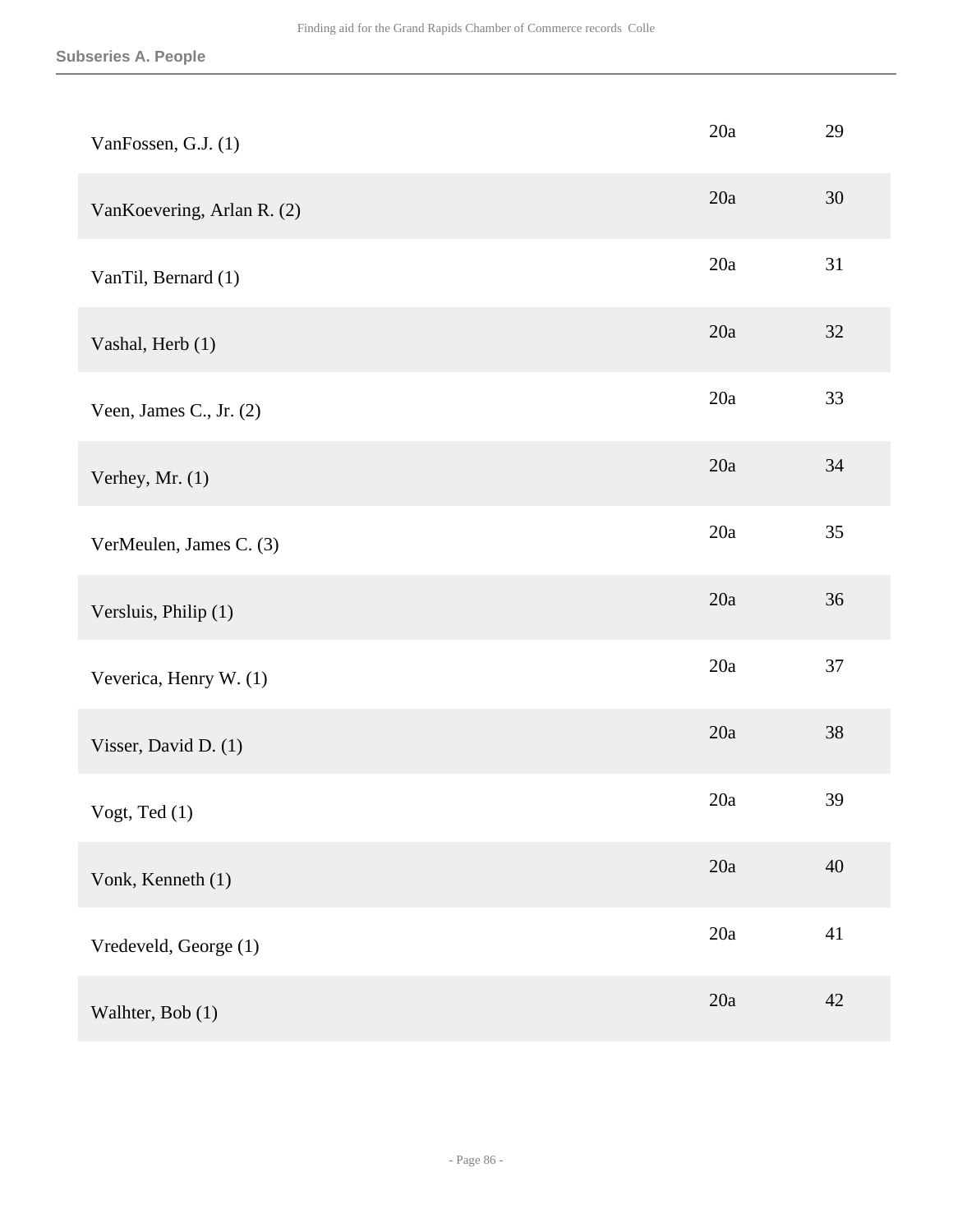| | | |
|---|---|---|
| VanFossen, G.J. (1) | 20a | 29 |
| VanKoevering, Arlan R. (2) | 20a | 30 |
| VanTil, Bernard (1) | 20a | 31 |
| Vashal, Herb (1) | 20a | 32 |
| Veen, James C., Jr. (2) | 20a | 33 |
| Verhey, Mr. (1) | 20a | 34 |
| VerMeulen, James C. (3) | 20a | 35 |
| Versluis, Philip (1) | 20a | 36 |
| Veverica, Henry W. (1) | 20a | 37 |
| Visser, David D. (1) | 20a | 38 |
| Vogt, Ted (1) | 20a | 39 |
| Vonk, Kenneth (1) | 20a | 40 |
| Vredeveld, George (1) | 20a | 41 |
| Walhter, Bob (1) | 20a | 42 |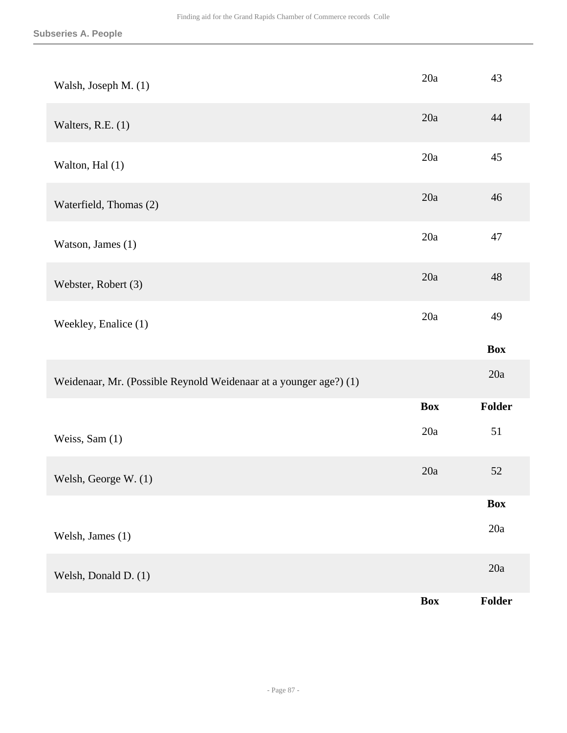### Subseries A. People

| | Box | Folder |
|---|---|---|
| Walsh, Joseph M. (1) | 20a | 43 |
| Walters, R.E. (1) | 20a | 44 |
| Walton, Hal (1) | 20a | 45 |
| Waterfield, Thomas (2) | 20a | 46 |
| Watson, James (1) | 20a | 47 |
| Webster, Robert (3) | 20a | 48 |
| Weekley, Enalice (1) | 20a | 49 |

| | Box |
|---|---|
| Weidenaar, Mr. (Possible Reynold Weidenaar at a younger age?) (1) | 20a |

| | Box | Folder |
|---|---|---|
| Weiss, Sam (1) | 20a | 51 |
| Welsh, George W. (1) | 20a | 52 |

| | Box |
|---|---|
| Welsh, James (1) | 20a |
| Welsh, Donald D. (1) | 20a |

| | Box | Folder |
|---|---|---|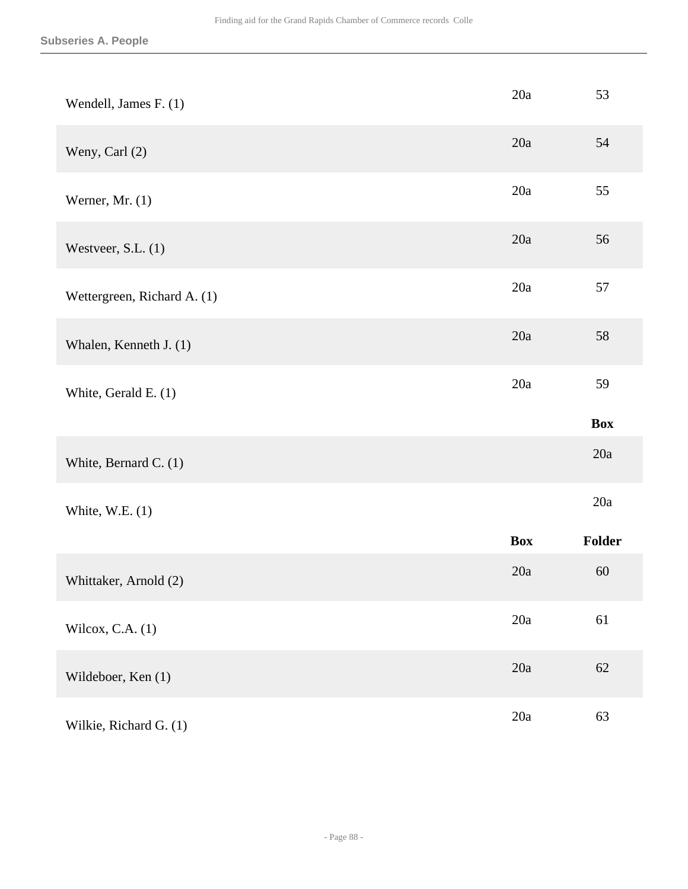**Subseries A. People**

| | Box | Folder |
|---|---|---|
| Wendell, James F. (1) | 20a | 53 |
| Weny, Carl (2) | 20a | 54 |
| Werner, Mr. (1) | 20a | 55 |
| Westveer, S.L. (1) | 20a | 56 |
| Wettergreen, Richard A. (1) | 20a | 57 |
| Whalen, Kenneth J. (1) | 20a | 58 |
| White, Gerald E. (1) | 20a | 59 |

| | Box |
|---|---|
| White, Bernard C. (1) | 20a |
| White, W.E. (1) | 20a |

| | Box | Folder |
|---|---|---|
| Whittaker, Arnold (2) | 20a | 60 |
| Wilcox, C.A. (1) | 20a | 61 |
| Wildeboer, Ken (1) | 20a | 62 |
| Wilkie, Richard G. (1) | 20a | 63 |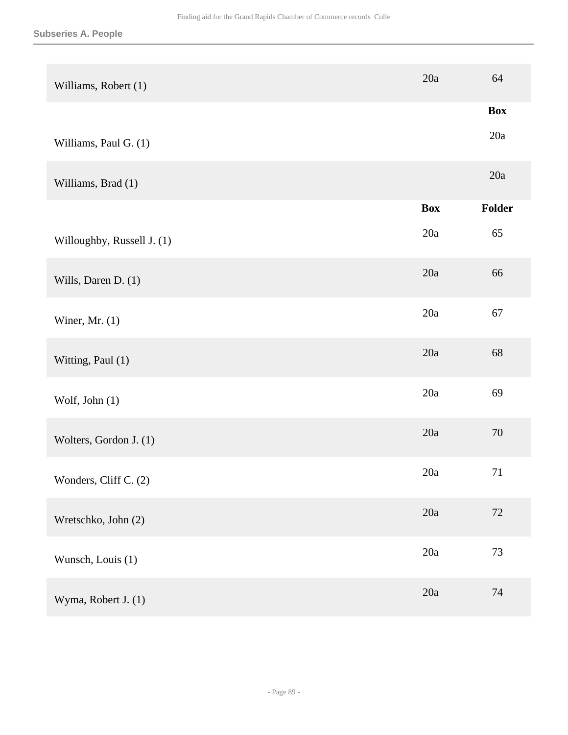**Subseries A. People**

| | Box | Folder |
|---|---|---|
| Williams, Robert (1) | 20a | 64 |
| | | Box |
| Williams, Paul G. (1) | | 20a |
| Williams, Brad (1) | | 20a |
| | Box | Folder |
| Willoughby, Russell J. (1) | 20a | 65 |
| Wills, Daren D. (1) | 20a | 66 |
| Winer, Mr. (1) | 20a | 67 |
| Witting, Paul (1) | 20a | 68 |
| Wolf, John (1) | 20a | 69 |
| Wolters, Gordon J. (1) | 20a | 70 |
| Wonders, Cliff C. (2) | 20a | 71 |
| Wretschko, John (2) | 20a | 72 |
| Wunsch, Louis (1) | 20a | 73 |
| Wyma, Robert J. (1) | 20a | 74 |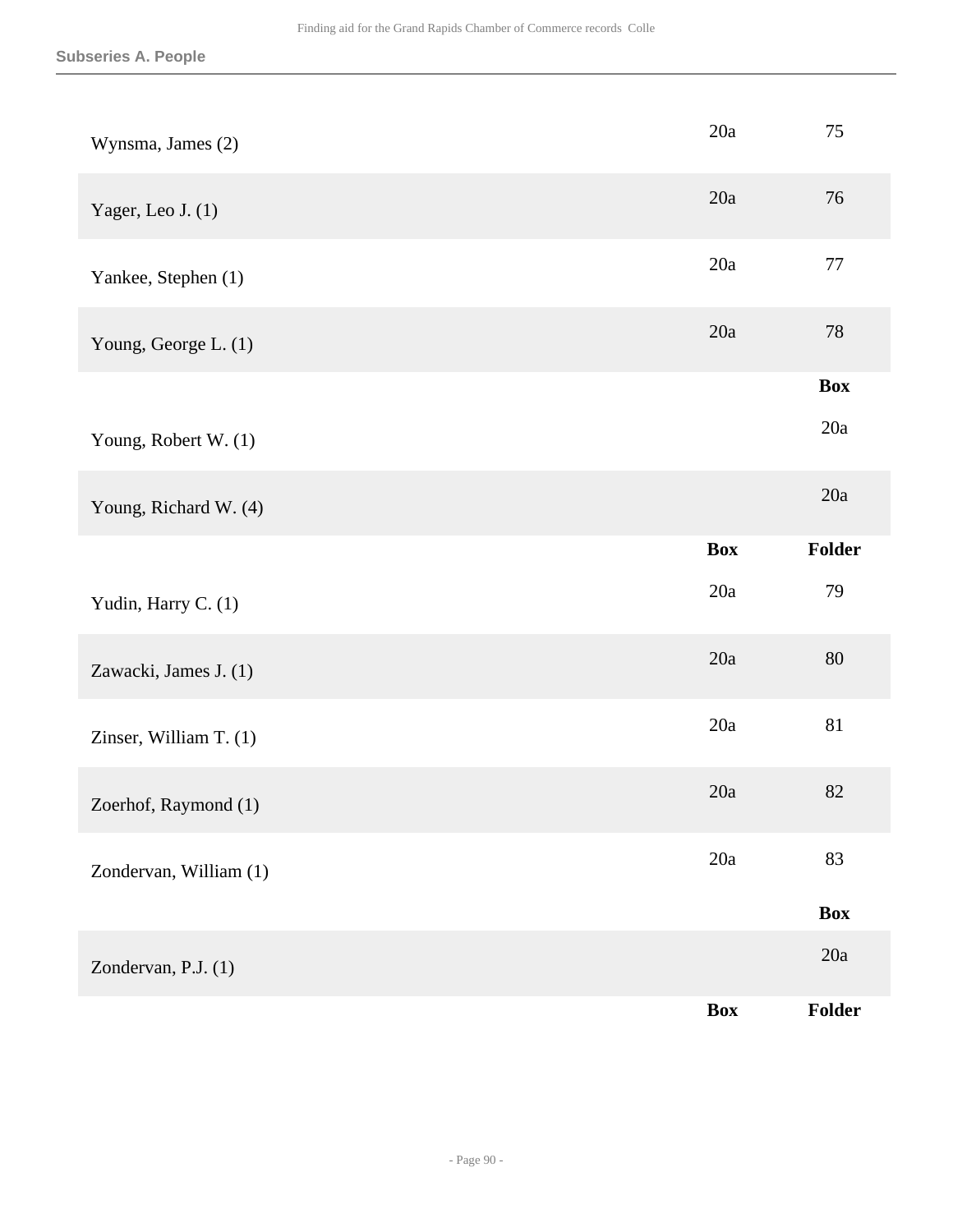### Subseries A. People

| | Box | Folder |
|---|---|---|
| Wynsma, James (2) | 20a | 75 |
| Yager, Leo J. (1) | 20a | 76 |
| Yankee, Stephen (1) | 20a | 77 |
| Young, George L. (1) | 20a | 78 |

| | Box |
|---|---|
| Young, Robert W. (1) | 20a |
| Young, Richard W. (4) | 20a |

| | Box | Folder |
|---|---|---|
| Yudin, Harry C. (1) | 20a | 79 |
| Zawacki, James J. (1) | 20a | 80 |
| Zinser, William T. (1) | 20a | 81 |
| Zoerhof, Raymond (1) | 20a | 82 |
| Zondervan, William (1) | 20a | 83 |

| | Box |
|---|---|
| Zondervan, P.J. (1) | 20a |

| | Box | Folder |
|---|---|---|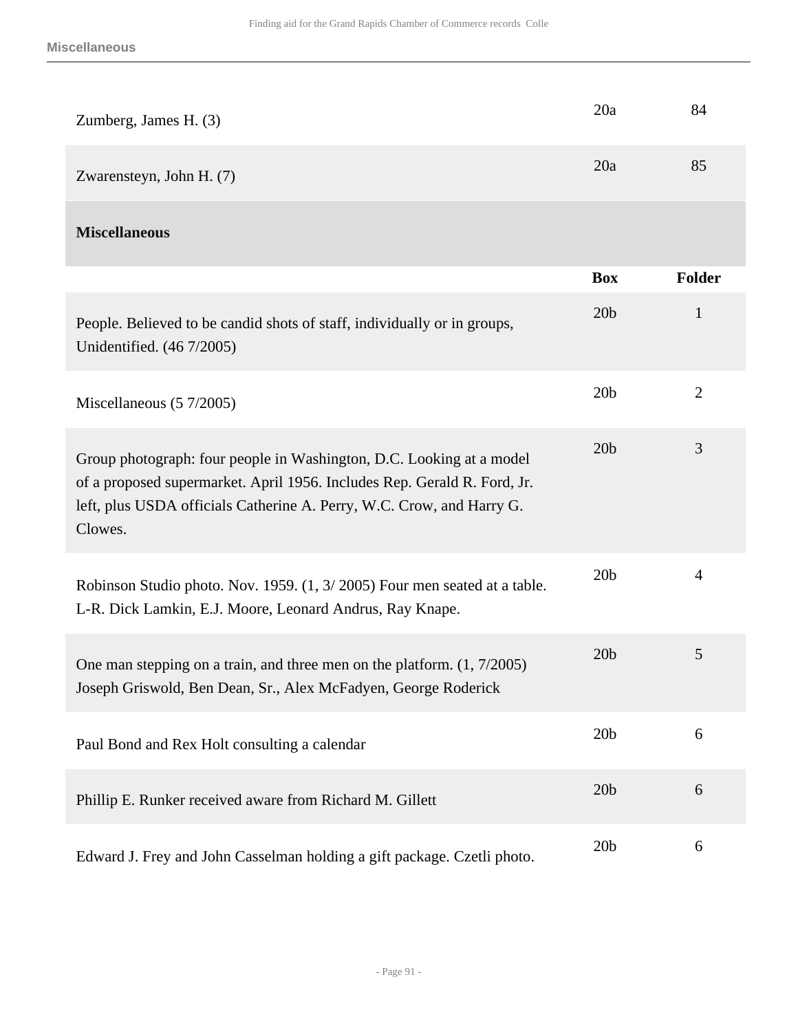| | Box | Folder |
|---|---|---|
| Zumberg, James H. (3) | 20a | 84 |
| Zwarensteyn, John H. (7) | 20a | 85 |

## Miscellaneous

| | Box | Folder |
|---|---|---|
| People. Believed to be candid shots of staff, individually or in groups, Unidentified. (46 7/2005) | 20b | 1 |
| Miscellaneous (5 7/2005) | 20b | 2 |
| Group photograph: four people in Washington, D.C. Looking at a model of a proposed supermarket. April 1956. Includes Rep. Gerald R. Ford, Jr. left, plus USDA officials Catherine A. Perry, W.C. Crow, and Harry G. Clowes. | 20b | 3 |
| Robinson Studio photo. Nov. 1959. (1, 3/ 2005) Four men seated at a table. L-R. Dick Lamkin, E.J. Moore, Leonard Andrus, Ray Knape. | 20b | 4 |
| One man stepping on a train, and three men on the platform. (1, 7/2005) Joseph Griswold, Ben Dean, Sr., Alex McFadyen, George Roderick | 20b | 5 |
| Paul Bond and Rex Holt consulting a calendar | 20b | 6 |
| Phillip E. Runker received aware from Richard M. Gillett | 20b | 6 |
| Edward J. Frey and John Casselman holding a gift package. Czetli photo. | 20b | 6 |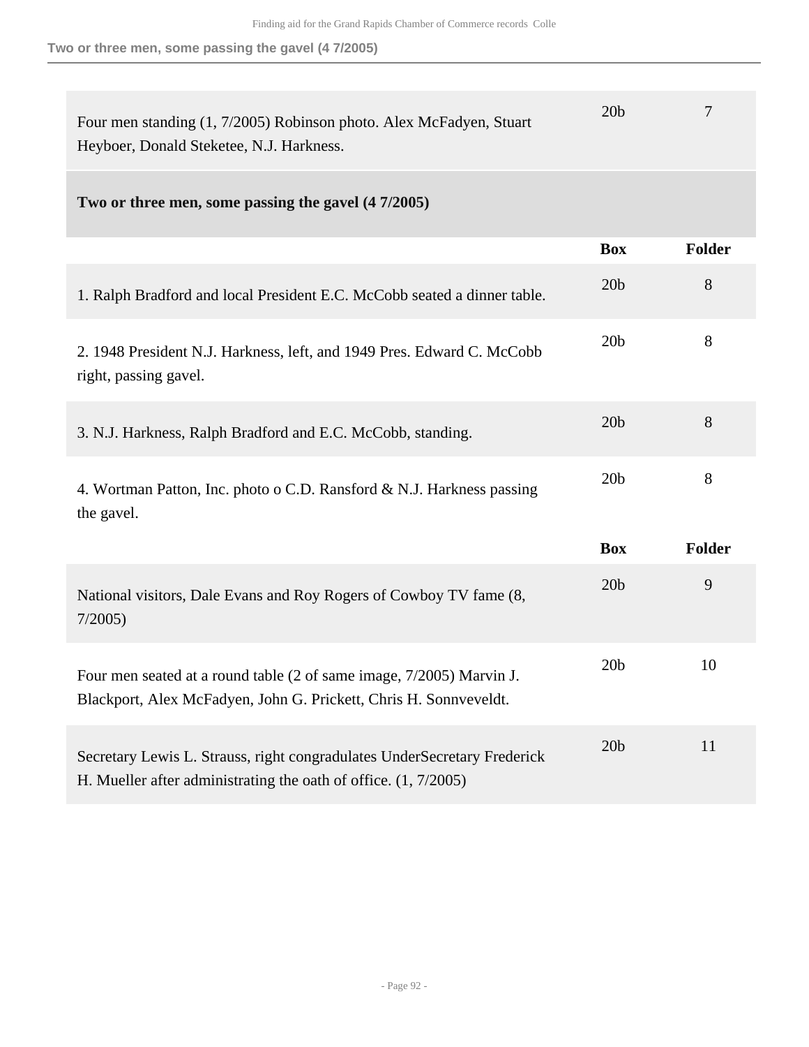| | Box | Folder |
|---|---|---|
| Four men standing (1, 7/2005) Robinson photo. Alex McFadyen, Stuart Heyboer, Donald Steketee, N.J. Harkness. | 20b | 7 |

**Two or three men, some passing the gavel (4 7/2005)**

| | Box | Folder |
|---|---|---|
| 1. Ralph Bradford and local President E.C. McCobb seated a dinner table. | 20b | 8 |
| 2. 1948 President N.J. Harkness, left, and 1949 Pres. Edward C. McCobb right, passing gavel. | 20b | 8 |
| 3. N.J. Harkness, Ralph Bradford and E.C. McCobb, standing. | 20b | 8 |
| 4. Wortman Patton, Inc. photo o C.D. Ransford & N.J. Harkness passing the gavel. | 20b | 8 |

| | Box | Folder |
|---|---|---|
| National visitors, Dale Evans and Roy Rogers of Cowboy TV fame (8, 7/2005) | 20b | 9 |
| Four men seated at a round table (2 of same image, 7/2005) Marvin J. Blackport, Alex McFadyen, John G. Prickett, Chris H. Sonnveveldt. | 20b | 10 |
| Secretary Lewis L. Strauss, right congradulates UnderSecretary Frederick H. Mueller after administrating the oath of office. (1, 7/2005) | 20b | 11 |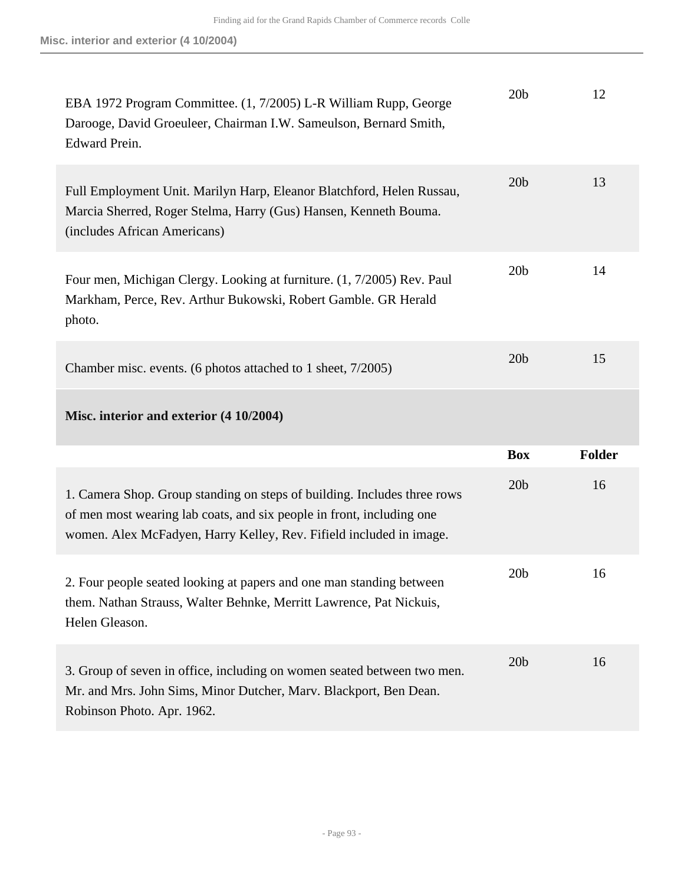| | | |
|---|---|---|
| EBA 1972 Program Committee. (1, 7/2005) L-R William Rupp, George Darooge, David Groeuleer, Chairman I.W. Sameulson, Bernard Smith, Edward Prein. | 20b | 12 |
| Full Employment Unit. Marilyn Harp, Eleanor Blatchford, Helen Russau, Marcia Sherred, Roger Stelma, Harry (Gus) Hansen, Kenneth Bouma. (includes African Americans) | 20b | 13 |
| Four men, Michigan Clergy. Looking at furniture. (1, 7/2005) Rev. Paul Markham, Perce, Rev. Arthur Bukowski, Robert Gamble. GR Herald photo. | 20b | 14 |
| Chamber misc. events. (6 photos attached to 1 sheet, 7/2005) | 20b | 15 |

**Misc. interior and exterior (4 10/2004)**

| | Box | Folder |
|---|---|---|
| 1. Camera Shop. Group standing on steps of building. Includes three rows of men most wearing lab coats, and six people in front, including one women. Alex McFadyen, Harry Kelley, Rev. Fifield included in image. | 20b | 16 |
| 2. Four people seated looking at papers and one man standing between them. Nathan Strauss, Walter Behnke, Merritt Lawrence, Pat Nickuis, Helen Gleason. | 20b | 16 |
| 3. Group of seven in office, including on women seated between two men. Mr. and Mrs. John Sims, Minor Dutcher, Marv. Blackport, Ben Dean. Robinson Photo. Apr. 1962. | 20b | 16 |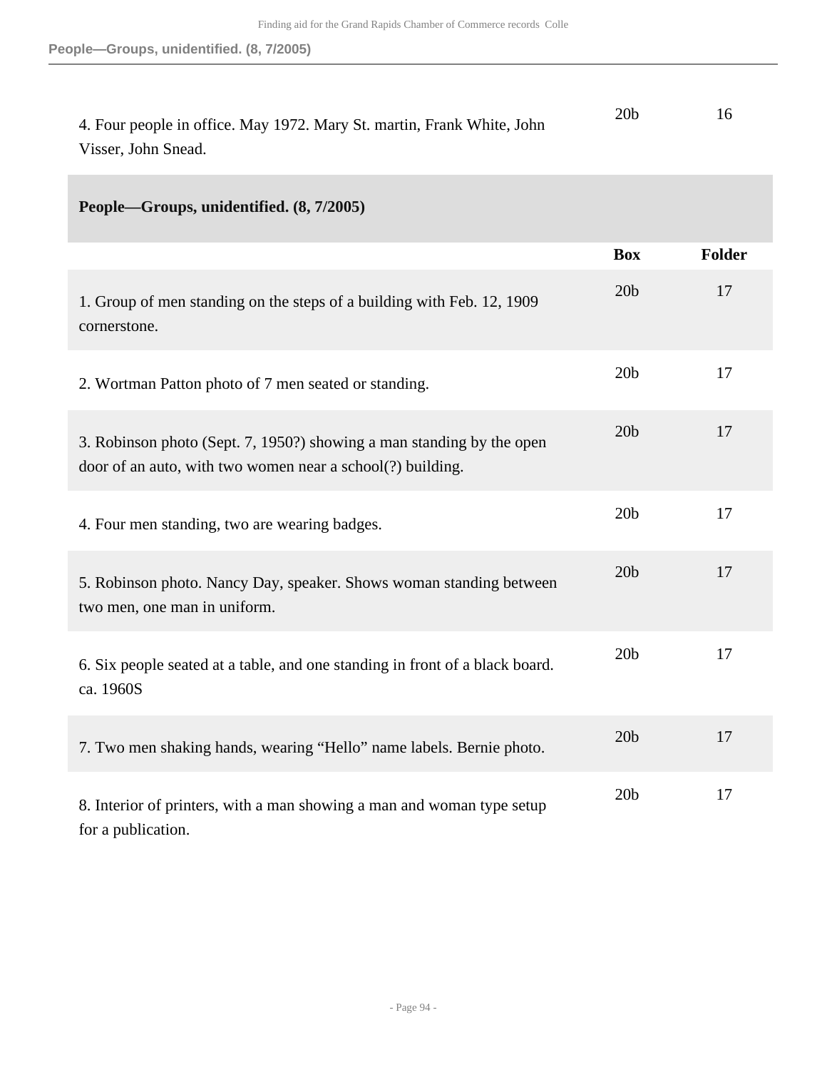| | Box | Folder |
|---|---|---|
| 4. Four people in office. May 1972. Mary St. martin, Frank White, John Visser, John Snead. | 20b | 16 |

### People—Groups, unidentified. (8, 7/2005)

| | Box | Folder |
|---|---|---|
| 1. Group of men standing on the steps of a building with Feb. 12, 1909 cornerstone. | 20b | 17 |
| 2. Wortman Patton photo of 7 men seated or standing. | 20b | 17 |
| 3. Robinson photo (Sept. 7, 1950?) showing a man standing by the open door of an auto, with two women near a school(?) building. | 20b | 17 |
| 4. Four men standing, two are wearing badges. | 20b | 17 |
| 5. Robinson photo. Nancy Day, speaker. Shows woman standing between two men, one man in uniform. | 20b | 17 |
| 6. Six people seated at a table, and one standing in front of a black board. ca. 1960S | 20b | 17 |
| 7. Two men shaking hands, wearing "Hello" name labels. Bernie photo. | 20b | 17 |
| 8. Interior of printers, with a man showing a man and woman type setup for a publication. | 20b | 17 |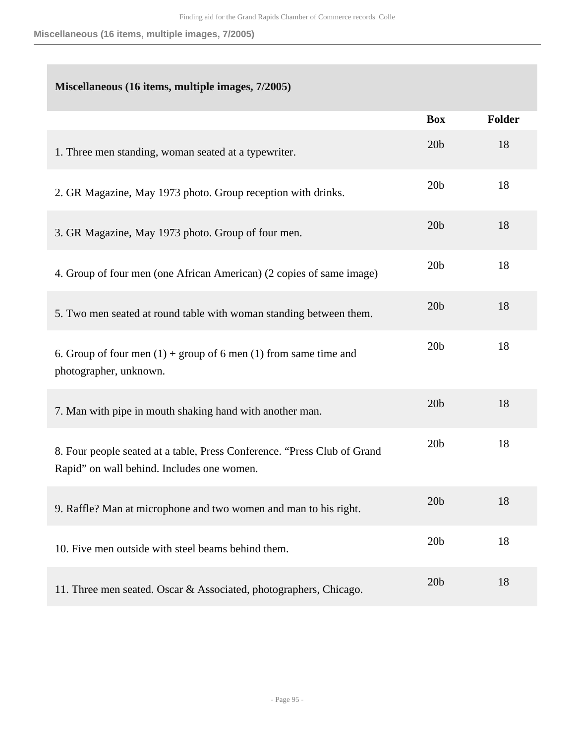## Miscellaneous (16 items, multiple images, 7/2005)

| | Box | Folder |
|---|---|---|
| 1. Three men standing, woman seated at a typewriter. | 20b | 18 |
| 2. GR Magazine, May 1973 photo. Group reception with drinks. | 20b | 18 |
| 3. GR Magazine, May 1973 photo. Group of four men. | 20b | 18 |
| 4. Group of four men (one African American) (2 copies of same image) | 20b | 18 |
| 5. Two men seated at round table with woman standing between them. | 20b | 18 |
| 6. Group of four men (1) + group of 6 men (1) from same time and photographer, unknown. | 20b | 18 |
| 7. Man with pipe in mouth shaking hand with another man. | 20b | 18 |
| 8. Four people seated at a table, Press Conference. "Press Club of Grand Rapid" on wall behind. Includes one women. | 20b | 18 |
| 9. Raffle? Man at microphone and two women and man to his right. | 20b | 18 |
| 10. Five men outside with steel beams behind them. | 20b | 18 |
| 11. Three men seated. Oscar & Associated, photographers, Chicago. | 20b | 18 |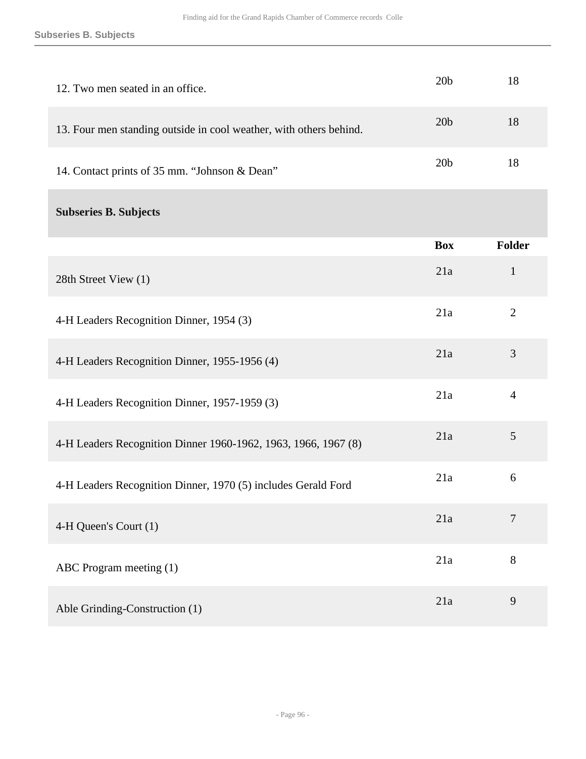| | | |
|---|---|---|
| 12. Two men seated in an office. | 20b | 18 |
| 13. Four men standing outside in cool weather, with others behind. | 20b | 18 |
| 14. Contact prints of 35 mm. “Johnson & Dean” | 20b | 18 |

## Subseries B. Subjects

| | Box | Folder |
|---|---|---|
| 28th Street View (1) | 21a | 1 |
| 4-H Leaders Recognition Dinner, 1954 (3) | 21a | 2 |
| 4-H Leaders Recognition Dinner, 1955-1956 (4) | 21a | 3 |
| 4-H Leaders Recognition Dinner, 1957-1959 (3) | 21a | 4 |
| 4-H Leaders Recognition Dinner 1960-1962, 1963, 1966, 1967 (8) | 21a | 5 |
| 4-H Leaders Recognition Dinner, 1970 (5) includes Gerald Ford | 21a | 6 |
| 4-H Queen's Court (1) | 21a | 7 |
| ABC Program meeting (1) | 21a | 8 |
| Able Grinding-Construction (1) | 21a | 9 |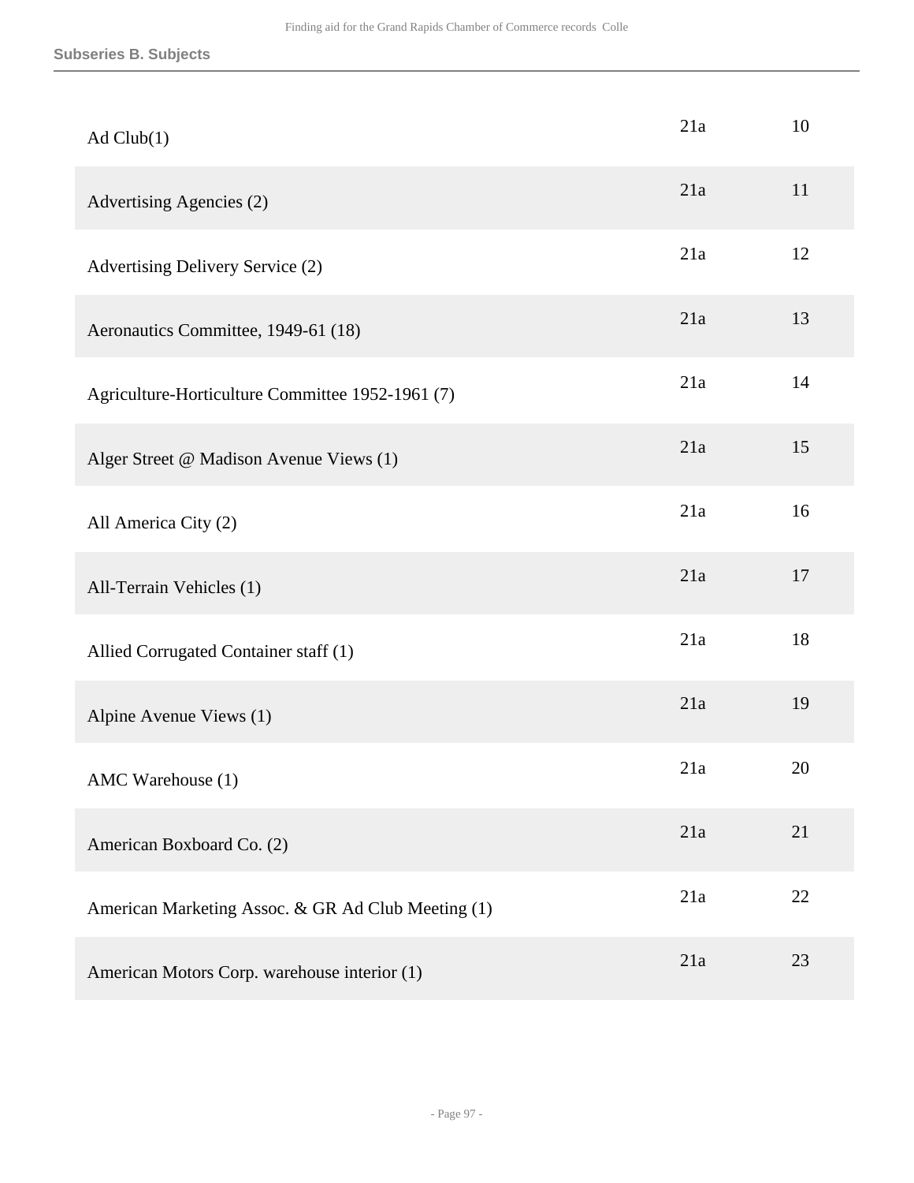## Subseries B. Subjects

| | | |
|---|---|---|
| Ad Club(1) | 21a | 10 |
| Advertising Agencies (2) | 21a | 11 |
| Advertising Delivery Service (2) | 21a | 12 |
| Aeronautics Committee, 1949-61 (18) | 21a | 13 |
| Agriculture-Horticulture Committee 1952-1961 (7) | 21a | 14 |
| Alger Street @ Madison Avenue Views (1) | 21a | 15 |
| All America City (2) | 21a | 16 |
| All-Terrain Vehicles (1) | 21a | 17 |
| Allied Corrugated Container staff (1) | 21a | 18 |
| Alpine Avenue Views (1) | 21a | 19 |
| AMC Warehouse (1) | 21a | 20 |
| American Boxboard Co. (2) | 21a | 21 |
| American Marketing Assoc. & GR Ad Club Meeting (1) | 21a | 22 |
| American Motors Corp. warehouse interior (1) | 21a | 23 |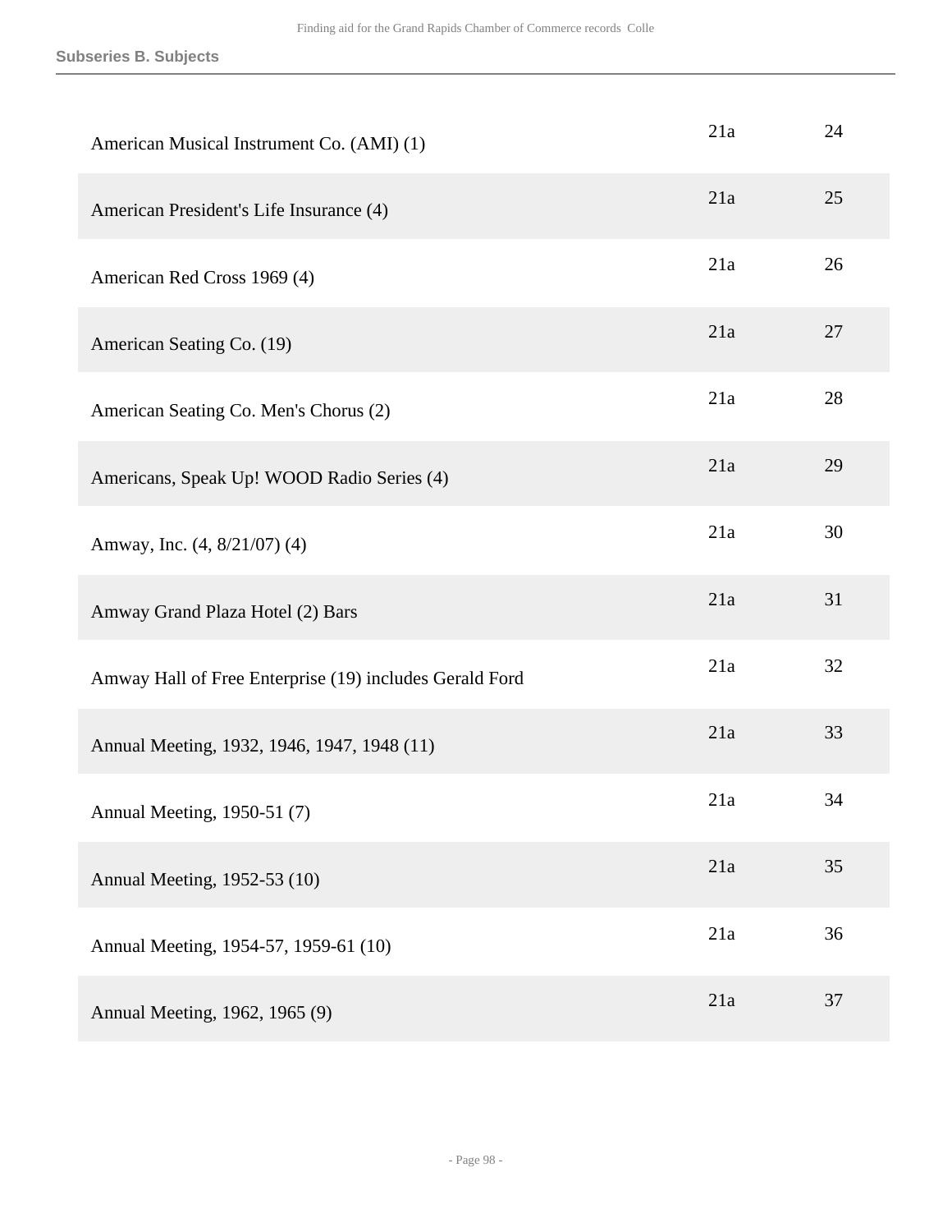| | | |
|---|---|---|
| American Musical Instrument Co. (AMI) (1) | 21a | 24 |
| American President's Life Insurance (4) | 21a | 25 |
| American Red Cross 1969 (4) | 21a | 26 |
| American Seating Co. (19) | 21a | 27 |
| American Seating Co. Men's Chorus (2) | 21a | 28 |
| Americans, Speak Up! WOOD Radio Series (4) | 21a | 29 |
| Amway, Inc. (4, 8/21/07) (4) | 21a | 30 |
| Amway Grand Plaza Hotel (2) Bars | 21a | 31 |
| Amway Hall of Free Enterprise (19) includes Gerald Ford | 21a | 32 |
| Annual Meeting, 1932, 1946, 1947, 1948 (11) | 21a | 33 |
| Annual Meeting, 1950-51 (7) | 21a | 34 |
| Annual Meeting, 1952-53 (10) | 21a | 35 |
| Annual Meeting, 1954-57, 1959-61 (10) | 21a | 36 |
| Annual Meeting, 1962, 1965 (9) | 21a | 37 |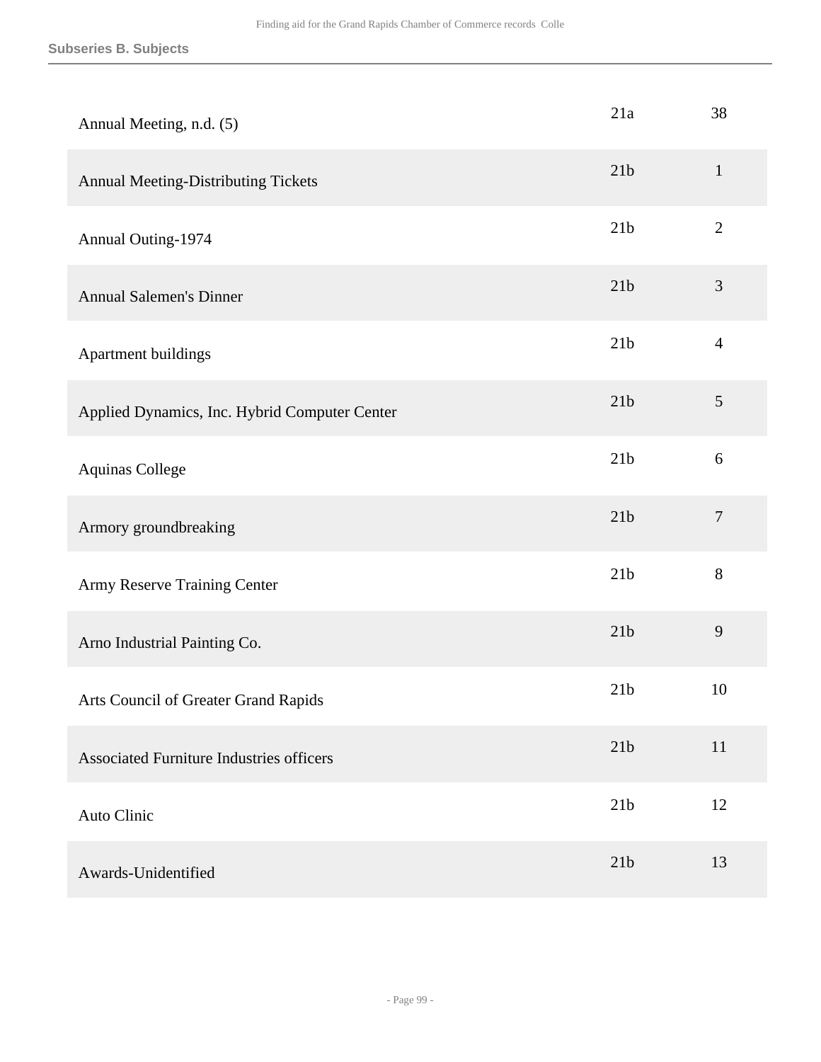| | | |
|---|---|---|
| Annual Meeting, n.d. (5) | 21a | 38 |
| Annual Meeting-Distributing Tickets | 21b | 1 |
| Annual Outing-1974 | 21b | 2 |
| Annual Salemen's Dinner | 21b | 3 |
| Apartment buildings | 21b | 4 |
| Applied Dynamics, Inc. Hybrid Computer Center | 21b | 5 |
| Aquinas College | 21b | 6 |
| Armory groundbreaking | 21b | 7 |
| Army Reserve Training Center | 21b | 8 |
| Arno Industrial Painting Co. | 21b | 9 |
| Arts Council of Greater Grand Rapids | 21b | 10 |
| Associated Furniture Industries officers | 21b | 11 |
| Auto Clinic | 21b | 12 |
| Awards-Unidentified | 21b | 13 |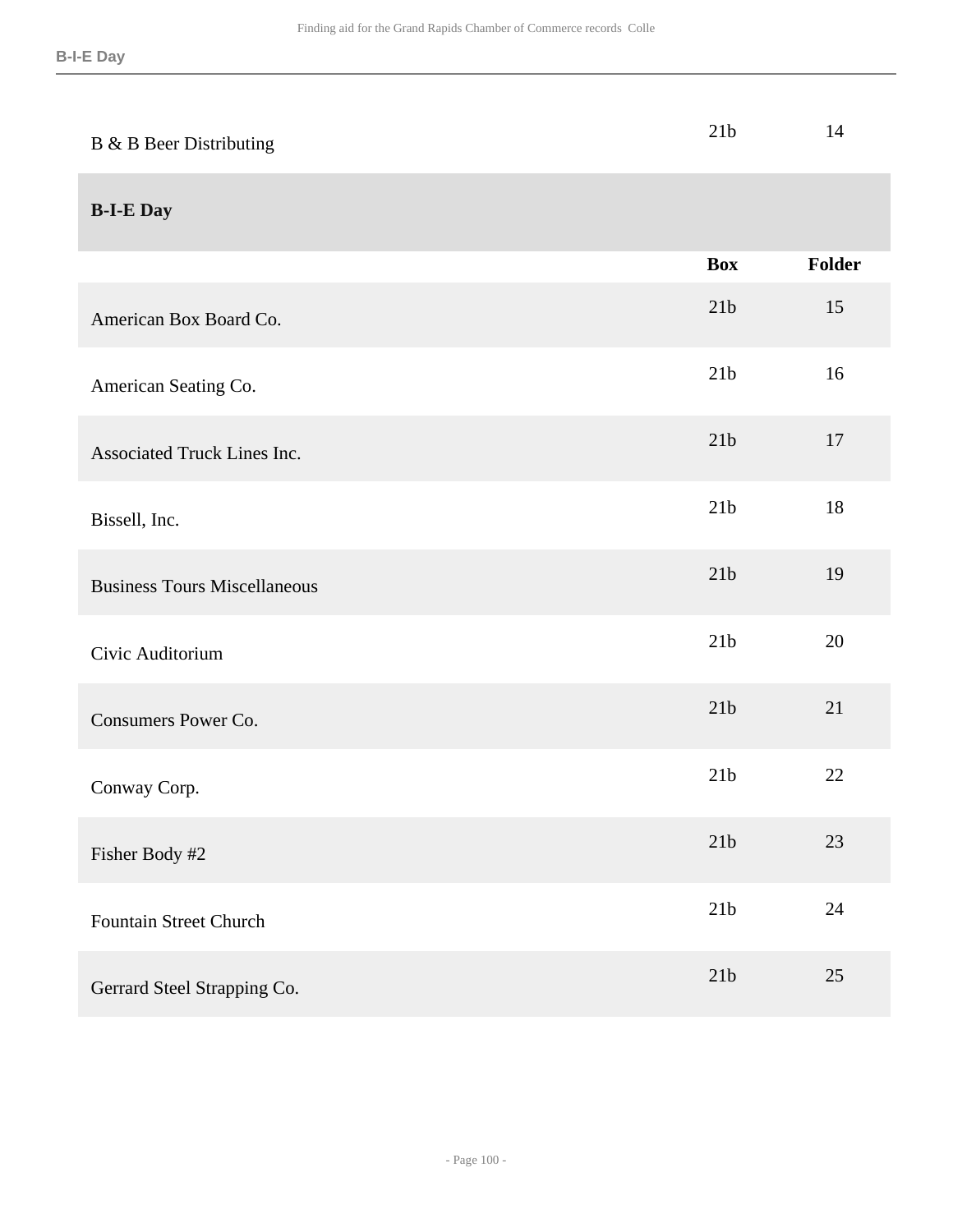| | Box | Folder |
|---|---|---|
| B & B Beer Distributing | 21b | 14 |

## B-I-E Day

| | Box | Folder |
|---|---|---|
| American Box Board Co. | 21b | 15 |
| American Seating Co. | 21b | 16 |
| Associated Truck Lines Inc. | 21b | 17 |
| Bissell, Inc. | 21b | 18 |
| Business Tours Miscellaneous | 21b | 19 |
| Civic Auditorium | 21b | 20 |
| Consumers Power Co. | 21b | 21 |
| Conway Corp. | 21b | 22 |
| Fisher Body #2 | 21b | 23 |
| Fountain Street Church | 21b | 24 |
| Gerrard Steel Strapping Co. | 21b | 25 |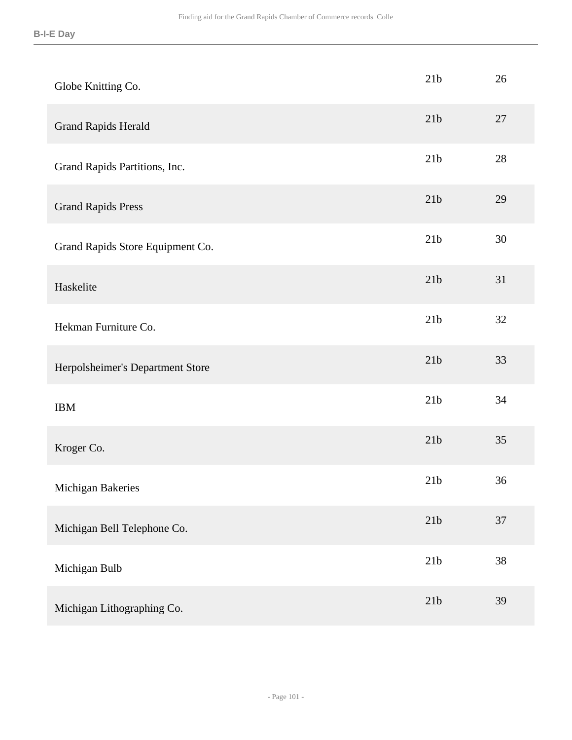**B-I-E Day**

| | | |
|---|---|---|
| Globe Knitting Co. | 21b | 26 |
| Grand Rapids Herald | 21b | 27 |
| Grand Rapids Partitions, Inc. | 21b | 28 |
| Grand Rapids Press | 21b | 29 |
| Grand Rapids Store Equipment Co. | 21b | 30 |
| Haskelite | 21b | 31 |
| Hekman Furniture Co. | 21b | 32 |
| Herpolsheimer's Department Store | 21b | 33 |
| IBM | 21b | 34 |
| Kroger Co. | 21b | 35 |
| Michigan Bakeries | 21b | 36 |
| Michigan Bell Telephone Co. | 21b | 37 |
| Michigan Bulb | 21b | 38 |
| Michigan Lithographing Co. | 21b | 39 |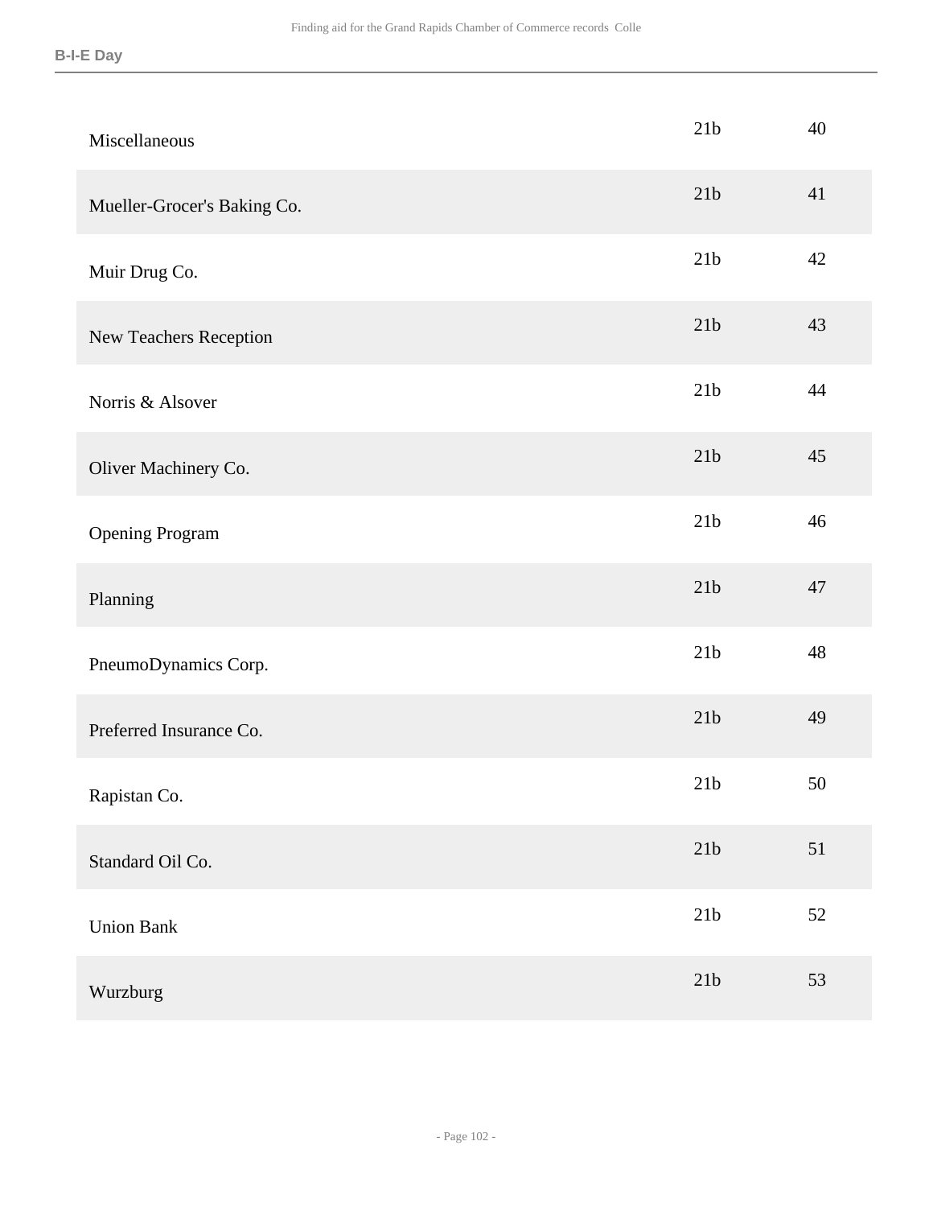| | | |
|---|---|---|
| Miscellaneous | 21b | 40 |
| Mueller-Grocer's Baking Co. | 21b | 41 |
| Muir Drug Co. | 21b | 42 |
| New Teachers Reception | 21b | 43 |
| Norris & Alsover | 21b | 44 |
| Oliver Machinery Co. | 21b | 45 |
| Opening Program | 21b | 46 |
| Planning | 21b | 47 |
| PneumoDynamics Corp. | 21b | 48 |
| Preferred Insurance Co. | 21b | 49 |
| Rapistan Co. | 21b | 50 |
| Standard Oil Co. | 21b | 51 |
| Union Bank | 21b | 52 |
| Wurzburg | 21b | 53 |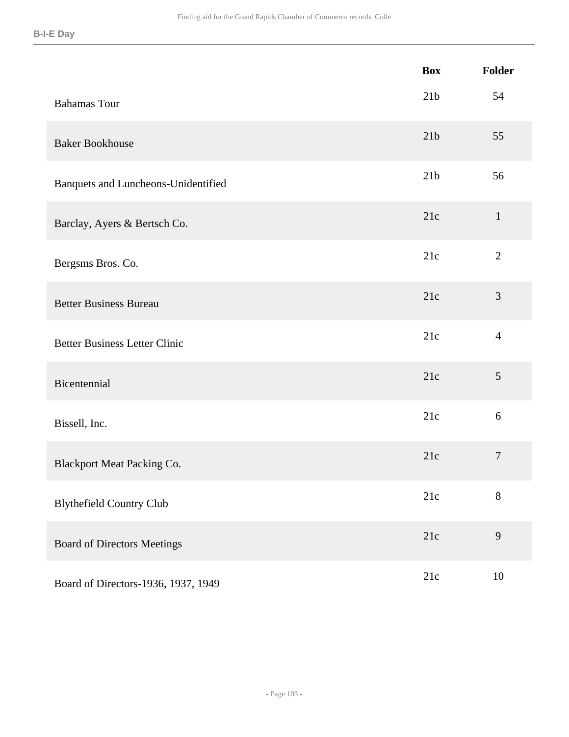| | Box | Folder |
|---|---|---|
| Bahamas Tour | 21b | 54 |
| Baker Bookhouse | 21b | 55 |
| Banquets and Luncheons-Unidentified | 21b | 56 |
| Barclay, Ayers & Bertsch Co. | 21c | 1 |
| Bergsms Bros. Co. | 21c | 2 |
| Better Business Bureau | 21c | 3 |
| Better Business Letter Clinic | 21c | 4 |
| Bicentennial | 21c | 5 |
| Bissell, Inc. | 21c | 6 |
| Blackport Meat Packing Co. | 21c | 7 |
| Blythefield Country Club | 21c | 8 |
| Board of Directors Meetings | 21c | 9 |
| Board of Directors-1936, 1937, 1949 | 21c | 10 |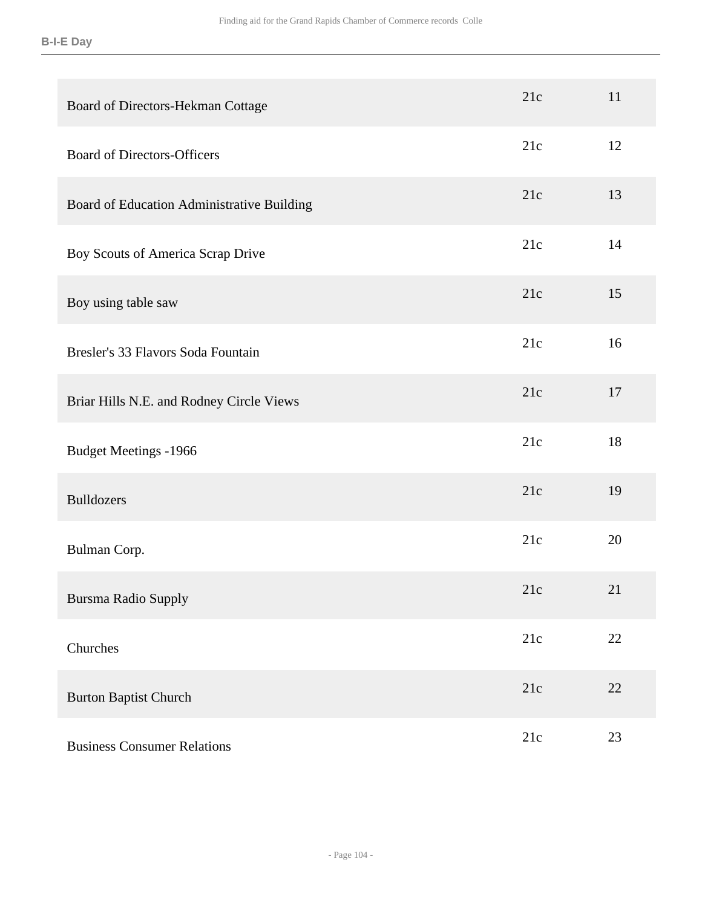| | | |
|---|---|---|
| Board of Directors-Hekman Cottage | 21c | 11 |
| Board of Directors-Officers | 21c | 12 |
| Board of Education Administrative Building | 21c | 13 |
| Boy Scouts of America Scrap Drive | 21c | 14 |
| Boy using table saw | 21c | 15 |
| Bresler's 33 Flavors Soda Fountain | 21c | 16 |
| Briar Hills N.E. and Rodney Circle Views | 21c | 17 |
| Budget Meetings -1966 | 21c | 18 |
| Bulldozers | 21c | 19 |
| Bulman Corp. | 21c | 20 |
| Bursma Radio Supply | 21c | 21 |
| Churches | 21c | 22 |
| Burton Baptist Church | 21c | 22 |
| Business Consumer Relations | 21c | 23 |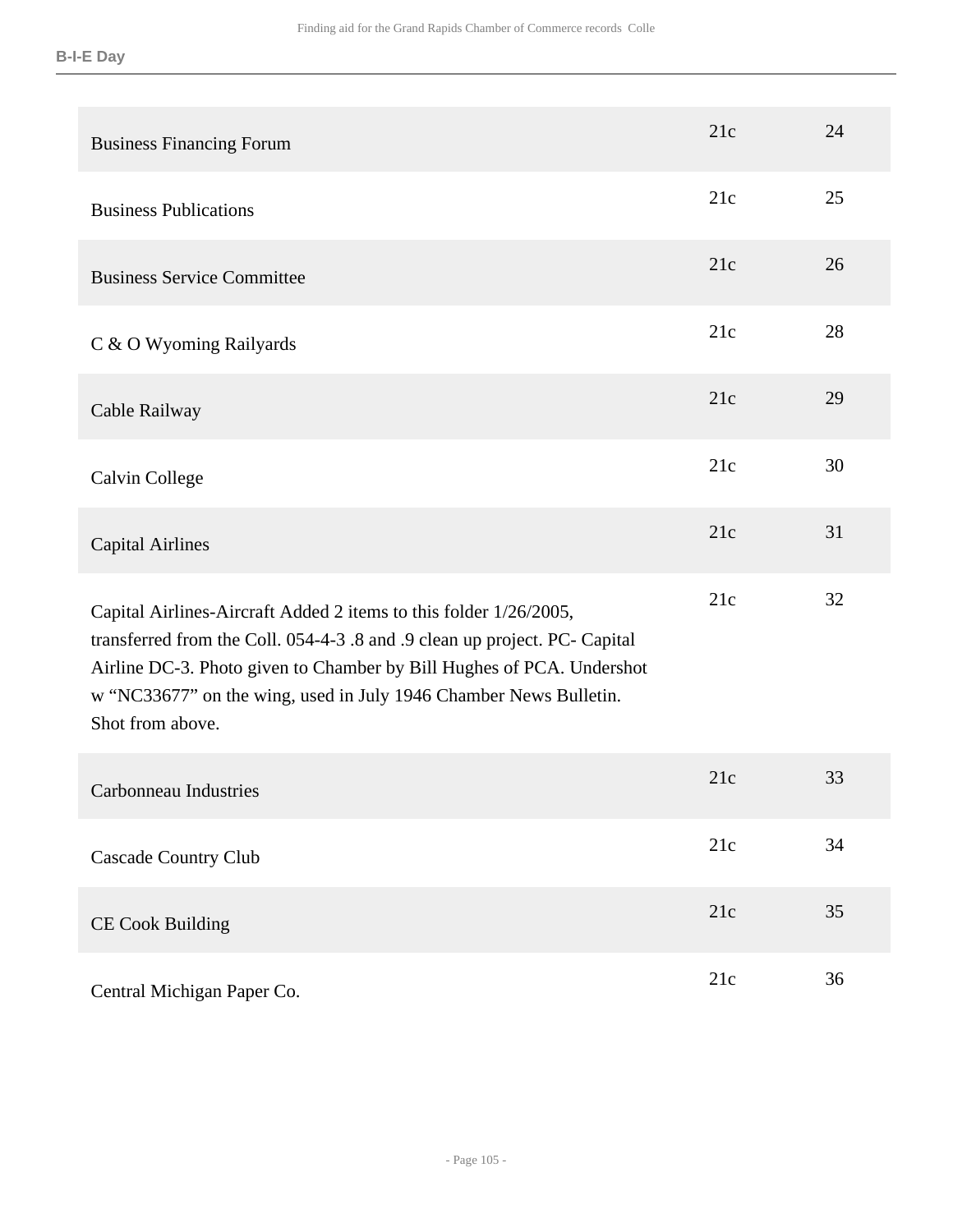| | | |
|---|---|---|
| Business Financing Forum | 21c | 24 |
| Business Publications | 21c | 25 |
| Business Service Committee | 21c | 26 |
| C & O Wyoming Railyards | 21c | 28 |
| Cable Railway | 21c | 29 |
| Calvin College | 21c | 30 |
| Capital Airlines | 21c | 31 |
| Capital Airlines-Aircraft Added 2 items to this folder 1/26/2005, transferred from the Coll. 054-4-3 .8 and .9 clean up project. PC- Capital Airline DC-3. Photo given to Chamber by Bill Hughes of PCA. Undershot w "NC33677" on the wing, used in July 1946 Chamber News Bulletin. Shot from above. | 21c | 32 |
| Carbonneau Industries | 21c | 33 |
| Cascade Country Club | 21c | 34 |
| CE Cook Building | 21c | 35 |
| Central Michigan Paper Co. | 21c | 36 |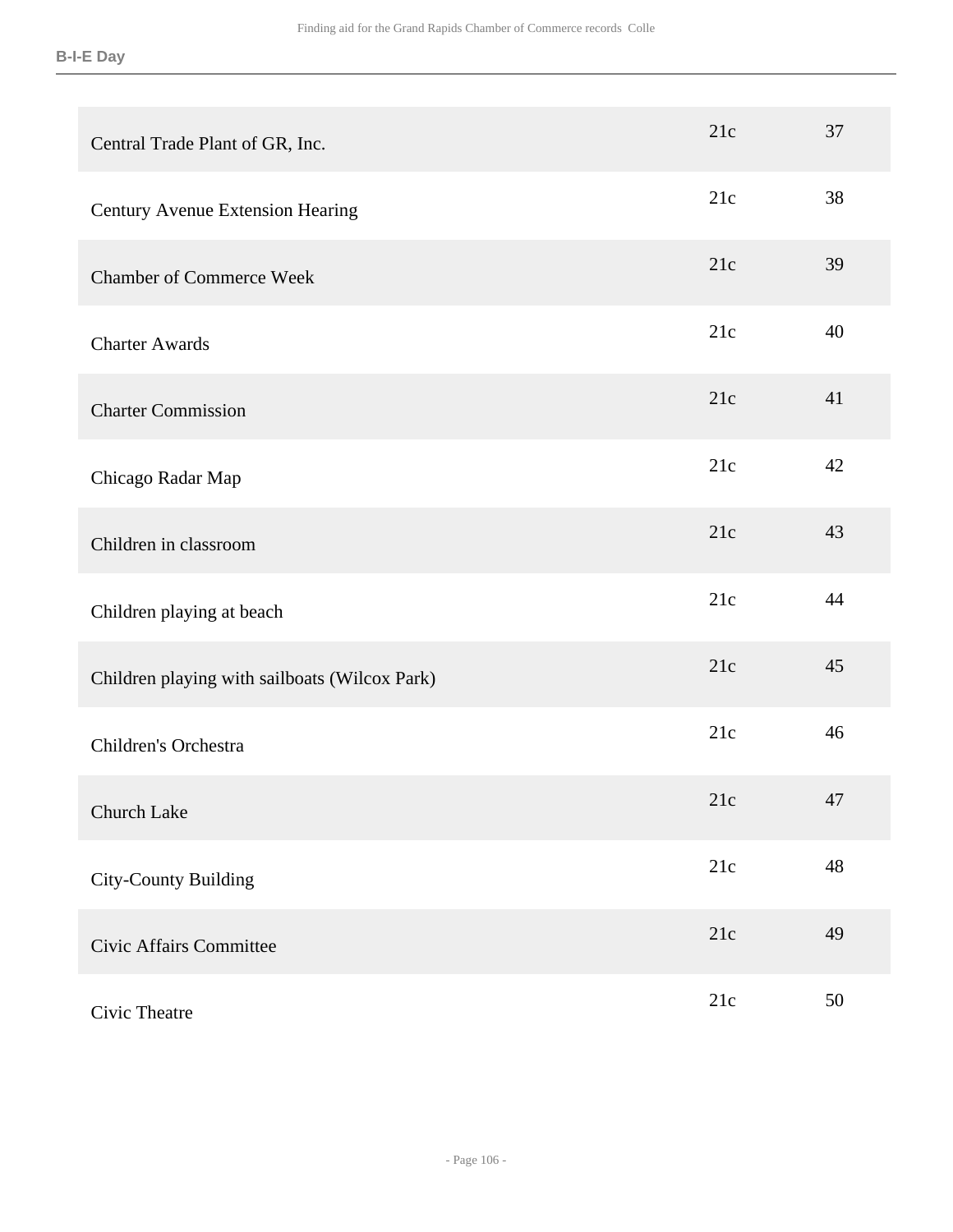**B-I-E Day**

| | | |
|---|---|---|
| Central Trade Plant of GR, Inc. | 21c | 37 |
| Century Avenue Extension Hearing | 21c | 38 |
| Chamber of Commerce Week | 21c | 39 |
| Charter Awards | 21c | 40 |
| Charter Commission | 21c | 41 |
| Chicago Radar Map | 21c | 42 |
| Children in classroom | 21c | 43 |
| Children playing at beach | 21c | 44 |
| Children playing with sailboats (Wilcox Park) | 21c | 45 |
| Children's Orchestra | 21c | 46 |
| Church Lake | 21c | 47 |
| City-County Building | 21c | 48 |
| Civic Affairs Committee | 21c | 49 |
| Civic Theatre | 21c | 50 |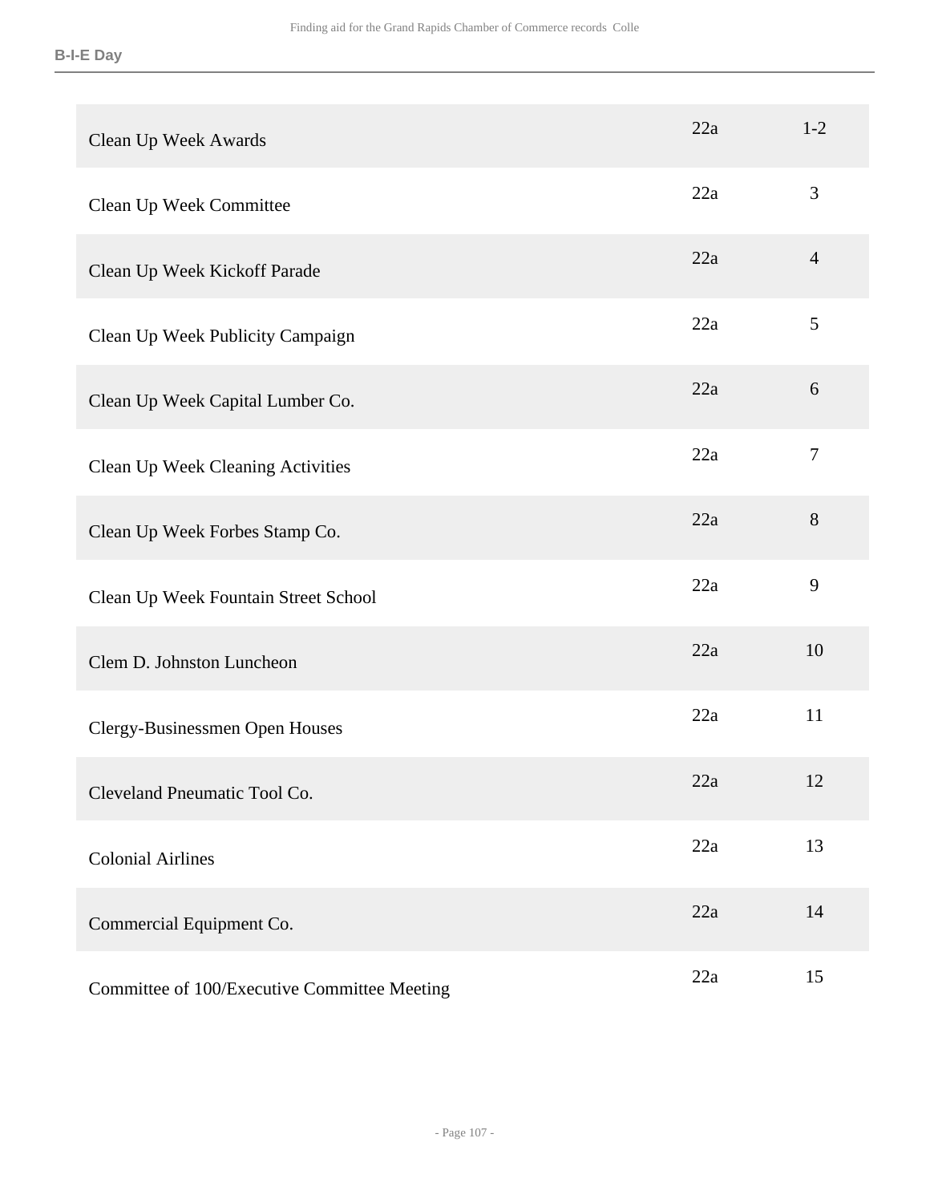| | | |
|---|---|---|
| Clean Up Week Awards | 22a | 1-2 |
| Clean Up Week Committee | 22a | 3 |
| Clean Up Week Kickoff Parade | 22a | 4 |
| Clean Up Week Publicity Campaign | 22a | 5 |
| Clean Up Week Capital Lumber Co. | 22a | 6 |
| Clean Up Week Cleaning Activities | 22a | 7 |
| Clean Up Week Forbes Stamp Co. | 22a | 8 |
| Clean Up Week Fountain Street School | 22a | 9 |
| Clem D. Johnston Luncheon | 22a | 10 |
| Clergy-Businessmen Open Houses | 22a | 11 |
| Cleveland Pneumatic Tool Co. | 22a | 12 |
| Colonial Airlines | 22a | 13 |
| Commercial Equipment Co. | 22a | 14 |
| Committee of 100/Executive Committee Meeting | 22a | 15 |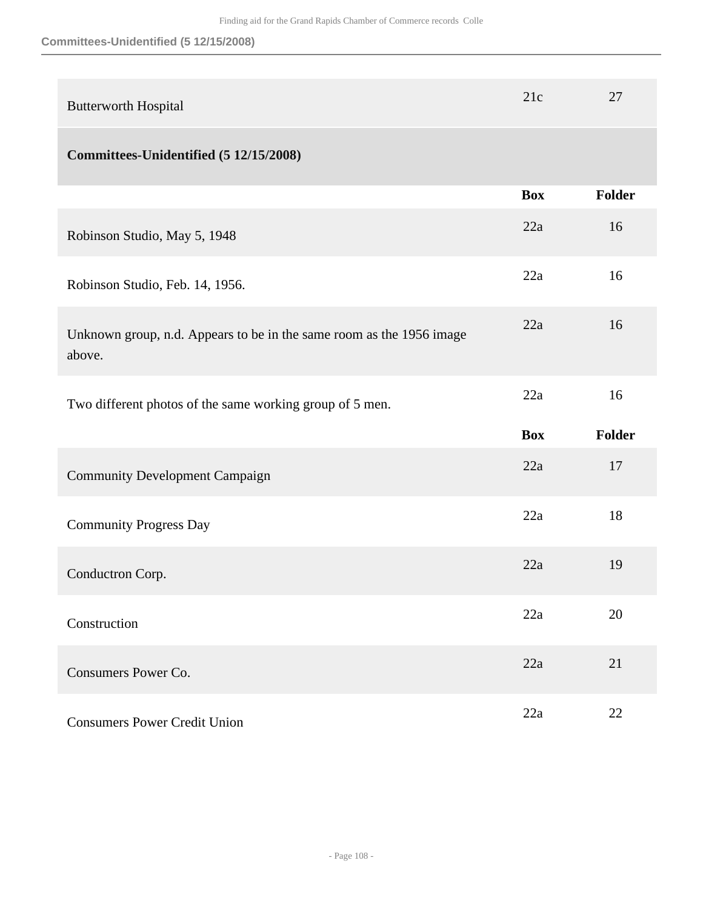| | Box | Folder |
|---|---|---|
| Butterworth Hospital | 21c | 27 |

**Committees-Unidentified (5 12/15/2008)**

| | Box | Folder |
|---|---|---|
| Robinson Studio, May 5, 1948 | 22a | 16 |
| Robinson Studio, Feb. 14, 1956. | 22a | 16 |
| Unknown group, n.d. Appears to be in the same room as the 1956 image above. | 22a | 16 |
| Two different photos of the same working group of 5 men. | 22a | 16 |

| | Box | Folder |
|---|---|---|
| Community Development Campaign | 22a | 17 |
| Community Progress Day | 22a | 18 |
| Conductron Corp. | 22a | 19 |
| Construction | 22a | 20 |
| Consumers Power Co. | 22a | 21 |
| Consumers Power Credit Union | 22a | 22 |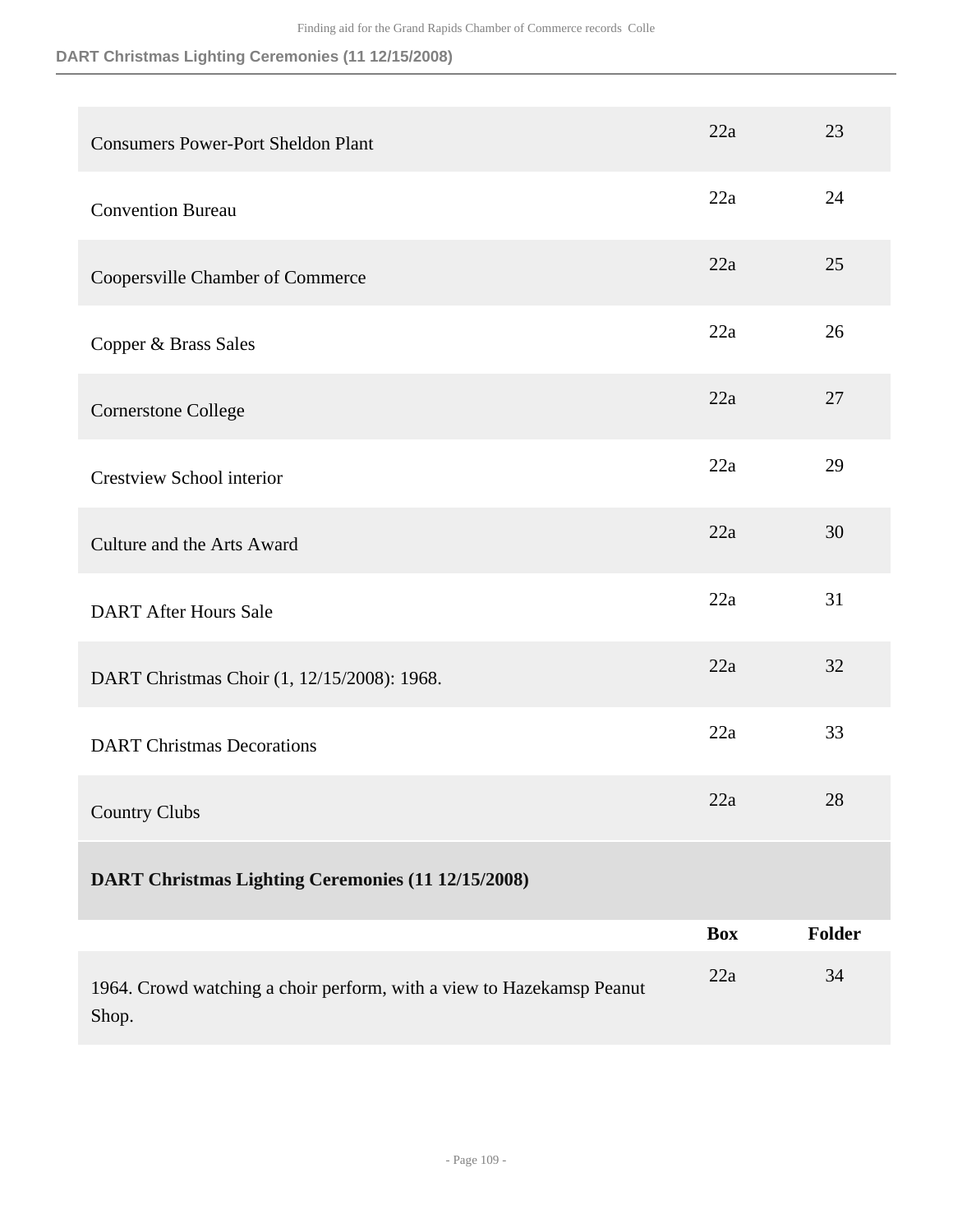| | Box | Folder |
|---|---|---|
| Consumers Power-Port Sheldon Plant | 22a | 23 |
| Convention Bureau | 22a | 24 |
| Coopersville Chamber of Commerce | 22a | 25 |
| Copper & Brass Sales | 22a | 26 |
| Cornerstone College | 22a | 27 |
| Crestview School interior | 22a | 29 |
| Culture and the Arts Award | 22a | 30 |
| DART After Hours Sale | 22a | 31 |
| DART Christmas Choir (1, 12/15/2008): 1968. | 22a | 32 |
| DART Christmas Decorations | 22a | 33 |
| Country Clubs | 22a | 28 |

**DART Christmas Lighting Ceremonies (11 12/15/2008)**

| | Box | Folder |
|---|---|---|
| 1964. Crowd watching a choir perform, with a view to Hazekamsp Peanut Shop. | 22a | 34 |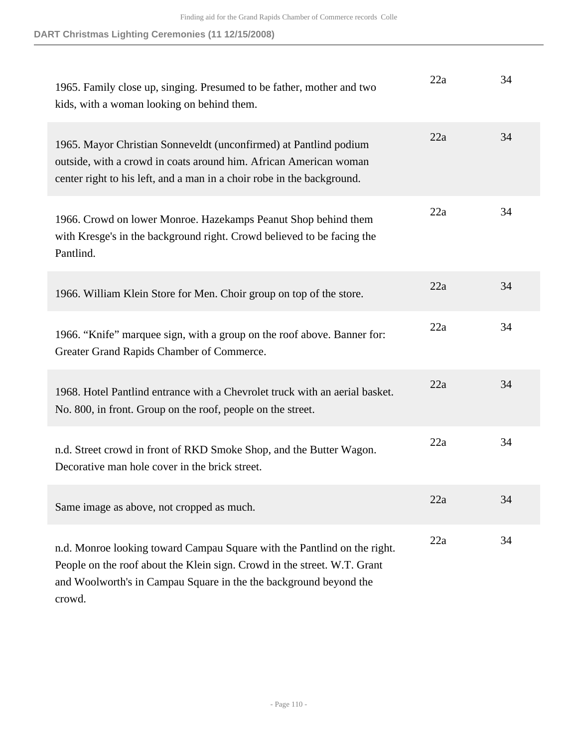| | | |
|---|---|---|
| 1965. Family close up, singing. Presumed to be father, mother and two kids, with a woman looking on behind them. | 22a | 34 |
| 1965. Mayor Christian Sonneveldt (unconfirmed) at Pantlind podium outside, with a crowd in coats around him. African American woman center right to his left, and a man in a choir robe in the background. | 22a | 34 |
| 1966. Crowd on lower Monroe. Hazekamps Peanut Shop behind them with Kresge's in the background right. Crowd believed to be facing the Pantlind. | 22a | 34 |
| 1966. William Klein Store for Men. Choir group on top of the store. | 22a | 34 |
| 1966. “Knife” marquee sign, with a group on the roof above. Banner for: Greater Grand Rapids Chamber of Commerce. | 22a | 34 |
| 1968. Hotel Pantlind entrance with a Chevrolet truck with an aerial basket. No. 800, in front. Group on the roof, people on the street. | 22a | 34 |
| n.d. Street crowd in front of RKD Smoke Shop, and the Butter Wagon. Decorative man hole cover in the brick street. | 22a | 34 |
| Same image as above, not cropped as much. | 22a | 34 |
| n.d. Monroe looking toward Campau Square with the Pantlind on the right. People on the roof about the Klein sign. Crowd in the street. W.T. Grant and Woolworth's in Campau Square in the the background beyond the crowd. | 22a | 34 |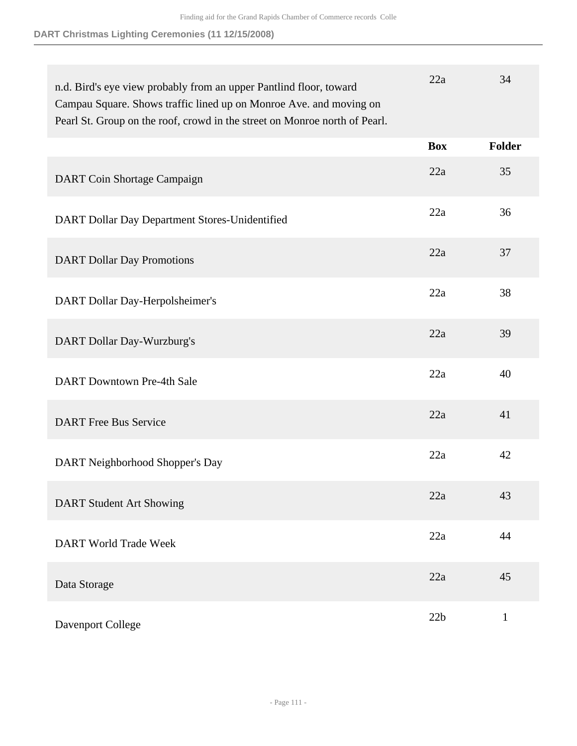**DART Christmas Lighting Ceremonies (11 12/15/2008)**

| | Box | Folder |
|---|---|---|
| n.d. Bird's eye view probably from an upper Pantlind floor, toward Campau Square. Shows traffic lined up on Monroe Ave. and moving on Pearl St. Group on the roof, crowd in the street on Monroe north of Pearl. | 22a | 34 |

| | Box | Folder |
|---|---|---|
| DART Coin Shortage Campaign | 22a | 35 |
| DART Dollar Day Department Stores-Unidentified | 22a | 36 |
| DART Dollar Day Promotions | 22a | 37 |
| DART Dollar Day-Herpolsheimer's | 22a | 38 |
| DART Dollar Day-Wurzburg's | 22a | 39 |
| DART Downtown Pre-4th Sale | 22a | 40 |
| DART Free Bus Service | 22a | 41 |
| DART Neighborhood Shopper's Day | 22a | 42 |
| DART Student Art Showing | 22a | 43 |
| DART World Trade Week | 22a | 44 |
| Data Storage | 22a | 45 |
| Davenport College | 22b | 1 |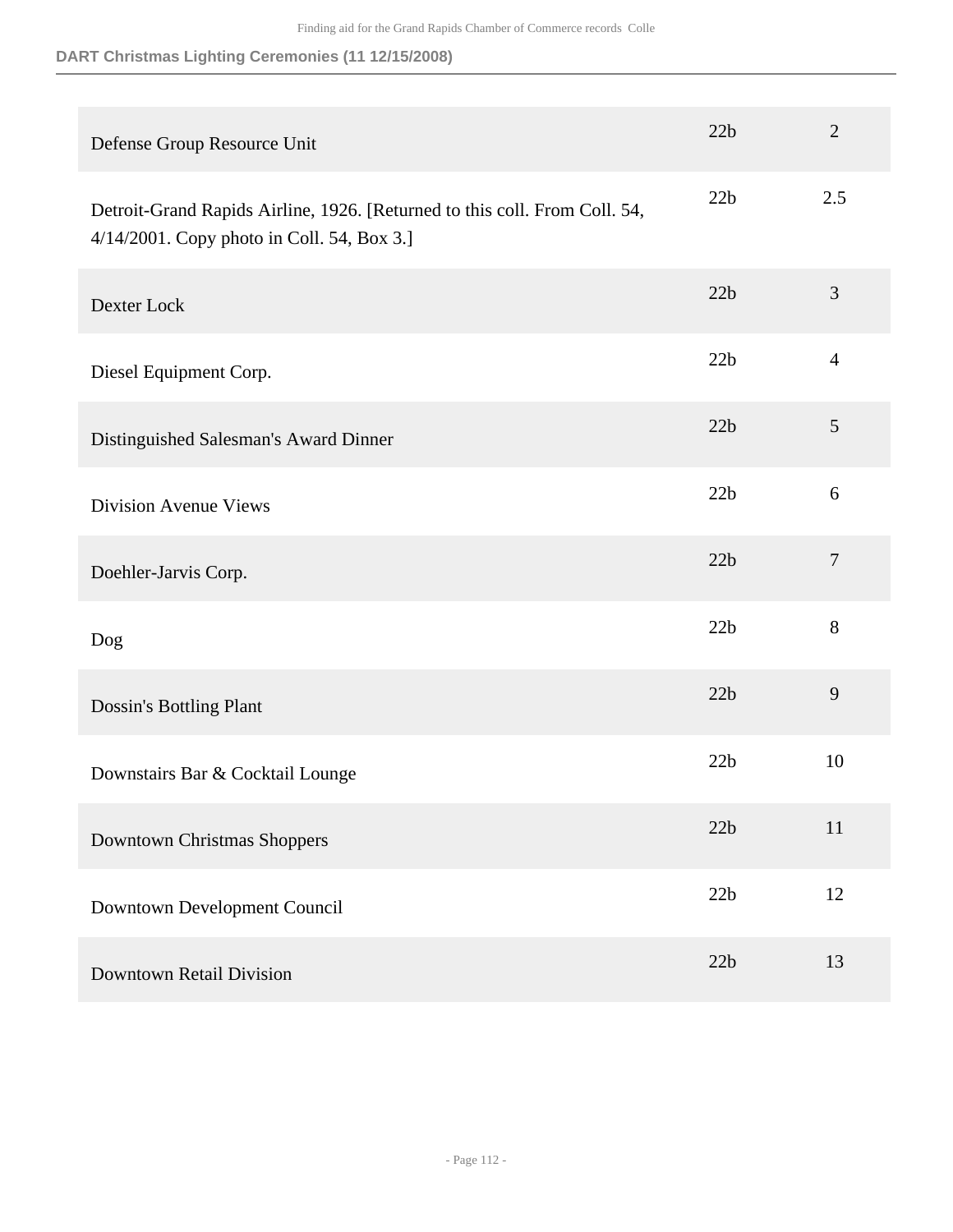| | | |
|---|---|---|
| Defense Group Resource Unit | 22b | 2 |
| Detroit-Grand Rapids Airline, 1926. [Returned to this coll. From Coll. 54, 4/14/2001. Copy photo in Coll. 54, Box 3.] | 22b | 2.5 |
| Dexter Lock | 22b | 3 |
| Diesel Equipment Corp. | 22b | 4 |
| Distinguished Salesman's Award Dinner | 22b | 5 |
| Division Avenue Views | 22b | 6 |
| Doehler-Jarvis Corp. | 22b | 7 |
| Dog | 22b | 8 |
| Dossin's Bottling Plant | 22b | 9 |
| Downstairs Bar & Cocktail Lounge | 22b | 10 |
| Downtown Christmas Shoppers | 22b | 11 |
| Downtown Development Council | 22b | 12 |
| Downtown Retail Division | 22b | 13 |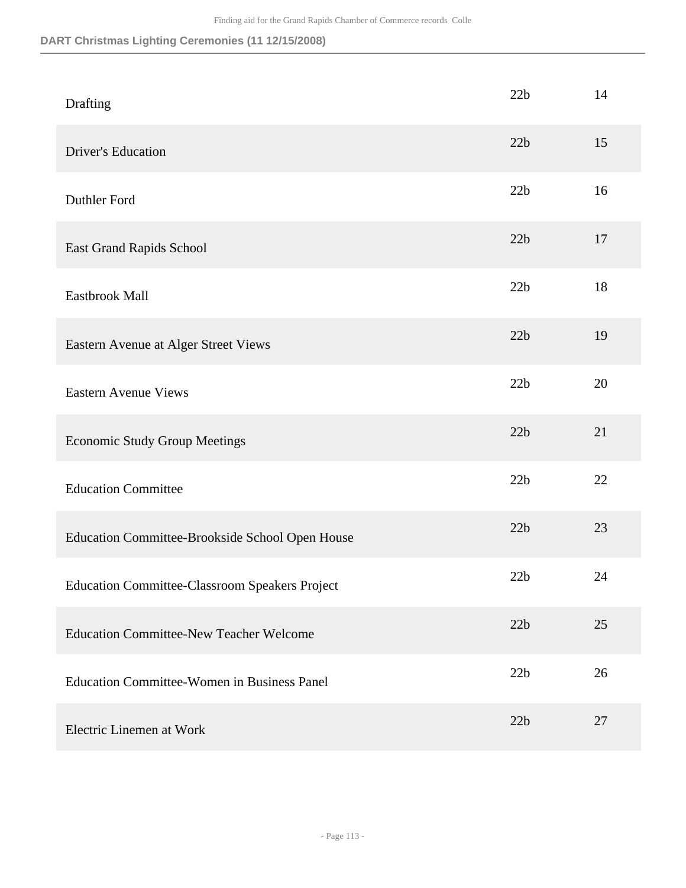### DART Christmas Lighting Ceremonies (11 12/15/2008)

| | | |
|---|---|---|
| Drafting | 22b | 14 |
| Driver's Education | 22b | 15 |
| Duthler Ford | 22b | 16 |
| East Grand Rapids School | 22b | 17 |
| Eastbrook Mall | 22b | 18 |
| Eastern Avenue at Alger Street Views | 22b | 19 |
| Eastern Avenue Views | 22b | 20 |
| Economic Study Group Meetings | 22b | 21 |
| Education Committee | 22b | 22 |
| Education Committee-Brookside School Open House | 22b | 23 |
| Education Committee-Classroom Speakers Project | 22b | 24 |
| Education Committee-New Teacher Welcome | 22b | 25 |
| Education Committee-Women in Business Panel | 22b | 26 |
| Electric Linemen at Work | 22b | 27 |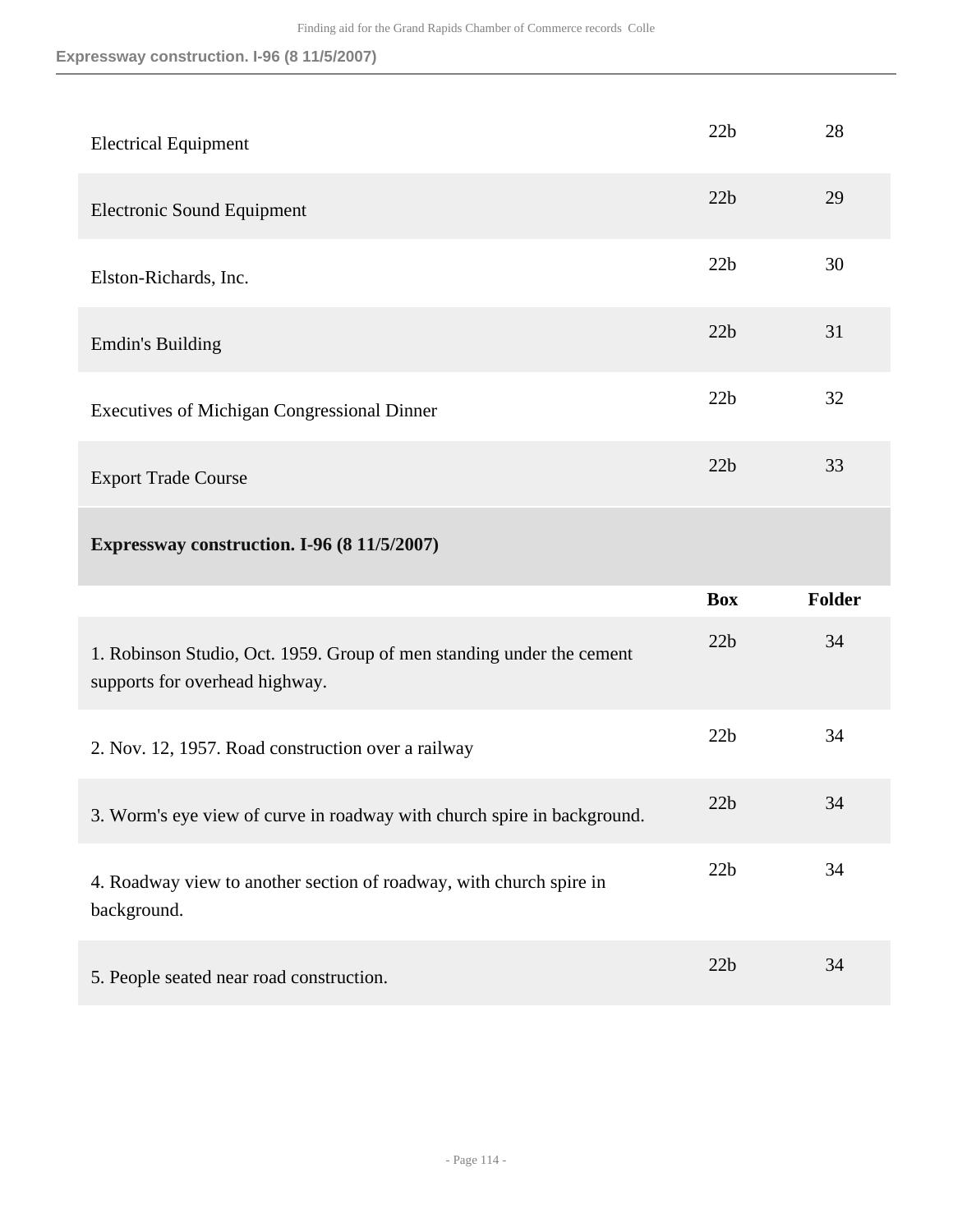| | Box | Folder |
|---|---|---|
| Electrical Equipment | 22b | 28 |
| Electronic Sound Equipment | 22b | 29 |
| Elston-Richards, Inc. | 22b | 30 |
| Emdin's Building | 22b | 31 |
| Executives of Michigan Congressional Dinner | 22b | 32 |
| Export Trade Course | 22b | 33 |

### Expressway construction. I-96 (8 11/5/2007)

| | Box | Folder |
|---|---|---|
| 1. Robinson Studio, Oct. 1959. Group of men standing under the cement supports for overhead highway. | 22b | 34 |
| 2. Nov. 12, 1957. Road construction over a railway | 22b | 34 |
| 3. Worm's eye view of curve in roadway with church spire in background. | 22b | 34 |
| 4. Roadway view to another section of roadway, with church spire in background. | 22b | 34 |
| 5. People seated near road construction. | 22b | 34 |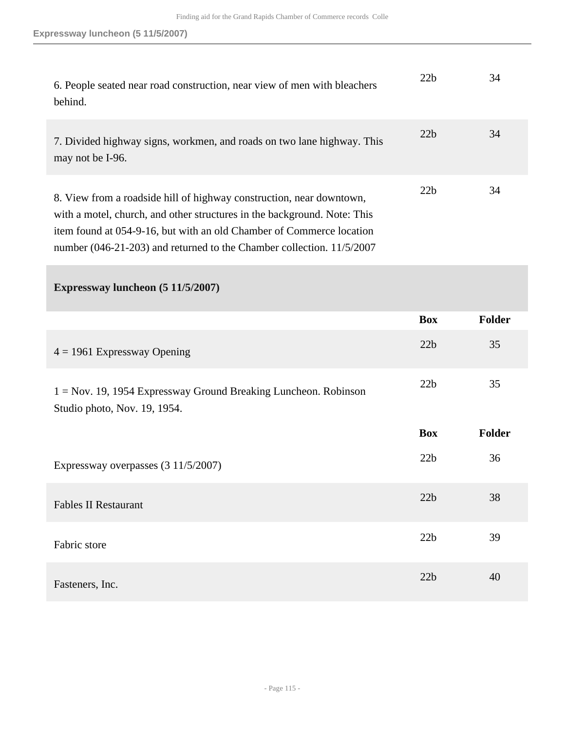| | | |
|---|---|---|
| 6. People seated near road construction, near view of men with bleachers behind. | 22b | 34 |
| 7. Divided highway signs, workmen, and roads on two lane highway. This may not be I-96. | 22b | 34 |
| 8. View from a roadside hill of highway construction, near downtown, with a motel, church, and other structures in the background. Note: This item found at 054-9-16, but with an old Chamber of Commerce location number (046-21-203) and returned to the Chamber collection. 11/5/2007 | 22b | 34 |

### Expressway luncheon (5 11/5/2007)

| | Box | Folder |
|---|---|---|
| 4 = 1961 Expressway Opening | 22b | 35 |
| 1 = Nov. 19, 1954 Expressway Ground Breaking Luncheon. Robinson Studio photo, Nov. 19, 1954. | 22b | 35 |

| | Box | Folder |
|---|---|---|
| Expressway overpasses (3 11/5/2007) | 22b | 36 |
| Fables II Restaurant | 22b | 38 |
| Fabric store | 22b | 39 |
| Fasteners, Inc. | 22b | 40 |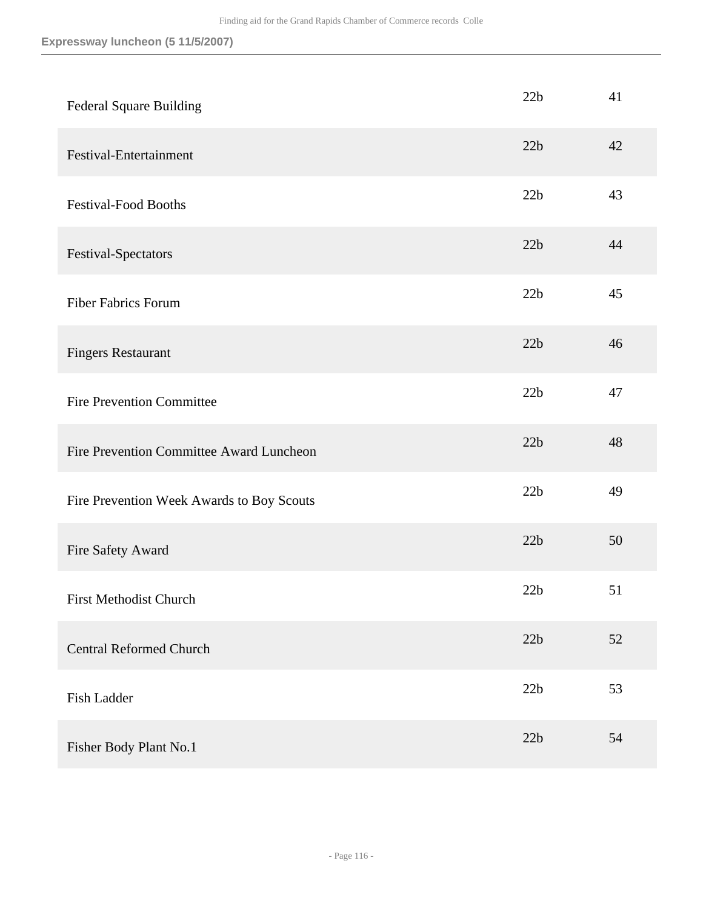**Expressway luncheon (5 11/5/2007)**

| | | |
|---|---|---|
| Federal Square Building | 22b | 41 |
| Festival-Entertainment | 22b | 42 |
| Festival-Food Booths | 22b | 43 |
| Festival-Spectators | 22b | 44 |
| Fiber Fabrics Forum | 22b | 45 |
| Fingers Restaurant | 22b | 46 |
| Fire Prevention Committee | 22b | 47 |
| Fire Prevention Committee Award Luncheon | 22b | 48 |
| Fire Prevention Week Awards to Boy Scouts | 22b | 49 |
| Fire Safety Award | 22b | 50 |
| First Methodist Church | 22b | 51 |
| Central Reformed Church | 22b | 52 |
| Fish Ladder | 22b | 53 |
| Fisher Body Plant No.1 | 22b | 54 |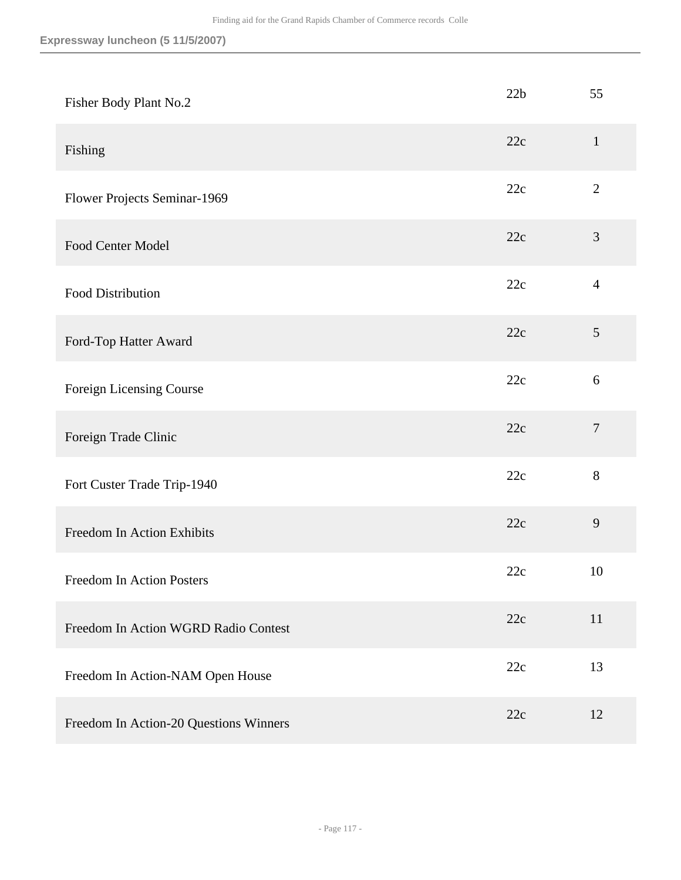**Expressway luncheon (5 11/5/2007)**

| | | |
|---|---|---|
| Fisher Body Plant No.2 | 22b | 55 |
| Fishing | 22c | 1 |
| Flower Projects Seminar-1969 | 22c | 2 |
| Food Center Model | 22c | 3 |
| Food Distribution | 22c | 4 |
| Ford-Top Hatter Award | 22c | 5 |
| Foreign Licensing Course | 22c | 6 |
| Foreign Trade Clinic | 22c | 7 |
| Fort Custer Trade Trip-1940 | 22c | 8 |
| Freedom In Action Exhibits | 22c | 9 |
| Freedom In Action Posters | 22c | 10 |
| Freedom In Action WGRD Radio Contest | 22c | 11 |
| Freedom In Action-NAM Open House | 22c | 13 |
| Freedom In Action-20 Questions Winners | 22c | 12 |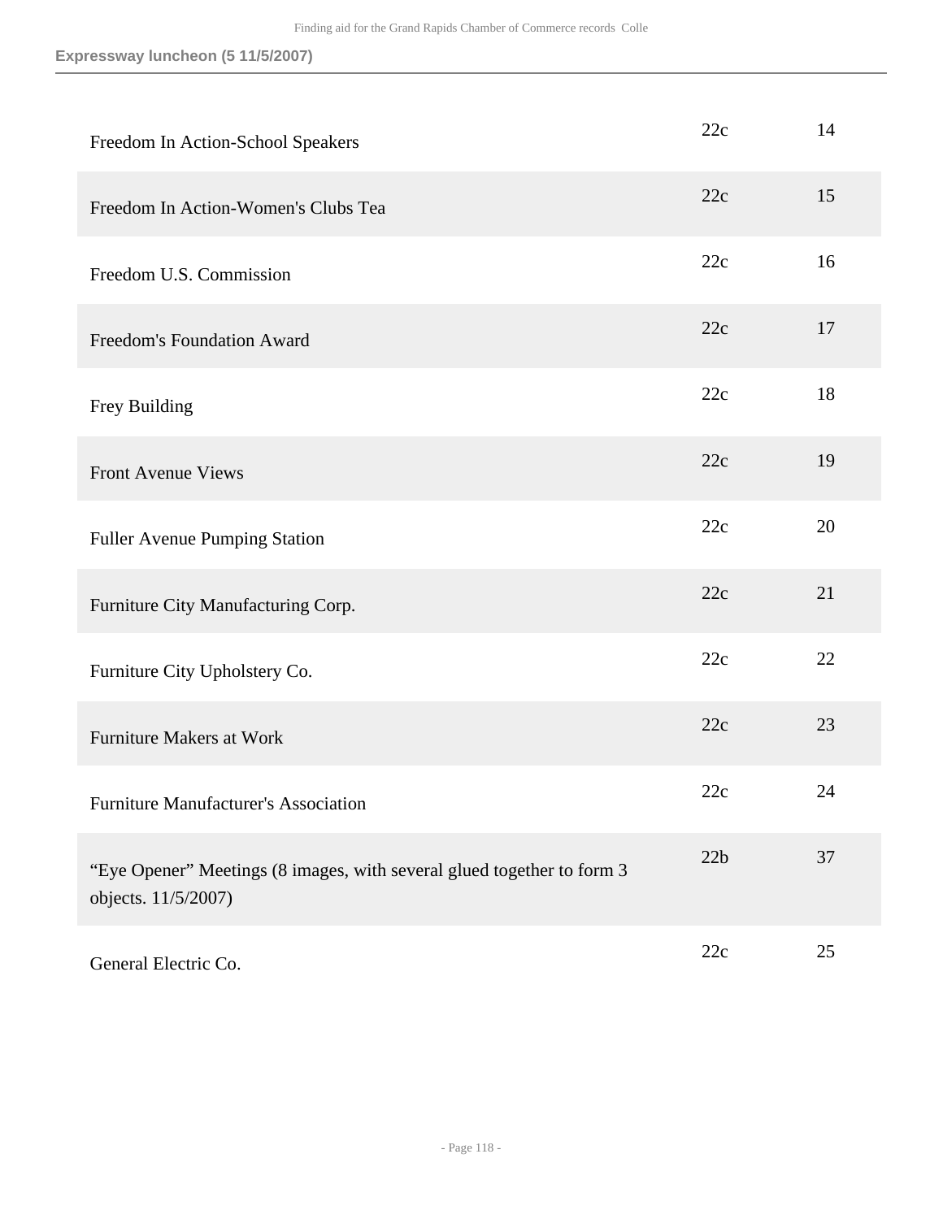| | | |
|---|---|---|
| Freedom In Action-School Speakers | 22c | 14 |
| Freedom In Action-Women's Clubs Tea | 22c | 15 |
| Freedom U.S. Commission | 22c | 16 |
| Freedom's Foundation Award | 22c | 17 |
| Frey Building | 22c | 18 |
| Front Avenue Views | 22c | 19 |
| Fuller Avenue Pumping Station | 22c | 20 |
| Furniture City Manufacturing Corp. | 22c | 21 |
| Furniture City Upholstery Co. | 22c | 22 |
| Furniture Makers at Work | 22c | 23 |
| Furniture Manufacturer's Association | 22c | 24 |
| "Eye Opener" Meetings (8 images, with several glued together to form 3 objects. 11/5/2007) | 22b | 37 |
| General Electric Co. | 22c | 25 |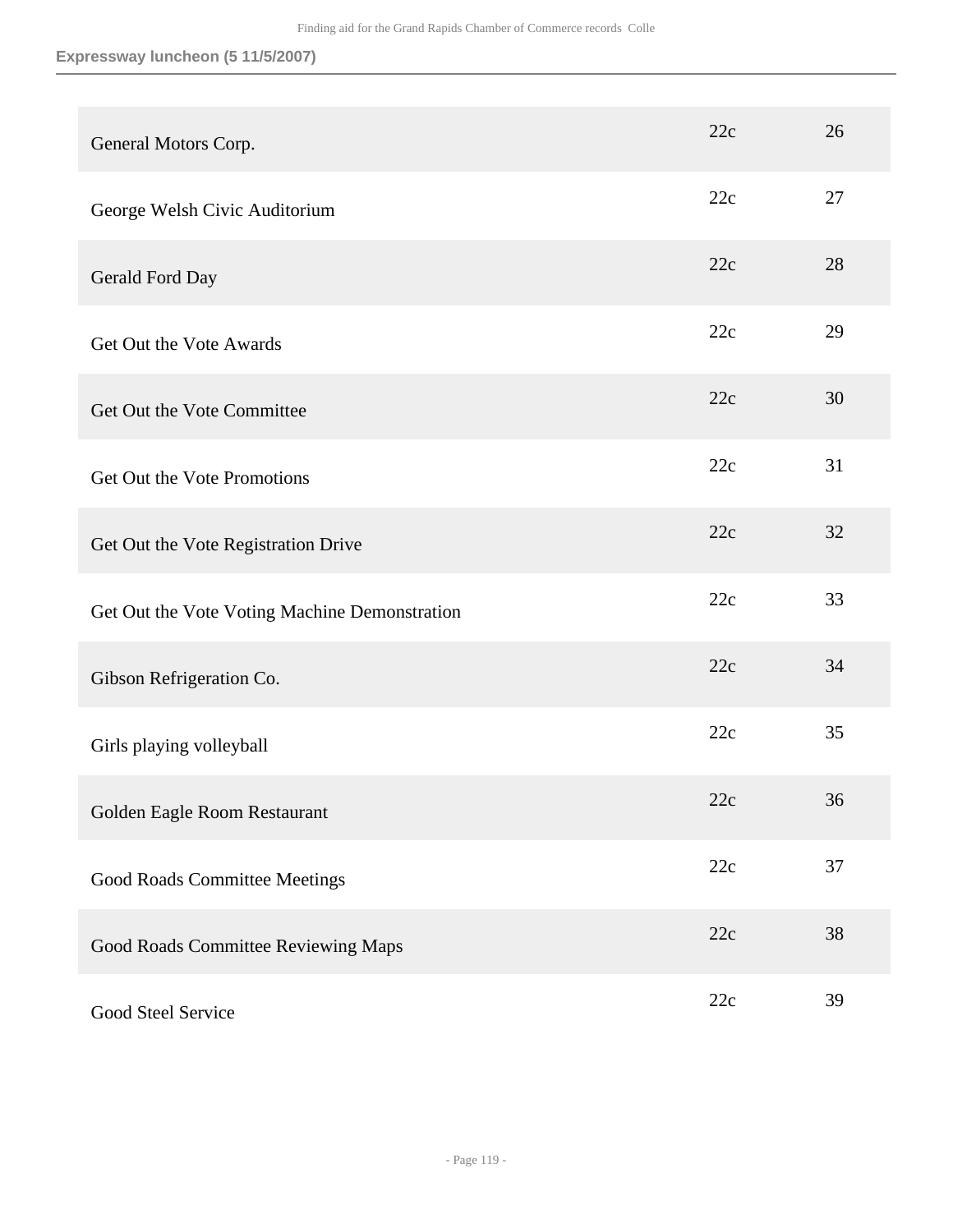**Expressway luncheon (5 11/5/2007)**

| | | |
|---|---|---|
| General Motors Corp. | 22c | 26 |
| George Welsh Civic Auditorium | 22c | 27 |
| Gerald Ford Day | 22c | 28 |
| Get Out the Vote Awards | 22c | 29 |
| Get Out the Vote Committee | 22c | 30 |
| Get Out the Vote Promotions | 22c | 31 |
| Get Out the Vote Registration Drive | 22c | 32 |
| Get Out the Vote Voting Machine Demonstration | 22c | 33 |
| Gibson Refrigeration Co. | 22c | 34 |
| Girls playing volleyball | 22c | 35 |
| Golden Eagle Room Restaurant | 22c | 36 |
| Good Roads Committee Meetings | 22c | 37 |
| Good Roads Committee Reviewing Maps | 22c | 38 |
| Good Steel Service | 22c | 39 |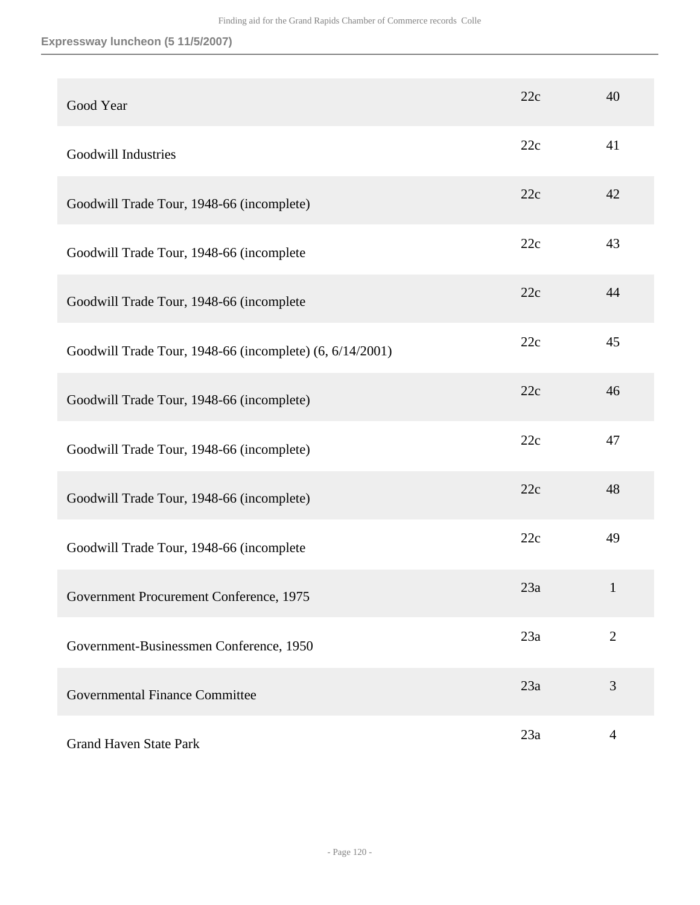**Expressway luncheon (5 11/5/2007)**

| | | |
|---|---|---|
| Good Year | 22c | 40 |
| Goodwill Industries | 22c | 41 |
| Goodwill Trade Tour, 1948-66 (incomplete) | 22c | 42 |
| Goodwill Trade Tour, 1948-66 (incomplete | 22c | 43 |
| Goodwill Trade Tour, 1948-66 (incomplete | 22c | 44 |
| Goodwill Trade Tour, 1948-66 (incomplete) (6, 6/14/2001) | 22c | 45 |
| Goodwill Trade Tour, 1948-66 (incomplete) | 22c | 46 |
| Goodwill Trade Tour, 1948-66 (incomplete) | 22c | 47 |
| Goodwill Trade Tour, 1948-66 (incomplete) | 22c | 48 |
| Goodwill Trade Tour, 1948-66 (incomplete | 22c | 49 |
| Government Procurement Conference, 1975 | 23a | 1 |
| Government-Businessmen Conference, 1950 | 23a | 2 |
| Governmental Finance Committee | 23a | 3 |
| Grand Haven State Park | 23a | 4 |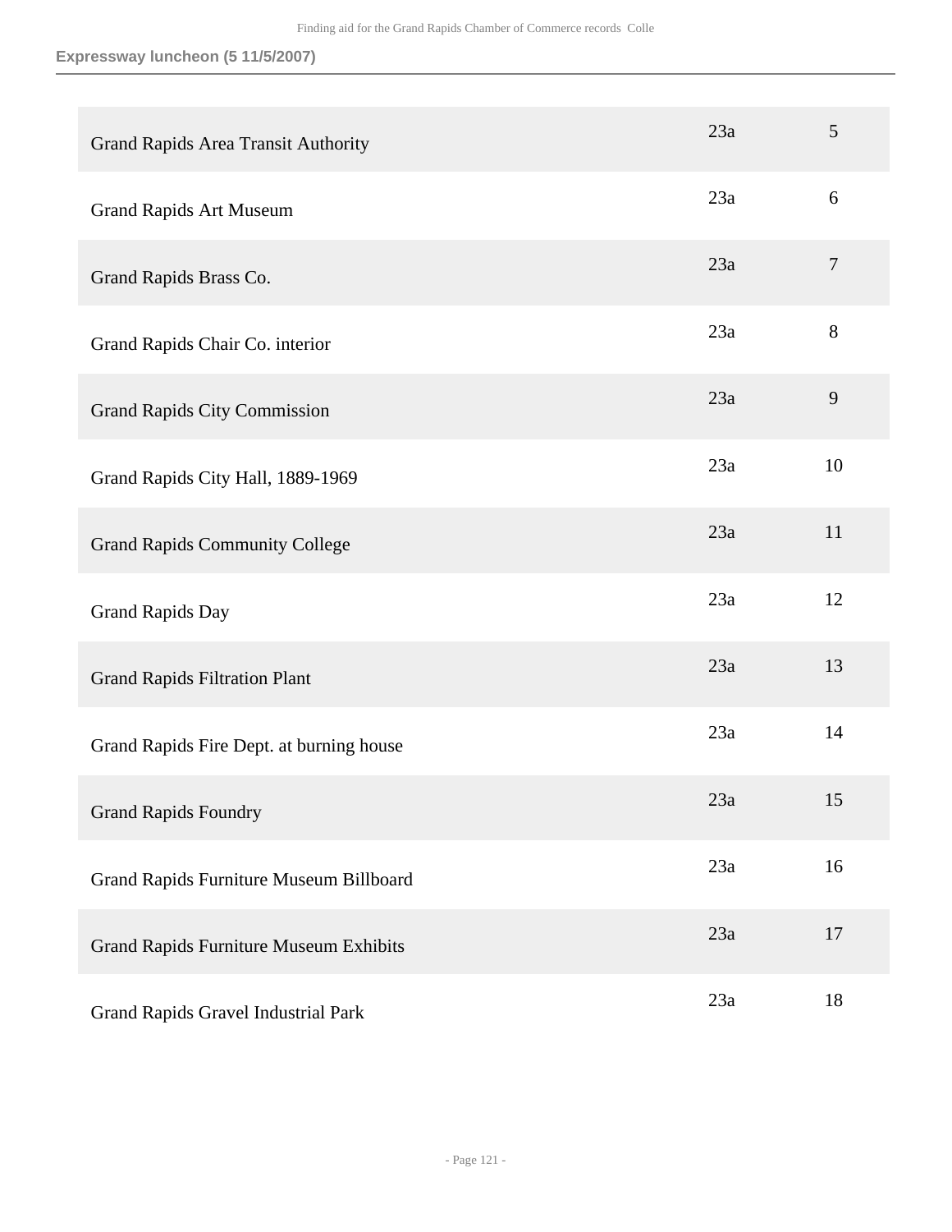### Expressway luncheon (5 11/5/2007)

| | | |
|---|---|---|
| Grand Rapids Area Transit Authority | 23a | 5 |
| Grand Rapids Art Museum | 23a | 6 |
| Grand Rapids Brass Co. | 23a | 7 |
| Grand Rapids Chair Co. interior | 23a | 8 |
| Grand Rapids City Commission | 23a | 9 |
| Grand Rapids City Hall, 1889-1969 | 23a | 10 |
| Grand Rapids Community College | 23a | 11 |
| Grand Rapids Day | 23a | 12 |
| Grand Rapids Filtration Plant | 23a | 13 |
| Grand Rapids Fire Dept. at burning house | 23a | 14 |
| Grand Rapids Foundry | 23a | 15 |
| Grand Rapids Furniture Museum Billboard | 23a | 16 |
| Grand Rapids Furniture Museum Exhibits | 23a | 17 |
| Grand Rapids Gravel Industrial Park | 23a | 18 |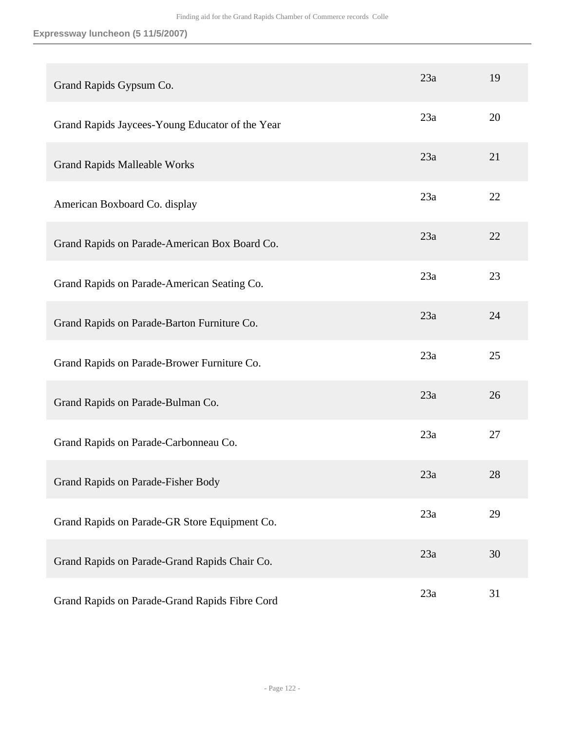**Expressway luncheon (5 11/5/2007)**

| | | |
|---|---|---|
| Grand Rapids Gypsum Co. | 23a | 19 |
| Grand Rapids Jaycees-Young Educator of the Year | 23a | 20 |
| Grand Rapids Malleable Works | 23a | 21 |
| American Boxboard Co. display | 23a | 22 |
| Grand Rapids on Parade-American Box Board Co. | 23a | 22 |
| Grand Rapids on Parade-American Seating Co. | 23a | 23 |
| Grand Rapids on Parade-Barton Furniture Co. | 23a | 24 |
| Grand Rapids on Parade-Brower Furniture Co. | 23a | 25 |
| Grand Rapids on Parade-Bulman Co. | 23a | 26 |
| Grand Rapids on Parade-Carbonneau Co. | 23a | 27 |
| Grand Rapids on Parade-Fisher Body | 23a | 28 |
| Grand Rapids on Parade-GR Store Equipment Co. | 23a | 29 |
| Grand Rapids on Parade-Grand Rapids Chair Co. | 23a | 30 |
| Grand Rapids on Parade-Grand Rapids Fibre Cord | 23a | 31 |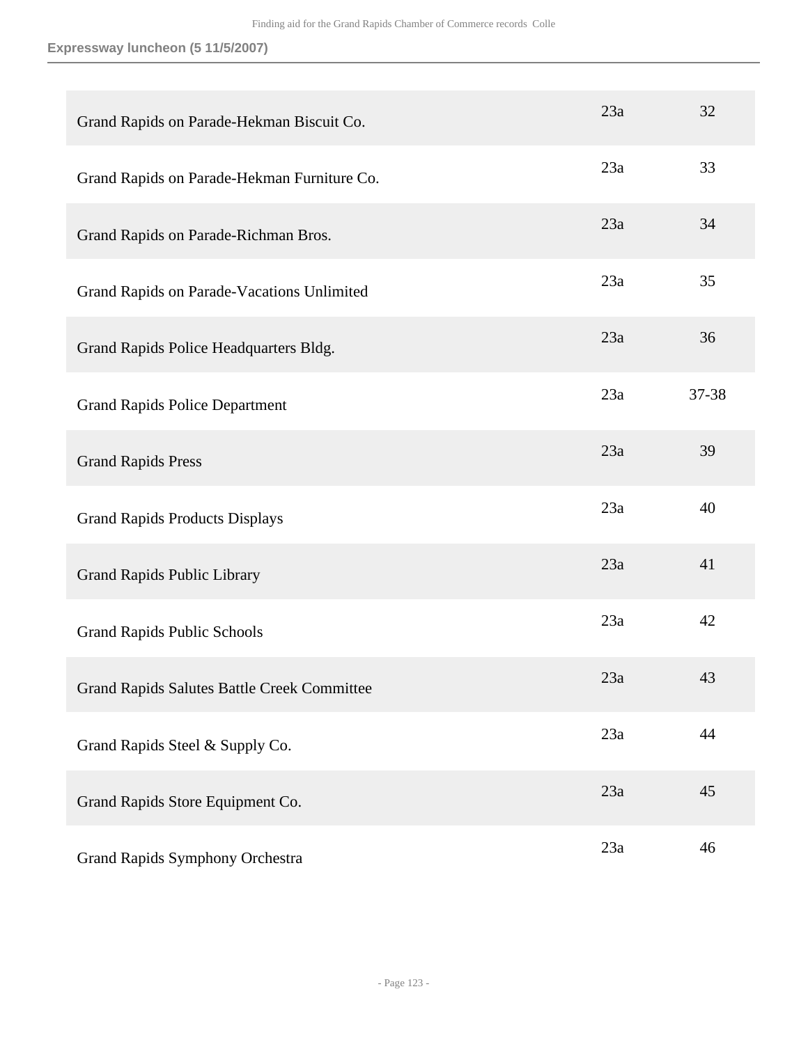**Expressway luncheon (5 11/5/2007)**

| | | |
|---|---|---|
| Grand Rapids on Parade-Hekman Biscuit Co. | 23a | 32 |
| Grand Rapids on Parade-Hekman Furniture Co. | 23a | 33 |
| Grand Rapids on Parade-Richman Bros. | 23a | 34 |
| Grand Rapids on Parade-Vacations Unlimited | 23a | 35 |
| Grand Rapids Police Headquarters Bldg. | 23a | 36 |
| Grand Rapids Police Department | 23a | 37-38 |
| Grand Rapids Press | 23a | 39 |
| Grand Rapids Products Displays | 23a | 40 |
| Grand Rapids Public Library | 23a | 41 |
| Grand Rapids Public Schools | 23a | 42 |
| Grand Rapids Salutes Battle Creek Committee | 23a | 43 |
| Grand Rapids Steel & Supply Co. | 23a | 44 |
| Grand Rapids Store Equipment Co. | 23a | 45 |
| Grand Rapids Symphony Orchestra | 23a | 46 |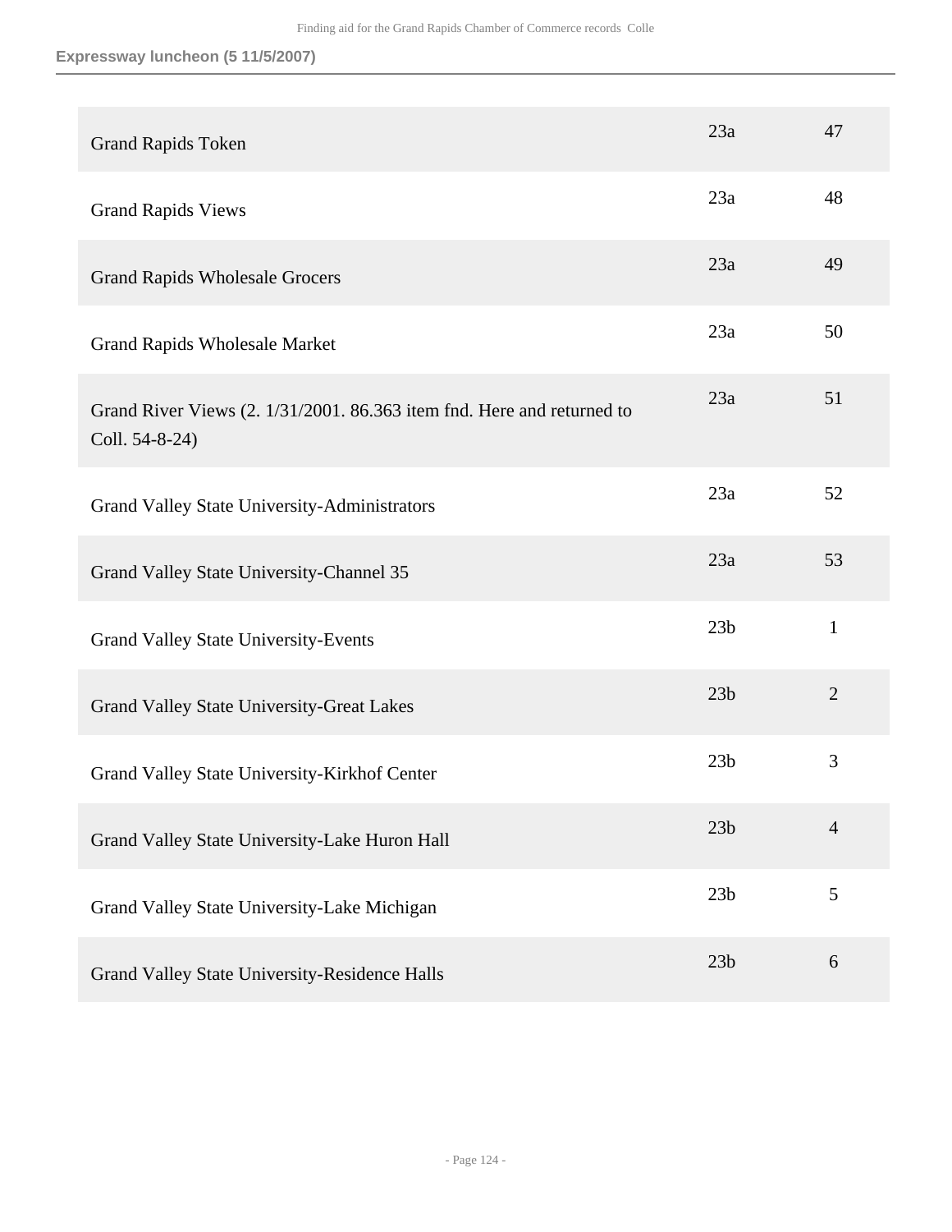### Expressway luncheon (5 11/5/2007)

| | | |
|---|---|---|
| Grand Rapids Token | 23a | 47 |
| Grand Rapids Views | 23a | 48 |
| Grand Rapids Wholesale Grocers | 23a | 49 |
| Grand Rapids Wholesale Market | 23a | 50 |
| Grand River Views (2. 1/31/2001. 86.363 item fnd. Here and returned to Coll. 54-8-24) | 23a | 51 |
| Grand Valley State University-Administrators | 23a | 52 |
| Grand Valley State University-Channel 35 | 23a | 53 |
| Grand Valley State University-Events | 23b | 1 |
| Grand Valley State University-Great Lakes | 23b | 2 |
| Grand Valley State University-Kirkhof Center | 23b | 3 |
| Grand Valley State University-Lake Huron Hall | 23b | 4 |
| Grand Valley State University-Lake Michigan | 23b | 5 |
| Grand Valley State University-Residence Halls | 23b | 6 |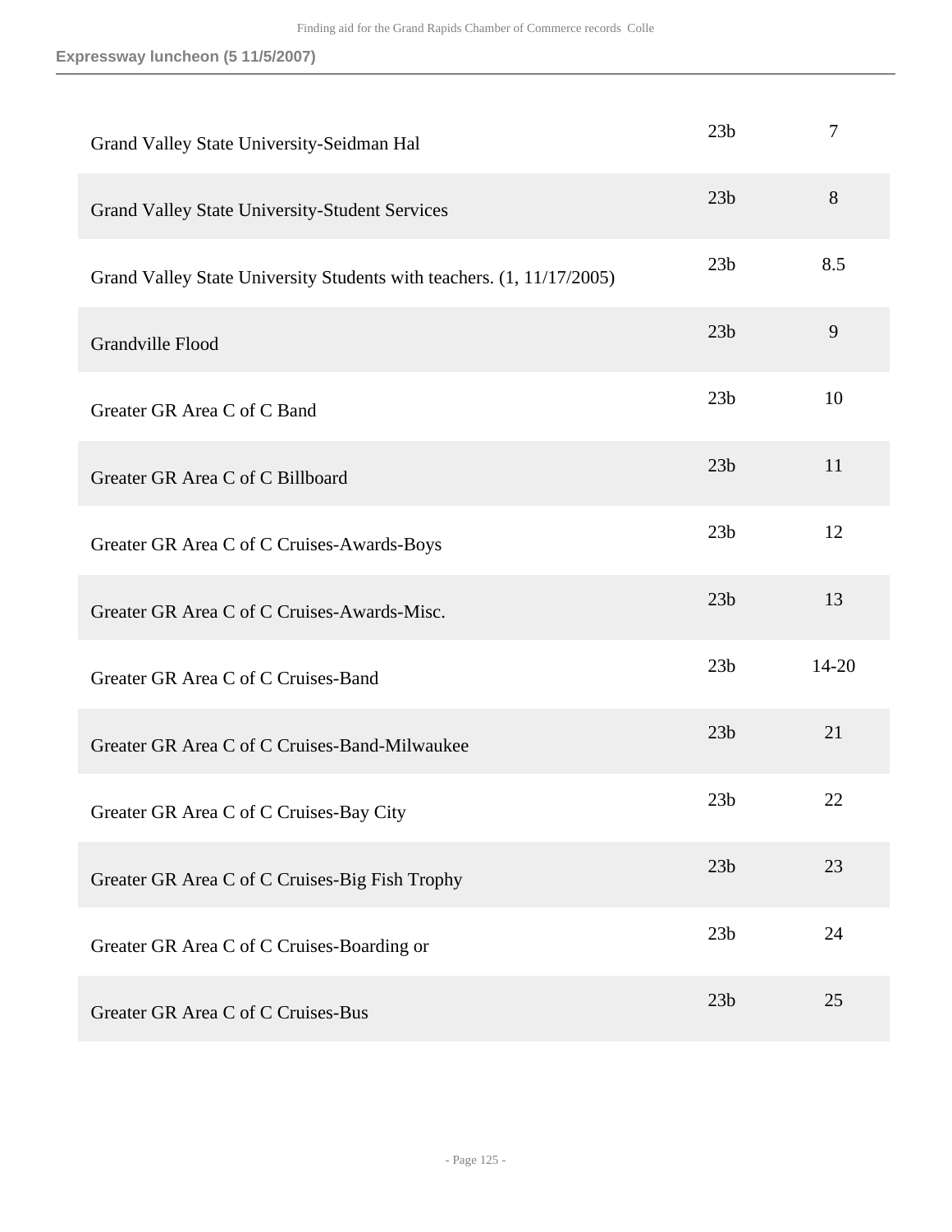**Expressway luncheon (5 11/5/2007)**

| | | |
|---|---|---|
| Grand Valley State University-Seidman Hal | 23b | 7 |
| Grand Valley State University-Student Services | 23b | 8 |
| Grand Valley State University Students with teachers. (1, 11/17/2005) | 23b | 8.5 |
| Grandville Flood | 23b | 9 |
| Greater GR Area C of C Band | 23b | 10 |
| Greater GR Area C of C Billboard | 23b | 11 |
| Greater GR Area C of C Cruises-Awards-Boys | 23b | 12 |
| Greater GR Area C of C Cruises-Awards-Misc. | 23b | 13 |
| Greater GR Area C of C Cruises-Band | 23b | 14-20 |
| Greater GR Area C of C Cruises-Band-Milwaukee | 23b | 21 |
| Greater GR Area C of C Cruises-Bay City | 23b | 22 |
| Greater GR Area C of C Cruises-Big Fish Trophy | 23b | 23 |
| Greater GR Area C of C Cruises-Boarding or | 23b | 24 |
| Greater GR Area C of C Cruises-Bus | 23b | 25 |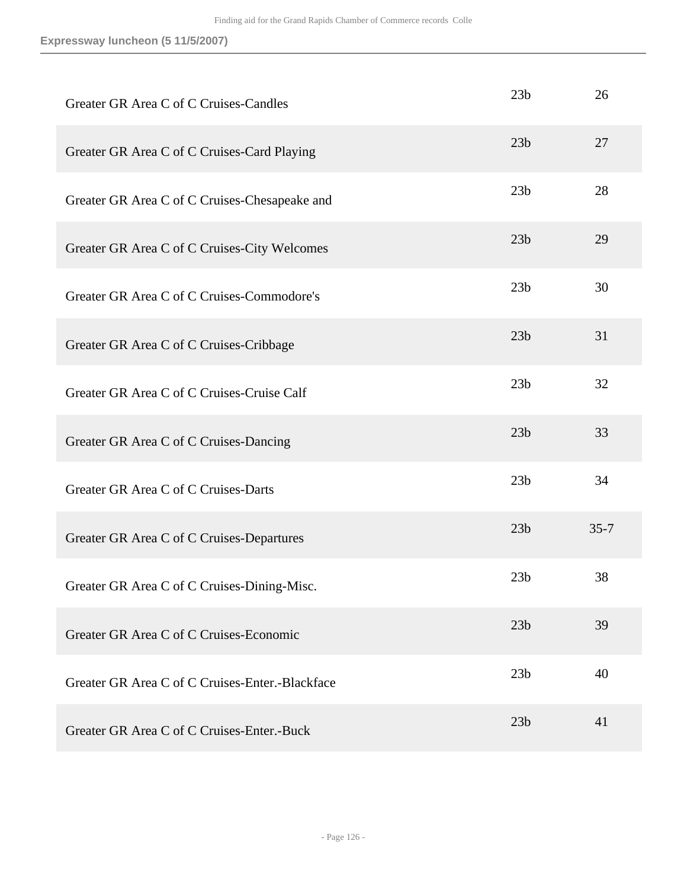**Expressway luncheon (5 11/5/2007)**

| | | |
|---|---|---|
| Greater GR Area C of C Cruises-Candles | 23b | 26 |
| Greater GR Area C of C Cruises-Card Playing | 23b | 27 |
| Greater GR Area C of C Cruises-Chesapeake and | 23b | 28 |
| Greater GR Area C of C Cruises-City Welcomes | 23b | 29 |
| Greater GR Area C of C Cruises-Commodore's | 23b | 30 |
| Greater GR Area C of C Cruises-Cribbage | 23b | 31 |
| Greater GR Area C of C Cruises-Cruise Calf | 23b | 32 |
| Greater GR Area C of C Cruises-Dancing | 23b | 33 |
| Greater GR Area C of C Cruises-Darts | 23b | 34 |
| Greater GR Area C of C Cruises-Departures | 23b | 35-7 |
| Greater GR Area C of C Cruises-Dining-Misc. | 23b | 38 |
| Greater GR Area C of C Cruises-Economic | 23b | 39 |
| Greater GR Area C of C Cruises-Enter.-Blackface | 23b | 40 |
| Greater GR Area C of C Cruises-Enter.-Buck | 23b | 41 |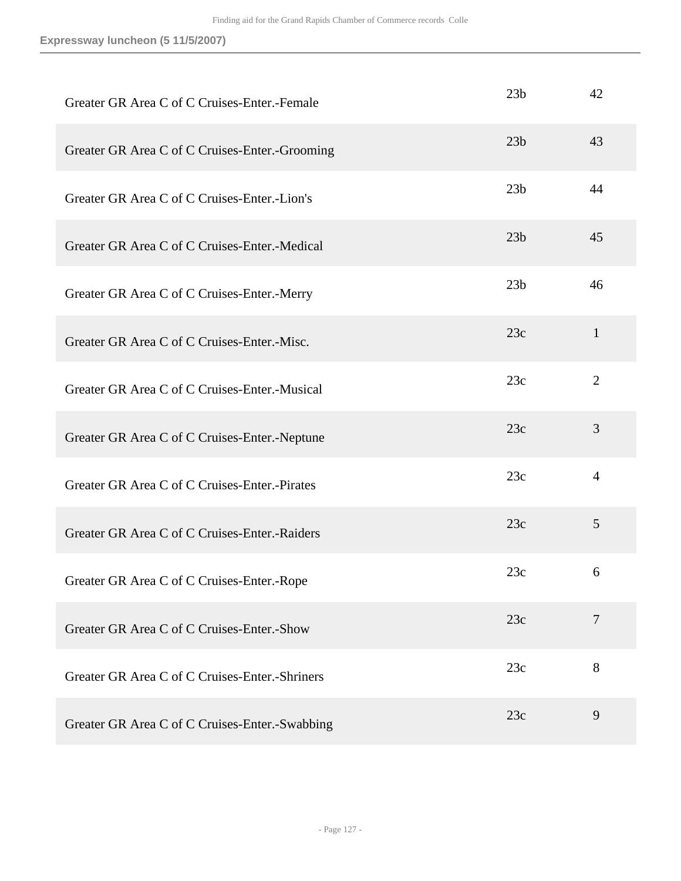| | | |
|---|---|---|
| Greater GR Area C of C Cruises-Enter.-Female | 23b | 42 |
| Greater GR Area C of C Cruises-Enter.-Grooming | 23b | 43 |
| Greater GR Area C of C Cruises-Enter.-Lion's | 23b | 44 |
| Greater GR Area C of C Cruises-Enter.-Medical | 23b | 45 |
| Greater GR Area C of C Cruises-Enter.-Merry | 23b | 46 |
| Greater GR Area C of C Cruises-Enter.-Misc. | 23c | 1 |
| Greater GR Area C of C Cruises-Enter.-Musical | 23c | 2 |
| Greater GR Area C of C Cruises-Enter.-Neptune | 23c | 3 |
| Greater GR Area C of C Cruises-Enter.-Pirates | 23c | 4 |
| Greater GR Area C of C Cruises-Enter.-Raiders | 23c | 5 |
| Greater GR Area C of C Cruises-Enter.-Rope | 23c | 6 |
| Greater GR Area C of C Cruises-Enter.-Show | 23c | 7 |
| Greater GR Area C of C Cruises-Enter.-Shriners | 23c | 8 |
| Greater GR Area C of C Cruises-Enter.-Swabbing | 23c | 9 |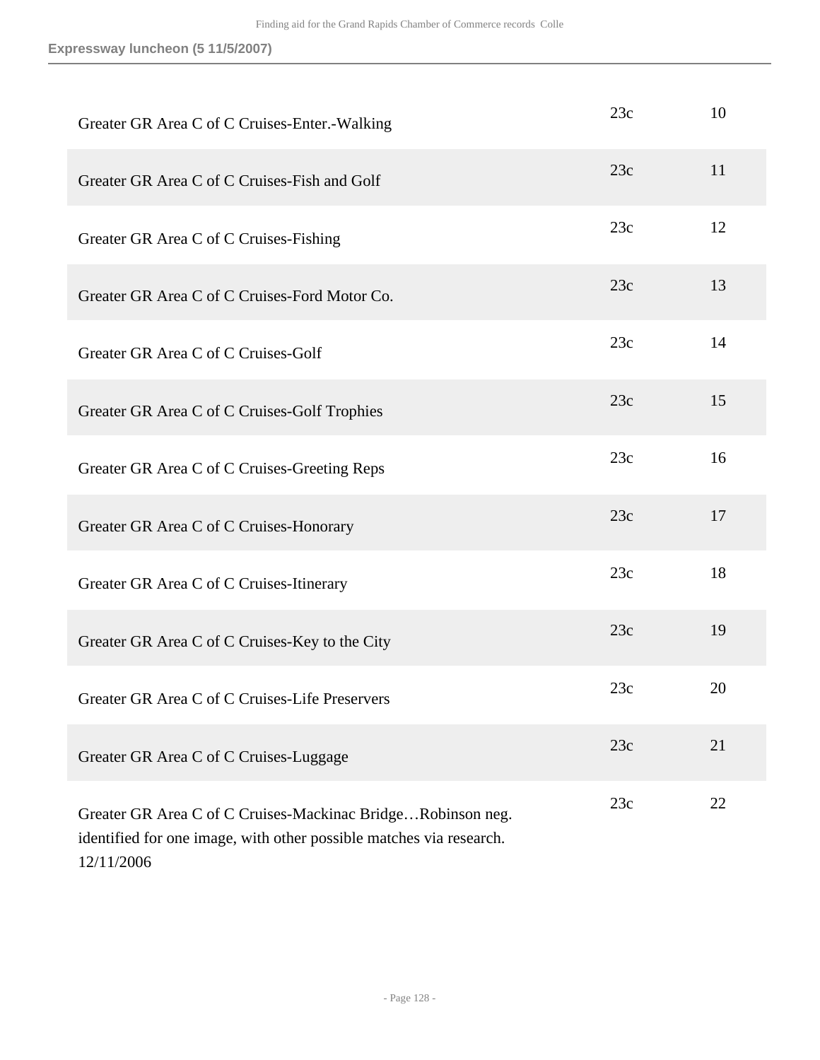| | | |
|---|---|---|
| Greater GR Area C of C Cruises-Enter.-Walking | 23c | 10 |
| Greater GR Area C of C Cruises-Fish and Golf | 23c | 11 |
| Greater GR Area C of C Cruises-Fishing | 23c | 12 |
| Greater GR Area C of C Cruises-Ford Motor Co. | 23c | 13 |
| Greater GR Area C of C Cruises-Golf | 23c | 14 |
| Greater GR Area C of C Cruises-Golf Trophies | 23c | 15 |
| Greater GR Area C of C Cruises-Greeting Reps | 23c | 16 |
| Greater GR Area C of C Cruises-Honorary | 23c | 17 |
| Greater GR Area C of C Cruises-Itinerary | 23c | 18 |
| Greater GR Area C of C Cruises-Key to the City | 23c | 19 |
| Greater GR Area C of C Cruises-Life Preservers | 23c | 20 |
| Greater GR Area C of C Cruises-Luggage | 23c | 21 |
| Greater GR Area C of C Cruises-Mackinac Bridge…Robinson neg. identified for one image, with other possible matches via research. 12/11/2006 | 23c | 22 |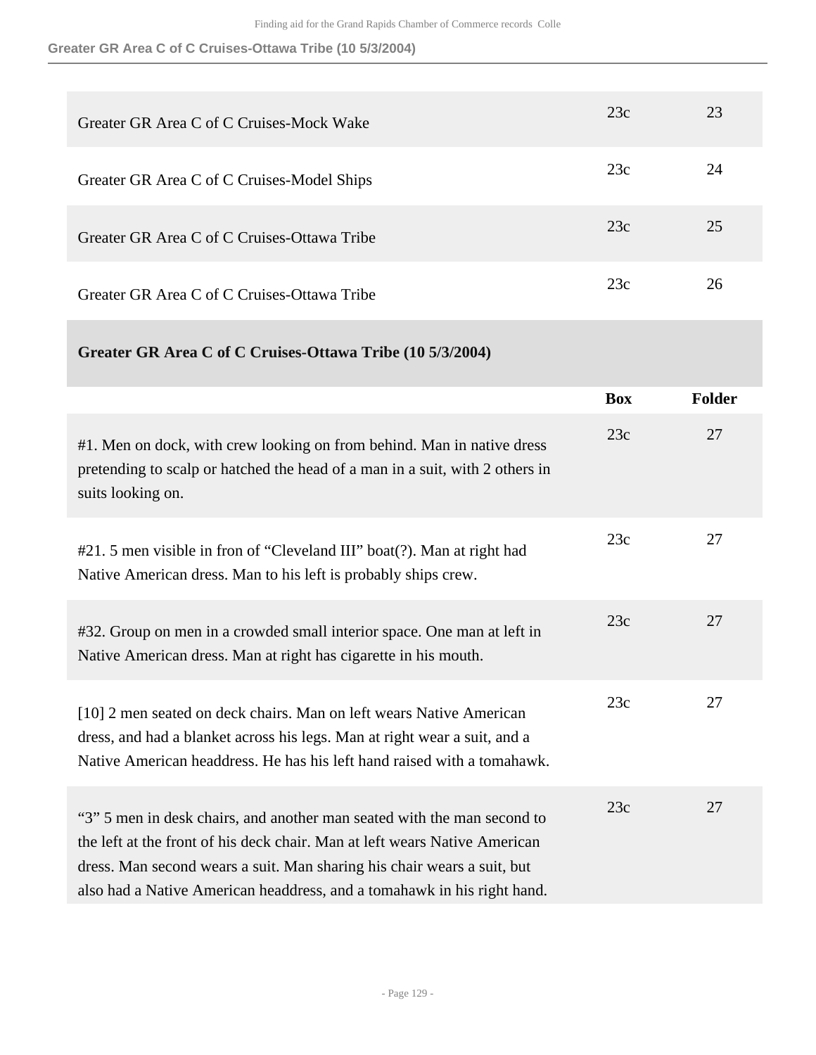| | Box | Folder |
|---|---|---|
| Greater GR Area C of C Cruises-Mock Wake | 23c | 23 |
| Greater GR Area C of C Cruises-Model Ships | 23c | 24 |
| Greater GR Area C of C Cruises-Ottawa Tribe | 23c | 25 |
| Greater GR Area C of C Cruises-Ottawa Tribe | 23c | 26 |

### Greater GR Area C of C Cruises-Ottawa Tribe (10 5/3/2004)

| | Box | Folder |
|---|---|---|
| #1. Men on dock, with crew looking on from behind. Man in native dress pretending to scalp or hatched the head of a man in a suit, with 2 others in suits looking on. | 23c | 27 |
| #21. 5 men visible in fron of “Cleveland III” boat(?). Man at right had Native American dress. Man to his left is probably ships crew. | 23c | 27 |
| #32. Group on men in a crowded small interior space. One man at left in Native American dress. Man at right has cigarette in his mouth. | 23c | 27 |
| [10] 2 men seated on deck chairs. Man on left wears Native American dress, and had a blanket across his legs. Man at right wear a suit, and a Native American headdress. He has his left hand raised with a tomahawk. | 23c | 27 |
| “3” 5 men in desk chairs, and another man seated with the man second to the left at the front of his deck chair. Man at left wears Native American dress. Man second wears a suit. Man sharing his chair wears a suit, but also had a Native American headdress, and a tomahawk in his right hand. | 23c | 27 |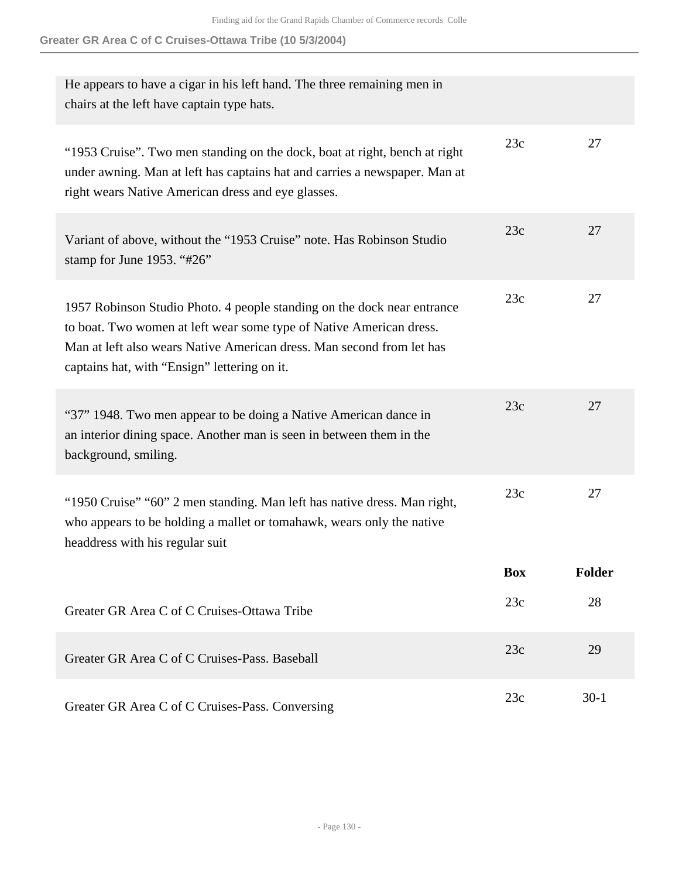| | | |
|---|---|---|
| He appears to have a cigar in his left hand. The three remaining men in chairs at the left have captain type hats. | | |
| "1953 Cruise". Two men standing on the dock, boat at right, bench at right under awning. Man at left has captains hat and carries a newspaper. Man at right wears Native American dress and eye glasses. | 23c | 27 |
| Variant of above, without the "1953 Cruise" note. Has Robinson Studio stamp for June 1953. "#26" | 23c | 27 |
| 1957 Robinson Studio Photo. 4 people standing on the dock near entrance to boat. Two women at left wear some type of Native American dress. Man at left also wears Native American dress. Man second from let has captains hat, with "Ensign" lettering on it. | 23c | 27 |
| "37" 1948. Two men appear to be doing a Native American dance in an interior dining space. Another man is seen in between them in the background, smiling. | 23c | 27 |
| "1950 Cruise" "60" 2 men standing. Man left has native dress. Man right, who appears to be holding a mallet or tomahawk, wears only the native headdress with his regular suit | 23c | 27 |

| | Box | Folder |
|---|---|---|
| Greater GR Area C of C Cruises-Ottawa Tribe | 23c | 28 |
| Greater GR Area C of C Cruises-Pass. Baseball | 23c | 29 |
| Greater GR Area C of C Cruises-Pass. Conversing | 23c | 30-1 |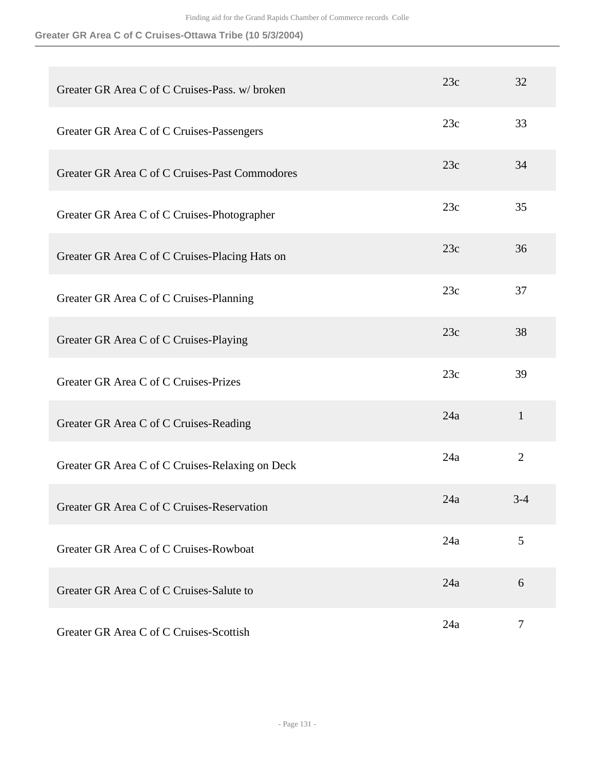### Greater GR Area C of C Cruises-Ottawa Tribe (10 5/3/2004)

| | | |
|---|---|---|
| Greater GR Area C of C Cruises-Pass. w/ broken | 23c | 32 |
| Greater GR Area C of C Cruises-Passengers | 23c | 33 |
| Greater GR Area C of C Cruises-Past Commodores | 23c | 34 |
| Greater GR Area C of C Cruises-Photographer | 23c | 35 |
| Greater GR Area C of C Cruises-Placing Hats on | 23c | 36 |
| Greater GR Area C of C Cruises-Planning | 23c | 37 |
| Greater GR Area C of C Cruises-Playing | 23c | 38 |
| Greater GR Area C of C Cruises-Prizes | 23c | 39 |
| Greater GR Area C of C Cruises-Reading | 24a | 1 |
| Greater GR Area C of C Cruises-Relaxing on Deck | 24a | 2 |
| Greater GR Area C of C Cruises-Reservation | 24a | 3-4 |
| Greater GR Area C of C Cruises-Rowboat | 24a | 5 |
| Greater GR Area C of C Cruises-Salute to | 24a | 6 |
| Greater GR Area C of C Cruises-Scottish | 24a | 7 |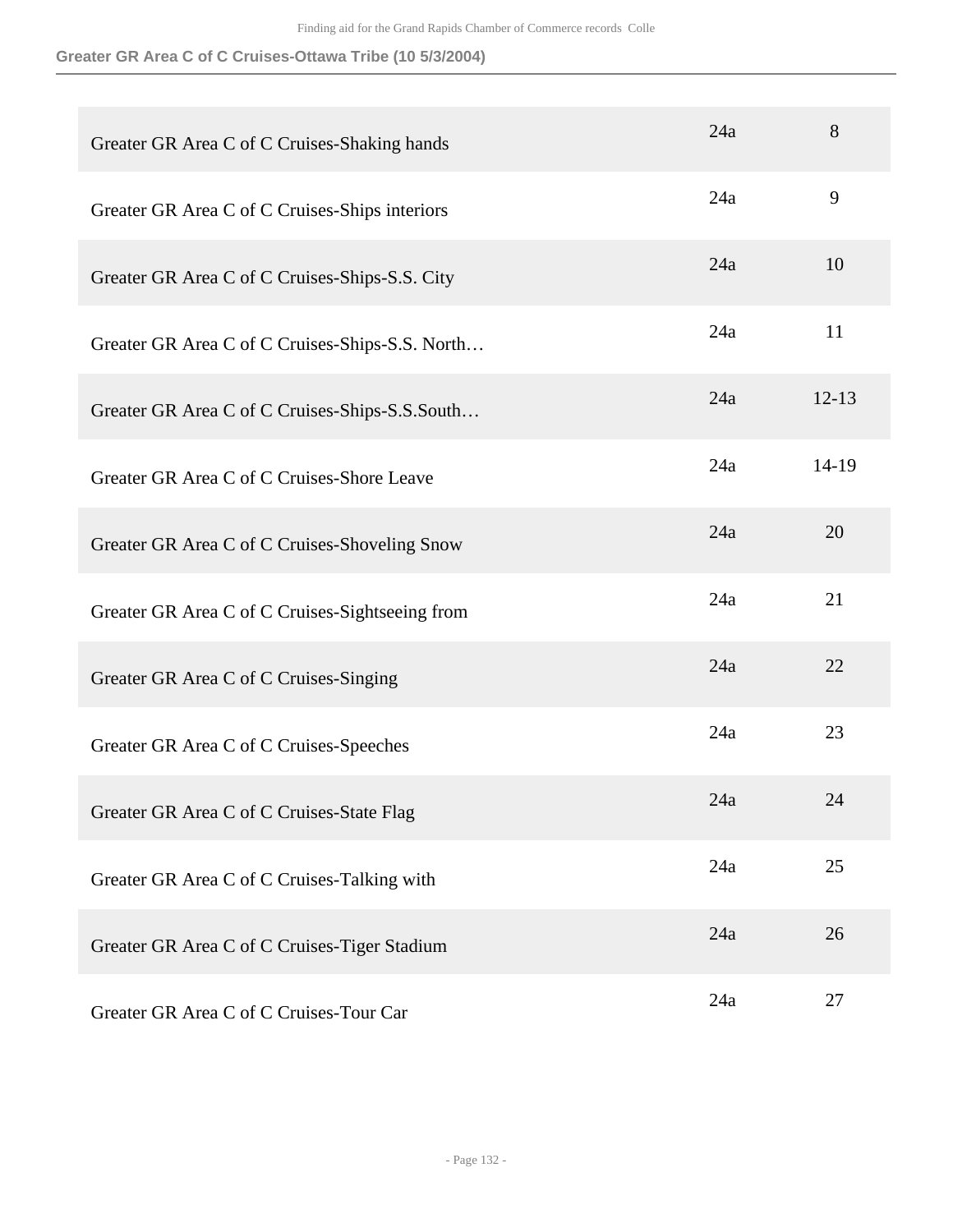| | | |
|---|---|---|
| Greater GR Area C of C Cruises-Shaking hands | 24a | 8 |
| Greater GR Area C of C Cruises-Ships interiors | 24a | 9 |
| Greater GR Area C of C Cruises-Ships-S.S. City | 24a | 10 |
| Greater GR Area C of C Cruises-Ships-S.S. North… | 24a | 11 |
| Greater GR Area C of C Cruises-Ships-S.S.South… | 24a | 12-13 |
| Greater GR Area C of C Cruises-Shore Leave | 24a | 14-19 |
| Greater GR Area C of C Cruises-Shoveling Snow | 24a | 20 |
| Greater GR Area C of C Cruises-Sightseeing from | 24a | 21 |
| Greater GR Area C of C Cruises-Singing | 24a | 22 |
| Greater GR Area C of C Cruises-Speeches | 24a | 23 |
| Greater GR Area C of C Cruises-State Flag | 24a | 24 |
| Greater GR Area C of C Cruises-Talking with | 24a | 25 |
| Greater GR Area C of C Cruises-Tiger Stadium | 24a | 26 |
| Greater GR Area C of C Cruises-Tour Car | 24a | 27 |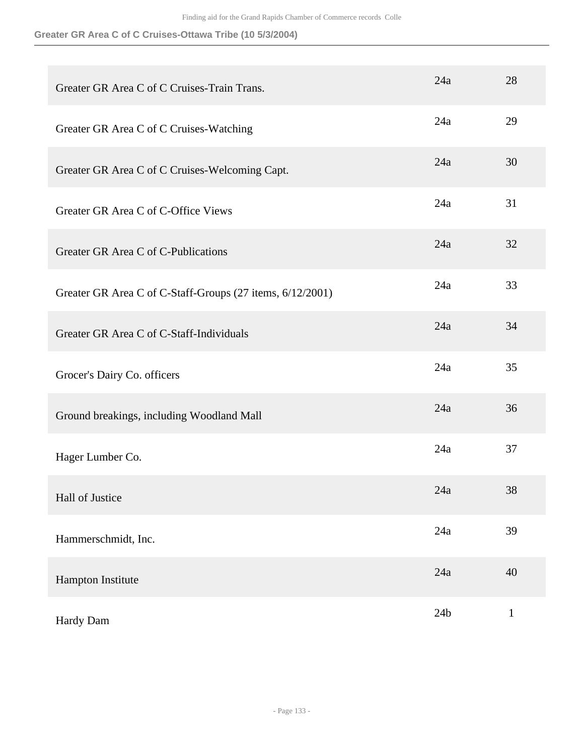| | | |
|---|---|---|
| Greater GR Area C of C Cruises-Train Trans. | 24a | 28 |
| Greater GR Area C of C Cruises-Watching | 24a | 29 |
| Greater GR Area C of C Cruises-Welcoming Capt. | 24a | 30 |
| Greater GR Area C of C-Office Views | 24a | 31 |
| Greater GR Area C of C-Publications | 24a | 32 |
| Greater GR Area C of C-Staff-Groups (27 items, 6/12/2001) | 24a | 33 |
| Greater GR Area C of C-Staff-Individuals | 24a | 34 |
| Grocer's Dairy Co. officers | 24a | 35 |
| Ground breakings, including Woodland Mall | 24a | 36 |
| Hager Lumber Co. | 24a | 37 |
| Hall of Justice | 24a | 38 |
| Hammerschmidt, Inc. | 24a | 39 |
| Hampton Institute | 24a | 40 |
| Hardy Dam | 24b | 1 |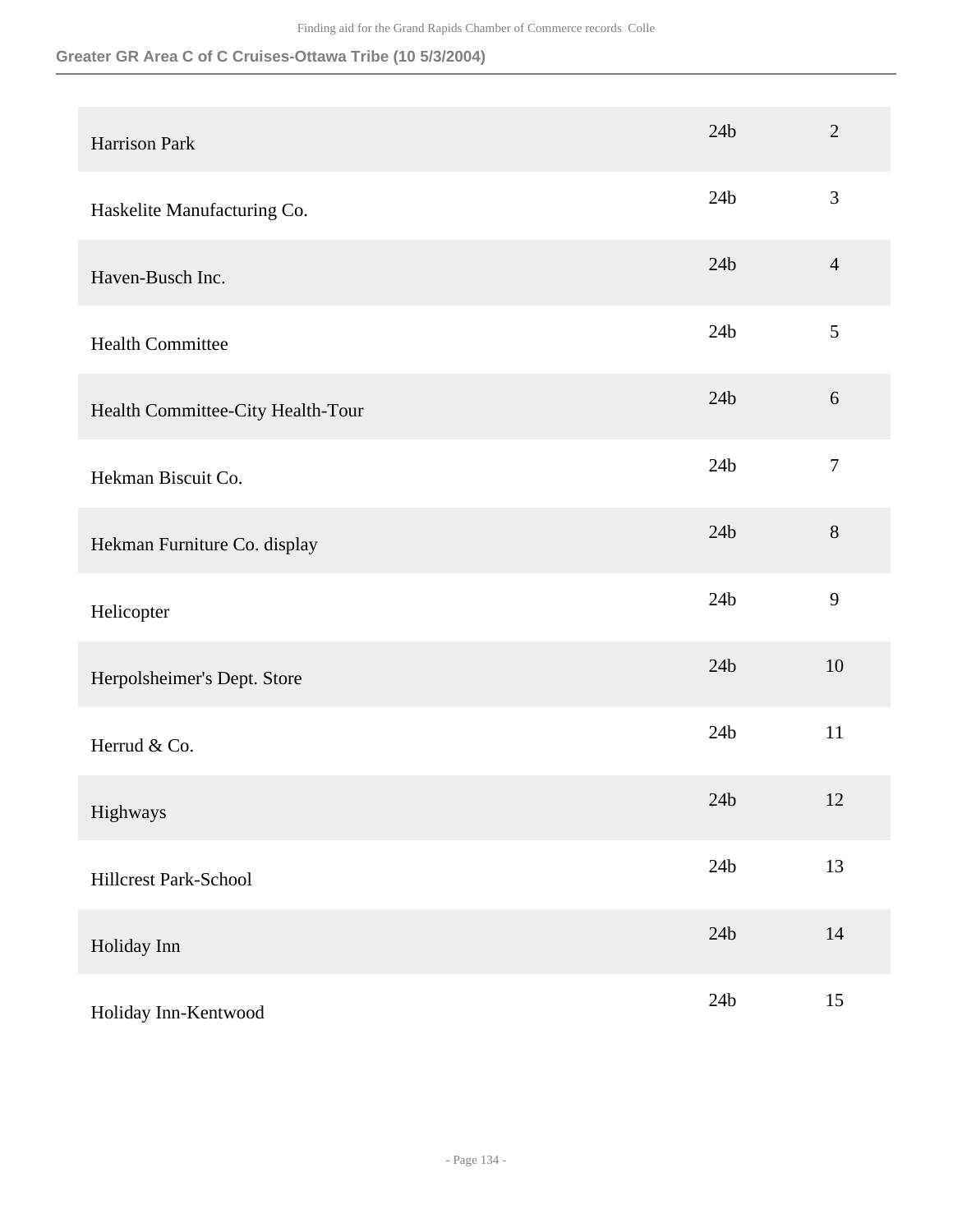**Greater GR Area C of C Cruises-Ottawa Tribe (10 5/3/2004)**

| | | |
|---|---|---|
| Harrison Park | 24b | 2 |
| Haskelite Manufacturing Co. | 24b | 3 |
| Haven-Busch Inc. | 24b | 4 |
| Health Committee | 24b | 5 |
| Health Committee-City Health-Tour | 24b | 6 |
| Hekman Biscuit Co. | 24b | 7 |
| Hekman Furniture Co. display | 24b | 8 |
| Helicopter | 24b | 9 |
| Herpolsheimer's Dept. Store | 24b | 10 |
| Herrud & Co. | 24b | 11 |
| Highways | 24b | 12 |
| Hillcrest Park-School | 24b | 13 |
| Holiday Inn | 24b | 14 |
| Holiday Inn-Kentwood | 24b | 15 |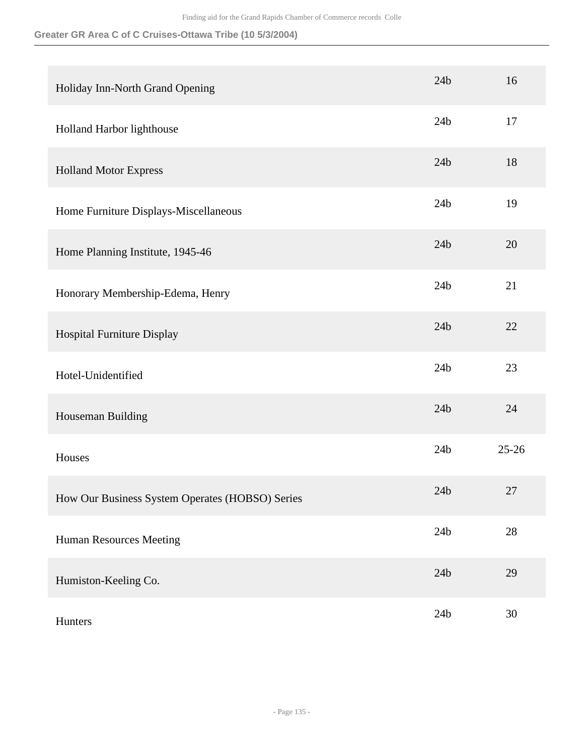**Greater GR Area C of C Cruises-Ottawa Tribe (10 5/3/2004)**

| | | |
|---|---|---|
| Holiday Inn-North Grand Opening | 24b | 16 |
| Holland Harbor lighthouse | 24b | 17 |
| Holland Motor Express | 24b | 18 |
| Home Furniture Displays-Miscellaneous | 24b | 19 |
| Home Planning Institute, 1945-46 | 24b | 20 |
| Honorary Membership-Edema, Henry | 24b | 21 |
| Hospital Furniture Display | 24b | 22 |
| Hotel-Unidentified | 24b | 23 |
| Houseman Building | 24b | 24 |
| Houses | 24b | 25-26 |
| How Our Business System Operates (HOBSO) Series | 24b | 27 |
| Human Resources Meeting | 24b | 28 |
| Humiston-Keeling Co. | 24b | 29 |
| Hunters | 24b | 30 |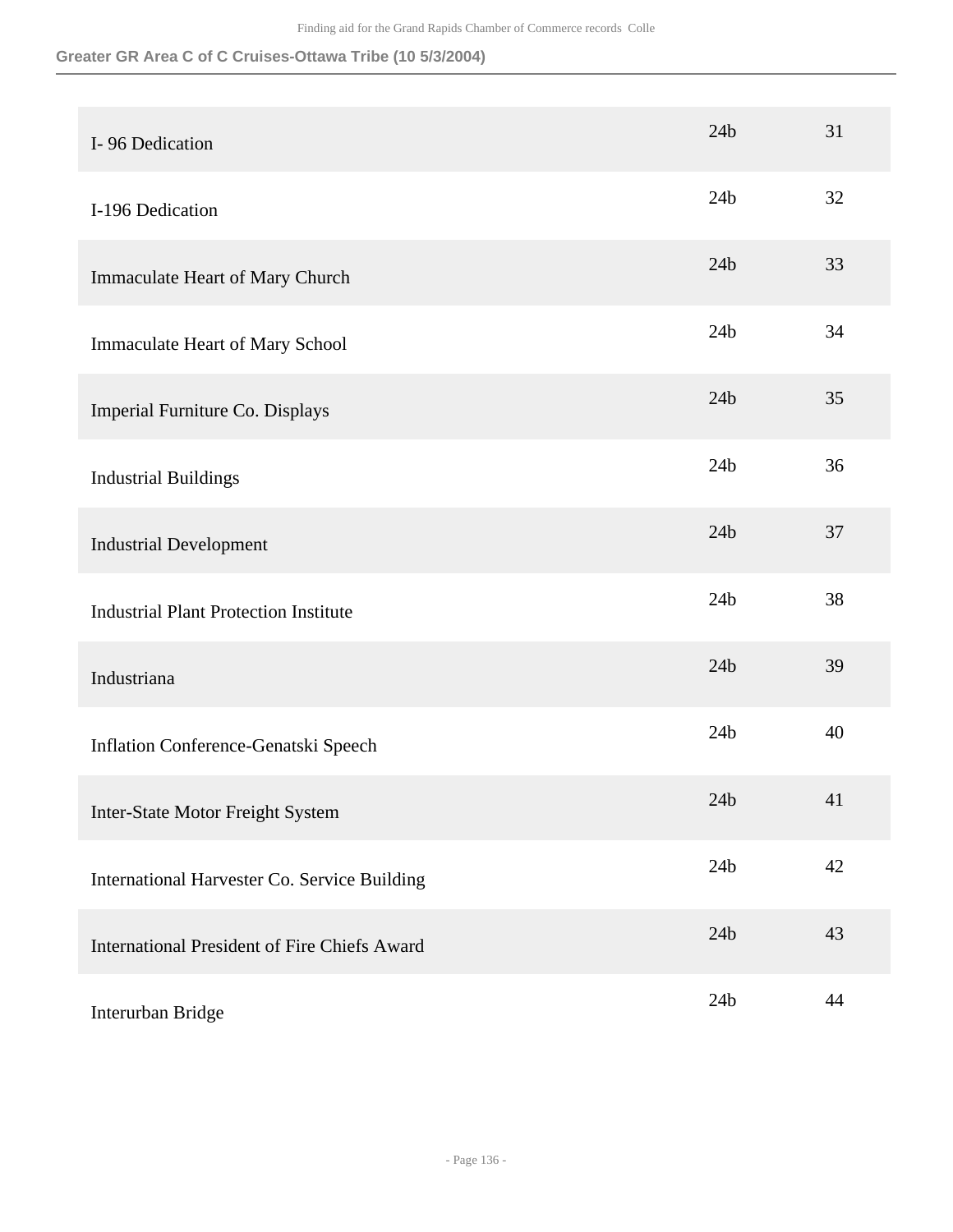**Greater GR Area C of C Cruises-Ottawa Tribe (10 5/3/2004)**

| | | |
|---|---|---|
| I- 96 Dedication | 24b | 31 |
| I-196 Dedication | 24b | 32 |
| Immaculate Heart of Mary Church | 24b | 33 |
| Immaculate Heart of Mary School | 24b | 34 |
| Imperial Furniture Co. Displays | 24b | 35 |
| Industrial Buildings | 24b | 36 |
| Industrial Development | 24b | 37 |
| Industrial Plant Protection Institute | 24b | 38 |
| Industriana | 24b | 39 |
| Inflation Conference-Genatski Speech | 24b | 40 |
| Inter-State Motor Freight System | 24b | 41 |
| International Harvester Co. Service Building | 24b | 42 |
| International President of Fire Chiefs Award | 24b | 43 |
| Interurban Bridge | 24b | 44 |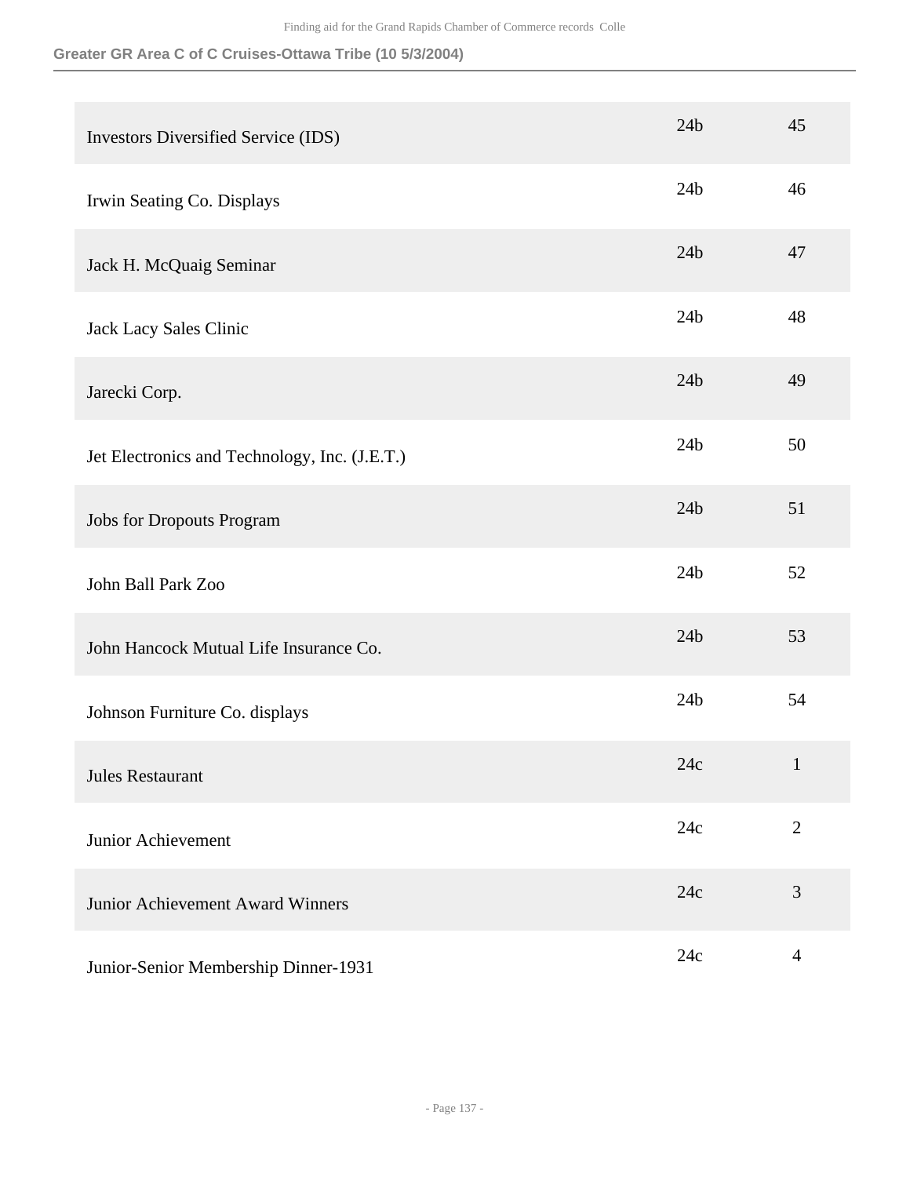**Greater GR Area C of C Cruises-Ottawa Tribe (10 5/3/2004)**

| | | |
|---|---|---|
| Investors Diversified Service (IDS) | 24b | 45 |
| Irwin Seating Co. Displays | 24b | 46 |
| Jack H. McQuaig Seminar | 24b | 47 |
| Jack Lacy Sales Clinic | 24b | 48 |
| Jarecki Corp. | 24b | 49 |
| Jet Electronics and Technology, Inc. (J.E.T.) | 24b | 50 |
| Jobs for Dropouts Program | 24b | 51 |
| John Ball Park Zoo | 24b | 52 |
| John Hancock Mutual Life Insurance Co. | 24b | 53 |
| Johnson Furniture Co. displays | 24b | 54 |
| Jules Restaurant | 24c | 1 |
| Junior Achievement | 24c | 2 |
| Junior Achievement Award Winners | 24c | 3 |
| Junior-Senior Membership Dinner-1931 | 24c | 4 |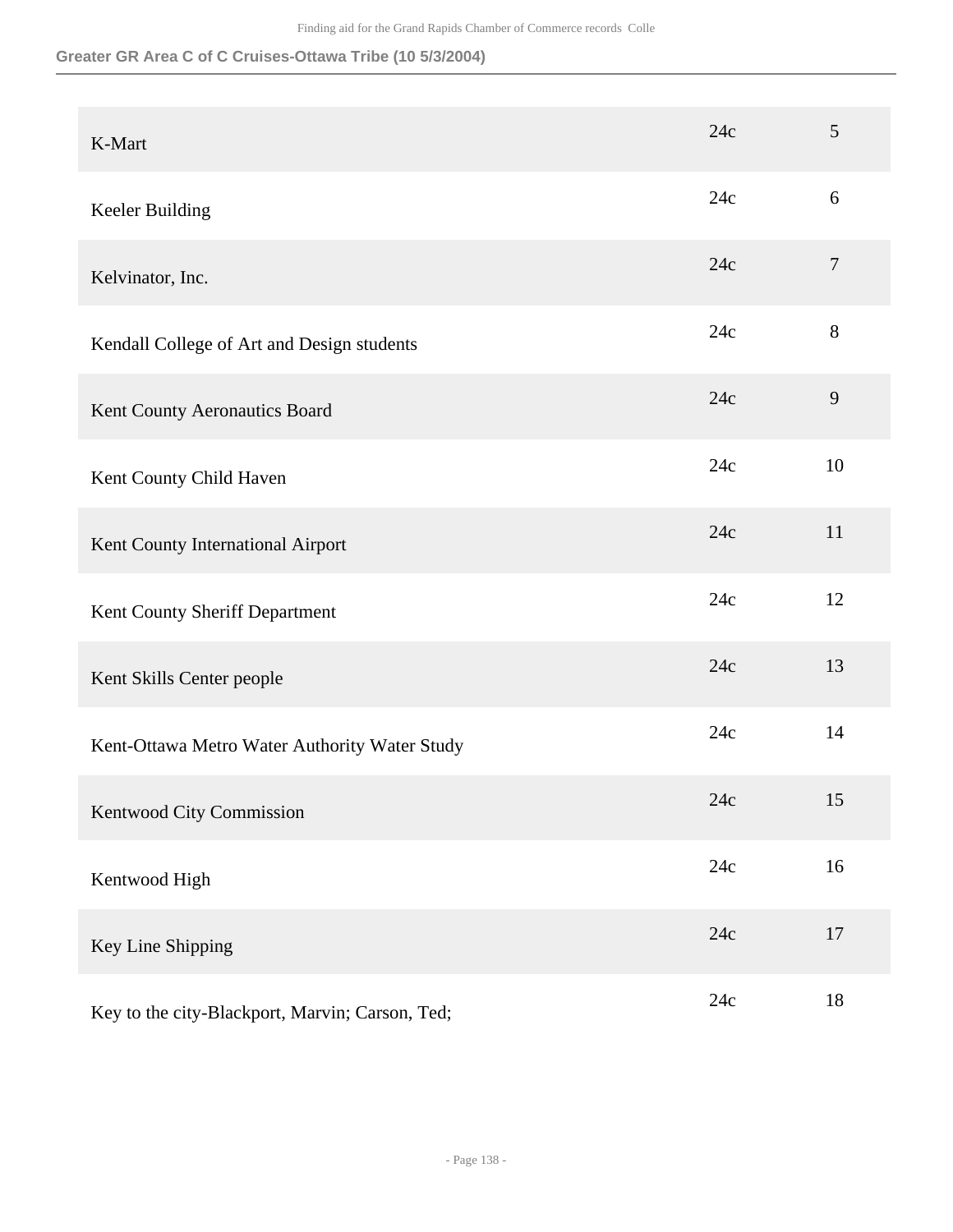**Greater GR Area C of C Cruises-Ottawa Tribe (10 5/3/2004)**

| | | |
|---|---|---|
| K-Mart | 24c | 5 |
| Keeler Building | 24c | 6 |
| Kelvinator, Inc. | 24c | 7 |
| Kendall College of Art and Design students | 24c | 8 |
| Kent County Aeronautics Board | 24c | 9 |
| Kent County Child Haven | 24c | 10 |
| Kent County International Airport | 24c | 11 |
| Kent County Sheriff Department | 24c | 12 |
| Kent Skills Center people | 24c | 13 |
| Kent-Ottawa Metro Water Authority Water Study | 24c | 14 |
| Kentwood City Commission | 24c | 15 |
| Kentwood High | 24c | 16 |
| Key Line Shipping | 24c | 17 |
| Key to the city-Blackport, Marvin; Carson, Ted; | 24c | 18 |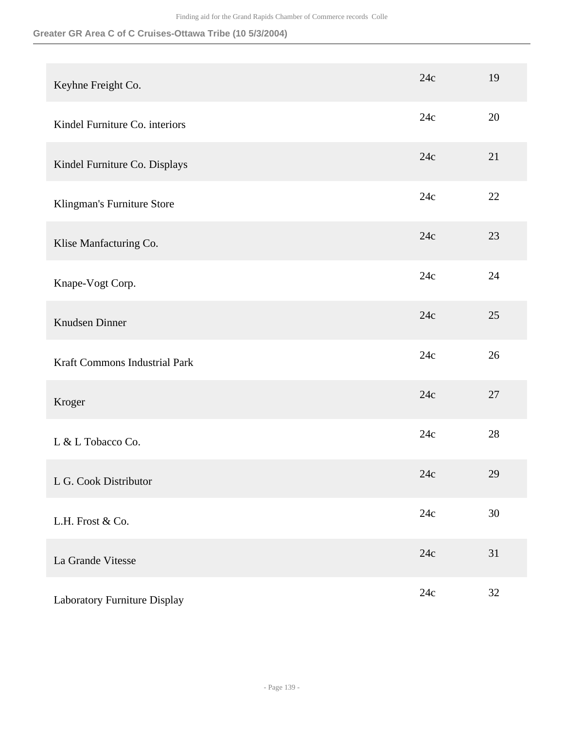| | | |
|---|---|---|
| Keyhne Freight Co. | 24c | 19 |
| Kindel Furniture Co. interiors | 24c | 20 |
| Kindel Furniture Co. Displays | 24c | 21 |
| Klingman's Furniture Store | 24c | 22 |
| Klise Manfacturing Co. | 24c | 23 |
| Knape-Vogt Corp. | 24c | 24 |
| Knudsen Dinner | 24c | 25 |
| Kraft Commons Industrial Park | 24c | 26 |
| Kroger | 24c | 27 |
| L & L Tobacco Co. | 24c | 28 |
| L G. Cook Distributor | 24c | 29 |
| L.H. Frost & Co. | 24c | 30 |
| La Grande Vitesse | 24c | 31 |
| Laboratory Furniture Display | 24c | 32 |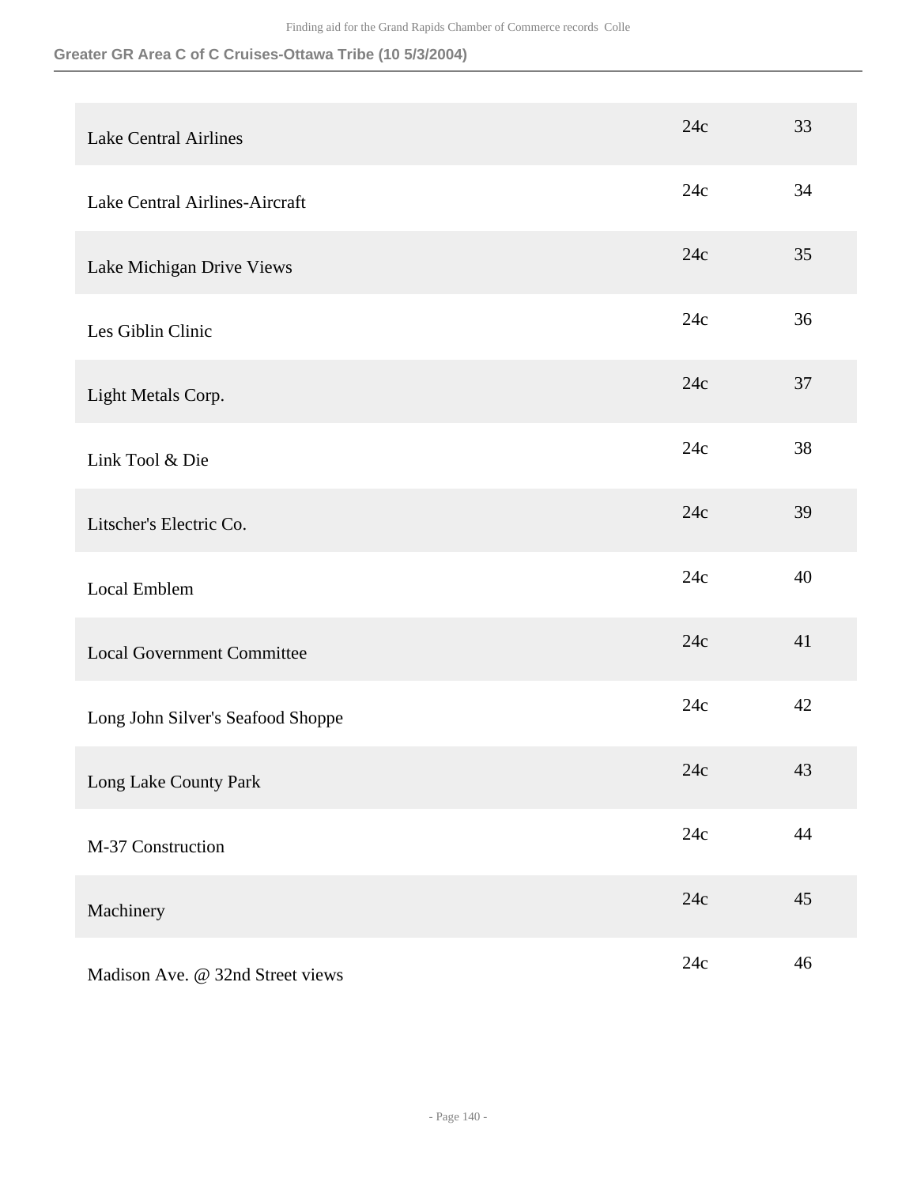**Greater GR Area C of C Cruises-Ottawa Tribe (10 5/3/2004)**

| | | |
|---|---|---|
| Lake Central Airlines | 24c | 33 |
| Lake Central Airlines-Aircraft | 24c | 34 |
| Lake Michigan Drive Views | 24c | 35 |
| Les Giblin Clinic | 24c | 36 |
| Light Metals Corp. | 24c | 37 |
| Link Tool & Die | 24c | 38 |
| Litscher's Electric Co. | 24c | 39 |
| Local Emblem | 24c | 40 |
| Local Government Committee | 24c | 41 |
| Long John Silver's Seafood Shoppe | 24c | 42 |
| Long Lake County Park | 24c | 43 |
| M-37 Construction | 24c | 44 |
| Machinery | 24c | 45 |
| Madison Ave. @ 32nd Street views | 24c | 46 |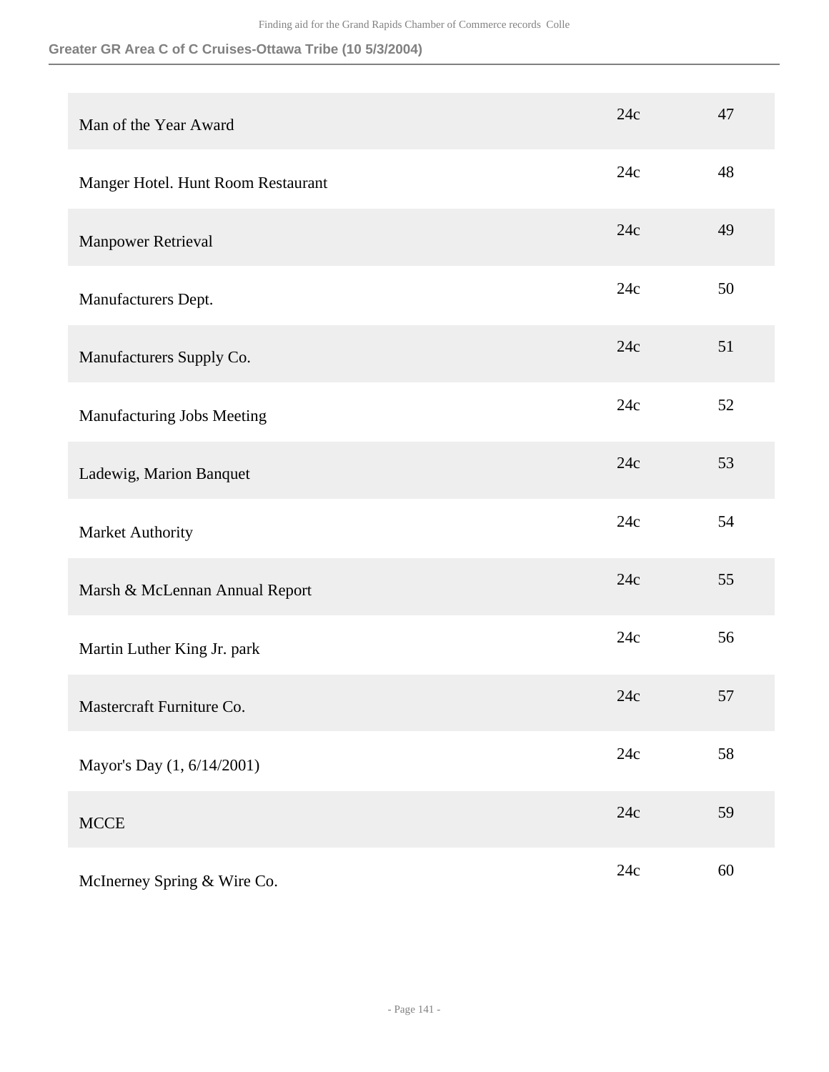**Greater GR Area C of C Cruises-Ottawa Tribe (10 5/3/2004)**

| | | |
|---|---|---|
| Man of the Year Award | 24c | 47 |
| Manger Hotel. Hunt Room Restaurant | 24c | 48 |
| Manpower Retrieval | 24c | 49 |
| Manufacturers Dept. | 24c | 50 |
| Manufacturers Supply Co. | 24c | 51 |
| Manufacturing Jobs Meeting | 24c | 52 |
| Ladewig, Marion Banquet | 24c | 53 |
| Market Authority | 24c | 54 |
| Marsh & McLennan Annual Report | 24c | 55 |
| Martin Luther King Jr. park | 24c | 56 |
| Mastercraft Furniture Co. | 24c | 57 |
| Mayor's Day (1, 6/14/2001) | 24c | 58 |
| MCCE | 24c | 59 |
| McInerney Spring & Wire Co. | 24c | 60 |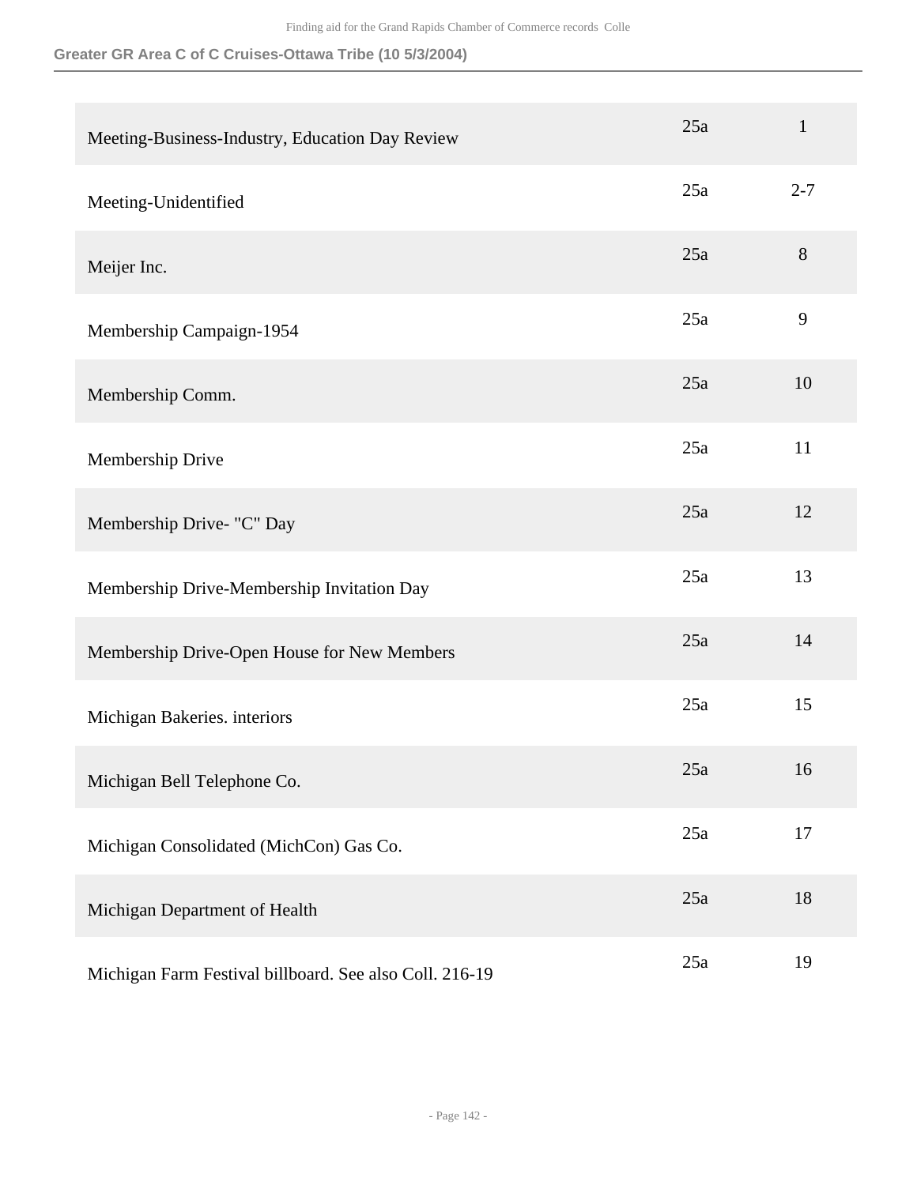| | | |
|---|---|---|
| Meeting-Business-Industry, Education Day Review | 25a | 1 |
| Meeting-Unidentified | 25a | 2-7 |
| Meijer Inc. | 25a | 8 |
| Membership Campaign-1954 | 25a | 9 |
| Membership Comm. | 25a | 10 |
| Membership Drive | 25a | 11 |
| Membership Drive- "C" Day | 25a | 12 |
| Membership Drive-Membership Invitation Day | 25a | 13 |
| Membership Drive-Open House for New Members | 25a | 14 |
| Michigan Bakeries. interiors | 25a | 15 |
| Michigan Bell Telephone Co. | 25a | 16 |
| Michigan Consolidated (MichCon) Gas Co. | 25a | 17 |
| Michigan Department of Health | 25a | 18 |
| Michigan Farm Festival billboard. See also Coll. 216-19 | 25a | 19 |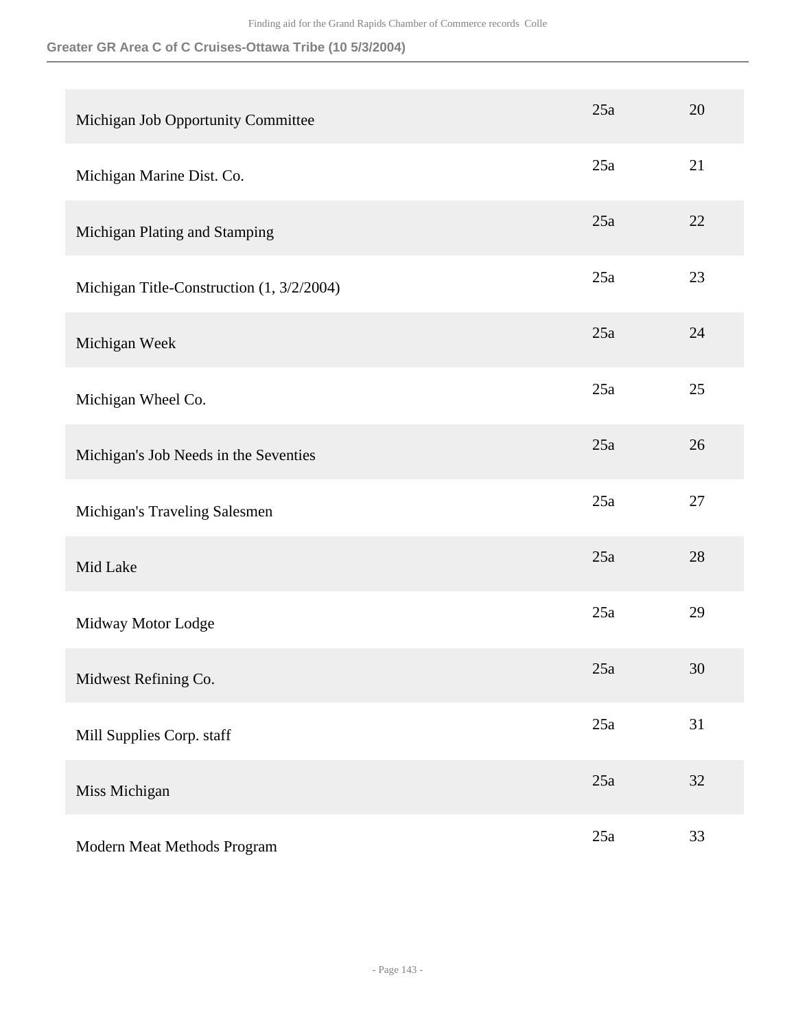Greater GR Area C of C Cruises-Ottawa Tribe (10 5/3/2004)

| | | |
|---|---|---|
| Michigan Job Opportunity Committee | 25a | 20 |
| Michigan Marine Dist. Co. | 25a | 21 |
| Michigan Plating and Stamping | 25a | 22 |
| Michigan Title-Construction (1, 3/2/2004) | 25a | 23 |
| Michigan Week | 25a | 24 |
| Michigan Wheel Co. | 25a | 25 |
| Michigan's Job Needs in the Seventies | 25a | 26 |
| Michigan's Traveling Salesmen | 25a | 27 |
| Mid Lake | 25a | 28 |
| Midway Motor Lodge | 25a | 29 |
| Midwest Refining Co. | 25a | 30 |
| Mill Supplies Corp. staff | 25a | 31 |
| Miss Michigan | 25a | 32 |
| Modern Meat Methods Program | 25a | 33 |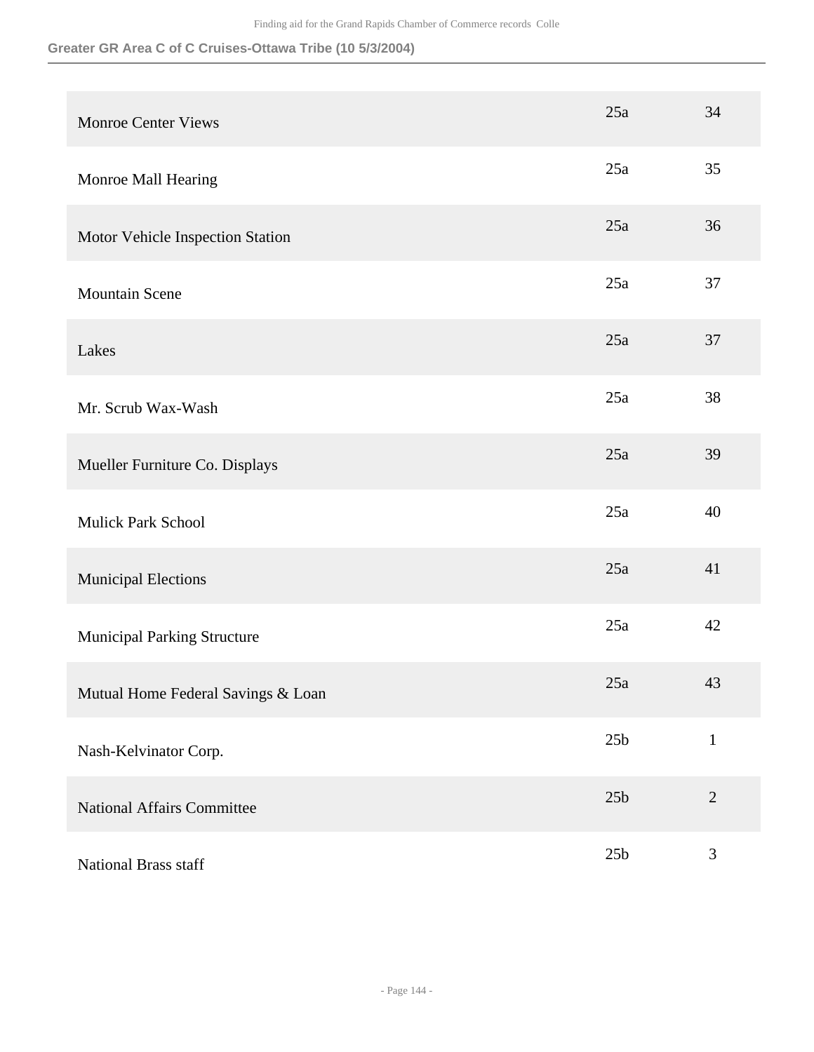| | | |
|---|---|---|
| Monroe Center Views | 25a | 34 |
| Monroe Mall Hearing | 25a | 35 |
| Motor Vehicle Inspection Station | 25a | 36 |
| Mountain Scene | 25a | 37 |
| Lakes | 25a | 37 |
| Mr. Scrub Wax-Wash | 25a | 38 |
| Mueller Furniture Co. Displays | 25a | 39 |
| Mulick Park School | 25a | 40 |
| Municipal Elections | 25a | 41 |
| Municipal Parking Structure | 25a | 42 |
| Mutual Home Federal Savings & Loan | 25a | 43 |
| Nash-Kelvinator Corp. | 25b | 1 |
| National Affairs Committee | 25b | 2 |
| National Brass staff | 25b | 3 |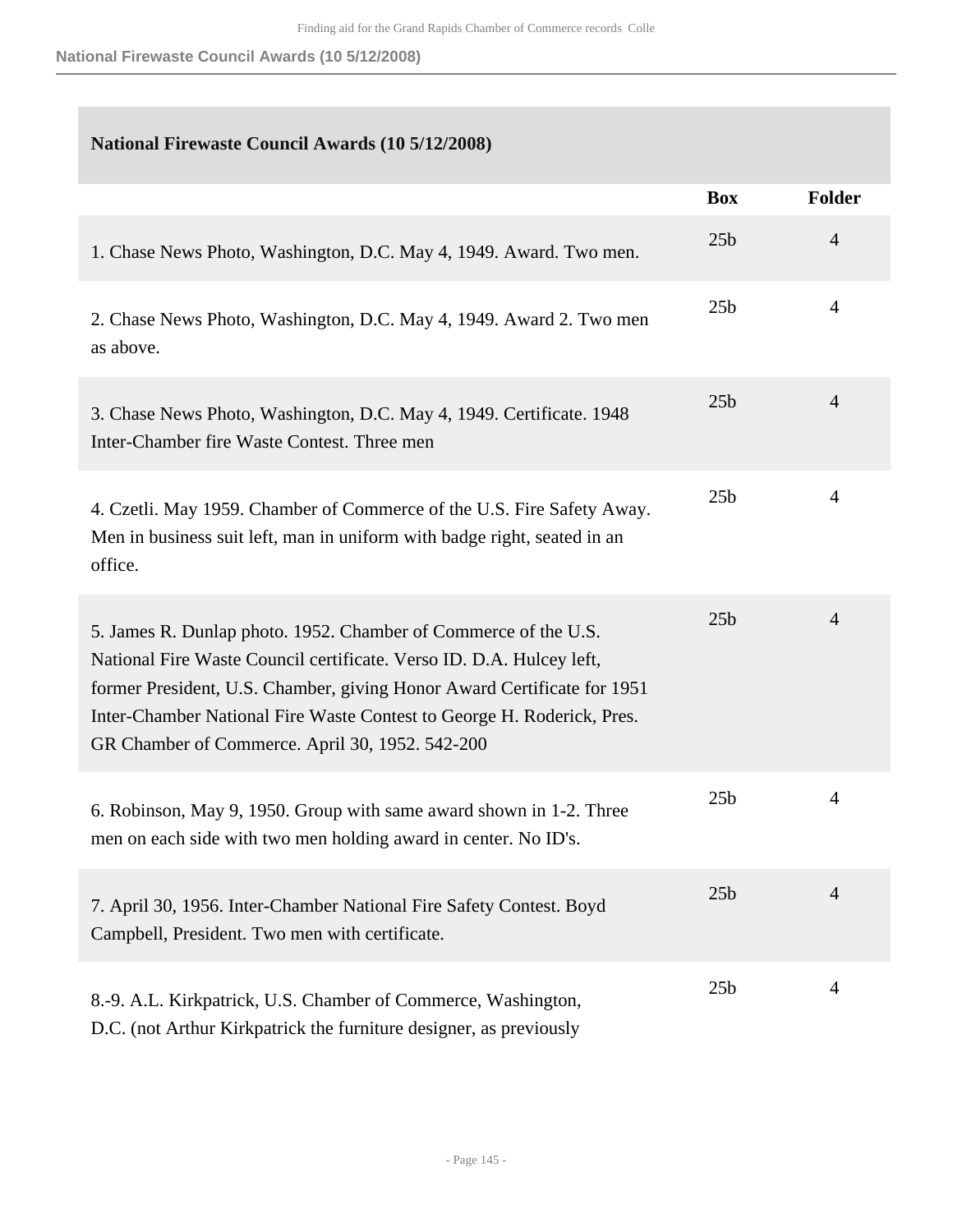## National Firewaste Council Awards (10 5/12/2008)

| | Box | Folder |
|---|---|---|
| 1. Chase News Photo, Washington, D.C. May 4, 1949. Award. Two men. | 25b | 4 |
| 2. Chase News Photo, Washington, D.C. May 4, 1949. Award 2. Two men as above. | 25b | 4 |
| 3. Chase News Photo, Washington, D.C. May 4, 1949. Certificate. 1948 Inter-Chamber fire Waste Contest. Three men | 25b | 4 |
| 4. Czetli. May 1959. Chamber of Commerce of the U.S. Fire Safety Away. Men in business suit left, man in uniform with badge right, seated in an office. | 25b | 4 |
| 5. James R. Dunlap photo. 1952. Chamber of Commerce of the U.S. National Fire Waste Council certificate. Verso ID. D.A. Hulcey left, former President, U.S. Chamber, giving Honor Award Certificate for 1951 Inter-Chamber National Fire Waste Contest to George H. Roderick, Pres. GR Chamber of Commerce. April 30, 1952. 542-200 | 25b | 4 |
| 6. Robinson, May 9, 1950. Group with same award shown in 1-2. Three men on each side with two men holding award in center. No ID's. | 25b | 4 |
| 7. April 30, 1956. Inter-Chamber National Fire Safety Contest. Boyd Campbell, President. Two men with certificate. | 25b | 4 |
| 8.-9. A.L. Kirkpatrick, U.S. Chamber of Commerce, Washington, D.C. (not Arthur Kirkpatrick the furniture designer, as previously | 25b | 4 |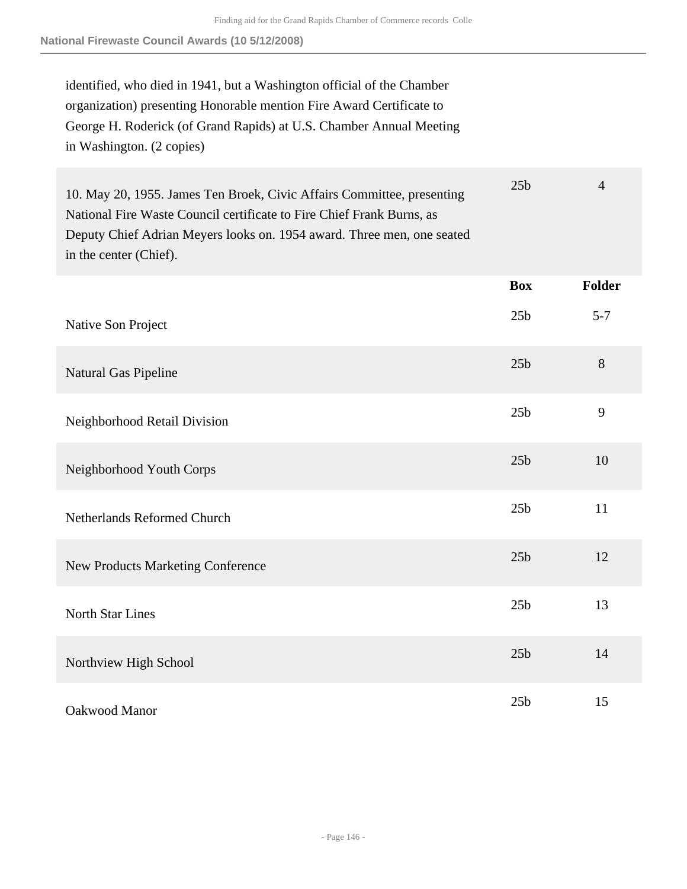identified, who died in 1941, but a Washington official of the Chamber organization) presenting Honorable mention Fire Award Certificate to George H. Roderick (of Grand Rapids) at U.S. Chamber Annual Meeting in Washington. (2 copies)

| | Box | Folder |
|---|---|---|
| 10. May 20, 1955. James Ten Broek, Civic Affairs Committee, presenting National Fire Waste Council certificate to Fire Chief Frank Burns, as Deputy Chief Adrian Meyers looks on. 1954 award. Three men, one seated in the center (Chief). | 25b | 4 |

| | Box | Folder |
|---|---|---|
| Native Son Project | 25b | 5-7 |
| Natural Gas Pipeline | 25b | 8 |
| Neighborhood Retail Division | 25b | 9 |
| Neighborhood Youth Corps | 25b | 10 |
| Netherlands Reformed Church | 25b | 11 |
| New Products Marketing Conference | 25b | 12 |
| North Star Lines | 25b | 13 |
| Northview High School | 25b | 14 |
| Oakwood Manor | 25b | 15 |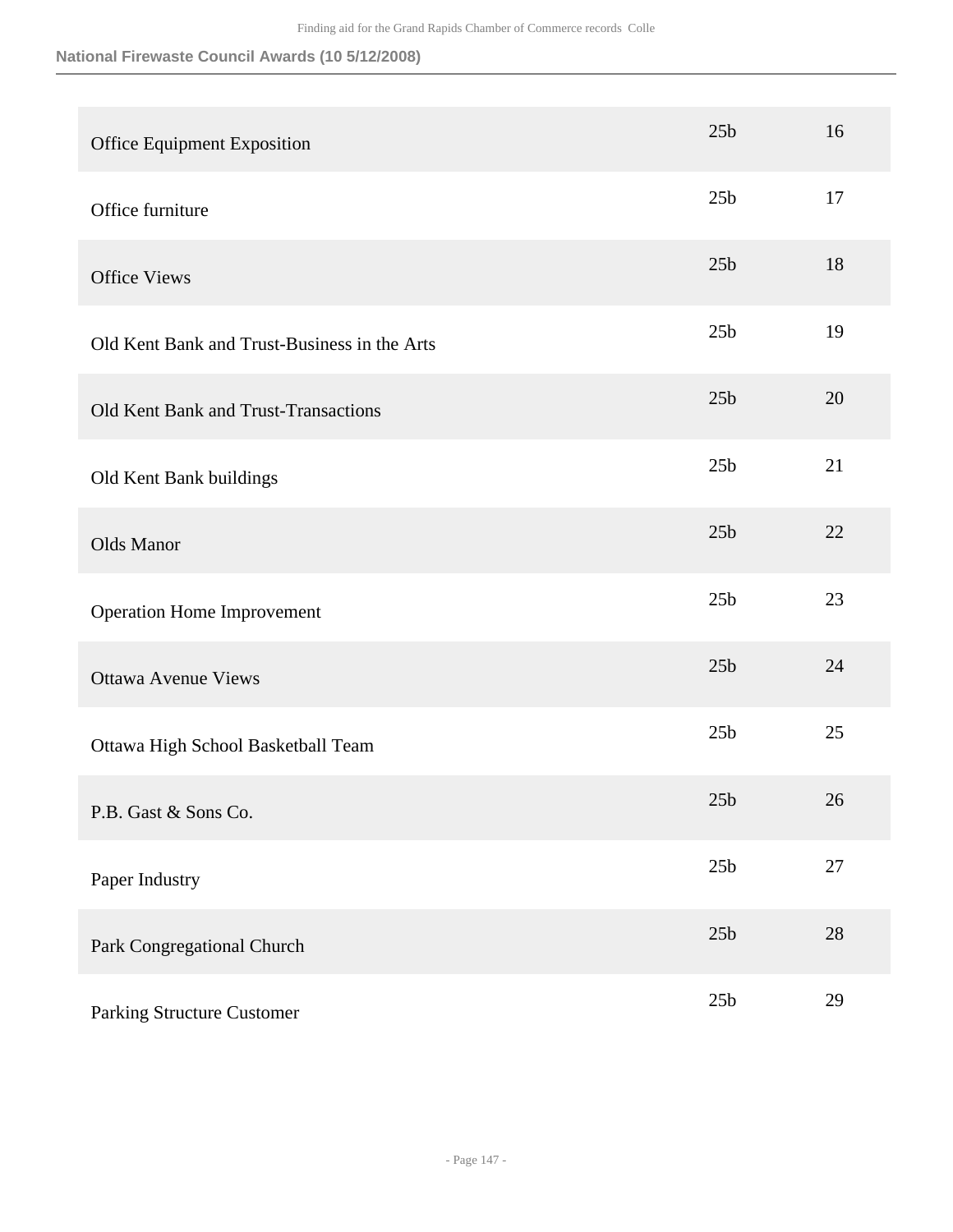| | | |
|---|---|---|
| Office Equipment Exposition | 25b | 16 |
| Office furniture | 25b | 17 |
| Office Views | 25b | 18 |
| Old Kent Bank and Trust-Business in the Arts | 25b | 19 |
| Old Kent Bank and Trust-Transactions | 25b | 20 |
| Old Kent Bank buildings | 25b | 21 |
| Olds Manor | 25b | 22 |
| Operation Home Improvement | 25b | 23 |
| Ottawa Avenue Views | 25b | 24 |
| Ottawa High School Basketball Team | 25b | 25 |
| P.B. Gast & Sons Co. | 25b | 26 |
| Paper Industry | 25b | 27 |
| Park Congregational Church | 25b | 28 |
| Parking Structure Customer | 25b | 29 |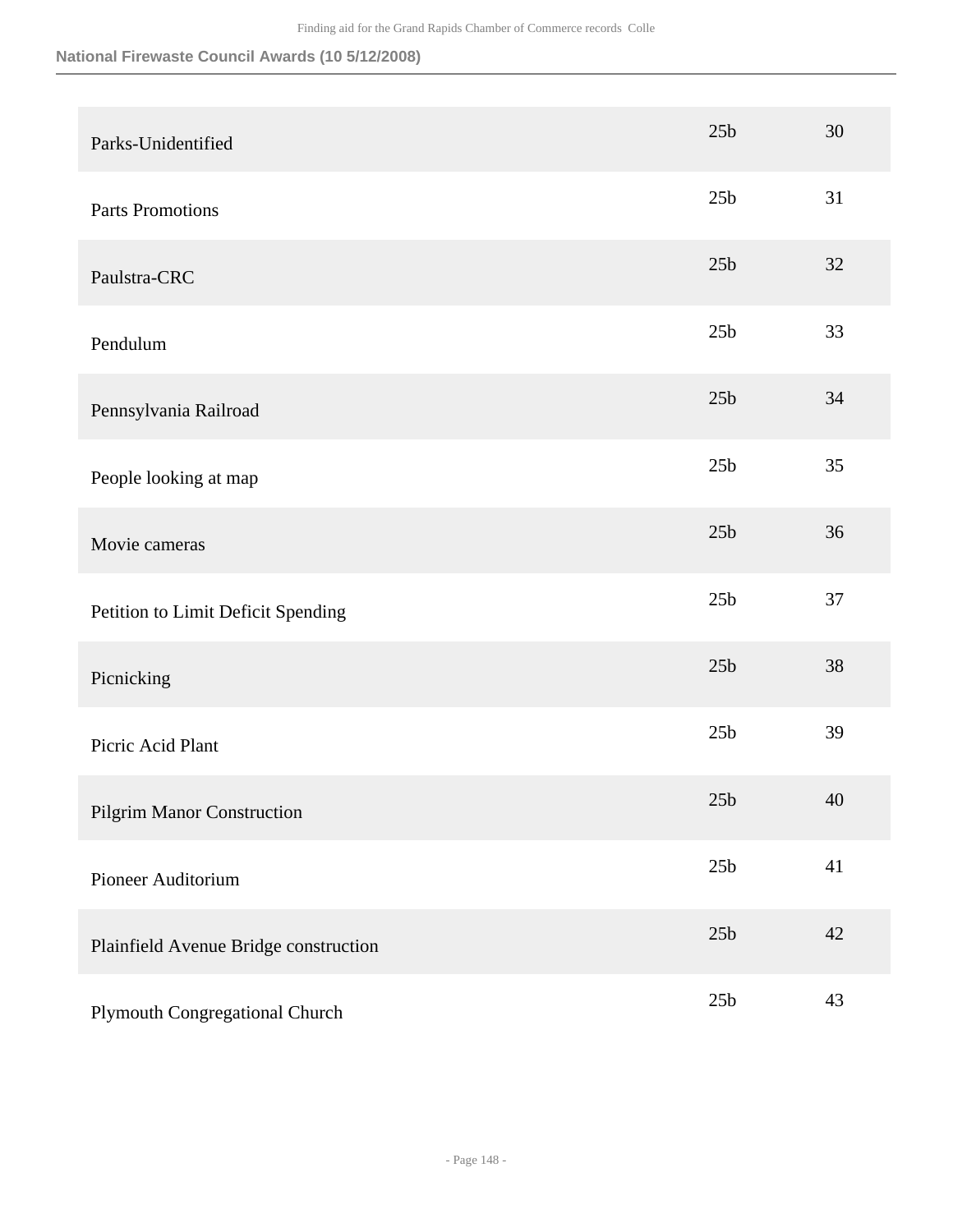| | | |
|---|---|---|
| Parks-Unidentified | 25b | 30 |
| Parts Promotions | 25b | 31 |
| Paulstra-CRC | 25b | 32 |
| Pendulum | 25b | 33 |
| Pennsylvania Railroad | 25b | 34 |
| People looking at map | 25b | 35 |
| Movie cameras | 25b | 36 |
| Petition to Limit Deficit Spending | 25b | 37 |
| Picnicking | 25b | 38 |
| Picric Acid Plant | 25b | 39 |
| Pilgrim Manor Construction | 25b | 40 |
| Pioneer Auditorium | 25b | 41 |
| Plainfield Avenue Bridge construction | 25b | 42 |
| Plymouth Congregational Church | 25b | 43 |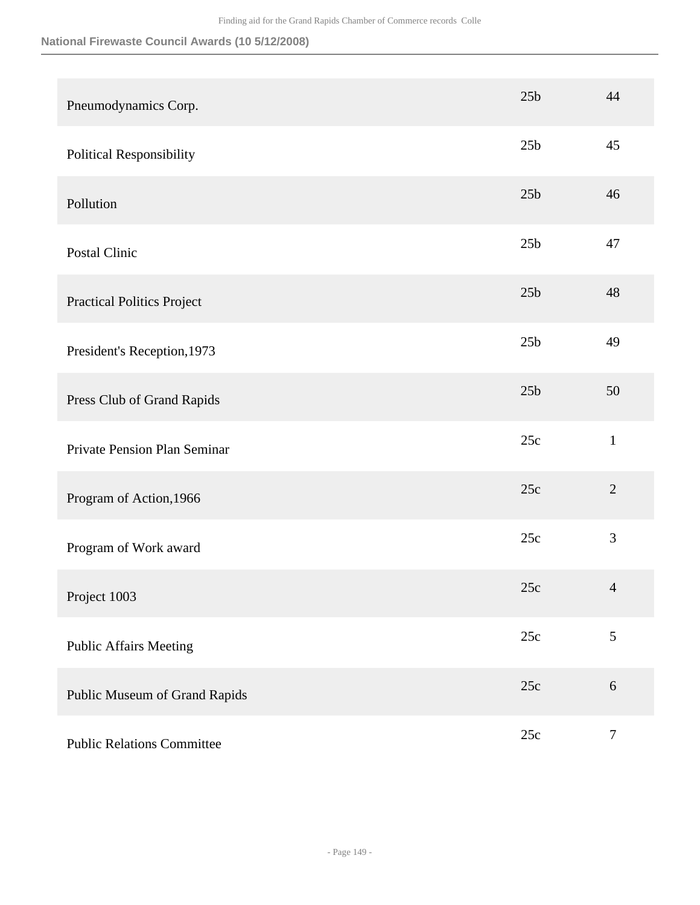### National Firewaste Council Awards (10 5/12/2008)

| | | |
|---|---|---|
| Pneumodynamics Corp. | 25b | 44 |
| Political Responsibility | 25b | 45 |
| Pollution | 25b | 46 |
| Postal Clinic | 25b | 47 |
| Practical Politics Project | 25b | 48 |
| President's Reception,1973 | 25b | 49 |
| Press Club of Grand Rapids | 25b | 50 |
| Private Pension Plan Seminar | 25c | 1 |
| Program of Action,1966 | 25c | 2 |
| Program of Work award | 25c | 3 |
| Project 1003 | 25c | 4 |
| Public Affairs Meeting | 25c | 5 |
| Public Museum of Grand Rapids | 25c | 6 |
| Public Relations Committee | 25c | 7 |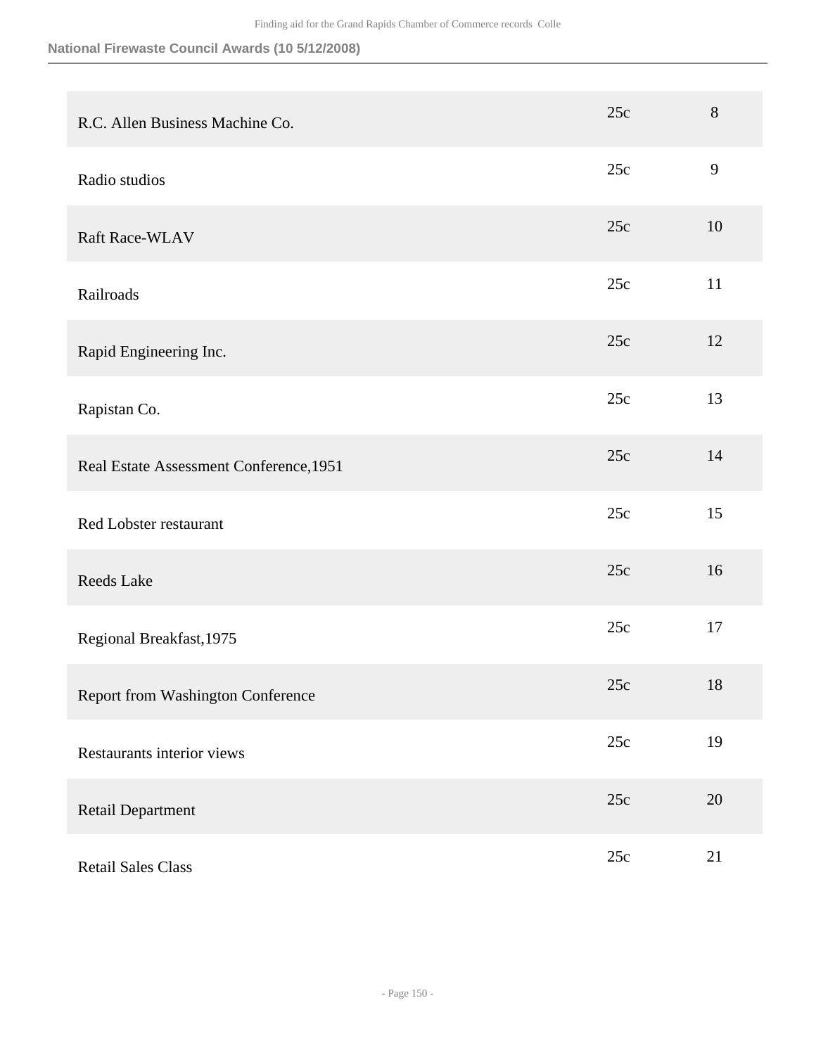| | | |
|---|---|---|
| R.C. Allen Business Machine Co. | 25c | 8 |
| Radio studios | 25c | 9 |
| Raft Race-WLAV | 25c | 10 |
| Railroads | 25c | 11 |
| Rapid Engineering Inc. | 25c | 12 |
| Rapistan Co. | 25c | 13 |
| Real Estate Assessment Conference,1951 | 25c | 14 |
| Red Lobster restaurant | 25c | 15 |
| Reeds Lake | 25c | 16 |
| Regional Breakfast,1975 | 25c | 17 |
| Report from Washington Conference | 25c | 18 |
| Restaurants interior views | 25c | 19 |
| Retail Department | 25c | 20 |
| Retail Sales Class | 25c | 21 |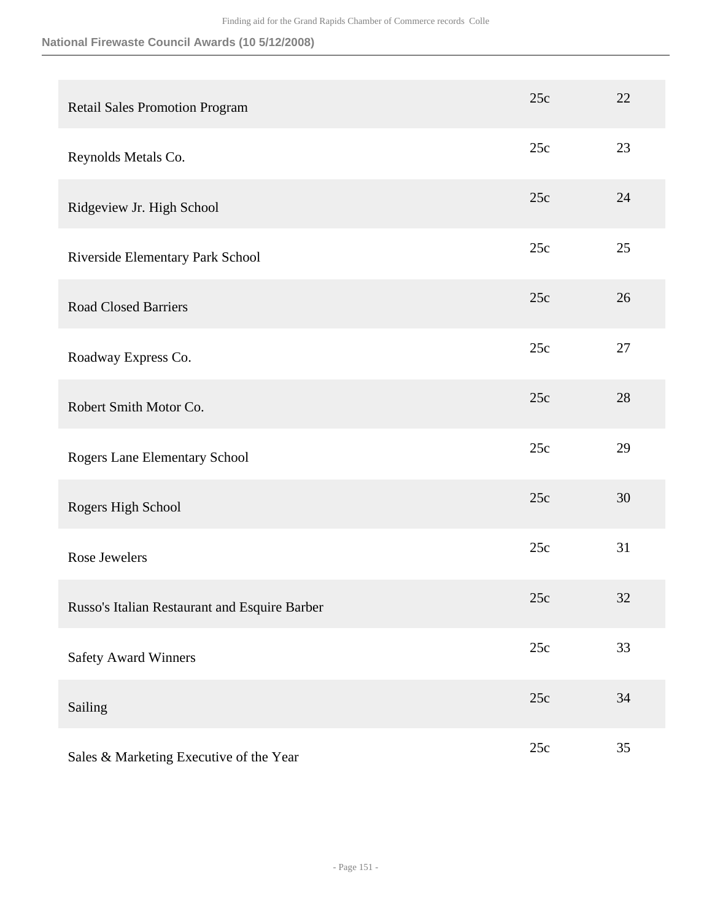| | | |
|---|---|---|
| Retail Sales Promotion Program | 25c | 22 |
| Reynolds Metals Co. | 25c | 23 |
| Ridgeview Jr. High School | 25c | 24 |
| Riverside Elementary Park School | 25c | 25 |
| Road Closed Barriers | 25c | 26 |
| Roadway Express Co. | 25c | 27 |
| Robert Smith Motor Co. | 25c | 28 |
| Rogers Lane Elementary School | 25c | 29 |
| Rogers High School | 25c | 30 |
| Rose Jewelers | 25c | 31 |
| Russo's Italian Restaurant and Esquire Barber | 25c | 32 |
| Safety Award Winners | 25c | 33 |
| Sailing | 25c | 34 |
| Sales & Marketing Executive of the Year | 25c | 35 |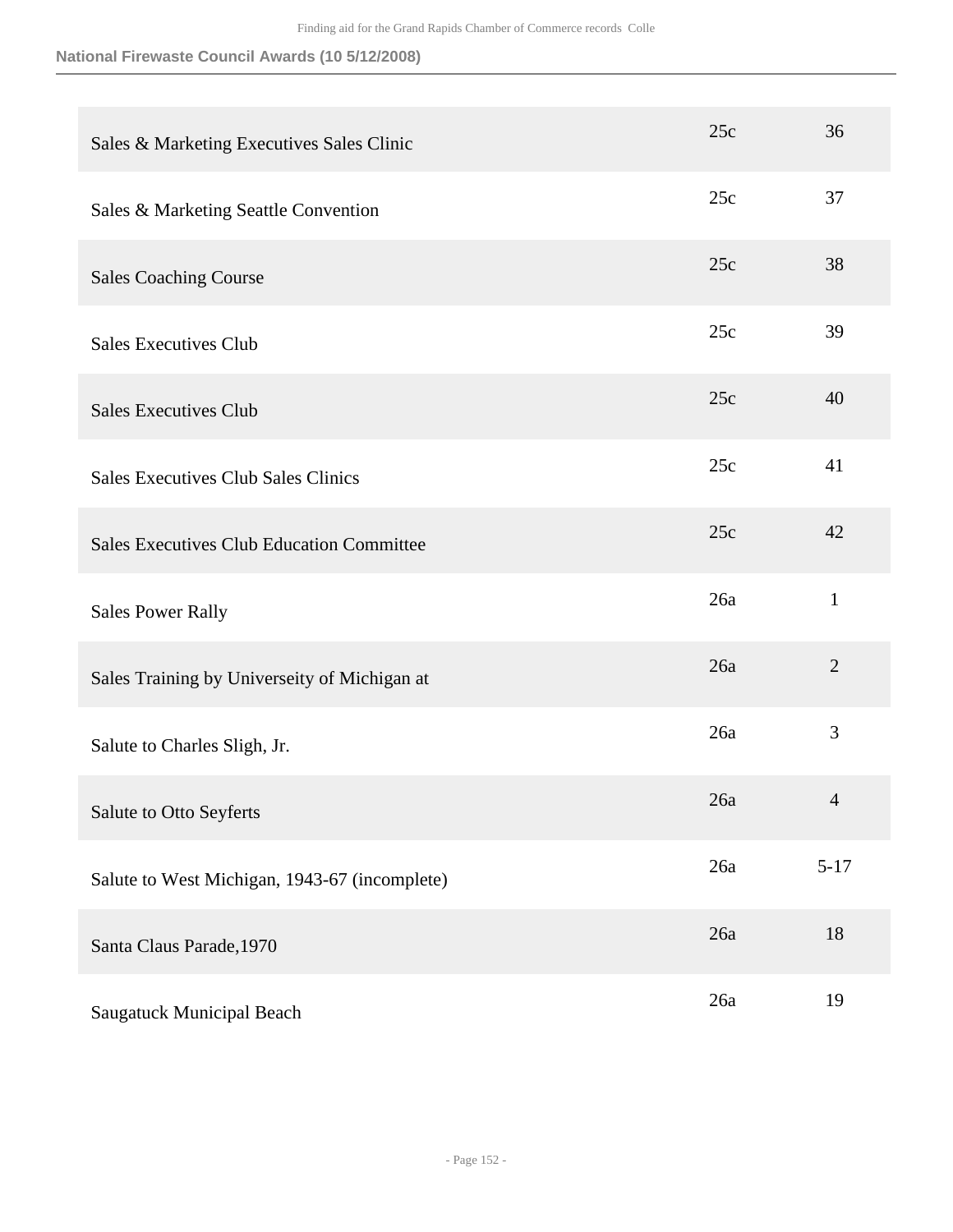| | | |
|---|---|---|
| Sales & Marketing Executives Sales Clinic | 25c | 36 |
| Sales & Marketing Seattle Convention | 25c | 37 |
| Sales Coaching Course | 25c | 38 |
| Sales Executives Club | 25c | 39 |
| Sales Executives Club | 25c | 40 |
| Sales Executives Club Sales Clinics | 25c | 41 |
| Sales Executives Club Education Committee | 25c | 42 |
| Sales Power Rally | 26a | 1 |
| Sales Training by Universeity of Michigan at | 26a | 2 |
| Salute to Charles Sligh, Jr. | 26a | 3 |
| Salute to Otto Seyferts | 26a | 4 |
| Salute to West Michigan, 1943-67 (incomplete) | 26a | 5-17 |
| Santa Claus Parade,1970 | 26a | 18 |
| Saugatuck Municipal Beach | 26a | 19 |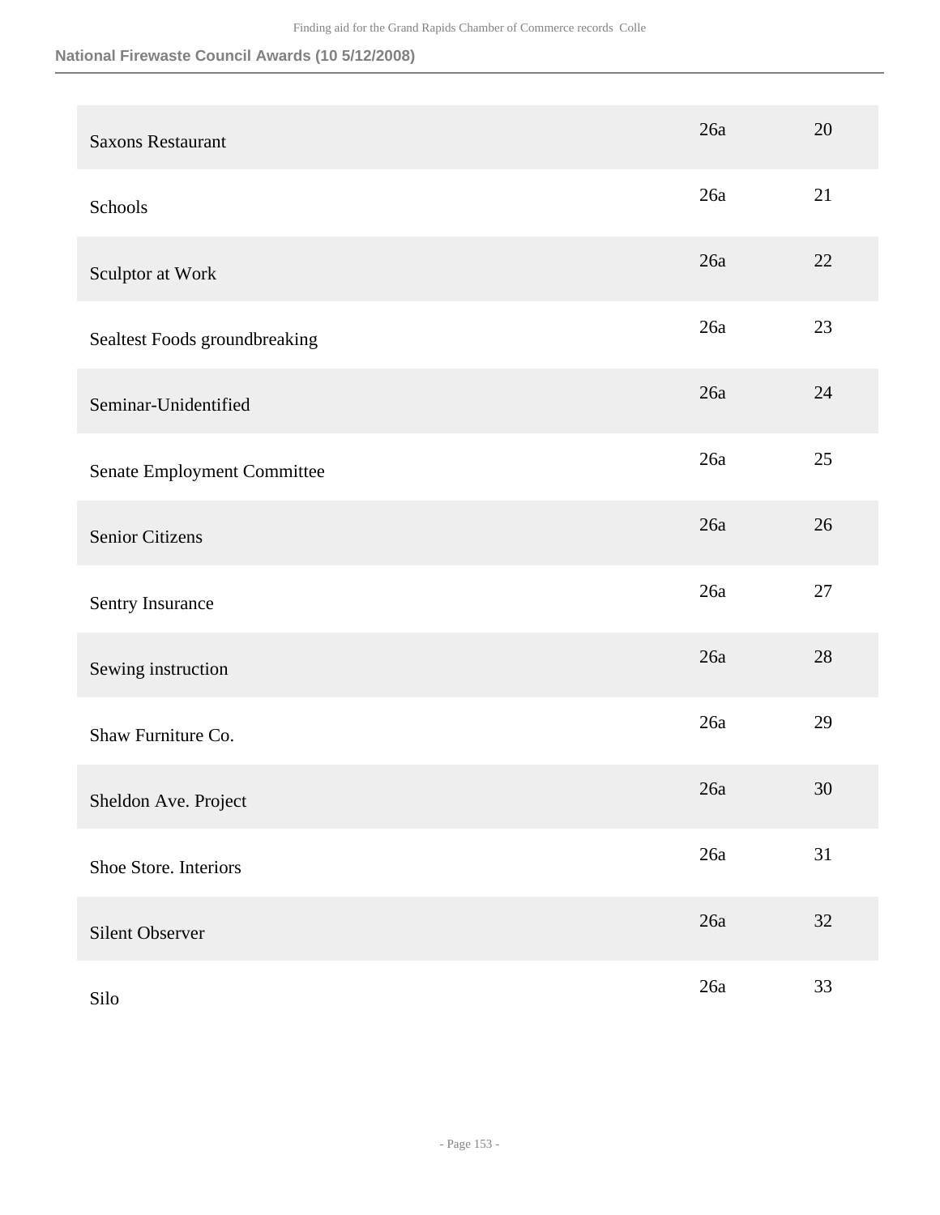**National Firewaste Council Awards (10 5/12/2008)**

| | | |
|---|---|---|
| Saxons Restaurant | 26a | 20 |
| Schools | 26a | 21 |
| Sculptor at Work | 26a | 22 |
| Sealtest Foods groundbreaking | 26a | 23 |
| Seminar-Unidentified | 26a | 24 |
| Senate Employment Committee | 26a | 25 |
| Senior Citizens | 26a | 26 |
| Sentry Insurance | 26a | 27 |
| Sewing instruction | 26a | 28 |
| Shaw Furniture Co. | 26a | 29 |
| Sheldon Ave. Project | 26a | 30 |
| Shoe Store. Interiors | 26a | 31 |
| Silent Observer | 26a | 32 |
| Silo | 26a | 33 |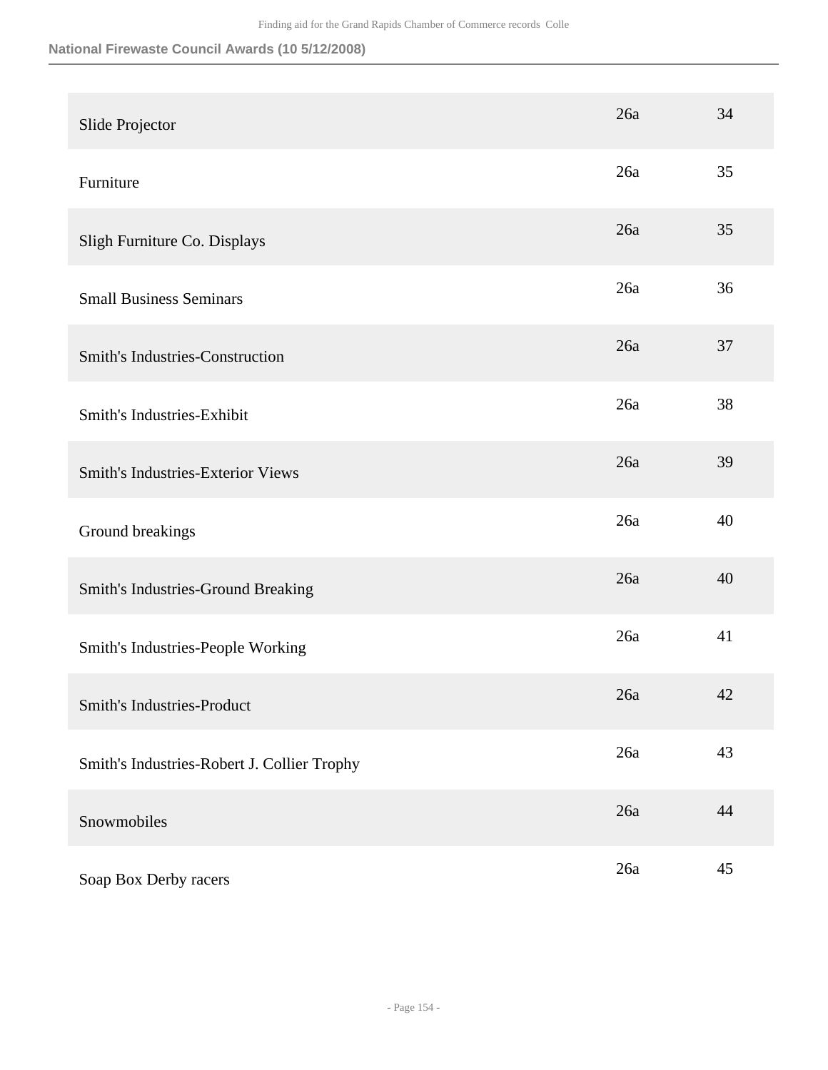| | | |
|---|---|---|
| Slide Projector | 26a | 34 |
| Furniture | 26a | 35 |
| Sligh Furniture Co. Displays | 26a | 35 |
| Small Business Seminars | 26a | 36 |
| Smith's Industries-Construction | 26a | 37 |
| Smith's Industries-Exhibit | 26a | 38 |
| Smith's Industries-Exterior Views | 26a | 39 |
| Ground breakings | 26a | 40 |
| Smith's Industries-Ground Breaking | 26a | 40 |
| Smith's Industries-People Working | 26a | 41 |
| Smith's Industries-Product | 26a | 42 |
| Smith's Industries-Robert J. Collier Trophy | 26a | 43 |
| Snowmobiles | 26a | 44 |
| Soap Box Derby racers | 26a | 45 |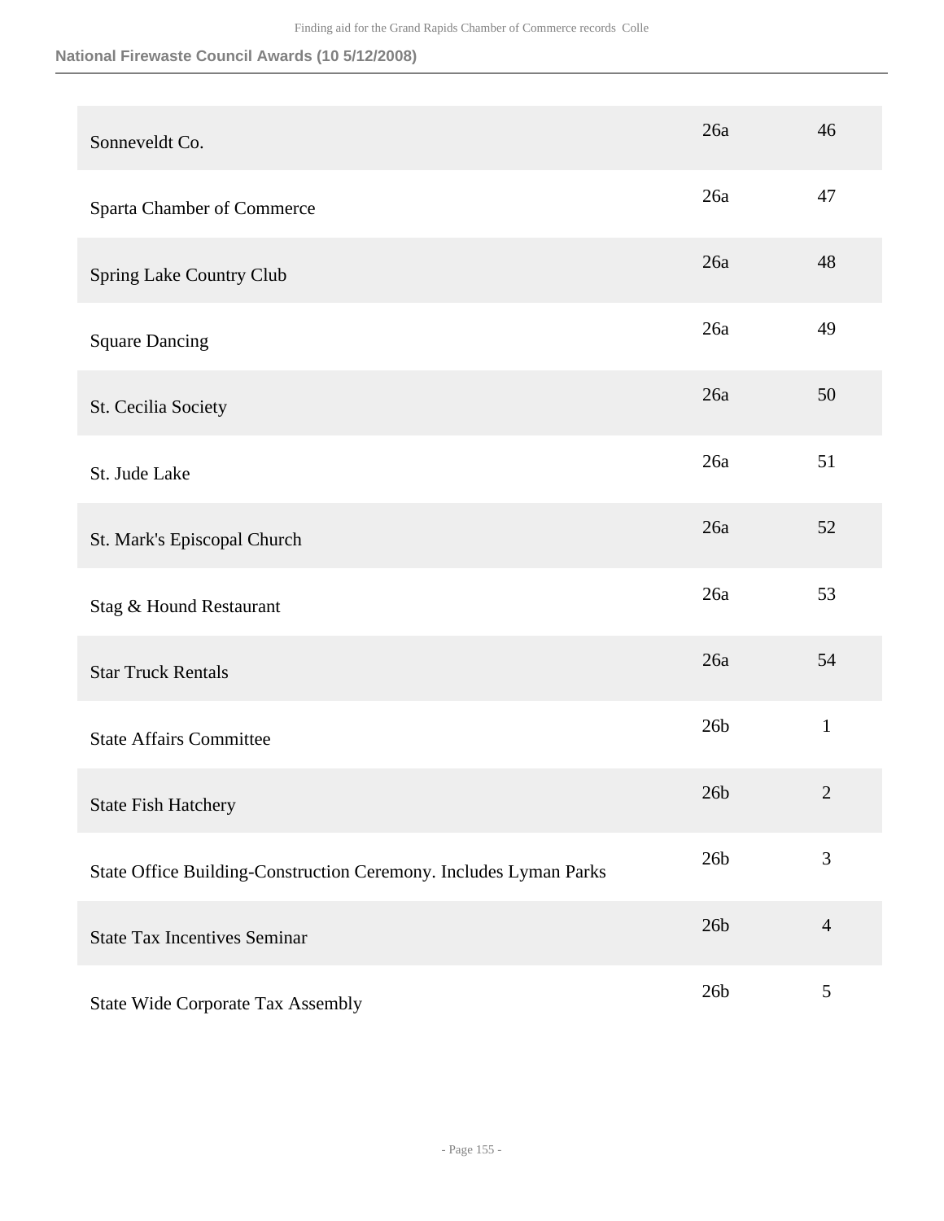**National Firewaste Council Awards (10 5/12/2008)**

| | | |
|---|---|---|
| Sonneveldt Co. | 26a | 46 |
| Sparta Chamber of Commerce | 26a | 47 |
| Spring Lake Country Club | 26a | 48 |
| Square Dancing | 26a | 49 |
| St. Cecilia Society | 26a | 50 |
| St. Jude Lake | 26a | 51 |
| St. Mark's Episcopal Church | 26a | 52 |
| Stag & Hound Restaurant | 26a | 53 |
| Star Truck Rentals | 26a | 54 |
| State Affairs Committee | 26b | 1 |
| State Fish Hatchery | 26b | 2 |
| State Office Building-Construction Ceremony. Includes Lyman Parks | 26b | 3 |
| State Tax Incentives Seminar | 26b | 4 |
| State Wide Corporate Tax Assembly | 26b | 5 |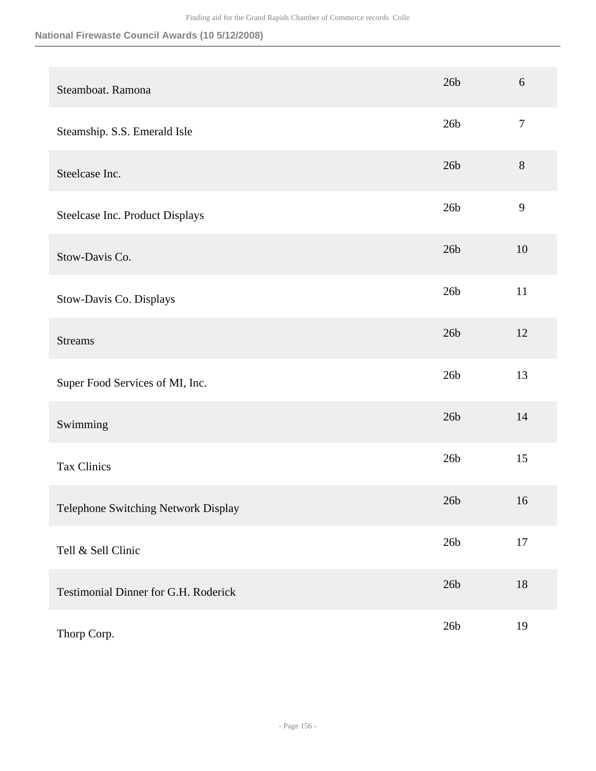| | | |
|---|---|---|
| Steamboat. Ramona | 26b | 6 |
| Steamship. S.S. Emerald Isle | 26b | 7 |
| Steelcase Inc. | 26b | 8 |
| Steelcase Inc. Product Displays | 26b | 9 |
| Stow-Davis Co. | 26b | 10 |
| Stow-Davis Co. Displays | 26b | 11 |
| Streams | 26b | 12 |
| Super Food Services of MI, Inc. | 26b | 13 |
| Swimming | 26b | 14 |
| Tax Clinics | 26b | 15 |
| Telephone Switching Network Display | 26b | 16 |
| Tell & Sell Clinic | 26b | 17 |
| Testimonial Dinner for G.H. Roderick | 26b | 18 |
| Thorp Corp. | 26b | 19 |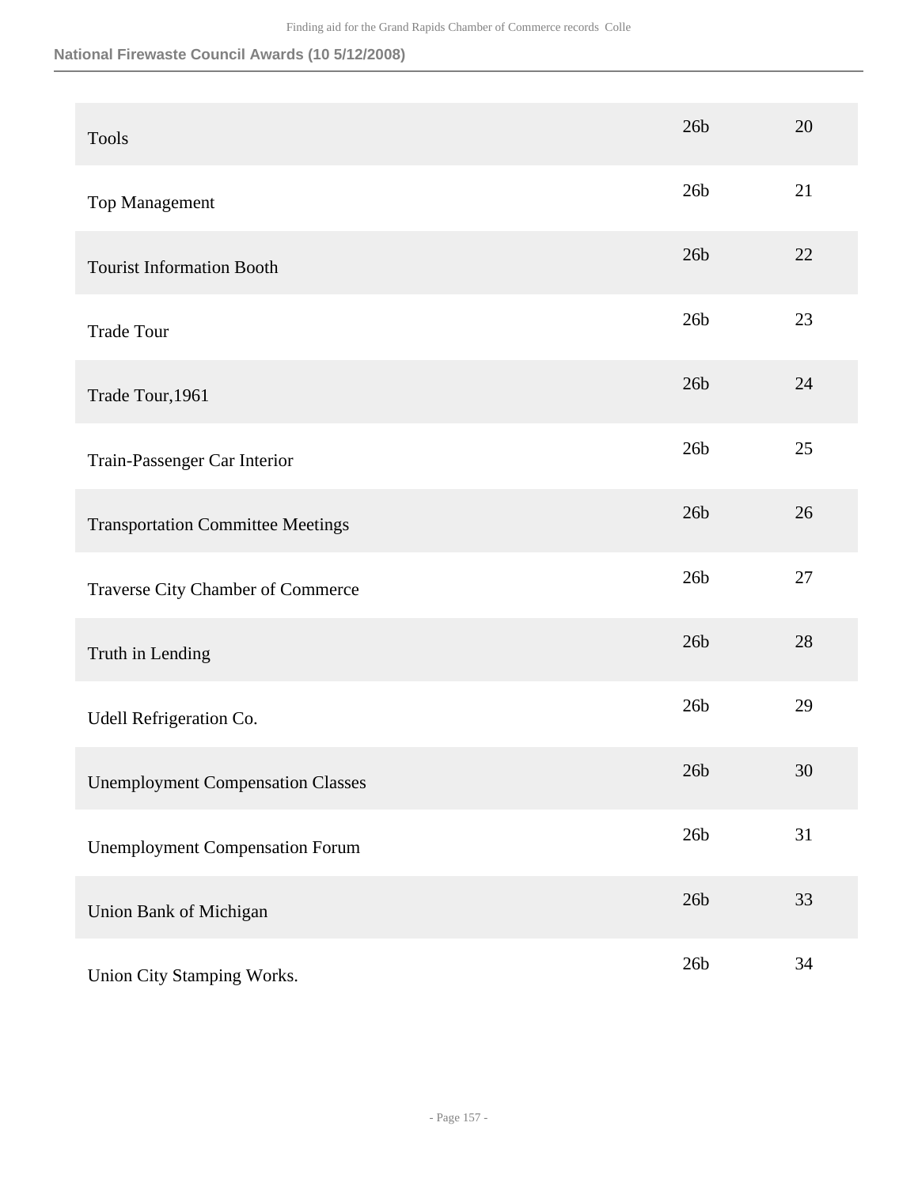National Firewaste Council Awards (10 5/12/2008)

| | | |
|---|---|---|
| Tools | 26b | 20 |
| Top Management | 26b | 21 |
| Tourist Information Booth | 26b | 22 |
| Trade Tour | 26b | 23 |
| Trade Tour,1961 | 26b | 24 |
| Train-Passenger Car Interior | 26b | 25 |
| Transportation Committee Meetings | 26b | 26 |
| Traverse City Chamber of Commerce | 26b | 27 |
| Truth in Lending | 26b | 28 |
| Udell Refrigeration Co. | 26b | 29 |
| Unemployment Compensation Classes | 26b | 30 |
| Unemployment Compensation Forum | 26b | 31 |
| Union Bank of Michigan | 26b | 33 |
| Union City Stamping Works. | 26b | 34 |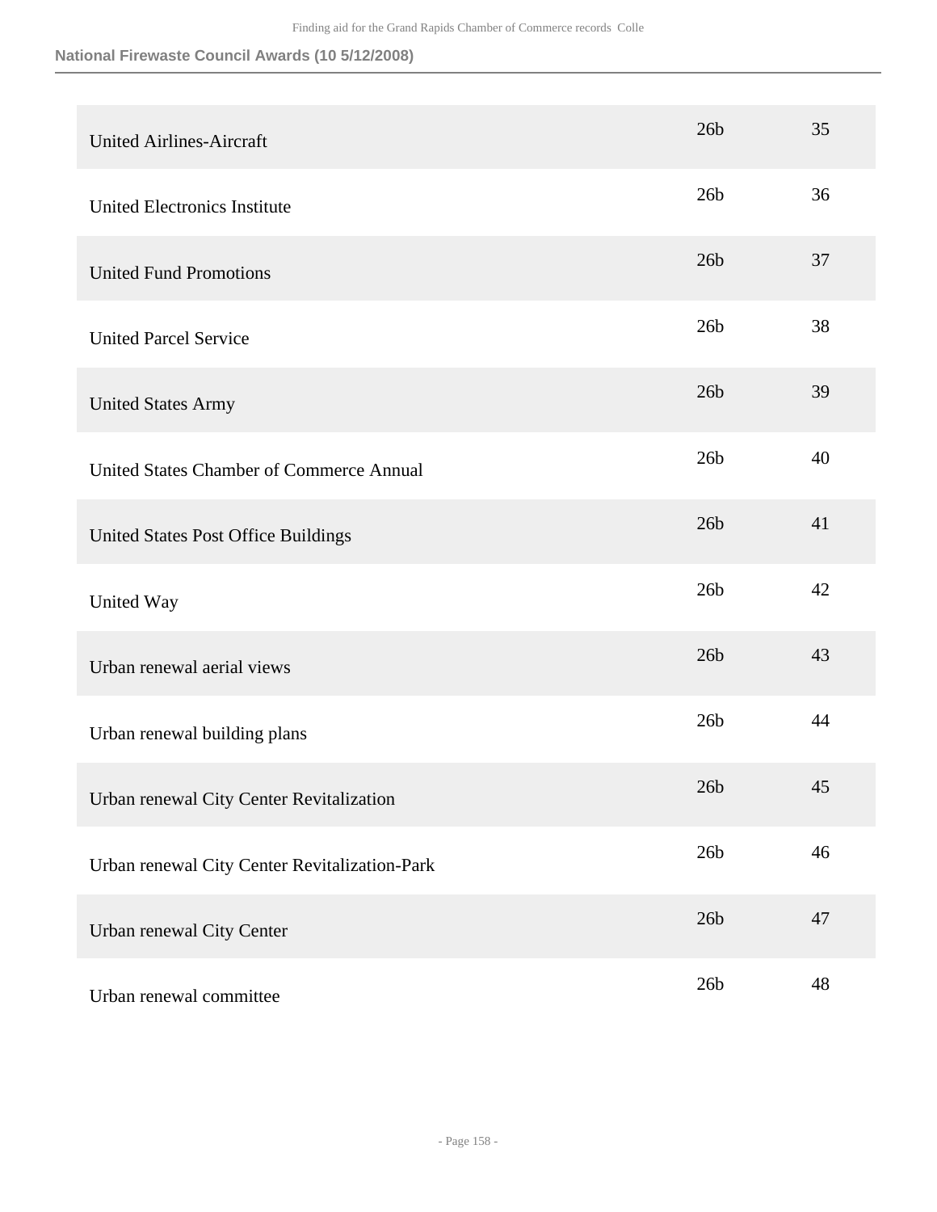| | | |
|---|---|---|
| United Airlines-Aircraft | 26b | 35 |
| United Electronics Institute | 26b | 36 |
| United Fund Promotions | 26b | 37 |
| United Parcel Service | 26b | 38 |
| United States Army | 26b | 39 |
| United States Chamber of Commerce Annual | 26b | 40 |
| United States Post Office Buildings | 26b | 41 |
| United Way | 26b | 42 |
| Urban renewal aerial views | 26b | 43 |
| Urban renewal building plans | 26b | 44 |
| Urban renewal City Center Revitalization | 26b | 45 |
| Urban renewal City Center Revitalization-Park | 26b | 46 |
| Urban renewal City Center | 26b | 47 |
| Urban renewal committee | 26b | 48 |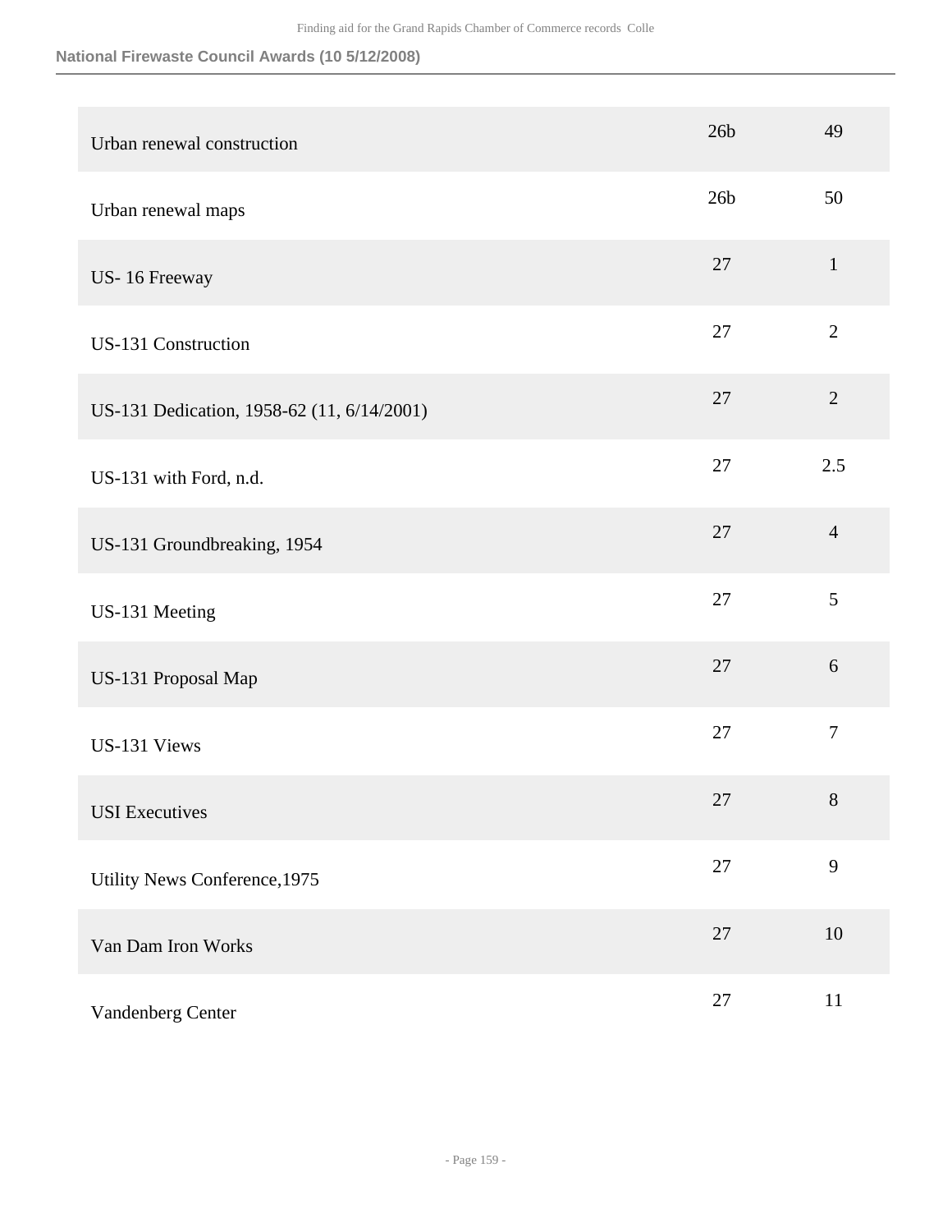| | | |
|---|---|---|
| Urban renewal construction | 26b | 49 |
| Urban renewal maps | 26b | 50 |
| US- 16 Freeway | 27 | 1 |
| US-131 Construction | 27 | 2 |
| US-131 Dedication, 1958-62 (11, 6/14/2001) | 27 | 2 |
| US-131 with Ford, n.d. | 27 | 2.5 |
| US-131 Groundbreaking, 1954 | 27 | 4 |
| US-131 Meeting | 27 | 5 |
| US-131 Proposal Map | 27 | 6 |
| US-131 Views | 27 | 7 |
| USI Executives | 27 | 8 |
| Utility News Conference,1975 | 27 | 9 |
| Van Dam Iron Works | 27 | 10 |
| Vandenberg Center | 27 | 11 |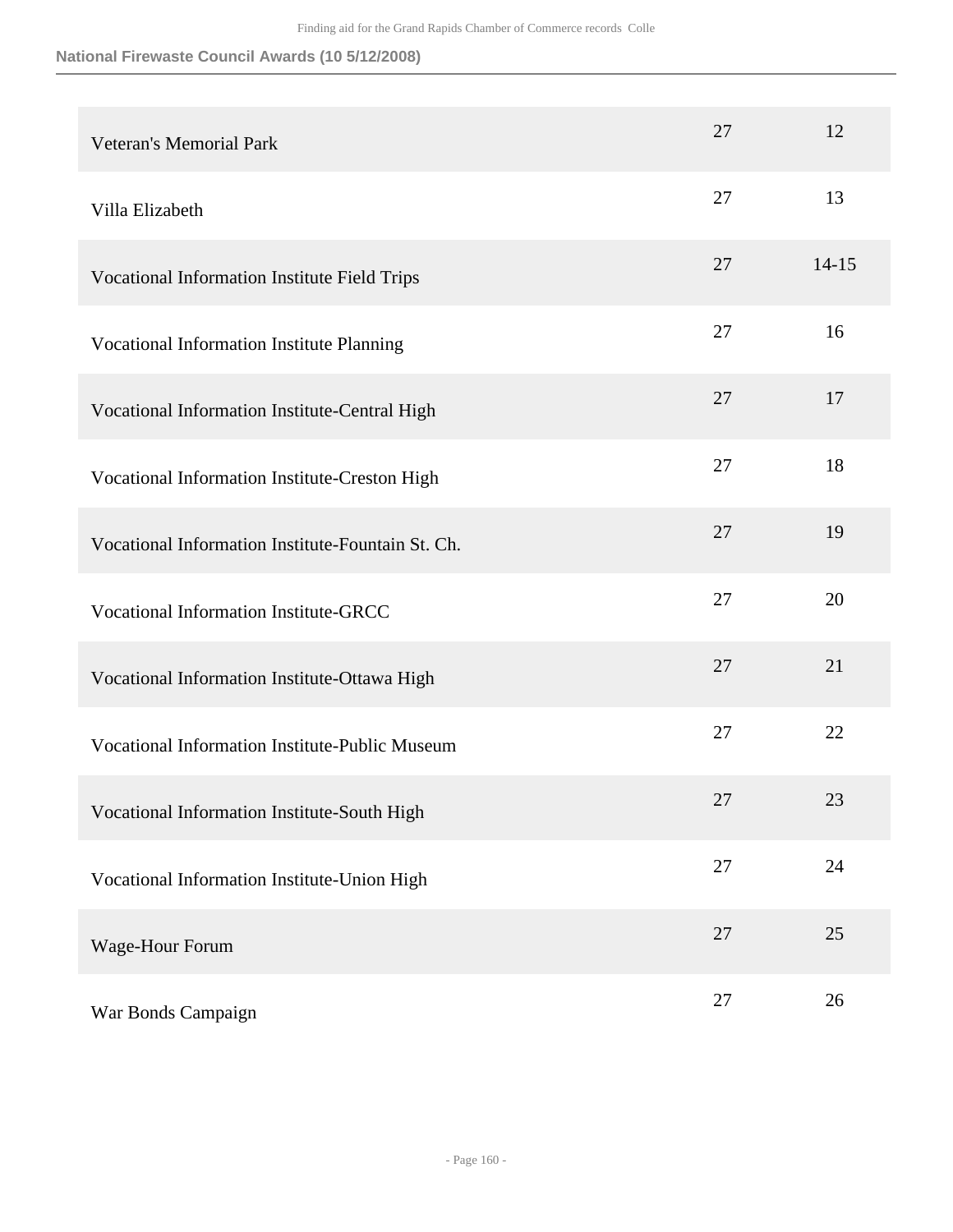| | | |
|---|---|---|
| Veteran's Memorial Park | 27 | 12 |
| Villa Elizabeth | 27 | 13 |
| Vocational Information Institute Field Trips | 27 | 14-15 |
| Vocational Information Institute Planning | 27 | 16 |
| Vocational Information Institute-Central High | 27 | 17 |
| Vocational Information Institute-Creston High | 27 | 18 |
| Vocational Information Institute-Fountain St. Ch. | 27 | 19 |
| Vocational Information Institute-GRCC | 27 | 20 |
| Vocational Information Institute-Ottawa High | 27 | 21 |
| Vocational Information Institute-Public Museum | 27 | 22 |
| Vocational Information Institute-South High | 27 | 23 |
| Vocational Information Institute-Union High | 27 | 24 |
| Wage-Hour Forum | 27 | 25 |
| War Bonds Campaign | 27 | 26 |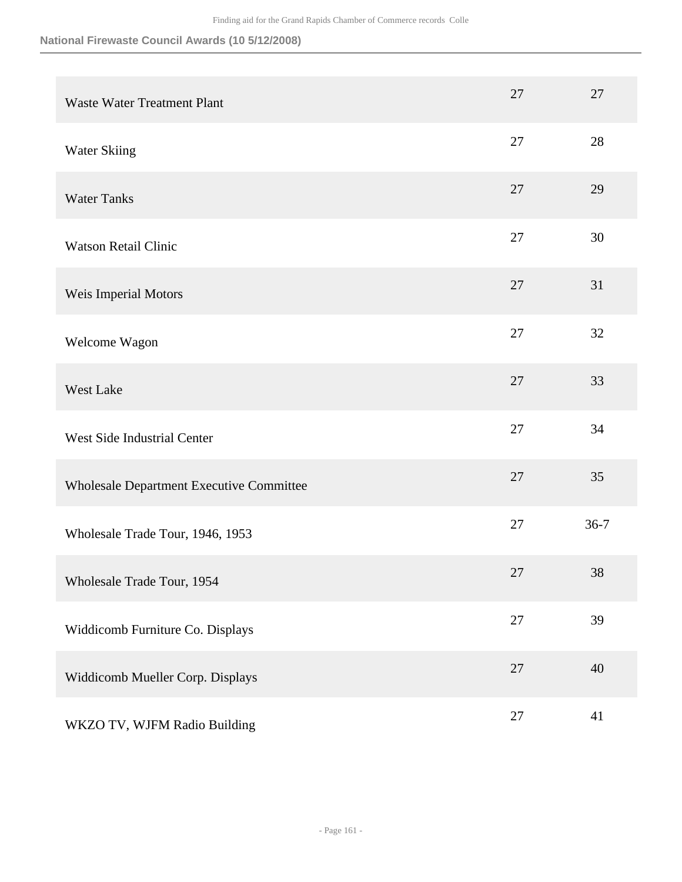| | | |
|---|---|---|
| Waste Water Treatment Plant | 27 | 27 |
| Water Skiing | 27 | 28 |
| Water Tanks | 27 | 29 |
| Watson Retail Clinic | 27 | 30 |
| Weis Imperial Motors | 27 | 31 |
| Welcome Wagon | 27 | 32 |
| West Lake | 27 | 33 |
| West Side Industrial Center | 27 | 34 |
| Wholesale Department Executive Committee | 27 | 35 |
| Wholesale Trade Tour, 1946, 1953 | 27 | 36-7 |
| Wholesale Trade Tour, 1954 | 27 | 38 |
| Widdicomb Furniture Co. Displays | 27 | 39 |
| Widdicomb Mueller Corp. Displays | 27 | 40 |
| WKZO TV, WJFM Radio Building | 27 | 41 |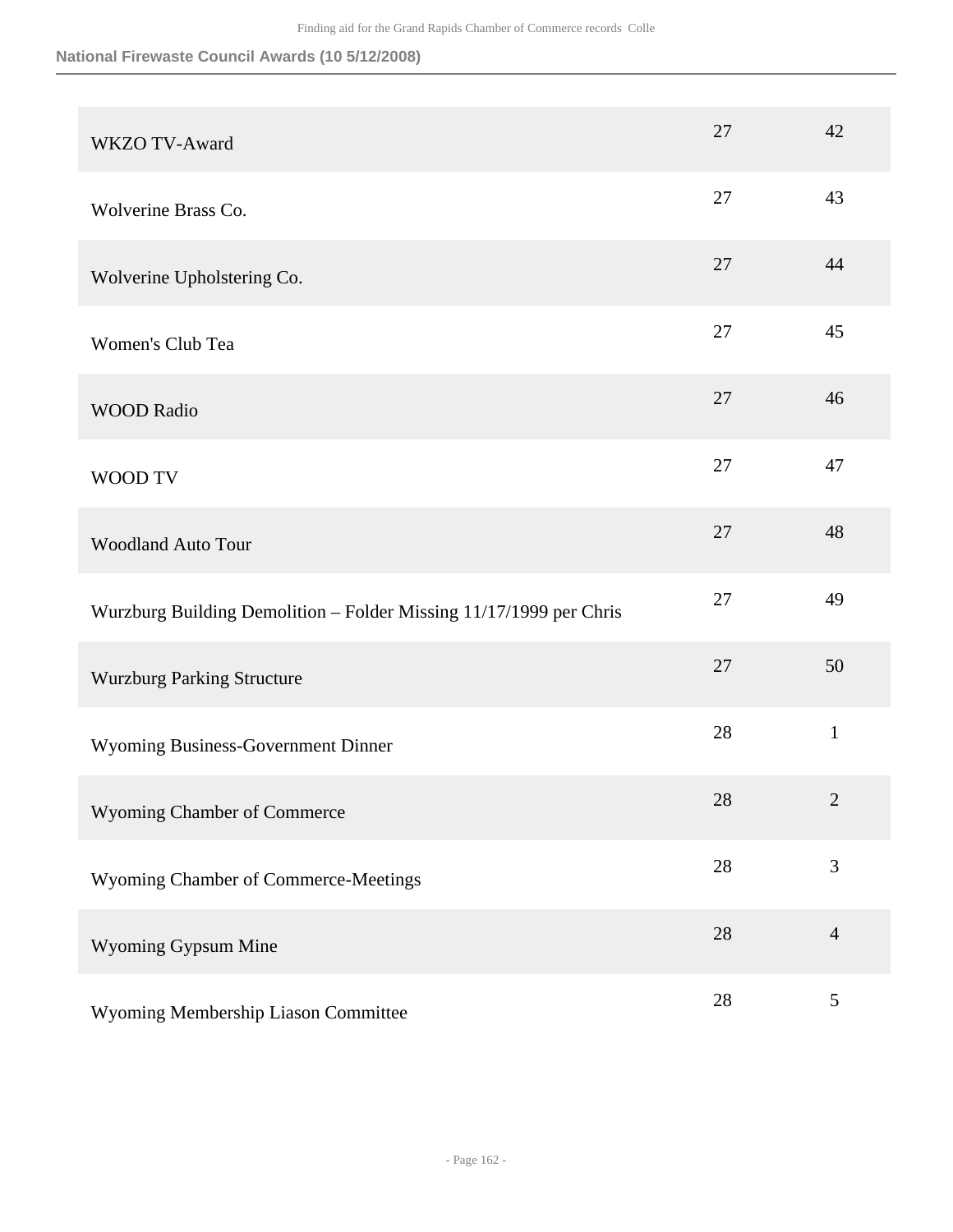| | | |
|---|---|---|
| WKZO TV-Award | 27 | 42 |
| Wolverine Brass Co. | 27 | 43 |
| Wolverine Upholstering Co. | 27 | 44 |
| Women's Club Tea | 27 | 45 |
| WOOD Radio | 27 | 46 |
| WOOD TV | 27 | 47 |
| Woodland Auto Tour | 27 | 48 |
| Wurzburg Building Demolition – Folder Missing 11/17/1999 per Chris | 27 | 49 |
| Wurzburg Parking Structure | 27 | 50 |
| Wyoming Business-Government Dinner | 28 | 1 |
| Wyoming Chamber of Commerce | 28 | 2 |
| Wyoming Chamber of Commerce-Meetings | 28 | 3 |
| Wyoming Gypsum Mine | 28 | 4 |
| Wyoming Membership Liason Committee | 28 | 5 |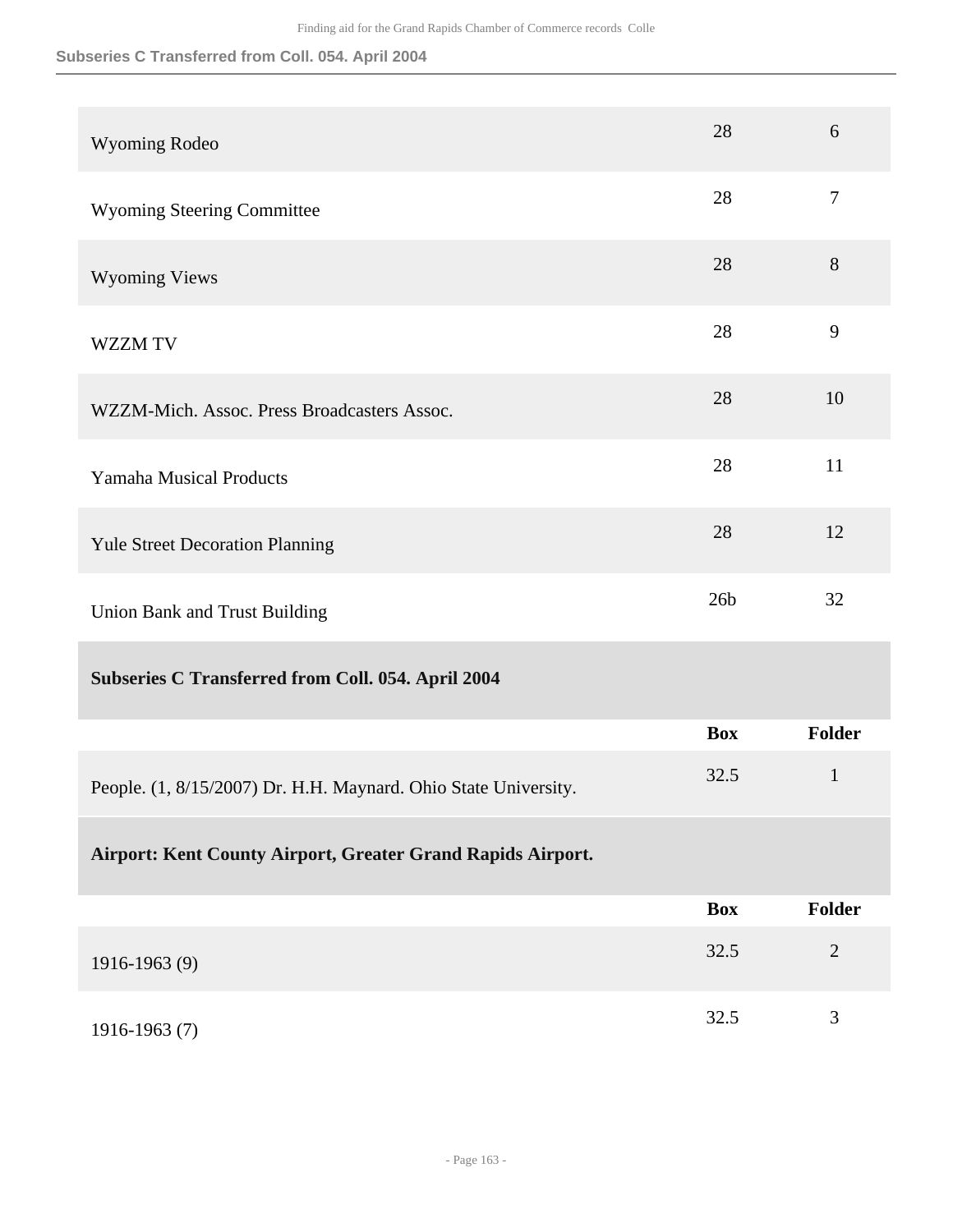| | Box | Folder |
|---|---|---|
| Wyoming Rodeo | 28 | 6 |
| Wyoming Steering Committee | 28 | 7 |
| Wyoming Views | 28 | 8 |
| WZZM TV | 28 | 9 |
| WZZM-Mich. Assoc. Press Broadcasters Assoc. | 28 | 10 |
| Yamaha Musical Products | 28 | 11 |
| Yule Street Decoration Planning | 28 | 12 |
| Union Bank and Trust Building | 26b | 32 |

### Subseries C Transferred from Coll. 054. April 2004

| | Box | Folder |
|---|---|---|
| People. (1, 8/15/2007) Dr. H.H. Maynard. Ohio State University. | 32.5 | 1 |

### Airport: Kent County Airport, Greater Grand Rapids Airport.

| | Box | Folder |
|---|---|---|
| 1916-1963 (9) | 32.5 | 2 |
| 1916-1963 (7) | 32.5 | 3 |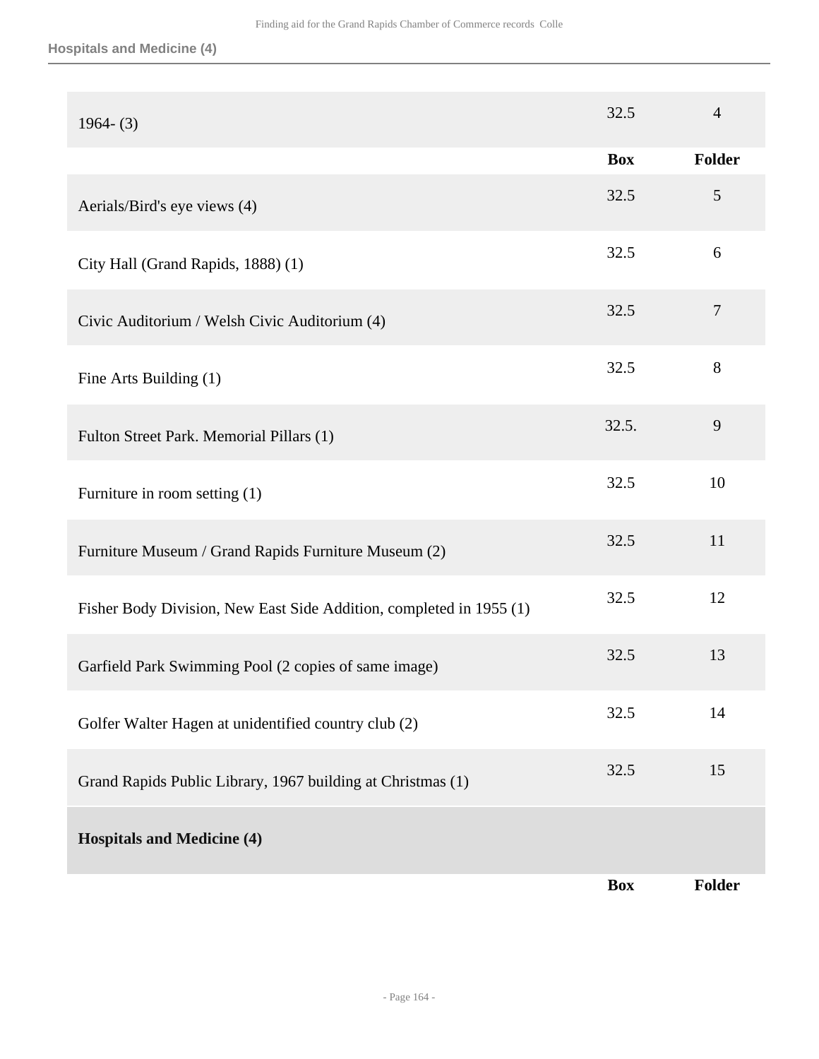| | Box | Folder |
|---|---|---|
| 1964- (3) | 32.5 | 4 |

| | Box | Folder |
|---|---|---|
| Aerials/Bird's eye views (4) | 32.5 | 5 |
| City Hall (Grand Rapids, 1888) (1) | 32.5 | 6 |
| Civic Auditorium / Welsh Civic Auditorium (4) | 32.5 | 7 |
| Fine Arts Building (1) | 32.5 | 8 |
| Fulton Street Park. Memorial Pillars (1) | 32.5. | 9 |
| Furniture in room setting (1) | 32.5 | 10 |
| Furniture Museum / Grand Rapids Furniture Museum (2) | 32.5 | 11 |
| Fisher Body Division, New East Side Addition, completed in 1955 (1) | 32.5 | 12 |
| Garfield Park Swimming Pool (2 copies of same image) | 32.5 | 13 |
| Golfer Walter Hagen at unidentified country club (2) | 32.5 | 14 |
| Grand Rapids Public Library, 1967 building at Christmas (1) | 32.5 | 15 |

**Hospitals and Medicine (4)**

| | Box | Folder |
|---|---|---|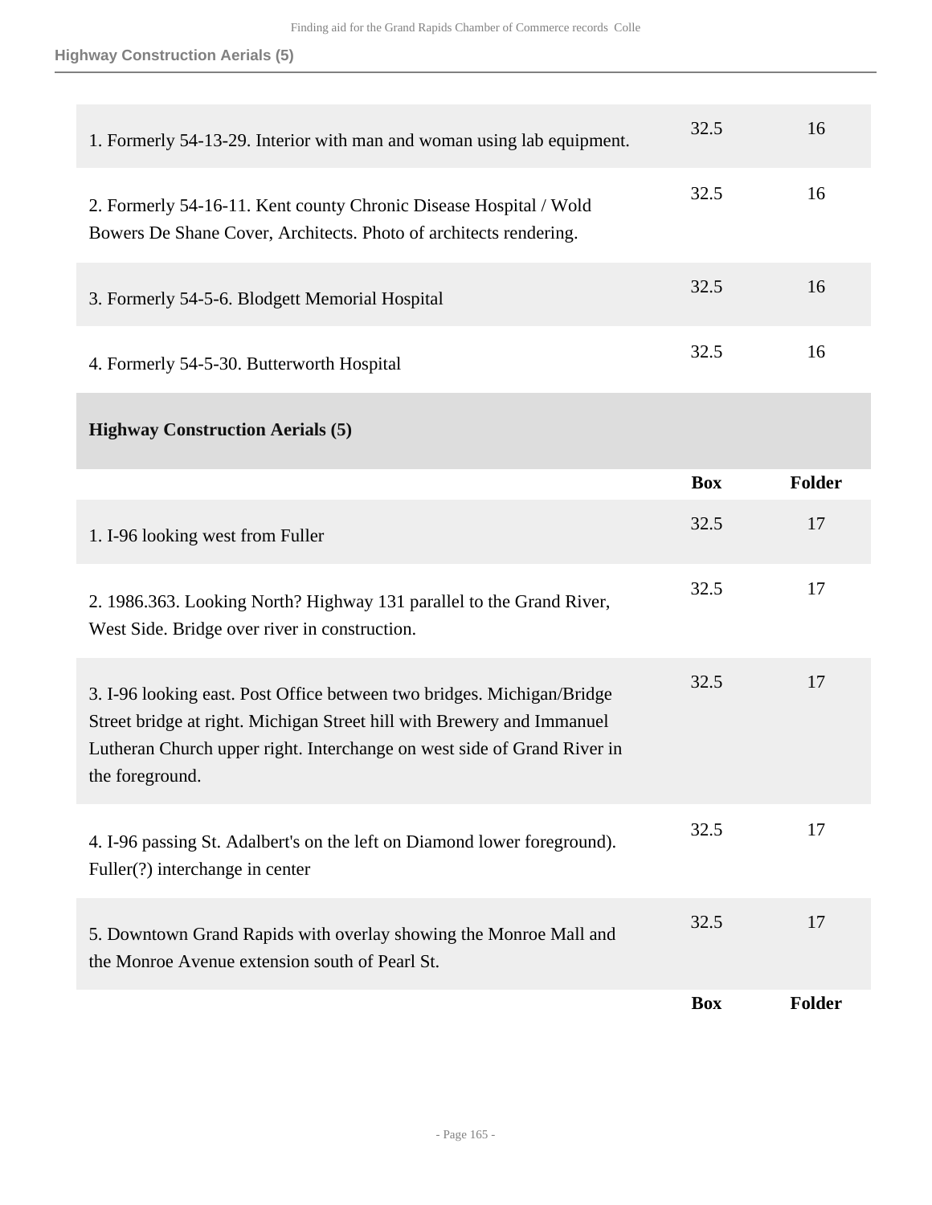| | Box | Folder |
|---|---|---|
| 1. Formerly 54-13-29. Interior with man and woman using lab equipment. | 32.5 | 16 |
| 2. Formerly 54-16-11. Kent county Chronic Disease Hospital / Wold Bowers De Shane Cover, Architects. Photo of architects rendering. | 32.5 | 16 |
| 3. Formerly 54-5-6. Blodgett Memorial Hospital | 32.5 | 16 |
| 4. Formerly 54-5-30. Butterworth Hospital | 32.5 | 16 |

### Highway Construction Aerials (5)

| | Box | Folder |
|---|---|---|
| 1. I-96 looking west from Fuller | 32.5 | 17 |
| 2. 1986.363. Looking North? Highway 131 parallel to the Grand River, West Side. Bridge over river in construction. | 32.5 | 17 |
| 3. I-96 looking east. Post Office between two bridges. Michigan/Bridge Street bridge at right. Michigan Street hill with Brewery and Immanuel Lutheran Church upper right. Interchange on west side of Grand River in the foreground. | 32.5 | 17 |
| 4. I-96 passing St. Adalbert's on the left on Diamond lower foreground). Fuller(?) interchange in center | 32.5 | 17 |
| 5. Downtown Grand Rapids with overlay showing the Monroe Mall and the Monroe Avenue extension south of Pearl St. | 32.5 | 17 |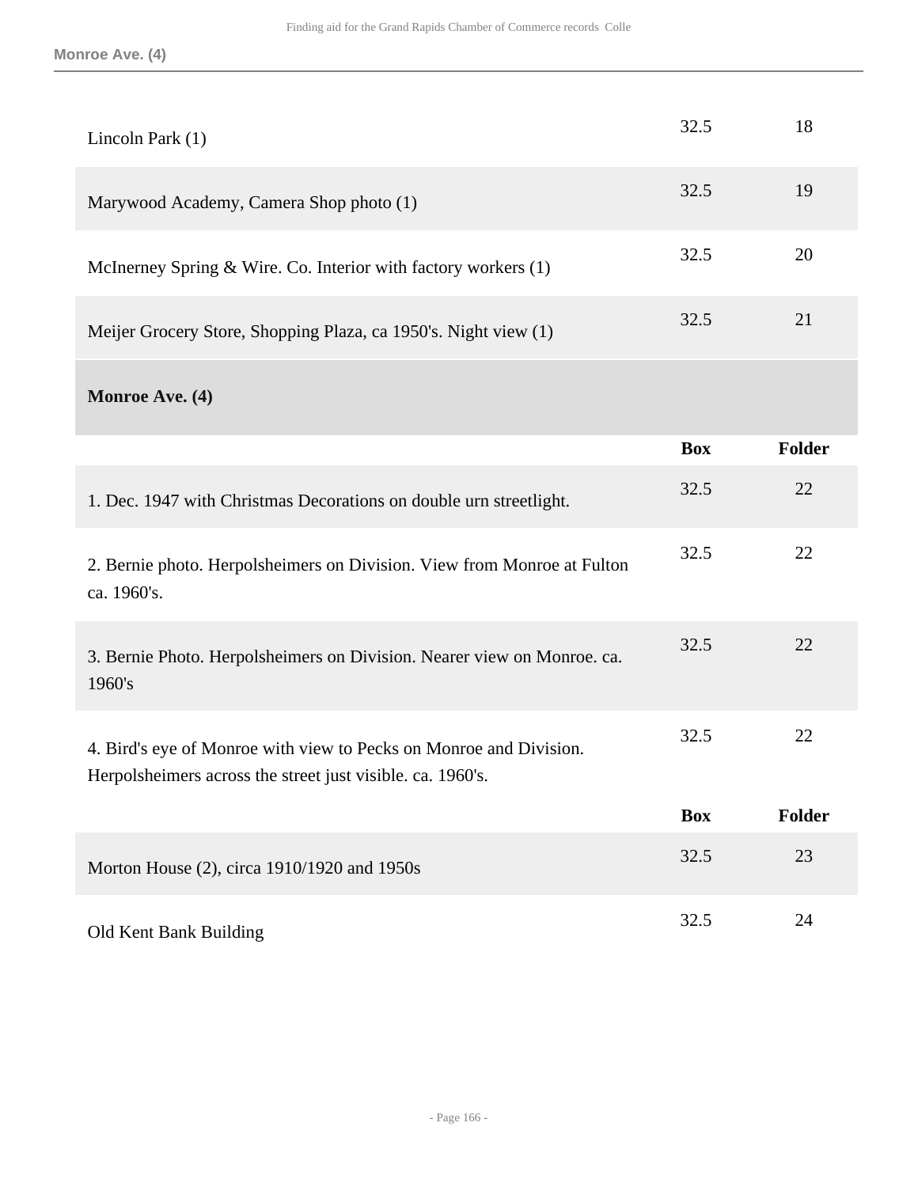| | Box | Folder |
|---|---|---|
| Lincoln Park (1) | 32.5 | 18 |
| Marywood Academy, Camera Shop photo (1) | 32.5 | 19 |
| McInerney Spring & Wire. Co. Interior with factory workers (1) | 32.5 | 20 |
| Meijer Grocery Store, Shopping Plaza, ca 1950's. Night view (1) | 32.5 | 21 |

**Monroe Ave. (4)**

| | Box | Folder |
|---|---|---|
| 1. Dec. 1947 with Christmas Decorations on double urn streetlight. | 32.5 | 22 |
| 2. Bernie photo. Herpolsheimers on Division. View from Monroe at Fulton ca. 1960's. | 32.5 | 22 |
| 3. Bernie Photo. Herpolsheimers on Division. Nearer view on Monroe. ca. 1960's | 32.5 | 22 |
| 4. Bird's eye of Monroe with view to Pecks on Monroe and Division. Herpolsheimers across the street just visible. ca. 1960's. | 32.5 | 22 |

| | Box | Folder |
|---|---|---|
| Morton House (2), circa 1910/1920 and 1950s | 32.5 | 23 |
| Old Kent Bank Building | 32.5 | 24 |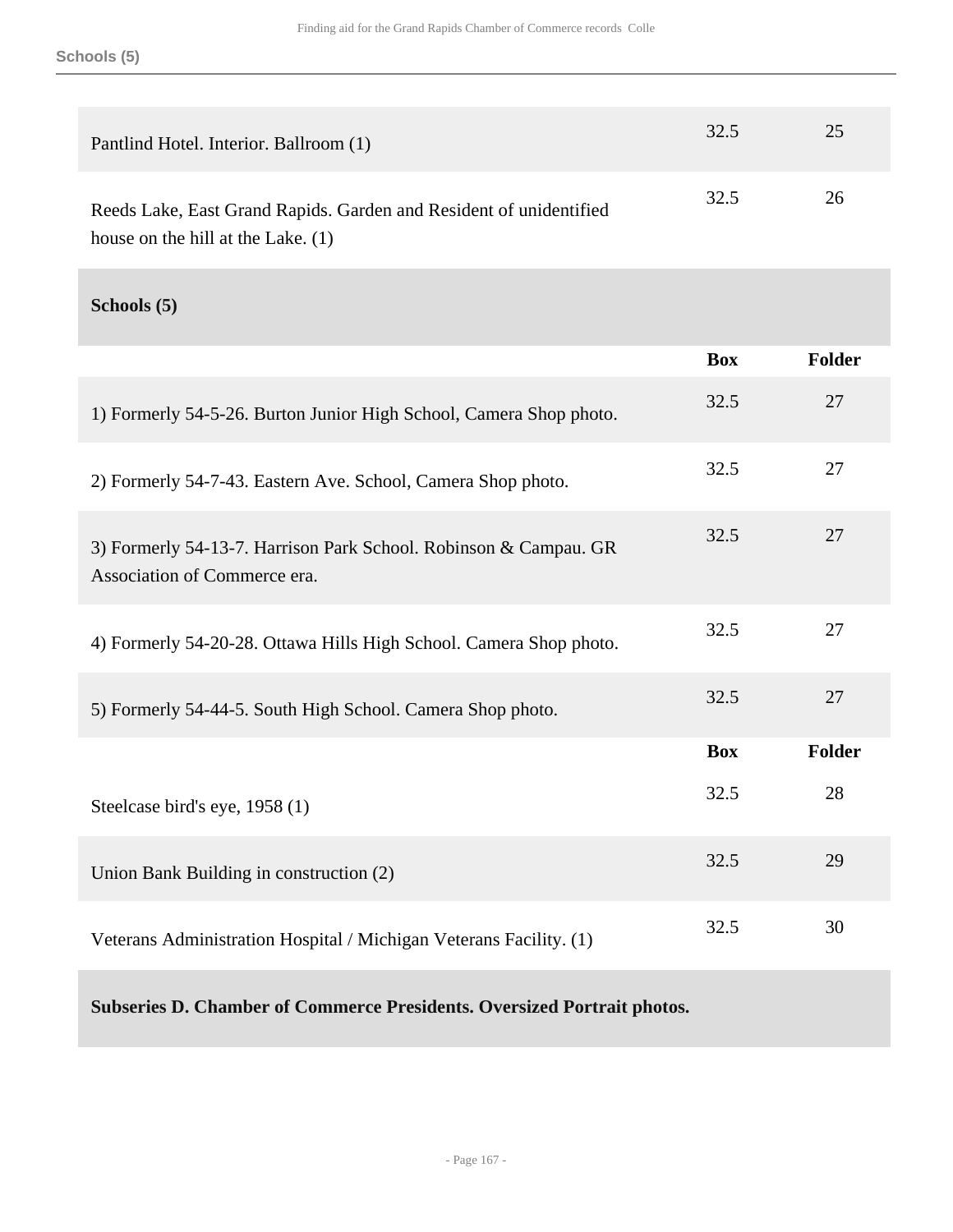| | Box | Folder |
|---|---|---|
| Pantlind Hotel. Interior. Ballroom (1) | 32.5 | 25 |
| Reeds Lake, East Grand Rapids. Garden and Resident of unidentified house on the hill at the Lake. (1) | 32.5 | 26 |

**Schools (5)**

| | Box | Folder |
|---|---|---|
| 1) Formerly 54-5-26. Burton Junior High School, Camera Shop photo. | 32.5 | 27 |
| 2) Formerly 54-7-43. Eastern Ave. School, Camera Shop photo. | 32.5 | 27 |
| 3) Formerly 54-13-7. Harrison Park School. Robinson & Campau. GR Association of Commerce era. | 32.5 | 27 |
| 4) Formerly 54-20-28. Ottawa Hills High School. Camera Shop photo. | 32.5 | 27 |
| 5) Formerly 54-44-5. South High School. Camera Shop photo. | 32.5 | 27 |

| | Box | Folder |
|---|---|---|
| Steelcase bird's eye, 1958 (1) | 32.5 | 28 |
| Union Bank Building in construction (2) | 32.5 | 29 |
| Veterans Administration Hospital / Michigan Veterans Facility. (1) | 32.5 | 30 |

**Subseries D. Chamber of Commerce Presidents. Oversized Portrait photos.**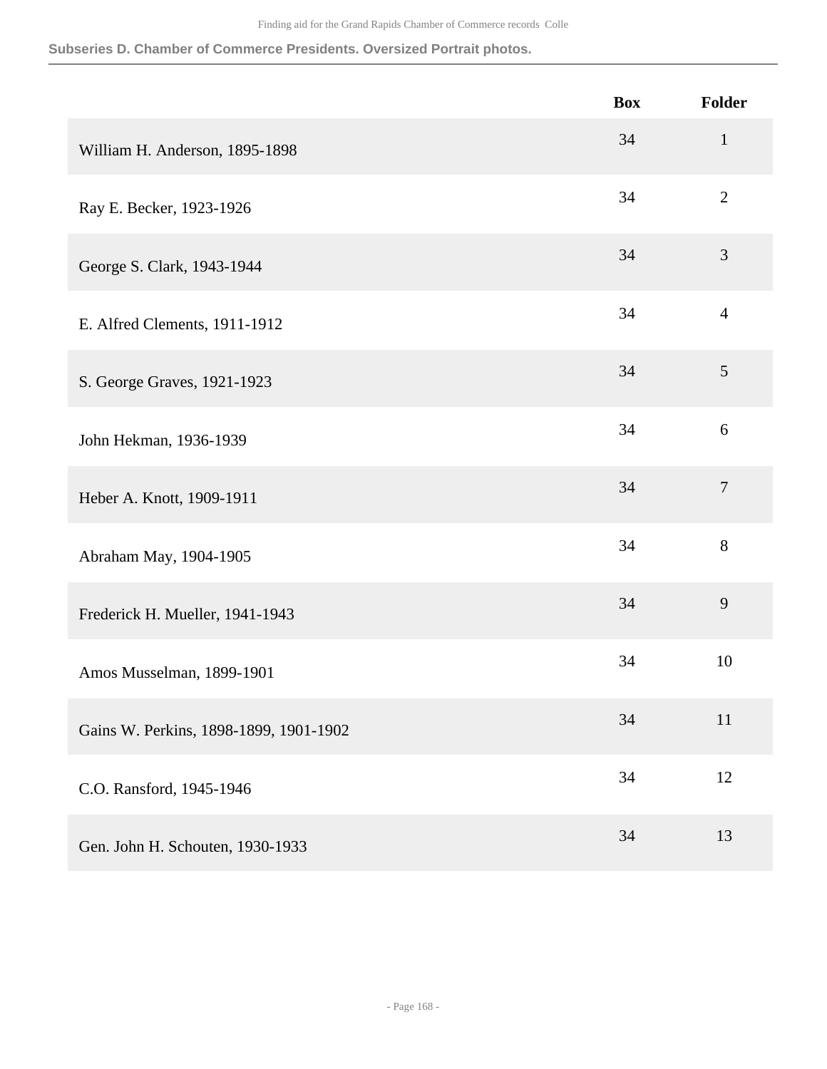Subseries D. Chamber of Commerce Presidents. Oversized Portrait photos.

| | Box | Folder |
|---|---|---|
| William H. Anderson, 1895-1898 | 34 | 1 |
| Ray E. Becker, 1923-1926 | 34 | 2 |
| George S. Clark, 1943-1944 | 34 | 3 |
| E. Alfred Clements, 1911-1912 | 34 | 4 |
| S. George Graves, 1921-1923 | 34 | 5 |
| John Hekman, 1936-1939 | 34 | 6 |
| Heber A. Knott, 1909-1911 | 34 | 7 |
| Abraham May, 1904-1905 | 34 | 8 |
| Frederick H. Mueller, 1941-1943 | 34 | 9 |
| Amos Musselman, 1899-1901 | 34 | 10 |
| Gains W. Perkins, 1898-1899, 1901-1902 | 34 | 11 |
| C.O. Ransford, 1945-1946 | 34 | 12 |
| Gen. John H. Schouten, 1930-1933 | 34 | 13 |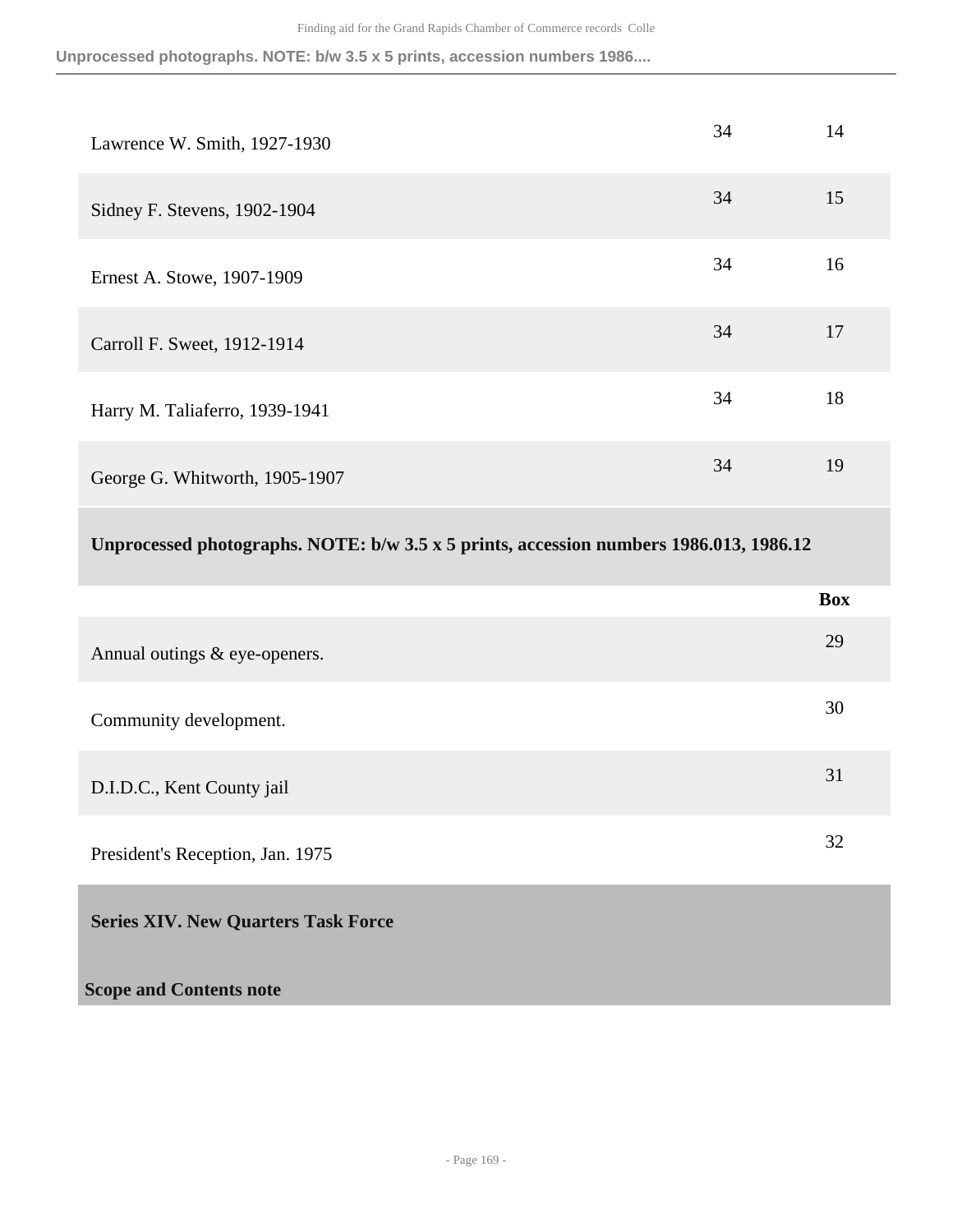| | | |
|---|---|---|
| Lawrence W. Smith, 1927-1930 | 34 | 14 |
| Sidney F. Stevens, 1902-1904 | 34 | 15 |
| Ernest A. Stowe, 1907-1909 | 34 | 16 |
| Carroll F. Sweet, 1912-1914 | 34 | 17 |
| Harry M. Taliaferro, 1939-1941 | 34 | 18 |
| George G. Whitworth, 1905-1907 | 34 | 19 |

**Unprocessed photographs. NOTE: b/w 3.5 x 5 prints, accession numbers 1986.013, 1986.12**

| | Box |
|---|---|
| Annual outings & eye-openers. | 29 |
| Community development. | 30 |
| D.I.D.C., Kent County jail | 31 |
| President's Reception, Jan. 1975 | 32 |

## Series XIV. New Quarters Task Force

**Scope and Contents note**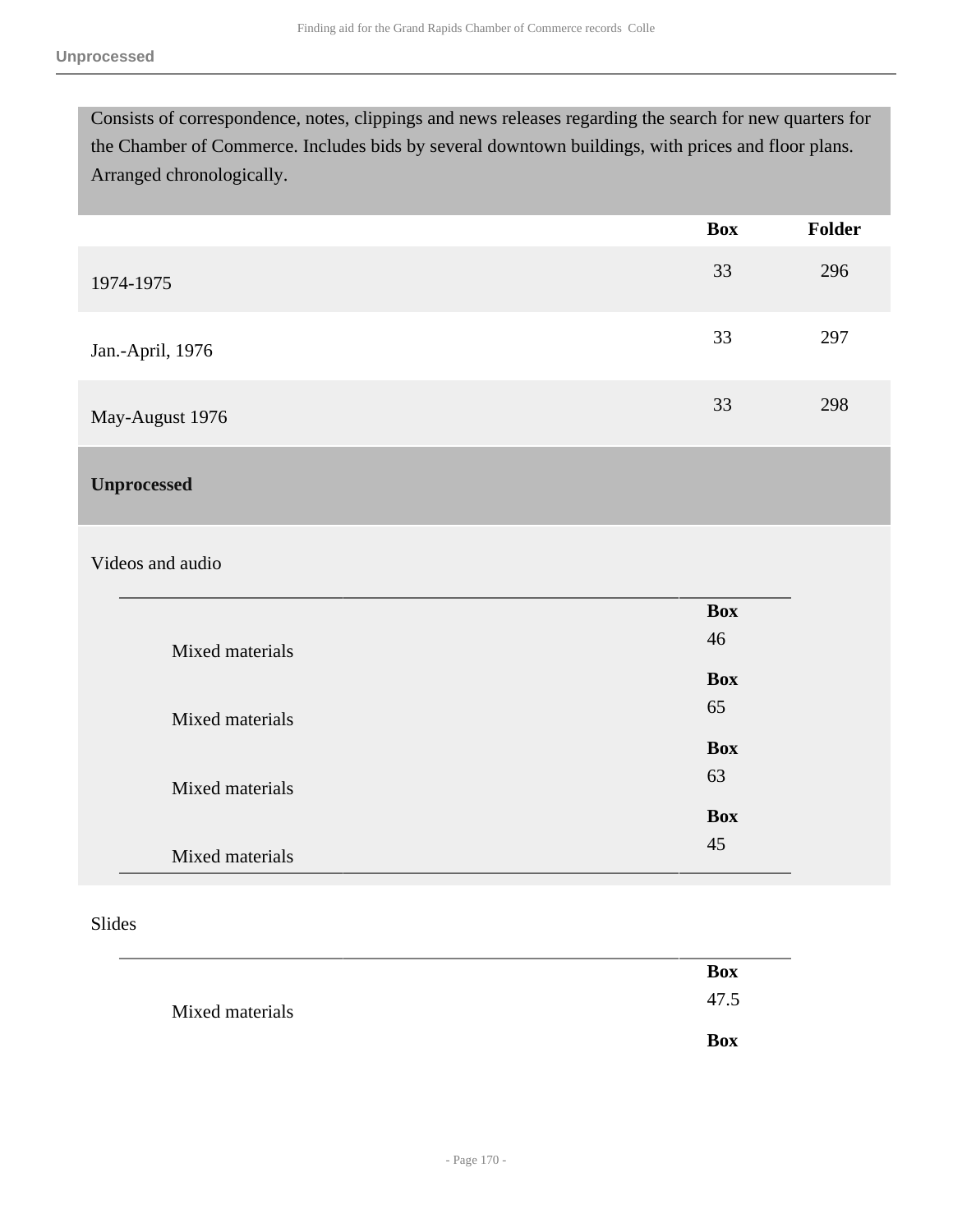Consists of correspondence, notes, clippings and news releases regarding the search for new quarters for the Chamber of Commerce. Includes bids by several downtown buildings, with prices and floor plans. Arranged chronologically.

| | Box | Folder |
|---|---|---|
| 1974-1975 | 33 | 296 |
| Jan.-April, 1976 | 33 | 297 |
| May-August 1976 | 33 | 298 |

## Unprocessed

Videos and audio

| | Box |
|---|---|
| Mixed materials | 46 |
| Mixed materials | 65 |
| Mixed materials | 63 |
| Mixed materials | 45 |

Slides

| | Box |
|---|---|
| Mixed materials | 47.5 |
| | **Box** |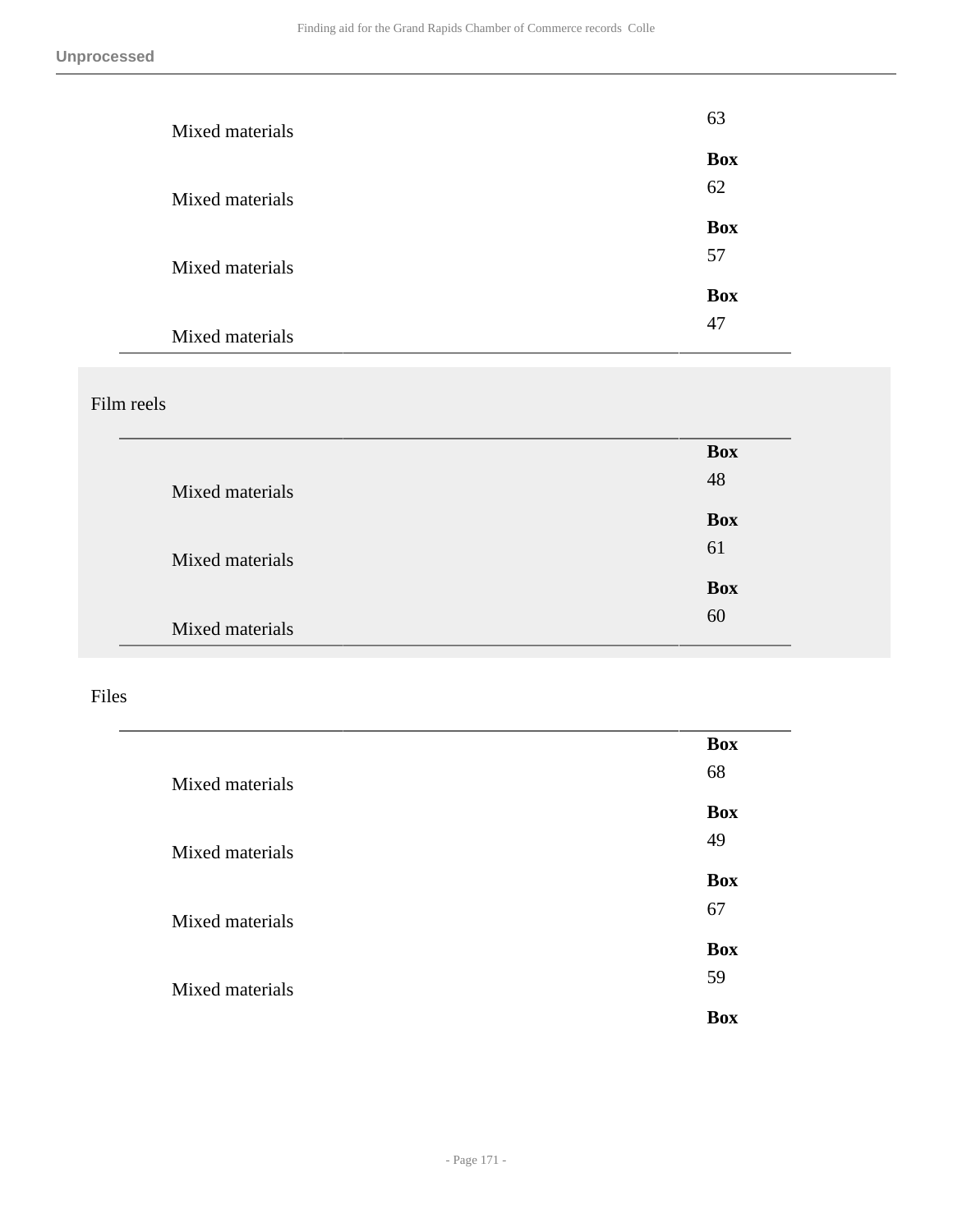| | |
|---|---|
| Mixed materials | 63 |
| Mixed materials | **Box** 62 |
| Mixed materials | **Box** 57 |
| Mixed materials | **Box** 47 |

Film reels

| | |
|---|---|
| Mixed materials | **Box** 48 |
| Mixed materials | **Box** 61 |
| Mixed materials | **Box** 60 |

Files

| | |
|---|---|
| Mixed materials | **Box** 68 |
| Mixed materials | **Box** 49 |
| Mixed materials | **Box** 67 |
| Mixed materials | **Box** 59 |
| | **Box** |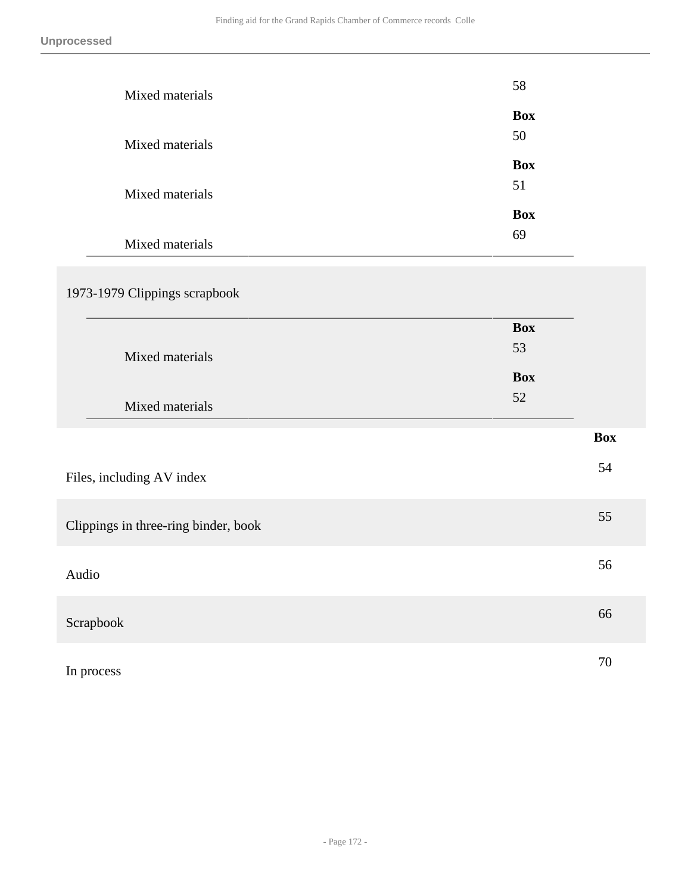| | |
|---|---|
| Mixed materials | 58 |
| Mixed materials | **Box** 50 |
| Mixed materials | **Box** 51 |
| Mixed materials | **Box** 69 |

1973-1979 Clippings scrapbook

| | |
|---|---|
| Mixed materials | **Box** 53 |
| Mixed materials | **Box** 52 |

| | **Box** |
|---|---|
| Files, including AV index | 54 |
| Clippings in three-ring binder, book | 55 |
| Audio | 56 |
| Scrapbook | 66 |
| In process | 70 |